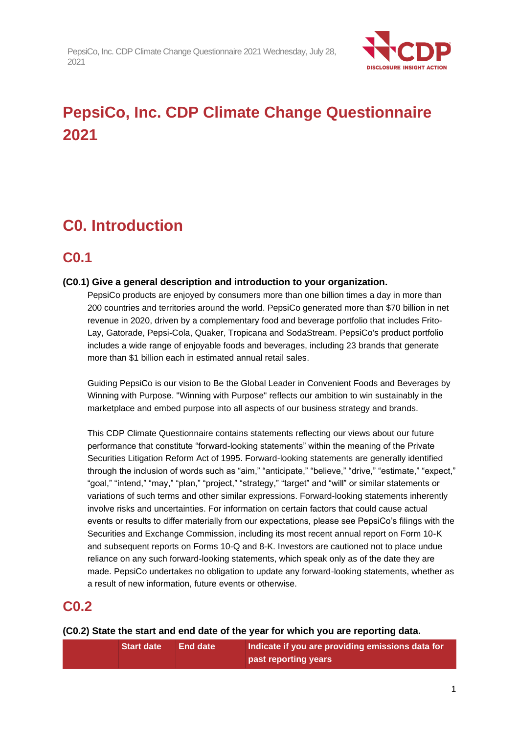# PepsiCo, Inc. CDP Climate Change Questionnaire 2021

# C0. Introduction

## C0.1

### (C0.1) Give a general description and introduction to your organization.

PepsiCo products are enjoyed by consumers more than one billion times a day in more than 200 countries and territories around the world. PepsiCo generated more than $70 billion in net revenue in 2020, driven by a complementary food and beverage portfolio that includes Frito-Lay, Gatorade, Pepsi-Cola, Quaker, Tropicana and SodaStream. PepsiCo's product portfolio includes a wide range of enjoyable foods and beverages, including 23 brands that generate more than $1 billion each in estimated annual retail sales.

Guiding PepsiCo is our vision to Be the Global Leader in Convenient Foods and Beverages by Winning with Purpose. "Winning with Purpose" reflects our ambition to win sustainably in the marketplace and embed purpose into all aspects of our business strategy and brands.

This CDP Climate Questionnaire contains statements reflecting our views about our future performance that constitute “forward-looking statements” within the meaning of the Private Securities Litigation Reform Act of 1995. Forward-looking statements are generally identified through the inclusion of words such as “aim,” “anticipate,” “believe,” “drive,” “estimate,” “expect,” “goal,” “intend,” “may,” “plan,” “project,” “strategy,” “target” and “will” or similar statements or variations of such terms and other similar expressions. Forward-looking statements inherently involve risks and uncertainties. For information on certain factors that could cause actual events or results to differ materially from our expectations, please see PepsiCo’s filings with the Securities and Exchange Commission, including its most recent annual report on Form 10-K and subsequent reports on Forms 10-Q and 8-K. Investors are cautioned not to place undue reliance on any such forward-looking statements, which speak only as of the date they are made. PepsiCo undertakes no obligation to update any forward-looking statements, whether as a result of new information, future events or otherwise.

## C0.2

### (C0.2) State the start and end date of the year for which you are reporting data.

| | Start date | End date | Indicate if you are providing emissions data for past reporting years |
|---|---|---|---|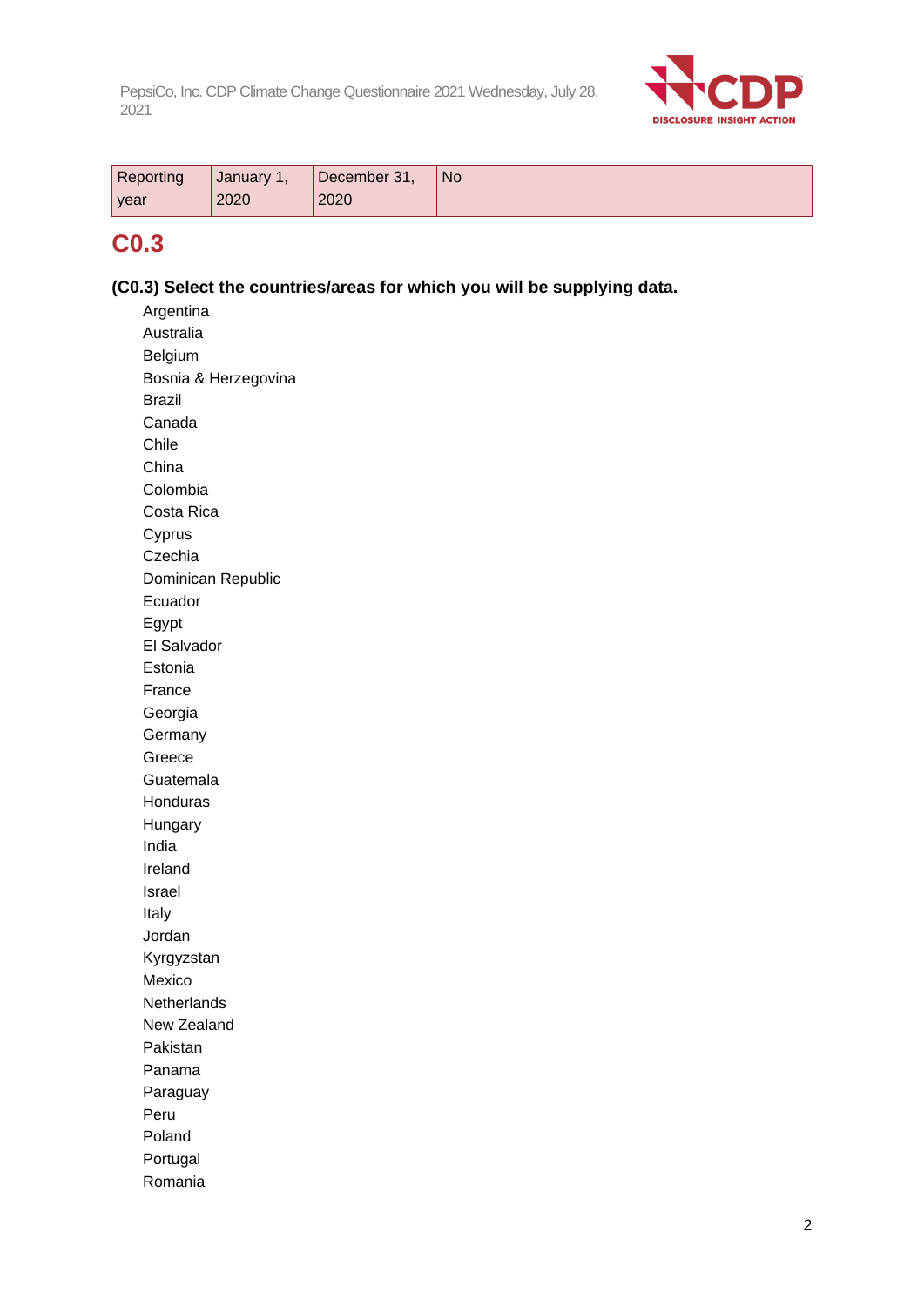| Reporting year | January 1, 2020 | December 31, 2020 | No |
|---|---|---|---|

## C0.3

**(C0.3) Select the countries/areas for which you will be supplying data.**

Argentina
Australia
Belgium
Bosnia & Herzegovina
Brazil
Canada
Chile
China
Colombia
Costa Rica
Cyprus
Czechia
Dominican Republic
Ecuador
Egypt
El Salvador
Estonia
France
Georgia
Germany
Greece
Guatemala
Honduras
Hungary
India
Ireland
Israel
Italy
Jordan
Kyrgyzstan
Mexico
Netherlands
New Zealand
Pakistan
Panama
Paraguay
Peru
Poland
Portugal
Romania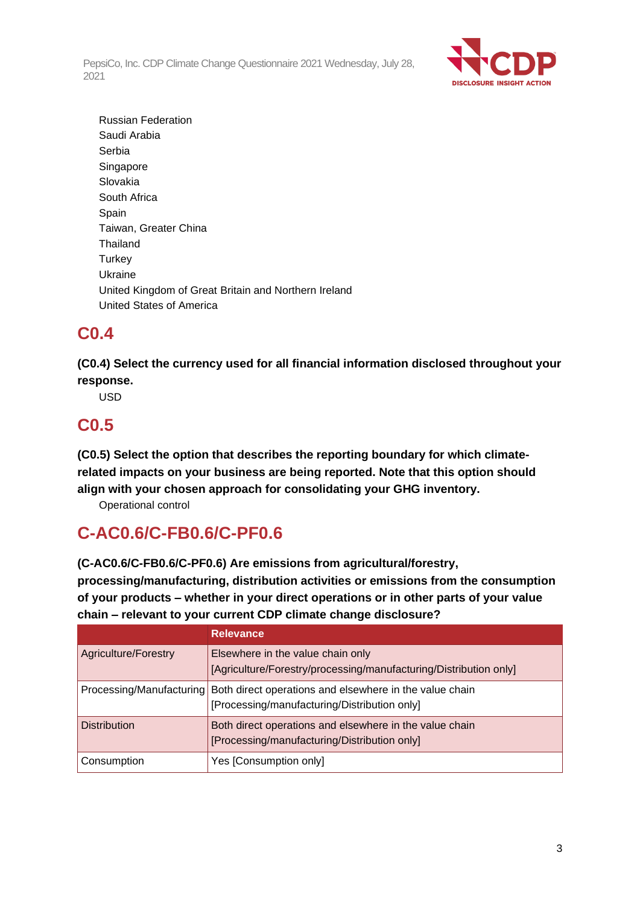Russian Federation
Saudi Arabia
Serbia
Singapore
Slovakia
South Africa
Spain
Taiwan, Greater China
Thailand
Turkey
Ukraine
United Kingdom of Great Britain and Northern Ireland
United States of America

## C0.4

**(C0.4) Select the currency used for all financial information disclosed throughout your response.**

USD

## C0.5

**(C0.5) Select the option that describes the reporting boundary for which climate-related impacts on your business are being reported. Note that this option should align with your chosen approach for consolidating your GHG inventory.**

Operational control

## C-AC0.6/C-FB0.6/C-PF0.6

**(C-AC0.6/C-FB0.6/C-PF0.6) Are emissions from agricultural/forestry, processing/manufacturing, distribution activities or emissions from the consumption of your products – whether in your direct operations or in other parts of your value chain – relevant to your current CDP climate change disclosure?**

| | Relevance |
|---|---|
| Agriculture/Forestry | Elsewhere in the value chain only [Agriculture/Forestry/processing/manufacturing/Distribution only] |
| Processing/Manufacturing | Both direct operations and elsewhere in the value chain [Processing/manufacturing/Distribution only] |
| Distribution | Both direct operations and elsewhere in the value chain [Processing/manufacturing/Distribution only] |
| Consumption | Yes [Consumption only] |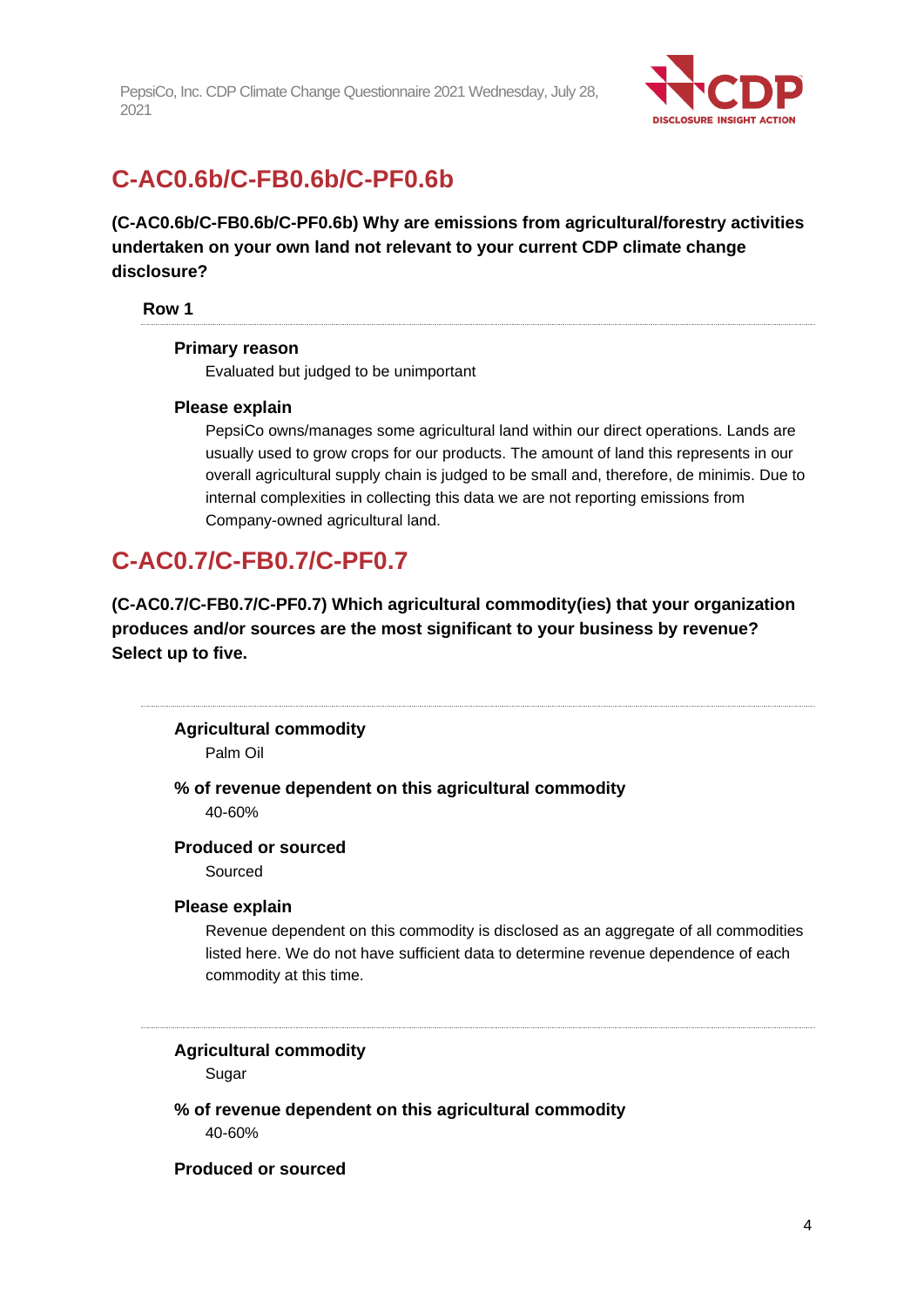## C-AC0.6b/C-FB0.6b/C-PF0.6b

**(C-AC0.6b/C-FB0.6b/C-PF0.6b) Why are emissions from agricultural/forestry activities undertaken on your own land not relevant to your current CDP climate change disclosure?**

**Row 1**

**Primary reason**

Evaluated but judged to be unimportant

**Please explain**

PepsiCo owns/manages some agricultural land within our direct operations. Lands are usually used to grow crops for our products. The amount of land this represents in our overall agricultural supply chain is judged to be small and, therefore, de minimis. Due to internal complexities in collecting this data we are not reporting emissions from Company-owned agricultural land.

## C-AC0.7/C-FB0.7/C-PF0.7

**(C-AC0.7/C-FB0.7/C-PF0.7) Which agricultural commodity(ies) that your organization produces and/or sources are the most significant to your business by revenue? Select up to five.**

**Agricultural commodity**

Palm Oil

**% of revenue dependent on this agricultural commodity**

40-60%

**Produced or sourced**

Sourced

**Please explain**

Revenue dependent on this commodity is disclosed as an aggregate of all commodities listed here. We do not have sufficient data to determine revenue dependence of each commodity at this time.

**Agricultural commodity**

Sugar

**% of revenue dependent on this agricultural commodity**

40-60%

**Produced or sourced**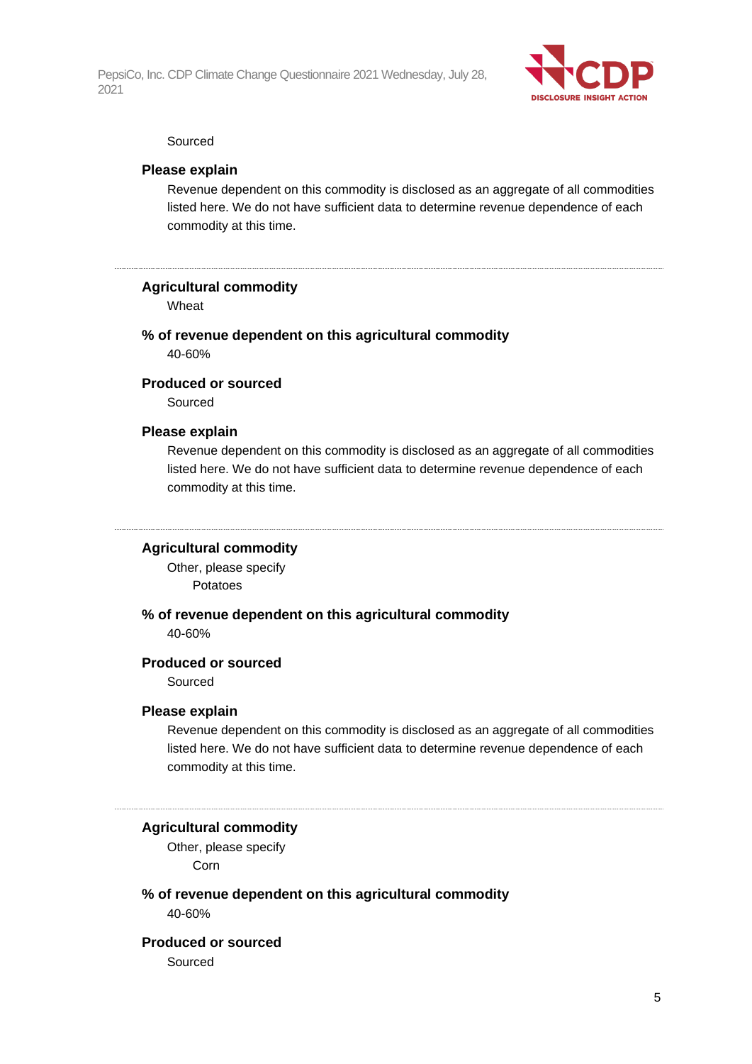Sourced

**Please explain**

Revenue dependent on this commodity is disclosed as an aggregate of all commodities listed here. We do not have sufficient data to determine revenue dependence of each commodity at this time.

---

**Agricultural commodity**

Wheat

**% of revenue dependent on this agricultural commodity**

40-60%

**Produced or sourced**

Sourced

**Please explain**

Revenue dependent on this commodity is disclosed as an aggregate of all commodities listed here. We do not have sufficient data to determine revenue dependence of each commodity at this time.

---

**Agricultural commodity**

Other, please specify

Potatoes

**% of revenue dependent on this agricultural commodity**

40-60%

**Produced or sourced**

Sourced

**Please explain**

Revenue dependent on this commodity is disclosed as an aggregate of all commodities listed here. We do not have sufficient data to determine revenue dependence of each commodity at this time.

---

**Agricultural commodity**

Other, please specify

Corn

**% of revenue dependent on this agricultural commodity**

40-60%

**Produced or sourced**

Sourced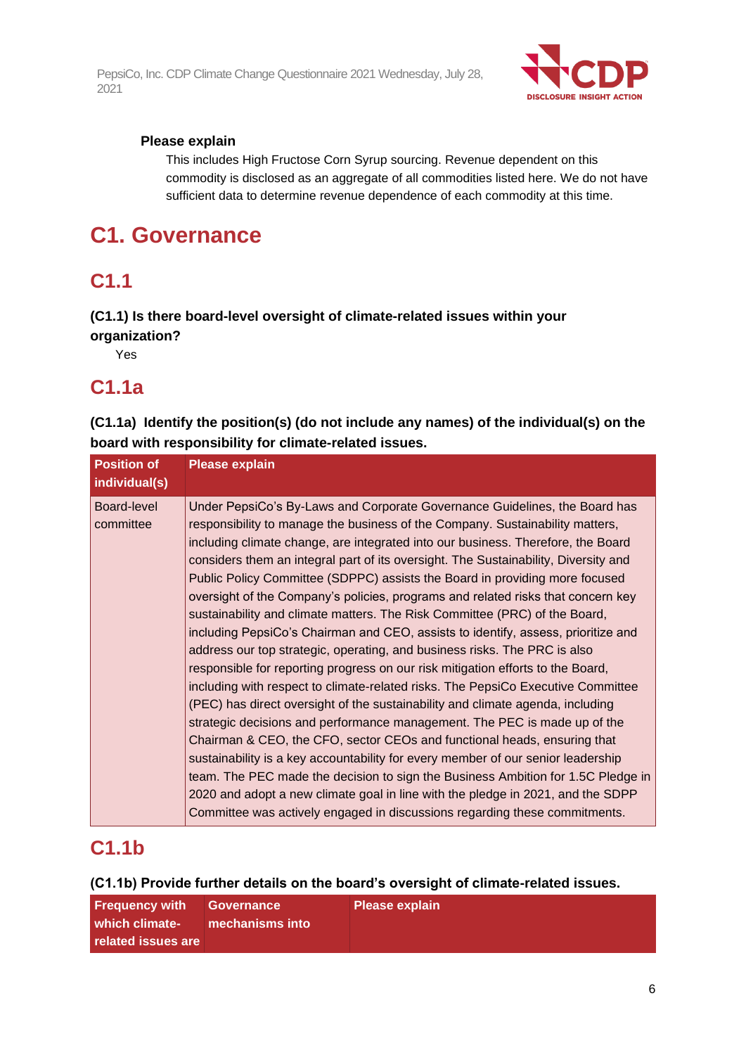**Please explain**

This includes High Fructose Corn Syrup sourcing. Revenue dependent on this commodity is disclosed as an aggregate of all commodities listed here. We do not have sufficient data to determine revenue dependence of each commodity at this time.

# C1. Governance

## C1.1

**(C1.1) Is there board-level oversight of climate-related issues within your organization?**

Yes

## C1.1a

**(C1.1a) Identify the position(s) (do not include any names) of the individual(s) on the board with responsibility for climate-related issues.**

| Position of individual(s) | Please explain |
|---|---|
| Board-level committee | Under PepsiCo's By-Laws and Corporate Governance Guidelines, the Board has responsibility to manage the business of the Company. Sustainability matters, including climate change, are integrated into our business. Therefore, the Board considers them an integral part of its oversight. The Sustainability, Diversity and Public Policy Committee (SDPPC) assists the Board in providing more focused oversight of the Company's policies, programs and related risks that concern key sustainability and climate matters. The Risk Committee (PRC) of the Board, including PepsiCo's Chairman and CEO, assists to identify, assess, prioritize and address our top strategic, operating, and business risks. The PRC is also responsible for reporting progress on our risk mitigation efforts to the Board, including with respect to climate-related risks. The PepsiCo Executive Committee (PEC) has direct oversight of the sustainability and climate agenda, including strategic decisions and performance management. The PEC is made up of the Chairman & CEO, the CFO, sector CEOs and functional heads, ensuring that sustainability is a key accountability for every member of our senior leadership team. The PEC made the decision to sign the Business Ambition for 1.5C Pledge in 2020 and adopt a new climate goal in line with the pledge in 2021, and the SDPP Committee was actively engaged in discussions regarding these commitments. |

## C1.1b

**(C1.1b) Provide further details on the board's oversight of climate-related issues.**

| Frequency with which climate-related issues are | Governance mechanisms into | Please explain |
|---|---|---|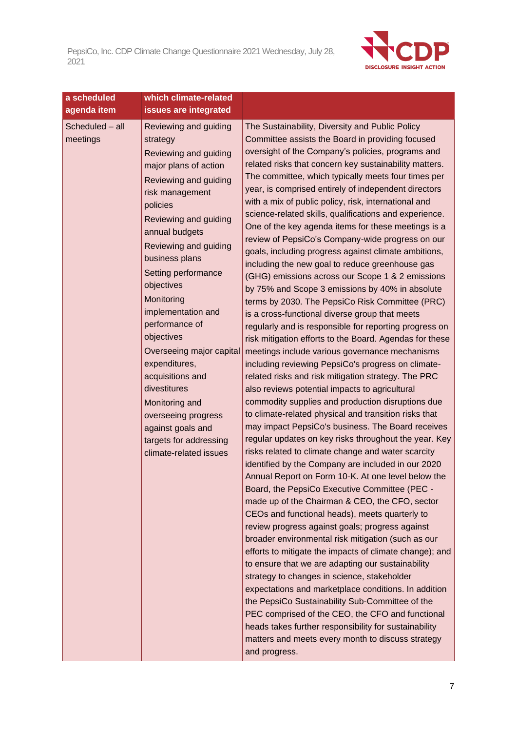| a scheduled agenda item | which climate-related issues are integrated | |
|---|---|---|
| Scheduled – all meetings | Reviewing and guiding strategy<br>Reviewing and guiding major plans of action<br>Reviewing and guiding risk management policies<br>Reviewing and guiding annual budgets<br>Reviewing and guiding business plans<br>Setting performance objectives<br>Monitoring implementation and performance of objectives<br>Overseeing major capital expenditures, acquisitions and divestitures<br>Monitoring and overseeing progress against goals and targets for addressing climate-related issues | The Sustainability, Diversity and Public Policy Committee assists the Board in providing focused oversight of the Company's policies, programs and related risks that concern key sustainability matters. The committee, which typically meets four times per year, is comprised entirely of independent directors with a mix of public policy, risk, international and science-related skills, qualifications and experience. One of the key agenda items for these meetings is a review of PepsiCo's Company-wide progress on our goals, including progress against climate ambitions, including the new goal to reduce greenhouse gas (GHG) emissions across our Scope 1 & 2 emissions by 75% and Scope 3 emissions by 40% in absolute terms by 2030. The PepsiCo Risk Committee (PRC) is a cross-functional diverse group that meets regularly and is responsible for reporting progress on risk mitigation efforts to the Board. Agendas for these meetings include various governance mechanisms including reviewing PepsiCo's progress on climate-related risks and risk mitigation strategy. The PRC also reviews potential impacts to agricultural commodity supplies and production disruptions due to climate-related physical and transition risks that may impact PepsiCo's business. The Board receives regular updates on key risks throughout the year. Key risks related to climate change and water scarcity identified by the Company are included in our 2020 Annual Report on Form 10-K. At one level below the Board, the PepsiCo Executive Committee (PEC - made up of the Chairman & CEO, the CFO, sector CEOs and functional heads), meets quarterly to review progress against goals; progress against broader environmental risk mitigation (such as our efforts to mitigate the impacts of climate change); and to ensure that we are adapting our sustainability strategy to changes in science, stakeholder expectations and marketplace conditions. In addition the PepsiCo Sustainability Sub-Committee of the PEC comprised of the CEO, the CFO and functional heads takes further responsibility for sustainability matters and meets every month to discuss strategy and progress. |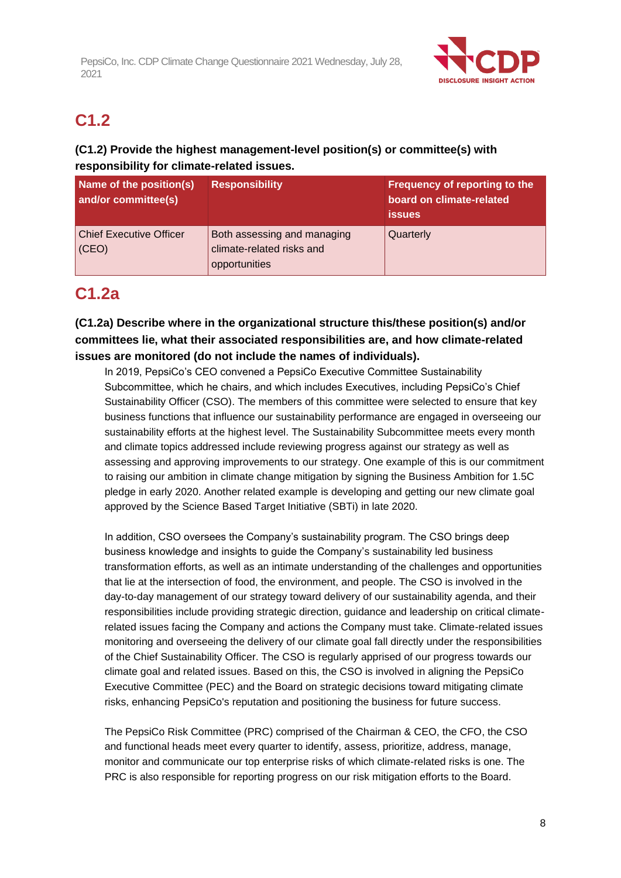## C1.2

**(C1.2) Provide the highest management-level position(s) or committee(s) with responsibility for climate-related issues.**

| Name of the position(s) and/or committee(s) | Responsibility | Frequency of reporting to the board on climate-related issues |
|---|---|---|
| Chief Executive Officer (CEO) | Both assessing and managing climate-related risks and opportunities | Quarterly |

## C1.2a

**(C1.2a) Describe where in the organizational structure this/these position(s) and/or committees lie, what their associated responsibilities are, and how climate-related issues are monitored (do not include the names of individuals).**

In 2019, PepsiCo's CEO convened a PepsiCo Executive Committee Sustainability Subcommittee, which he chairs, and which includes Executives, including PepsiCo's Chief Sustainability Officer (CSO). The members of this committee were selected to ensure that key business functions that influence our sustainability performance are engaged in overseeing our sustainability efforts at the highest level. The Sustainability Subcommittee meets every month and climate topics addressed include reviewing progress against our strategy as well as assessing and approving improvements to our strategy. One example of this is our commitment to raising our ambition in climate change mitigation by signing the Business Ambition for 1.5C pledge in early 2020. Another related example is developing and getting our new climate goal approved by the Science Based Target Initiative (SBTi) in late 2020.

In addition, CSO oversees the Company's sustainability program. The CSO brings deep business knowledge and insights to guide the Company's sustainability led business transformation efforts, as well as an intimate understanding of the challenges and opportunities that lie at the intersection of food, the environment, and people. The CSO is involved in the day-to-day management of our strategy toward delivery of our sustainability agenda, and their responsibilities include providing strategic direction, guidance and leadership on critical climate-related issues facing the Company and actions the Company must take. Climate-related issues monitoring and overseeing the delivery of our climate goal fall directly under the responsibilities of the Chief Sustainability Officer. The CSO is regularly apprised of our progress towards our climate goal and related issues. Based on this, the CSO is involved in aligning the PepsiCo Executive Committee (PEC) and the Board on strategic decisions toward mitigating climate risks, enhancing PepsiCo's reputation and positioning the business for future success.

The PepsiCo Risk Committee (PRC) comprised of the Chairman & CEO, the CFO, the CSO and functional heads meet every quarter to identify, assess, prioritize, address, manage, monitor and communicate our top enterprise risks of which climate-related risks is one. The PRC is also responsible for reporting progress on our risk mitigation efforts to the Board.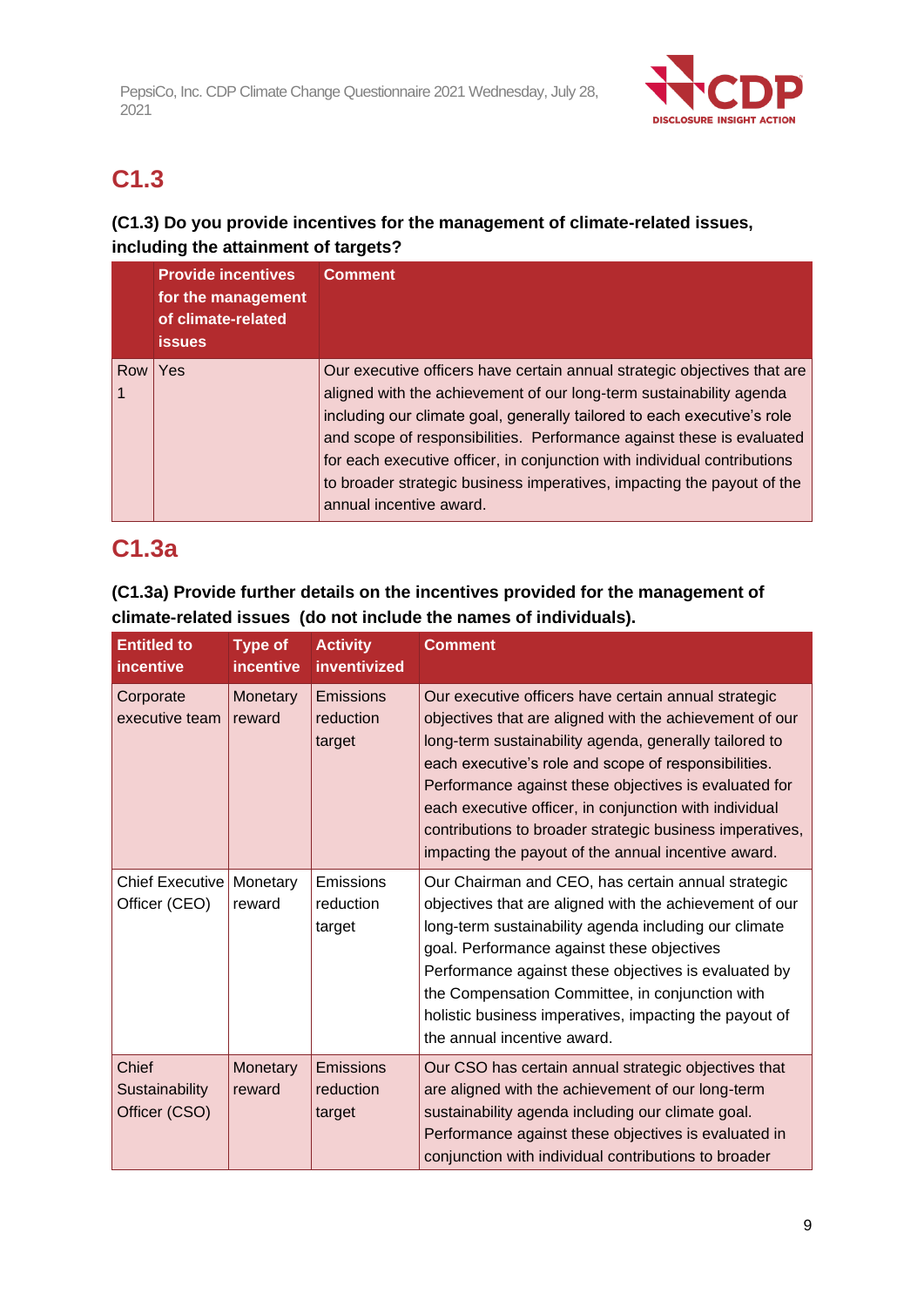## C1.3

**(C1.3) Do you provide incentives for the management of climate-related issues, including the attainment of targets?**

| | Provide incentives for the management of climate-related issues | Comment |
|---|---|---|
| Row 1 | Yes | Our executive officers have certain annual strategic objectives that are aligned with the achievement of our long-term sustainability agenda including our climate goal, generally tailored to each executive's role and scope of responsibilities.  Performance against these is evaluated for each executive officer, in conjunction with individual contributions to broader strategic business imperatives, impacting the payout of the annual incentive award. |

## C1.3a

**(C1.3a) Provide further details on the incentives provided for the management of climate-related issues  (do not include the names of individuals).**

| Entitled to incentive | Type of incentive | Activity inventivized | Comment |
|---|---|---|---|
| Corporate executive team | Monetary reward | Emissions reduction target | Our executive officers have certain annual strategic objectives that are aligned with the achievement of our long-term sustainability agenda, generally tailored to each executive's role and scope of responsibilities. Performance against these objectives is evaluated for each executive officer, in conjunction with individual contributions to broader strategic business imperatives, impacting the payout of the annual incentive award. |
| Chief Executive Officer (CEO) | Monetary reward | Emissions reduction target | Our Chairman and CEO, has certain annual strategic objectives that are aligned with the achievement of our long-term sustainability agenda including our climate goal. Performance against these objectives Performance against these objectives is evaluated by the Compensation Committee, in conjunction with holistic business imperatives, impacting the payout of the annual incentive award. |
| Chief Sustainability Officer (CSO) | Monetary reward | Emissions reduction target | Our CSO has certain annual strategic objectives that are aligned with the achievement of our long-term sustainability agenda including our climate goal. Performance against these objectives is evaluated in conjunction with individual contributions to broader |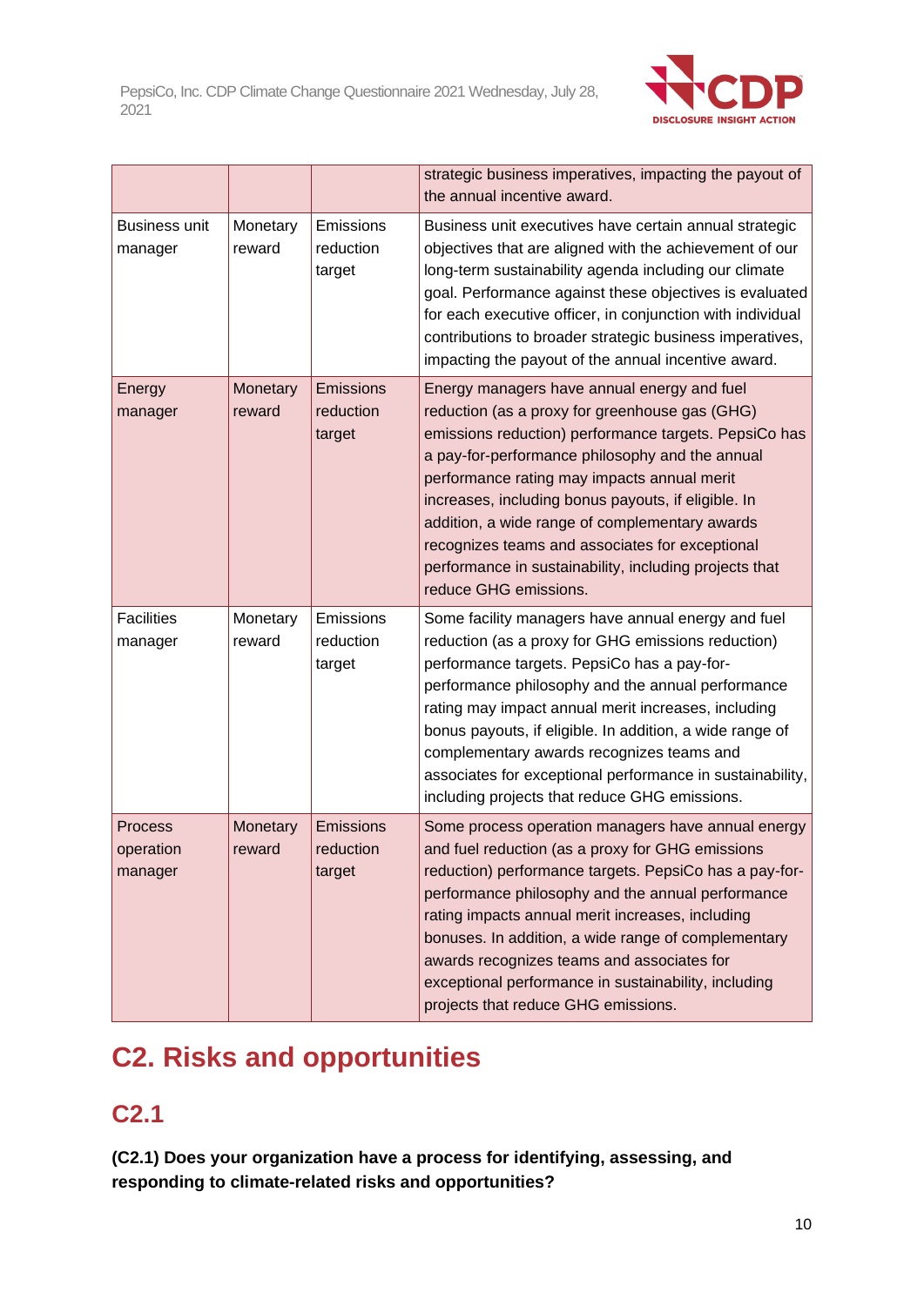| | | | |
|---|---|---|---|
| | | | strategic business imperatives, impacting the payout of the annual incentive award. |
| Business unit manager | Monetary reward | Emissions reduction target | Business unit executives have certain annual strategic objectives that are aligned with the achievement of our long-term sustainability agenda including our climate goal. Performance against these objectives is evaluated for each executive officer, in conjunction with individual contributions to broader strategic business imperatives, impacting the payout of the annual incentive award. |
| Energy manager | Monetary reward | Emissions reduction target | Energy managers have annual energy and fuel reduction (as a proxy for greenhouse gas (GHG) emissions reduction) performance targets. PepsiCo has a pay-for-performance philosophy and the annual performance rating may impacts annual merit increases, including bonus payouts, if eligible. In addition, a wide range of complementary awards recognizes teams and associates for exceptional performance in sustainability, including projects that reduce GHG emissions. |
| Facilities manager | Monetary reward | Emissions reduction target | Some facility managers have annual energy and fuel reduction (as a proxy for GHG emissions reduction) performance targets. PepsiCo has a pay-for-performance philosophy and the annual performance rating may impact annual merit increases, including bonus payouts, if eligible. In addition, a wide range of complementary awards recognizes teams and associates for exceptional performance in sustainability, including projects that reduce GHG emissions. |
| Process operation manager | Monetary reward | Emissions reduction target | Some process operation managers have annual energy and fuel reduction (as a proxy for GHG emissions reduction) performance targets. PepsiCo has a pay-for-performance philosophy and the annual performance rating impacts annual merit increases, including bonuses. In addition, a wide range of complementary awards recognizes teams and associates for exceptional performance in sustainability, including projects that reduce GHG emissions. |

# C2. Risks and opportunities

## C2.1

**(C2.1) Does your organization have a process for identifying, assessing, and responding to climate-related risks and opportunities?**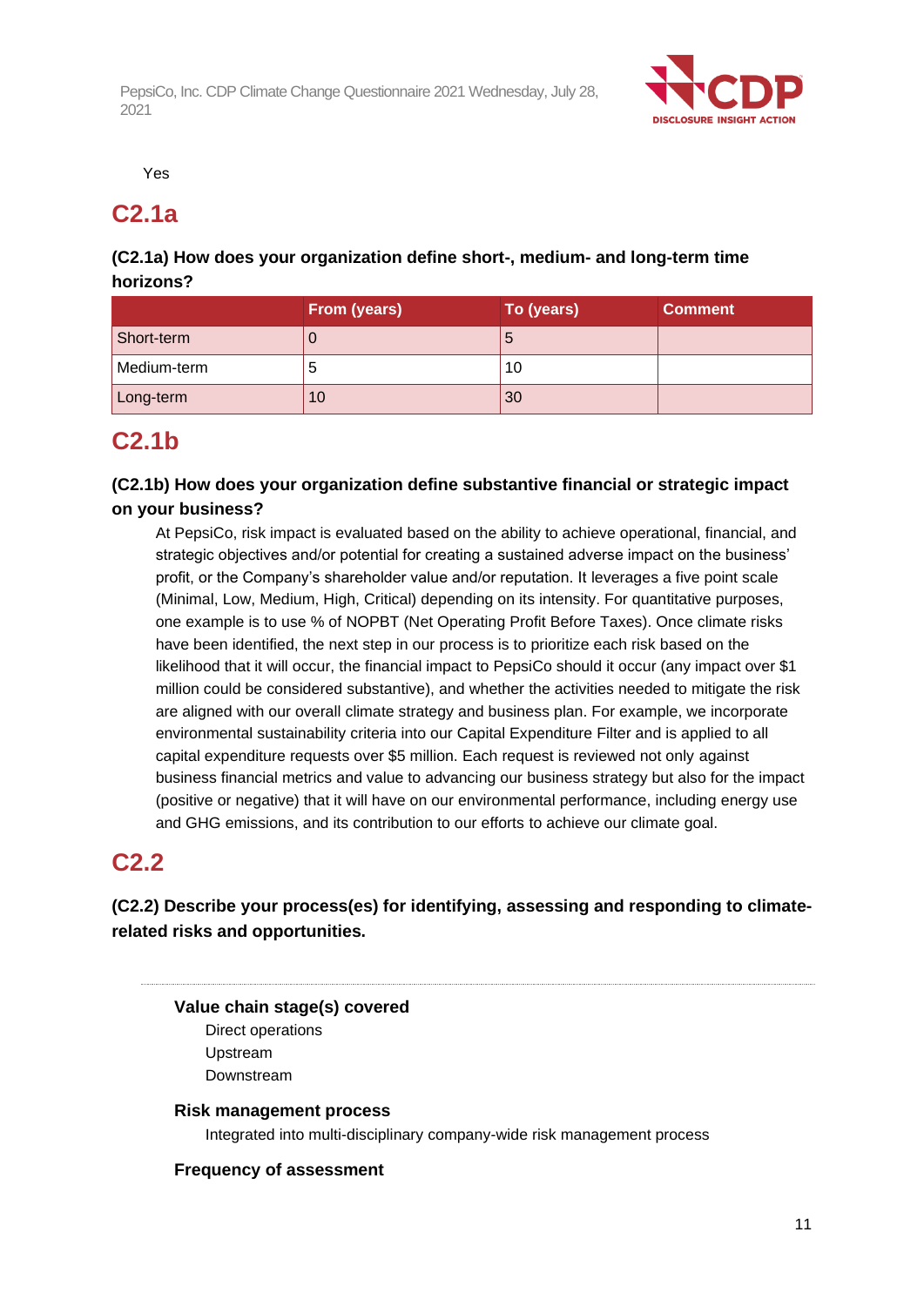Yes

## C2.1a

**(C2.1a) How does your organization define short-, medium- and long-term time horizons?**

| | From (years) | To (years) | Comment |
|---|---|---|---|
| Short-term | 0 | 5 | |
| Medium-term | 5 | 10 | |
| Long-term | 10 | 30 | |

## C2.1b

**(C2.1b) How does your organization define substantive financial or strategic impact on your business?**

At PepsiCo, risk impact is evaluated based on the ability to achieve operational, financial, and strategic objectives and/or potential for creating a sustained adverse impact on the business' profit, or the Company's shareholder value and/or reputation. It leverages a five point scale (Minimal, Low, Medium, High, Critical) depending on its intensity. For quantitative purposes, one example is to use % of NOPBT (Net Operating Profit Before Taxes). Once climate risks have been identified, the next step in our process is to prioritize each risk based on the likelihood that it will occur, the financial impact to PepsiCo should it occur (any impact over $1 million could be considered substantive), and whether the activities needed to mitigate the risk are aligned with our overall climate strategy and business plan. For example, we incorporate environmental sustainability criteria into our Capital Expenditure Filter and is applied to all capital expenditure requests over $5 million. Each request is reviewed not only against business financial metrics and value to advancing our business strategy but also for the impact (positive or negative) that it will have on our environmental performance, including energy use and GHG emissions, and its contribution to our efforts to achieve our climate goal.

## C2.2

**(C2.2) Describe your process(es) for identifying, assessing and responding to climate-related risks and opportunities.**

---

**Value chain stage(s) covered**

Direct operations
Upstream
Downstream

**Risk management process**

Integrated into multi-disciplinary company-wide risk management process

**Frequency of assessment**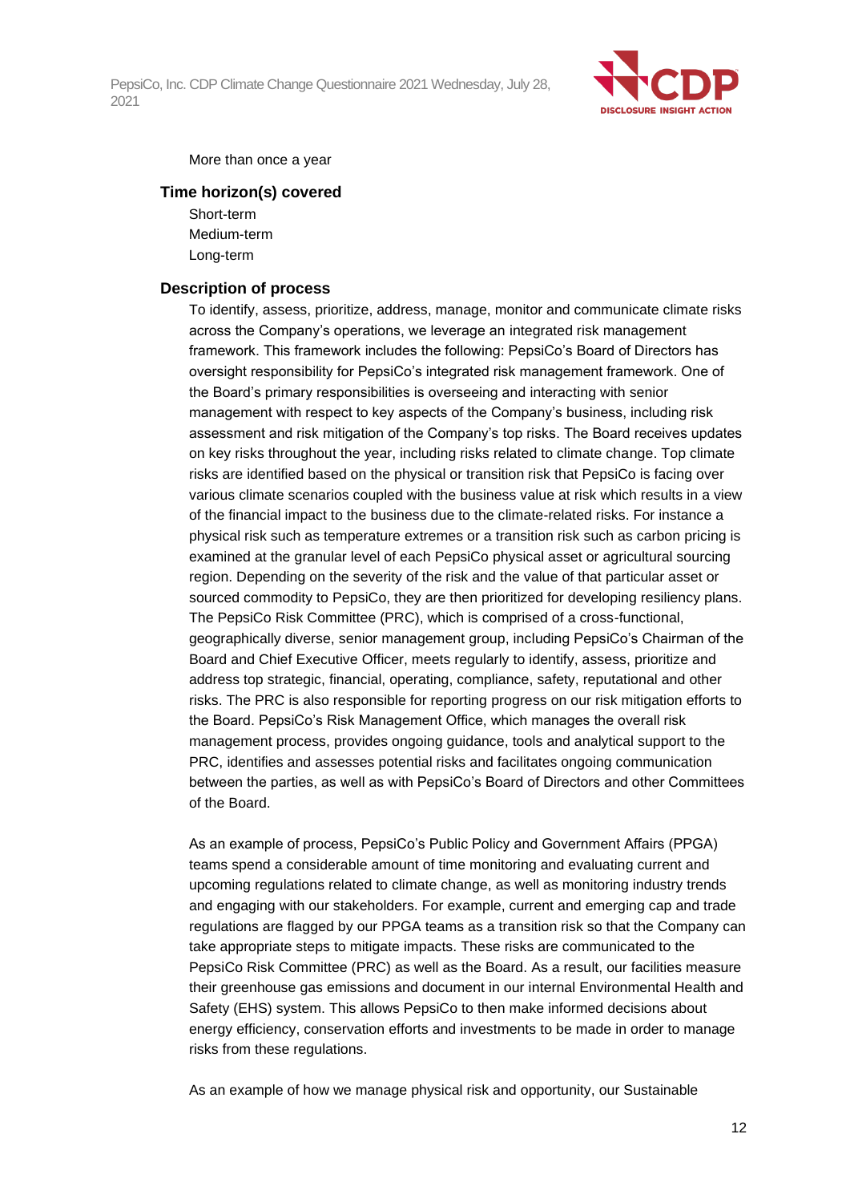More than once a year

### Time horizon(s) covered

Short-term
Medium-term
Long-term

### Description of process

To identify, assess, prioritize, address, manage, monitor and communicate climate risks across the Company's operations, we leverage an integrated risk management framework. This framework includes the following: PepsiCo's Board of Directors has oversight responsibility for PepsiCo's integrated risk management framework. One of the Board's primary responsibilities is overseeing and interacting with senior management with respect to key aspects of the Company's business, including risk assessment and risk mitigation of the Company's top risks. The Board receives updates on key risks throughout the year, including risks related to climate change. Top climate risks are identified based on the physical or transition risk that PepsiCo is facing over various climate scenarios coupled with the business value at risk which results in a view of the financial impact to the business due to the climate-related risks. For instance a physical risk such as temperature extremes or a transition risk such as carbon pricing is examined at the granular level of each PepsiCo physical asset or agricultural sourcing region. Depending on the severity of the risk and the value of that particular asset or sourced commodity to PepsiCo, they are then prioritized for developing resiliency plans. The PepsiCo Risk Committee (PRC), which is comprised of a cross-functional, geographically diverse, senior management group, including PepsiCo's Chairman of the Board and Chief Executive Officer, meets regularly to identify, assess, prioritize and address top strategic, financial, operating, compliance, safety, reputational and other risks. The PRC is also responsible for reporting progress on our risk mitigation efforts to the Board. PepsiCo's Risk Management Office, which manages the overall risk management process, provides ongoing guidance, tools and analytical support to the PRC, identifies and assesses potential risks and facilitates ongoing communication between the parties, as well as with PepsiCo's Board of Directors and other Committees of the Board.

As an example of process, PepsiCo's Public Policy and Government Affairs (PPGA) teams spend a considerable amount of time monitoring and evaluating current and upcoming regulations related to climate change, as well as monitoring industry trends and engaging with our stakeholders. For example, current and emerging cap and trade regulations are flagged by our PPGA teams as a transition risk so that the Company can take appropriate steps to mitigate impacts. These risks are communicated to the PepsiCo Risk Committee (PRC) as well as the Board. As a result, our facilities measure their greenhouse gas emissions and document in our internal Environmental Health and Safety (EHS) system. This allows PepsiCo to then make informed decisions about energy efficiency, conservation efforts and investments to be made in order to manage risks from these regulations.

As an example of how we manage physical risk and opportunity, our Sustainable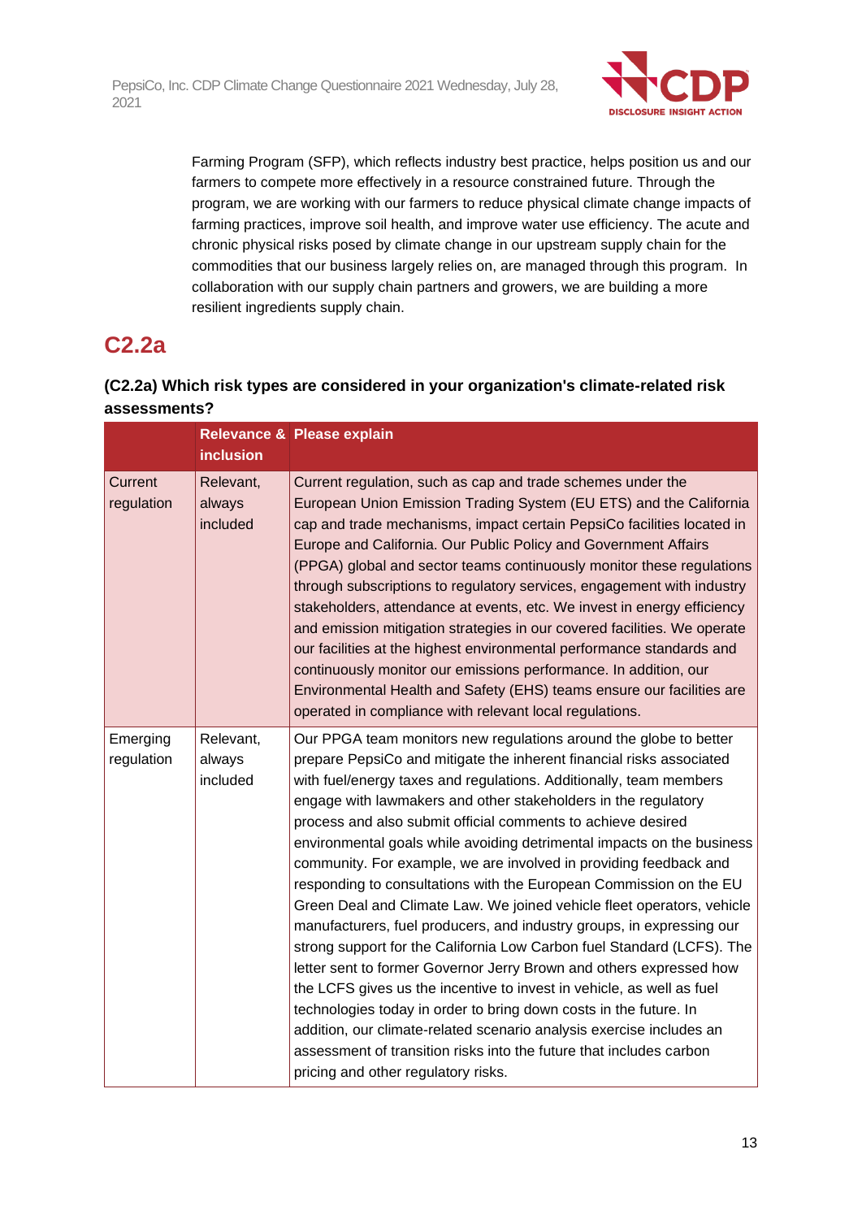Farming Program (SFP), which reflects industry best practice, helps position us and our farmers to compete more effectively in a resource constrained future. Through the program, we are working with our farmers to reduce physical climate change impacts of farming practices, improve soil health, and improve water use efficiency. The acute and chronic physical risks posed by climate change in our upstream supply chain for the commodities that our business largely relies on, are managed through this program. In collaboration with our supply chain partners and growers, we are building a more resilient ingredients supply chain.

## C2.2a

**(C2.2a) Which risk types are considered in your organization's climate-related risk assessments?**

| | Relevance & inclusion | Please explain |
|---|---|---|
| Current regulation | Relevant, always included | Current regulation, such as cap and trade schemes under the European Union Emission Trading System (EU ETS) and the California cap and trade mechanisms, impact certain PepsiCo facilities located in Europe and California. Our Public Policy and Government Affairs (PPGA) global and sector teams continuously monitor these regulations through subscriptions to regulatory services, engagement with industry stakeholders, attendance at events, etc. We invest in energy efficiency and emission mitigation strategies in our covered facilities. We operate our facilities at the highest environmental performance standards and continuously monitor our emissions performance. In addition, our Environmental Health and Safety (EHS) teams ensure our facilities are operated in compliance with relevant local regulations. |
| Emerging regulation | Relevant, always included | Our PPGA team monitors new regulations around the globe to better prepare PepsiCo and mitigate the inherent financial risks associated with fuel/energy taxes and regulations. Additionally, team members engage with lawmakers and other stakeholders in the regulatory process and also submit official comments to achieve desired environmental goals while avoiding detrimental impacts on the business community. For example, we are involved in providing feedback and responding to consultations with the European Commission on the EU Green Deal and Climate Law. We joined vehicle fleet operators, vehicle manufacturers, fuel producers, and industry groups, in expressing our strong support for the California Low Carbon fuel Standard (LCFS). The letter sent to former Governor Jerry Brown and others expressed how the LCFS gives us the incentive to invest in vehicle, as well as fuel technologies today in order to bring down costs in the future. In addition, our climate-related scenario analysis exercise includes an assessment of transition risks into the future that includes carbon pricing and other regulatory risks. |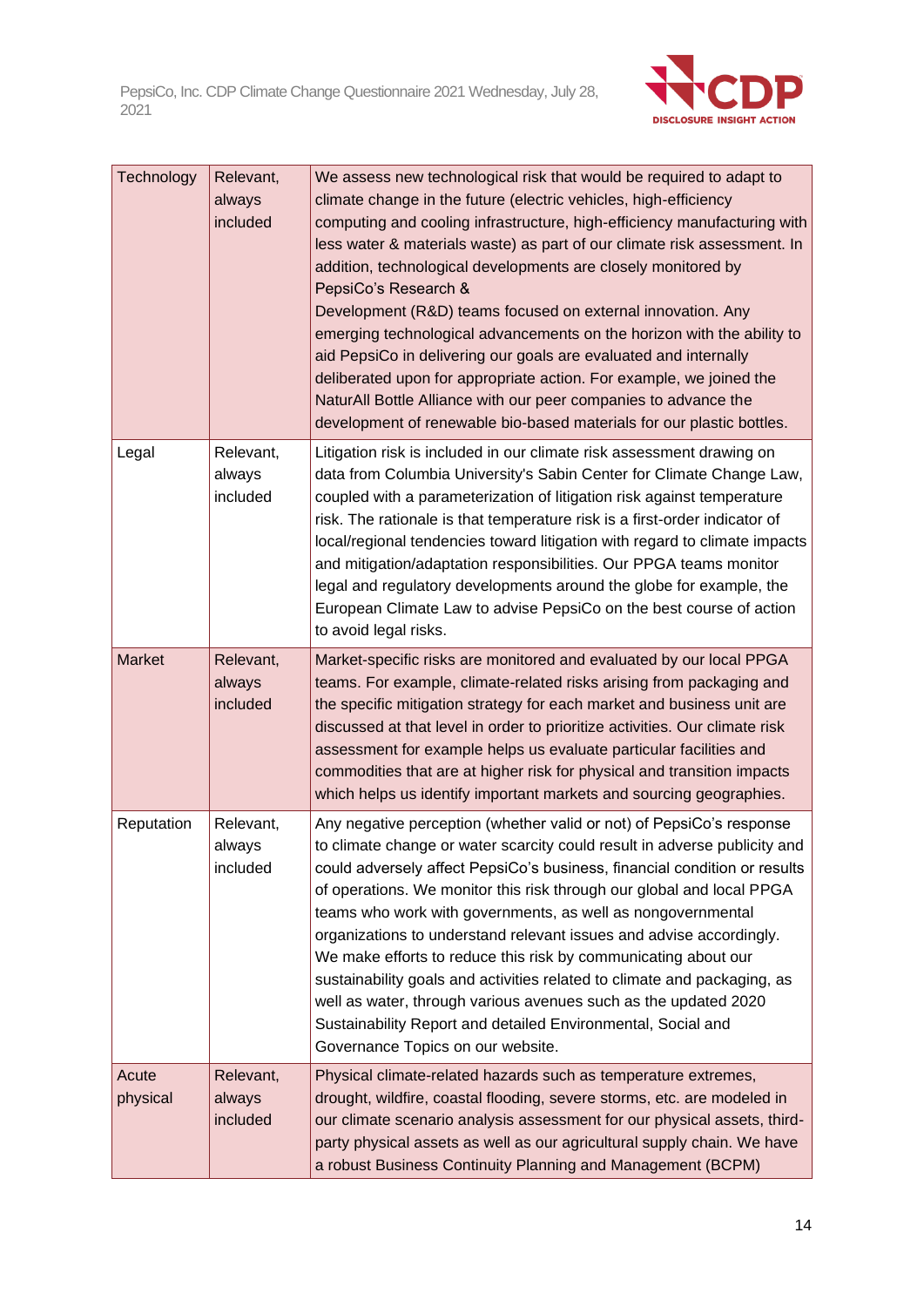| Technology | Relevant, always included | We assess new technological risk that would be required to adapt to climate change in the future (electric vehicles, high-efficiency computing and cooling infrastructure, high-efficiency manufacturing with less water & materials waste) as part of our climate risk assessment. In addition, technological developments are closely monitored by PepsiCo's Research & Development (R&D) teams focused on external innovation. Any emerging technological advancements on the horizon with the ability to aid PepsiCo in delivering our goals are evaluated and internally deliberated upon for appropriate action. For example, we joined the NaturAll Bottle Alliance with our peer companies to advance the development of renewable bio-based materials for our plastic bottles. |
|---|---|---|
| Legal | Relevant, always included | Litigation risk is included in our climate risk assessment drawing on data from Columbia University's Sabin Center for Climate Change Law, coupled with a parameterization of litigation risk against temperature risk. The rationale is that temperature risk is a first-order indicator of local/regional tendencies toward litigation with regard to climate impacts and mitigation/adaptation responsibilities. Our PPGA teams monitor legal and regulatory developments around the globe for example, the European Climate Law to advise PepsiCo on the best course of action to avoid legal risks. |
| Market | Relevant, always included | Market-specific risks are monitored and evaluated by our local PPGA teams. For example, climate-related risks arising from packaging and the specific mitigation strategy for each market and business unit are discussed at that level in order to prioritize activities. Our climate risk assessment for example helps us evaluate particular facilities and commodities that are at higher risk for physical and transition impacts which helps us identify important markets and sourcing geographies. |
| Reputation | Relevant, always included | Any negative perception (whether valid or not) of PepsiCo's response to climate change or water scarcity could result in adverse publicity and could adversely affect PepsiCo's business, financial condition or results of operations. We monitor this risk through our global and local PPGA teams who work with governments, as well as nongovernmental organizations to understand relevant issues and advise accordingly. We make efforts to reduce this risk by communicating about our sustainability goals and activities related to climate and packaging, as well as water, through various avenues such as the updated 2020 Sustainability Report and detailed Environmental, Social and Governance Topics on our website. |
| Acute physical | Relevant, always included | Physical climate-related hazards such as temperature extremes, drought, wildfire, coastal flooding, severe storms, etc. are modeled in our climate scenario analysis assessment for our physical assets, third-party physical assets as well as our agricultural supply chain. We have a robust Business Continuity Planning and Management (BCPM) |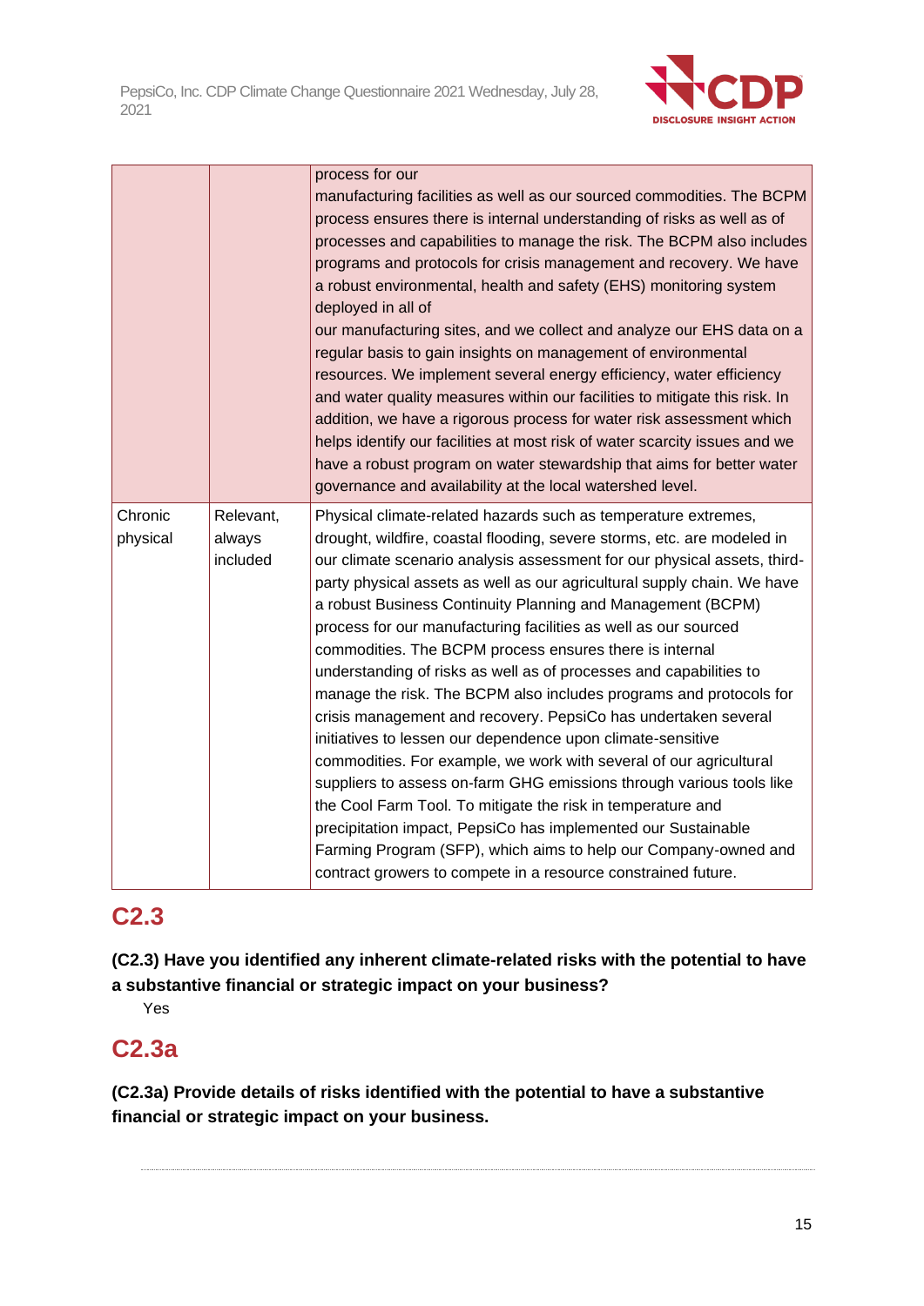|  |  |  |
|---|---|---|
|  |  | process for our manufacturing facilities as well as our sourced commodities. The BCPM process ensures there is internal understanding of risks as well as of processes and capabilities to manage the risk. The BCPM also includes programs and protocols for crisis management and recovery. We have a robust environmental, health and safety (EHS) monitoring system deployed in all of our manufacturing sites, and we collect and analyze our EHS data on a regular basis to gain insights on management of environmental resources. We implement several energy efficiency, water efficiency and water quality measures within our facilities to mitigate this risk. In addition, we have a rigorous process for water risk assessment which helps identify our facilities at most risk of water scarcity issues and we have a robust program on water stewardship that aims for better water governance and availability at the local watershed level. |
| Chronic physical | Relevant, always included | Physical climate-related hazards such as temperature extremes, drought, wildfire, coastal flooding, severe storms, etc. are modeled in our climate scenario analysis assessment for our physical assets, third-party physical assets as well as our agricultural supply chain. We have a robust Business Continuity Planning and Management (BCPM) process for our manufacturing facilities as well as our sourced commodities. The BCPM process ensures there is internal understanding of risks as well as of processes and capabilities to manage the risk. The BCPM also includes programs and protocols for crisis management and recovery. PepsiCo has undertaken several initiatives to lessen our dependence upon climate-sensitive commodities. For example, we work with several of our agricultural suppliers to assess on-farm GHG emissions through various tools like the Cool Farm Tool. To mitigate the risk in temperature and precipitation impact, PepsiCo has implemented our Sustainable Farming Program (SFP), which aims to help our Company-owned and contract growers to compete in a resource constrained future. |

## C2.3

**(C2.3) Have you identified any inherent climate-related risks with the potential to have a substantive financial or strategic impact on your business?**

Yes

## C2.3a

**(C2.3a) Provide details of risks identified with the potential to have a substantive financial or strategic impact on your business.**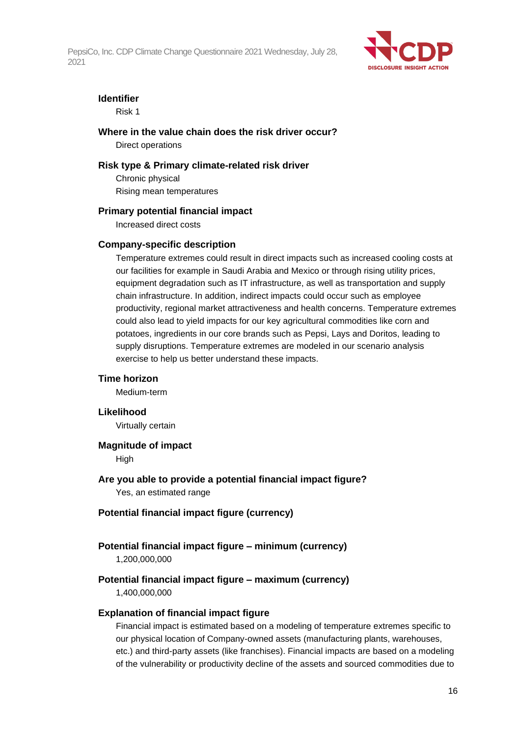**Identifier**

Risk 1

**Where in the value chain does the risk driver occur?**

Direct operations

**Risk type & Primary climate-related risk driver**

Chronic physical

Rising mean temperatures

**Primary potential financial impact**

Increased direct costs

**Company-specific description**

Temperature extremes could result in direct impacts such as increased cooling costs at our facilities for example in Saudi Arabia and Mexico or through rising utility prices, equipment degradation such as IT infrastructure, as well as transportation and supply chain infrastructure. In addition, indirect impacts could occur such as employee productivity, regional market attractiveness and health concerns. Temperature extremes could also lead to yield impacts for our key agricultural commodities like corn and potatoes, ingredients in our core brands such as Pepsi, Lays and Doritos, leading to supply disruptions. Temperature extremes are modeled in our scenario analysis exercise to help us better understand these impacts.

**Time horizon**

Medium-term

**Likelihood**

Virtually certain

**Magnitude of impact**

High

**Are you able to provide a potential financial impact figure?**

Yes, an estimated range

**Potential financial impact figure (currency)**

**Potential financial impact figure – minimum (currency)**

1,200,000,000

**Potential financial impact figure – maximum (currency)**

1,400,000,000

**Explanation of financial impact figure**

Financial impact is estimated based on a modeling of temperature extremes specific to our physical location of Company-owned assets (manufacturing plants, warehouses, etc.) and third-party assets (like franchises). Financial impacts are based on a modeling of the vulnerability or productivity decline of the assets and sourced commodities due to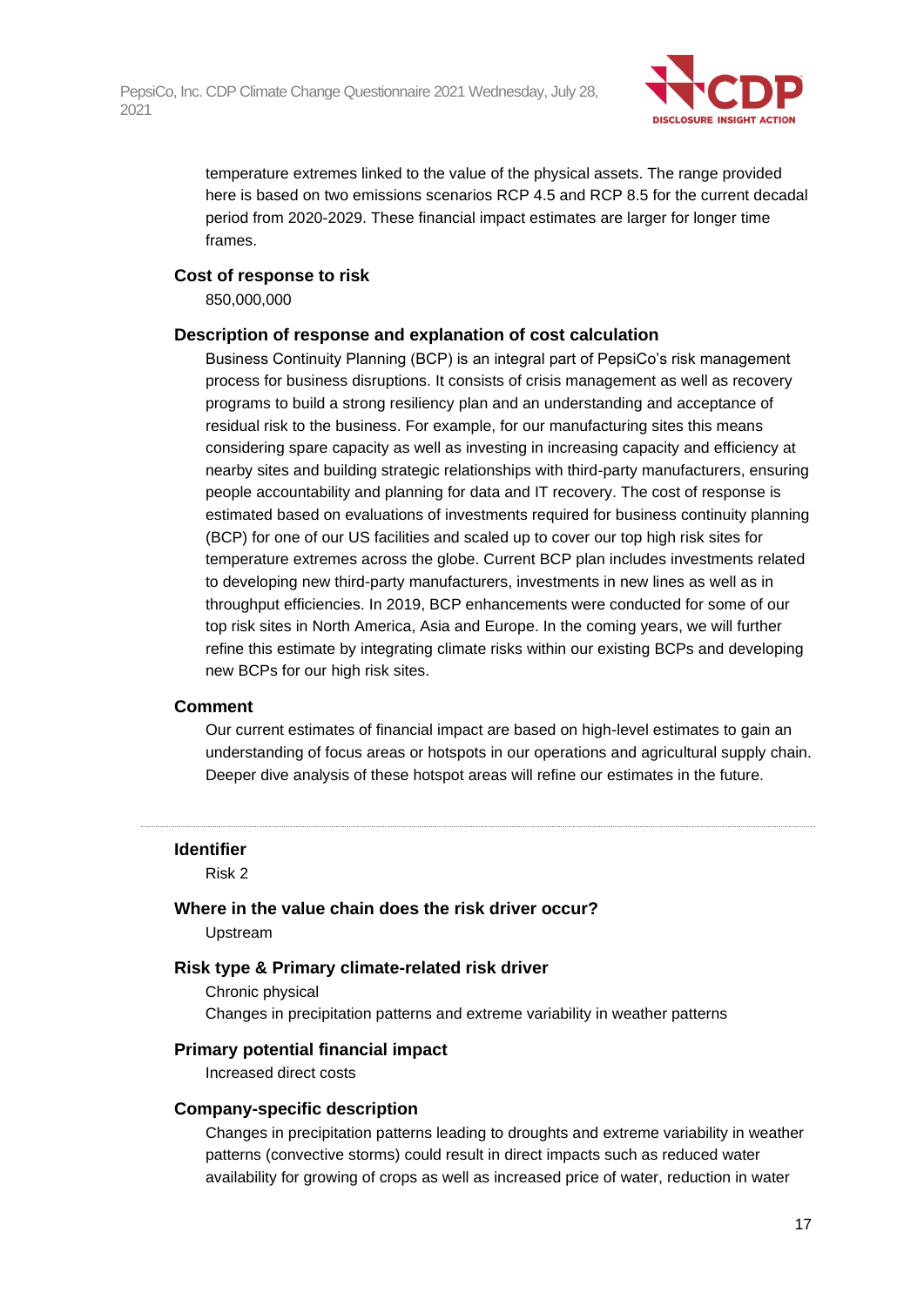temperature extremes linked to the value of the physical assets. The range provided here is based on two emissions scenarios RCP 4.5 and RCP 8.5 for the current decadal period from 2020-2029. These financial impact estimates are larger for longer time frames.

**Cost of response to risk**

850,000,000

**Description of response and explanation of cost calculation**

Business Continuity Planning (BCP) is an integral part of PepsiCo's risk management process for business disruptions. It consists of crisis management as well as recovery programs to build a strong resiliency plan and an understanding and acceptance of residual risk to the business. For example, for our manufacturing sites this means considering spare capacity as well as investing in increasing capacity and efficiency at nearby sites and building strategic relationships with third-party manufacturers, ensuring people accountability and planning for data and IT recovery. The cost of response is estimated based on evaluations of investments required for business continuity planning (BCP) for one of our US facilities and scaled up to cover our top high risk sites for temperature extremes across the globe. Current BCP plan includes investments related to developing new third-party manufacturers, investments in new lines as well as in throughput efficiencies. In 2019, BCP enhancements were conducted for some of our top risk sites in North America, Asia and Europe. In the coming years, we will further refine this estimate by integrating climate risks within our existing BCPs and developing new BCPs for our high risk sites.

**Comment**

Our current estimates of financial impact are based on high-level estimates to gain an understanding of focus areas or hotspots in our operations and agricultural supply chain. Deeper dive analysis of these hotspot areas will refine our estimates in the future.

---

**Identifier**

Risk 2

**Where in the value chain does the risk driver occur?**

Upstream

**Risk type & Primary climate-related risk driver**

Chronic physical

Changes in precipitation patterns and extreme variability in weather patterns

**Primary potential financial impact**

Increased direct costs

**Company-specific description**

Changes in precipitation patterns leading to droughts and extreme variability in weather patterns (convective storms) could result in direct impacts such as reduced water availability for growing of crops as well as increased price of water, reduction in water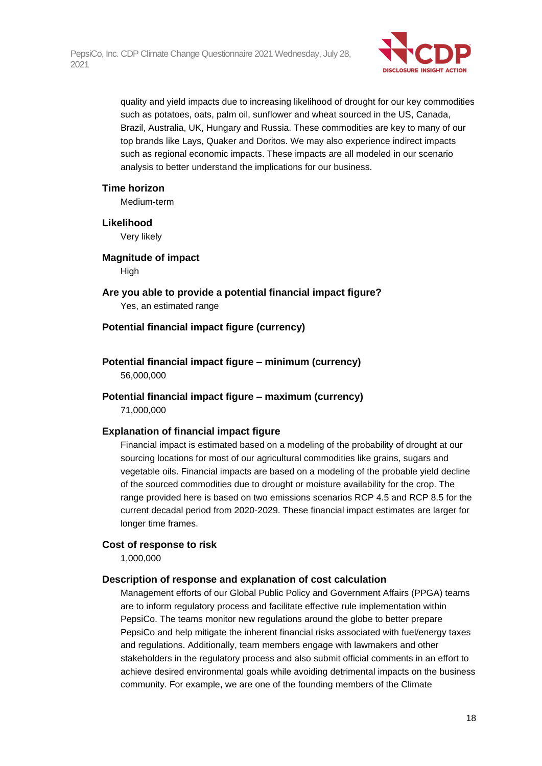quality and yield impacts due to increasing likelihood of drought for our key commodities such as potatoes, oats, palm oil, sunflower and wheat sourced in the US, Canada, Brazil, Australia, UK, Hungary and Russia. These commodities are key to many of our top brands like Lays, Quaker and Doritos. We may also experience indirect impacts such as regional economic impacts. These impacts are all modeled in our scenario analysis to better understand the implications for our business.

**Time horizon**

Medium-term

**Likelihood**

Very likely

**Magnitude of impact**

High

**Are you able to provide a potential financial impact figure?**

Yes, an estimated range

**Potential financial impact figure (currency)**

**Potential financial impact figure – minimum (currency)**

56,000,000

**Potential financial impact figure – maximum (currency)**

71,000,000

**Explanation of financial impact figure**

Financial impact is estimated based on a modeling of the probability of drought at our sourcing locations for most of our agricultural commodities like grains, sugars and vegetable oils. Financial impacts are based on a modeling of the probable yield decline of the sourced commodities due to drought or moisture availability for the crop. The range provided here is based on two emissions scenarios RCP 4.5 and RCP 8.5 for the current decadal period from 2020-2029. These financial impact estimates are larger for longer time frames.

**Cost of response to risk**

1,000,000

**Description of response and explanation of cost calculation**

Management efforts of our Global Public Policy and Government Affairs (PPGA) teams are to inform regulatory process and facilitate effective rule implementation within PepsiCo. The teams monitor new regulations around the globe to better prepare PepsiCo and help mitigate the inherent financial risks associated with fuel/energy taxes and regulations. Additionally, team members engage with lawmakers and other stakeholders in the regulatory process and also submit official comments in an effort to achieve desired environmental goals while avoiding detrimental impacts on the business community. For example, we are one of the founding members of the Climate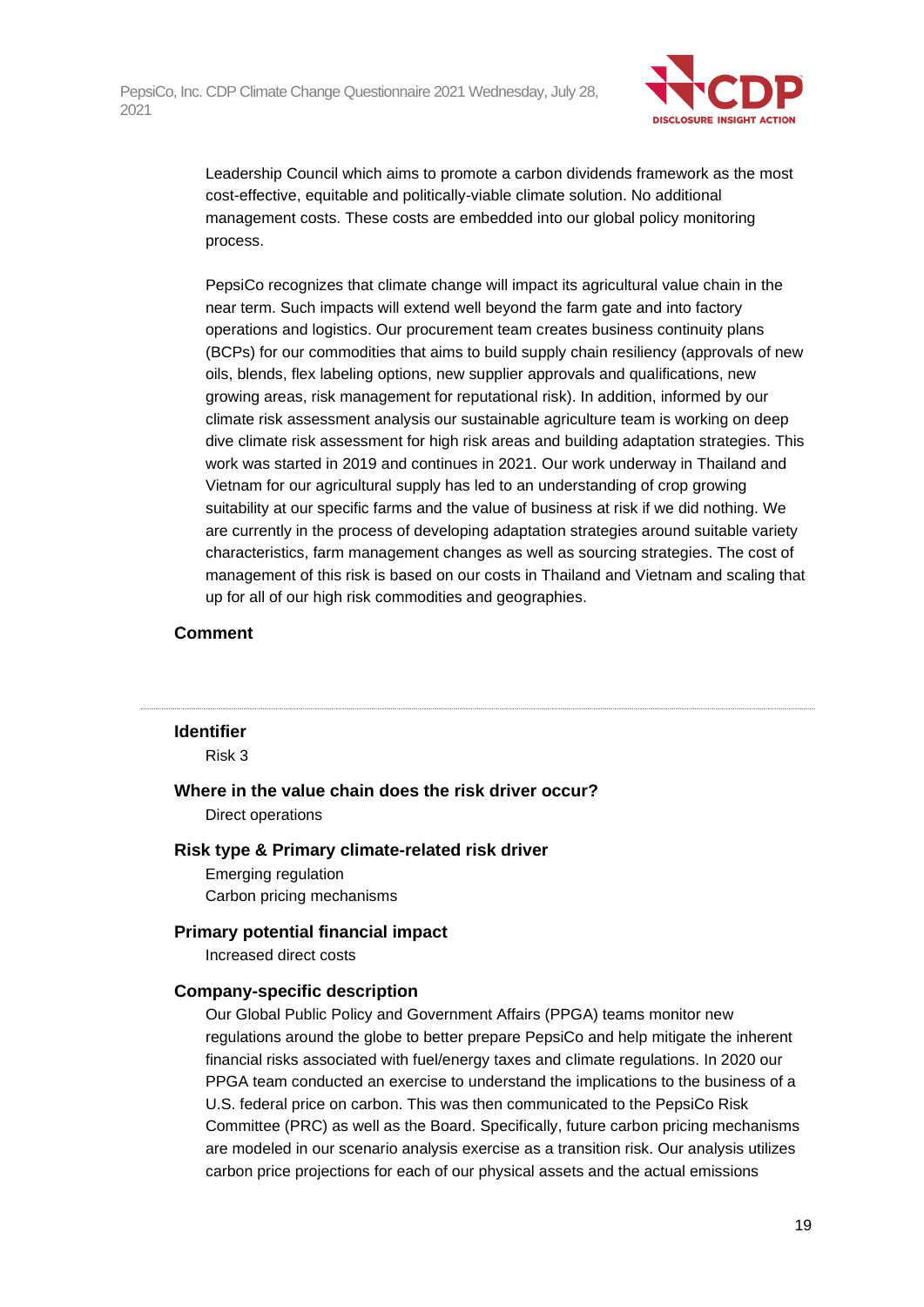Leadership Council which aims to promote a carbon dividends framework as the most cost-effective, equitable and politically-viable climate solution. No additional management costs. These costs are embedded into our global policy monitoring process.

PepsiCo recognizes that climate change will impact its agricultural value chain in the near term. Such impacts will extend well beyond the farm gate and into factory operations and logistics. Our procurement team creates business continuity plans (BCPs) for our commodities that aims to build supply chain resiliency (approvals of new oils, blends, flex labeling options, new supplier approvals and qualifications, new growing areas, risk management for reputational risk). In addition, informed by our climate risk assessment analysis our sustainable agriculture team is working on deep dive climate risk assessment for high risk areas and building adaptation strategies. This work was started in 2019 and continues in 2021. Our work underway in Thailand and Vietnam for our agricultural supply has led to an understanding of crop growing suitability at our specific farms and the value of business at risk if we did nothing. We are currently in the process of developing adaptation strategies around suitable variety characteristics, farm management changes as well as sourcing strategies. The cost of management of this risk is based on our costs in Thailand and Vietnam and scaling that up for all of our high risk commodities and geographies.

**Comment**

---

**Identifier**

Risk 3

**Where in the value chain does the risk driver occur?**

Direct operations

**Risk type & Primary climate-related risk driver**

Emerging regulation
Carbon pricing mechanisms

**Primary potential financial impact**

Increased direct costs

**Company-specific description**

Our Global Public Policy and Government Affairs (PPGA) teams monitor new regulations around the globe to better prepare PepsiCo and help mitigate the inherent financial risks associated with fuel/energy taxes and climate regulations. In 2020 our PPGA team conducted an exercise to understand the implications to the business of a U.S. federal price on carbon. This was then communicated to the PepsiCo Risk Committee (PRC) as well as the Board. Specifically, future carbon pricing mechanisms are modeled in our scenario analysis exercise as a transition risk. Our analysis utilizes carbon price projections for each of our physical assets and the actual emissions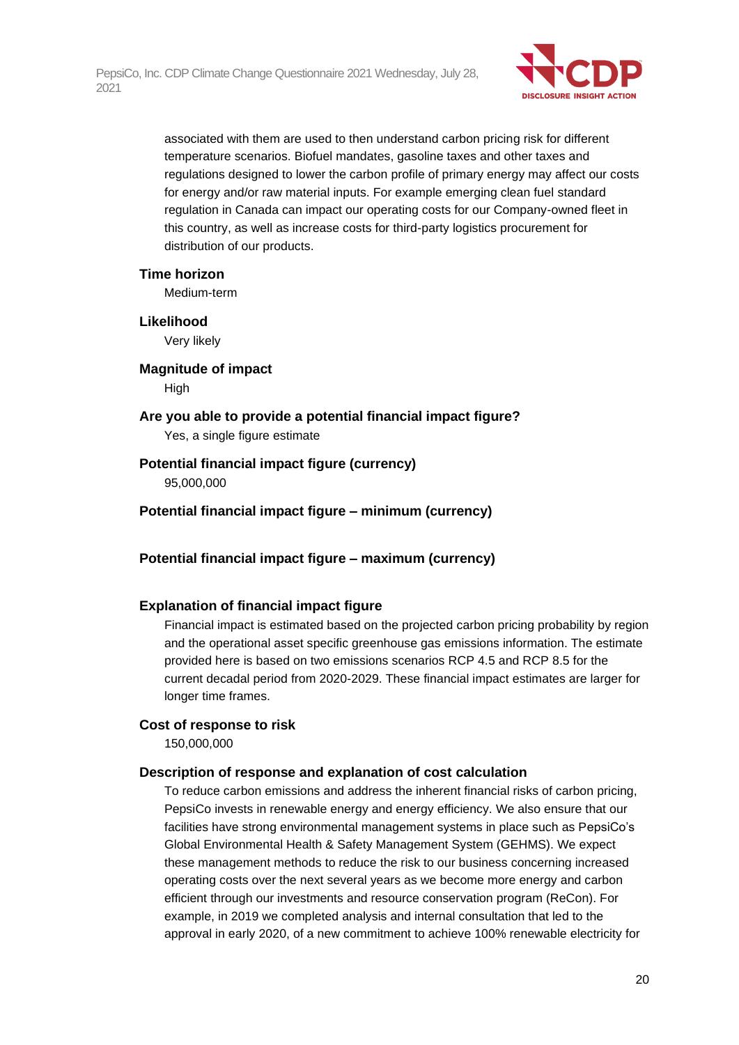associated with them are used to then understand carbon pricing risk for different temperature scenarios. Biofuel mandates, gasoline taxes and other taxes and regulations designed to lower the carbon profile of primary energy may affect our costs for energy and/or raw material inputs. For example emerging clean fuel standard regulation in Canada can impact our operating costs for our Company-owned fleet in this country, as well as increase costs for third-party logistics procurement for distribution of our products.

**Time horizon**

Medium-term

**Likelihood**

Very likely

**Magnitude of impact**

High

**Are you able to provide a potential financial impact figure?**

Yes, a single figure estimate

**Potential financial impact figure (currency)**

95,000,000

**Potential financial impact figure – minimum (currency)**

**Potential financial impact figure – maximum (currency)**

**Explanation of financial impact figure**

Financial impact is estimated based on the projected carbon pricing probability by region and the operational asset specific greenhouse gas emissions information. The estimate provided here is based on two emissions scenarios RCP 4.5 and RCP 8.5 for the current decadal period from 2020-2029. These financial impact estimates are larger for longer time frames.

**Cost of response to risk**

150,000,000

**Description of response and explanation of cost calculation**

To reduce carbon emissions and address the inherent financial risks of carbon pricing, PepsiCo invests in renewable energy and energy efficiency. We also ensure that our facilities have strong environmental management systems in place such as PepsiCo's Global Environmental Health & Safety Management System (GEHMS). We expect these management methods to reduce the risk to our business concerning increased operating costs over the next several years as we become more energy and carbon efficient through our investments and resource conservation program (ReCon). For example, in 2019 we completed analysis and internal consultation that led to the approval in early 2020, of a new commitment to achieve 100% renewable electricity for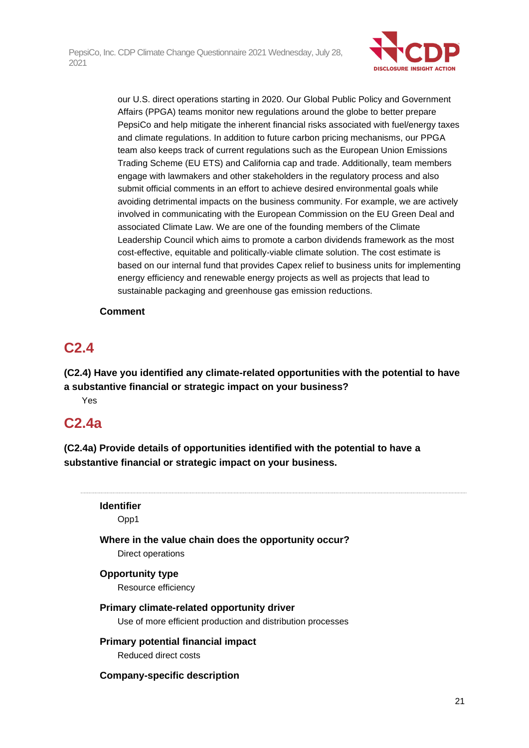our U.S. direct operations starting in 2020. Our Global Public Policy and Government Affairs (PPGA) teams monitor new regulations around the globe to better prepare PepsiCo and help mitigate the inherent financial risks associated with fuel/energy taxes and climate regulations. In addition to future carbon pricing mechanisms, our PPGA team also keeps track of current regulations such as the European Union Emissions Trading Scheme (EU ETS) and California cap and trade. Additionally, team members engage with lawmakers and other stakeholders in the regulatory process and also submit official comments in an effort to achieve desired environmental goals while avoiding detrimental impacts on the business community. For example, we are actively involved in communicating with the European Commission on the EU Green Deal and associated Climate Law. We are one of the founding members of the Climate Leadership Council which aims to promote a carbon dividends framework as the most cost-effective, equitable and politically-viable climate solution. The cost estimate is based on our internal fund that provides Capex relief to business units for implementing energy efficiency and renewable energy projects as well as projects that lead to sustainable packaging and greenhouse gas emission reductions.

**Comment**

## C2.4

**(C2.4) Have you identified any climate-related opportunities with the potential to have a substantive financial or strategic impact on your business?**

Yes

## C2.4a

**(C2.4a) Provide details of opportunities identified with the potential to have a substantive financial or strategic impact on your business.**

---

**Identifier**

Opp1

**Where in the value chain does the opportunity occur?**

Direct operations

**Opportunity type**

Resource efficiency

**Primary climate-related opportunity driver**

Use of more efficient production and distribution processes

**Primary potential financial impact**

Reduced direct costs

**Company-specific description**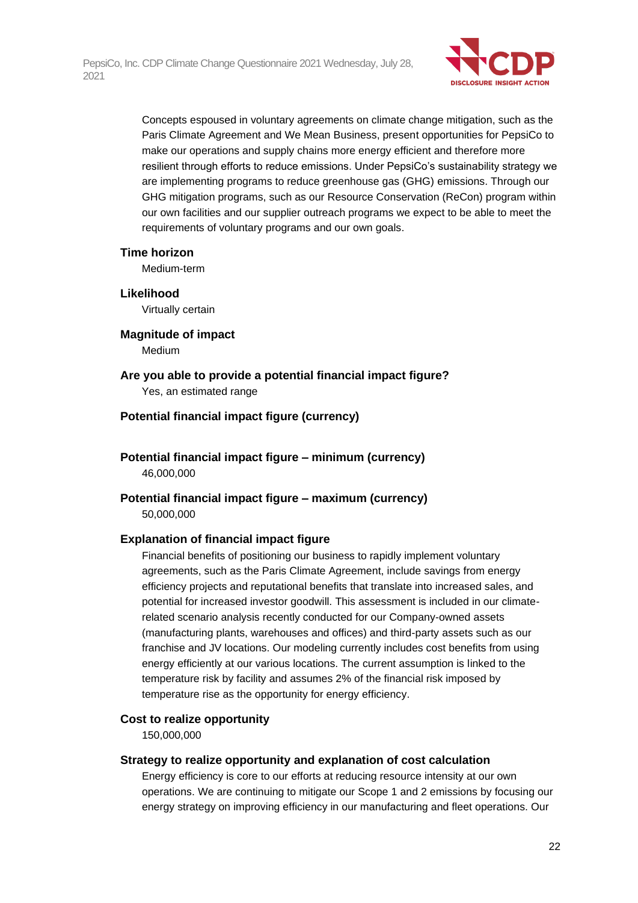Concepts espoused in voluntary agreements on climate change mitigation, such as the Paris Climate Agreement and We Mean Business, present opportunities for PepsiCo to make our operations and supply chains more energy efficient and therefore more resilient through efforts to reduce emissions. Under PepsiCo's sustainability strategy we are implementing programs to reduce greenhouse gas (GHG) emissions. Through our GHG mitigation programs, such as our Resource Conservation (ReCon) program within our own facilities and our supplier outreach programs we expect to be able to meet the requirements of voluntary programs and our own goals.

**Time horizon**

Medium-term

**Likelihood**

Virtually certain

**Magnitude of impact**

Medium

**Are you able to provide a potential financial impact figure?**

Yes, an estimated range

**Potential financial impact figure (currency)**

**Potential financial impact figure – minimum (currency)**

46,000,000

**Potential financial impact figure – maximum (currency)**

50,000,000

**Explanation of financial impact figure**

Financial benefits of positioning our business to rapidly implement voluntary agreements, such as the Paris Climate Agreement, include savings from energy efficiency projects and reputational benefits that translate into increased sales, and potential for increased investor goodwill. This assessment is included in our climate-related scenario analysis recently conducted for our Company-owned assets (manufacturing plants, warehouses and offices) and third-party assets such as our franchise and JV locations. Our modeling currently includes cost benefits from using energy efficiently at our various locations. The current assumption is linked to the temperature risk by facility and assumes 2% of the financial risk imposed by temperature rise as the opportunity for energy efficiency.

**Cost to realize opportunity**

150,000,000

**Strategy to realize opportunity and explanation of cost calculation**

Energy efficiency is core to our efforts at reducing resource intensity at our own operations. We are continuing to mitigate our Scope 1 and 2 emissions by focusing our energy strategy on improving efficiency in our manufacturing and fleet operations. Our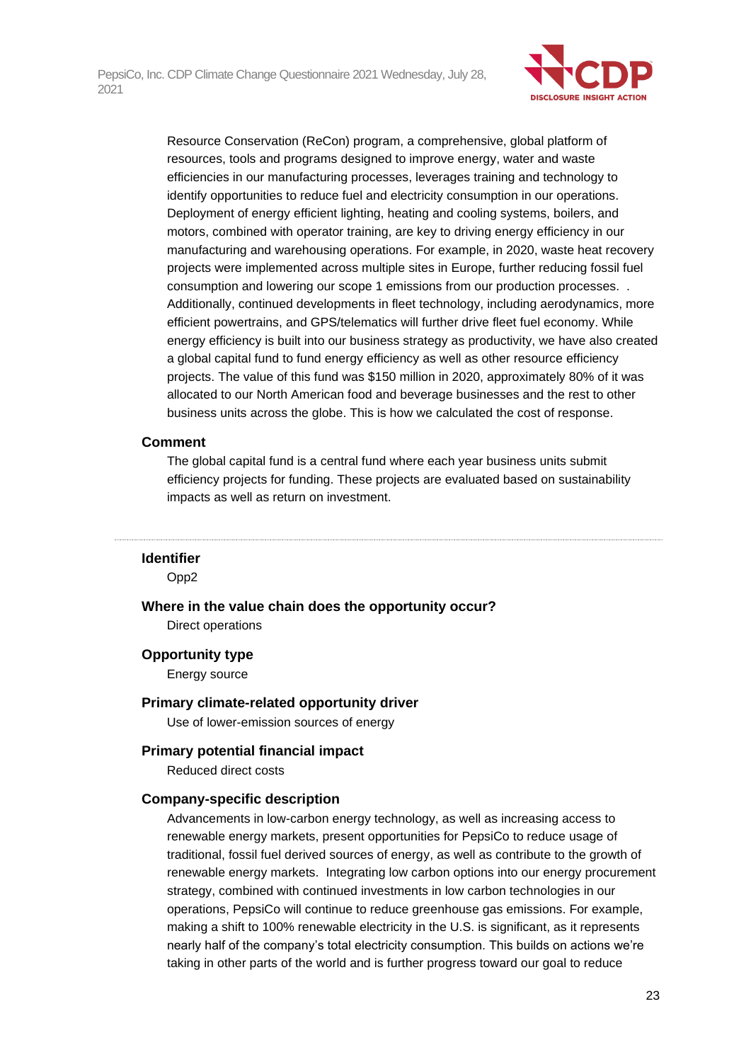Resource Conservation (ReCon) program, a comprehensive, global platform of resources, tools and programs designed to improve energy, water and waste efficiencies in our manufacturing processes, leverages training and technology to identify opportunities to reduce fuel and electricity consumption in our operations. Deployment of energy efficient lighting, heating and cooling systems, boilers, and motors, combined with operator training, are key to driving energy efficiency in our manufacturing and warehousing operations. For example, in 2020, waste heat recovery projects were implemented across multiple sites in Europe, further reducing fossil fuel consumption and lowering our scope 1 emissions from our production processes. . Additionally, continued developments in fleet technology, including aerodynamics, more efficient powertrains, and GPS/telematics will further drive fleet fuel economy. While energy efficiency is built into our business strategy as productivity, we have also created a global capital fund to fund energy efficiency as well as other resource efficiency projects. The value of this fund was $150 million in 2020, approximately 80% of it was allocated to our North American food and beverage businesses and the rest to other business units across the globe. This is how we calculated the cost of response.

**Comment**

The global capital fund is a central fund where each year business units submit efficiency projects for funding. These projects are evaluated based on sustainability impacts as well as return on investment.

---

**Identifier**

Opp2

**Where in the value chain does the opportunity occur?**

Direct operations

**Opportunity type**

Energy source

**Primary climate-related opportunity driver**

Use of lower-emission sources of energy

**Primary potential financial impact**

Reduced direct costs

**Company-specific description**

Advancements in low-carbon energy technology, as well as increasing access to renewable energy markets, present opportunities for PepsiCo to reduce usage of traditional, fossil fuel derived sources of energy, as well as contribute to the growth of renewable energy markets. Integrating low carbon options into our energy procurement strategy, combined with continued investments in low carbon technologies in our operations, PepsiCo will continue to reduce greenhouse gas emissions. For example, making a shift to 100% renewable electricity in the U.S. is significant, as it represents nearly half of the company's total electricity consumption. This builds on actions we're taking in other parts of the world and is further progress toward our goal to reduce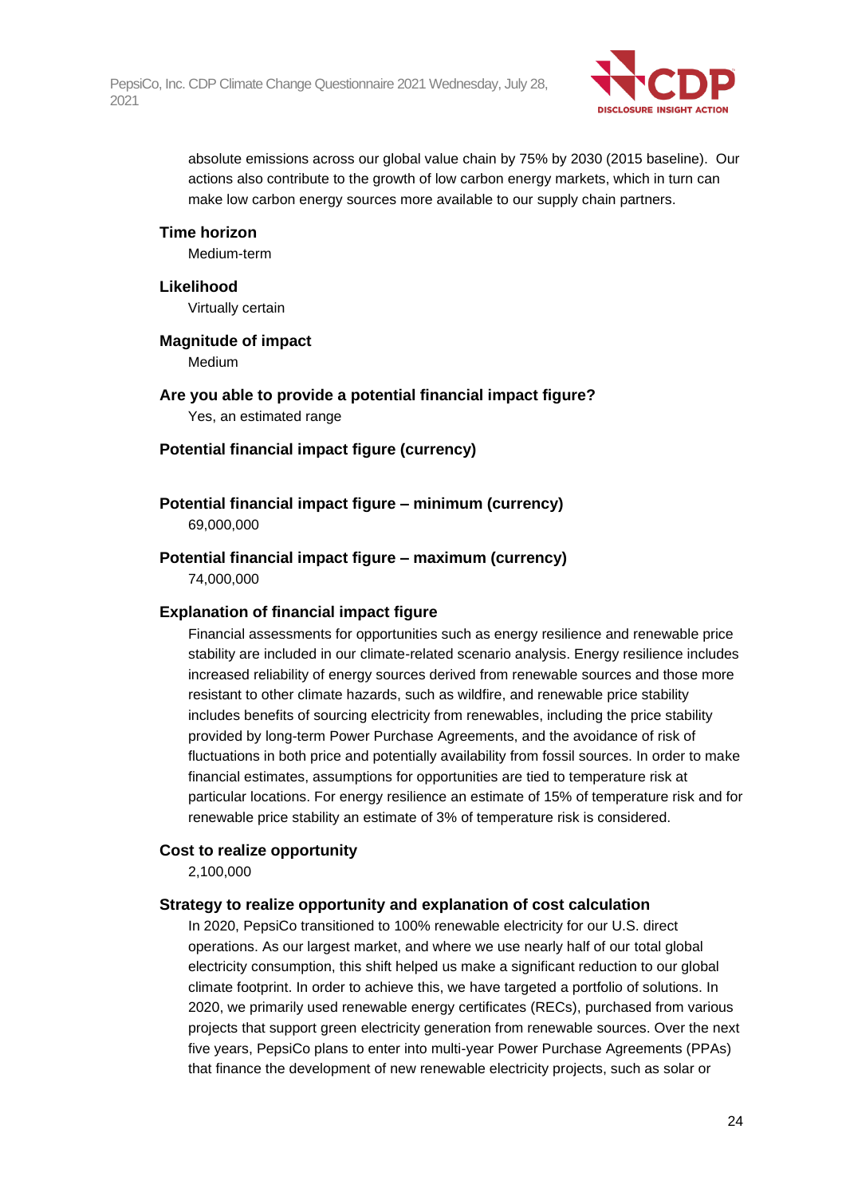absolute emissions across our global value chain by 75% by 2030 (2015 baseline). Our actions also contribute to the growth of low carbon energy markets, which in turn can make low carbon energy sources more available to our supply chain partners.

**Time horizon**

Medium-term

**Likelihood**

Virtually certain

**Magnitude of impact**

Medium

**Are you able to provide a potential financial impact figure?**

Yes, an estimated range

**Potential financial impact figure (currency)**

**Potential financial impact figure – minimum (currency)**

69,000,000

**Potential financial impact figure – maximum (currency)**

74,000,000

**Explanation of financial impact figure**

Financial assessments for opportunities such as energy resilience and renewable price stability are included in our climate-related scenario analysis. Energy resilience includes increased reliability of energy sources derived from renewable sources and those more resistant to other climate hazards, such as wildfire, and renewable price stability includes benefits of sourcing electricity from renewables, including the price stability provided by long-term Power Purchase Agreements, and the avoidance of risk of fluctuations in both price and potentially availability from fossil sources. In order to make financial estimates, assumptions for opportunities are tied to temperature risk at particular locations. For energy resilience an estimate of 15% of temperature risk and for renewable price stability an estimate of 3% of temperature risk is considered.

**Cost to realize opportunity**

2,100,000

**Strategy to realize opportunity and explanation of cost calculation**

In 2020, PepsiCo transitioned to 100% renewable electricity for our U.S. direct operations. As our largest market, and where we use nearly half of our total global electricity consumption, this shift helped us make a significant reduction to our global climate footprint. In order to achieve this, we have targeted a portfolio of solutions. In 2020, we primarily used renewable energy certificates (RECs), purchased from various projects that support green electricity generation from renewable sources. Over the next five years, PepsiCo plans to enter into multi-year Power Purchase Agreements (PPAs) that finance the development of new renewable electricity projects, such as solar or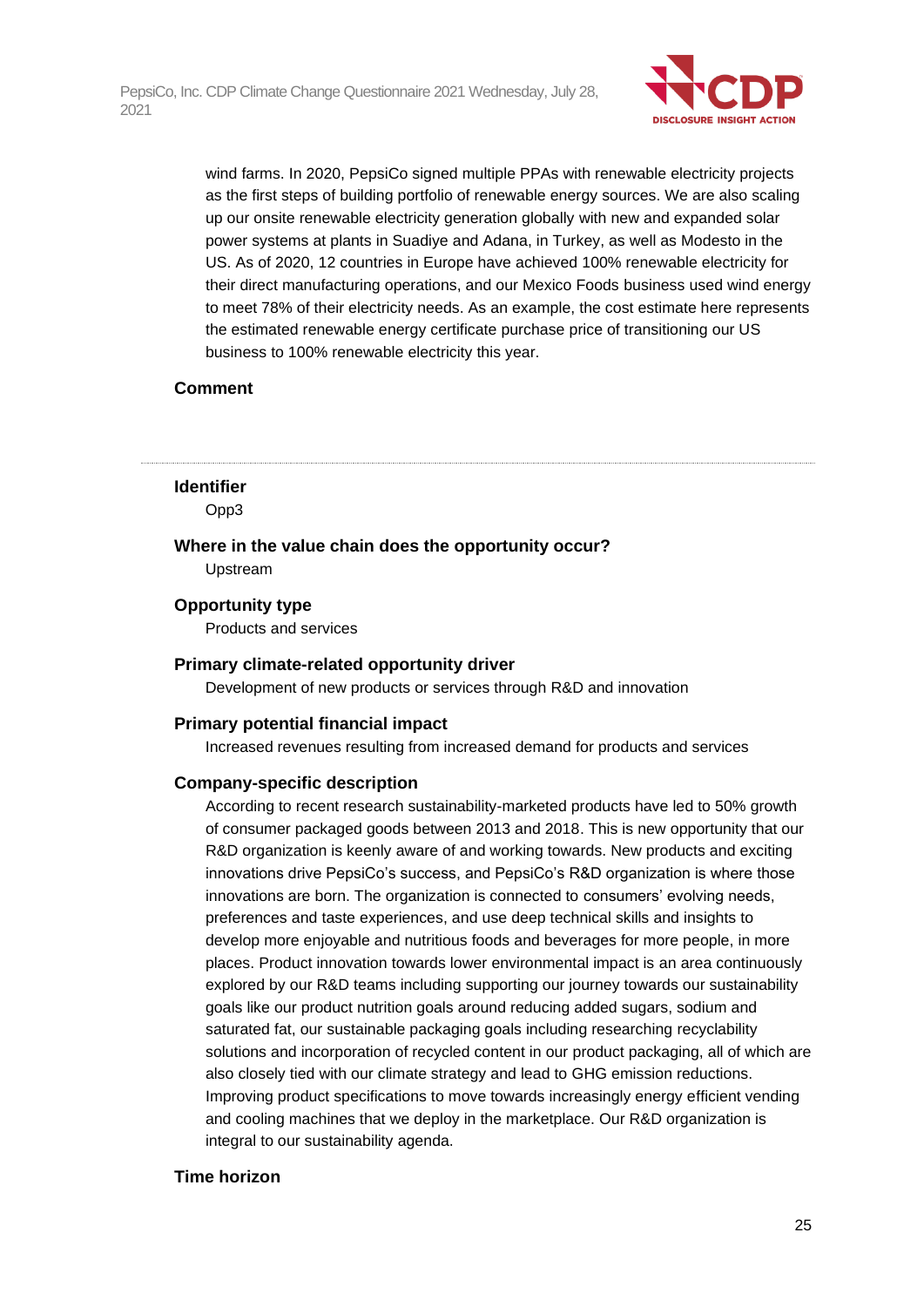wind farms. In 2020, PepsiCo signed multiple PPAs with renewable electricity projects as the first steps of building portfolio of renewable energy sources. We are also scaling up our onsite renewable electricity generation globally with new and expanded solar power systems at plants in Suadiye and Adana, in Turkey, as well as Modesto in the US. As of 2020, 12 countries in Europe have achieved 100% renewable electricity for their direct manufacturing operations, and our Mexico Foods business used wind energy to meet 78% of their electricity needs. As an example, the cost estimate here represents the estimated renewable energy certificate purchase price of transitioning our US business to 100% renewable electricity this year.

**Comment**

---

**Identifier**

Opp3

**Where in the value chain does the opportunity occur?**

Upstream

**Opportunity type**

Products and services

**Primary climate-related opportunity driver**

Development of new products or services through R&D and innovation

**Primary potential financial impact**

Increased revenues resulting from increased demand for products and services

**Company-specific description**

According to recent research sustainability-marketed products have led to 50% growth of consumer packaged goods between 2013 and 2018. This is new opportunity that our R&D organization is keenly aware of and working towards. New products and exciting innovations drive PepsiCo's success, and PepsiCo's R&D organization is where those innovations are born. The organization is connected to consumers' evolving needs, preferences and taste experiences, and use deep technical skills and insights to develop more enjoyable and nutritious foods and beverages for more people, in more places. Product innovation towards lower environmental impact is an area continuously explored by our R&D teams including supporting our journey towards our sustainability goals like our product nutrition goals around reducing added sugars, sodium and saturated fat, our sustainable packaging goals including researching recyclability solutions and incorporation of recycled content in our product packaging, all of which are also closely tied with our climate strategy and lead to GHG emission reductions. Improving product specifications to move towards increasingly energy efficient vending and cooling machines that we deploy in the marketplace. Our R&D organization is integral to our sustainability agenda.

**Time horizon**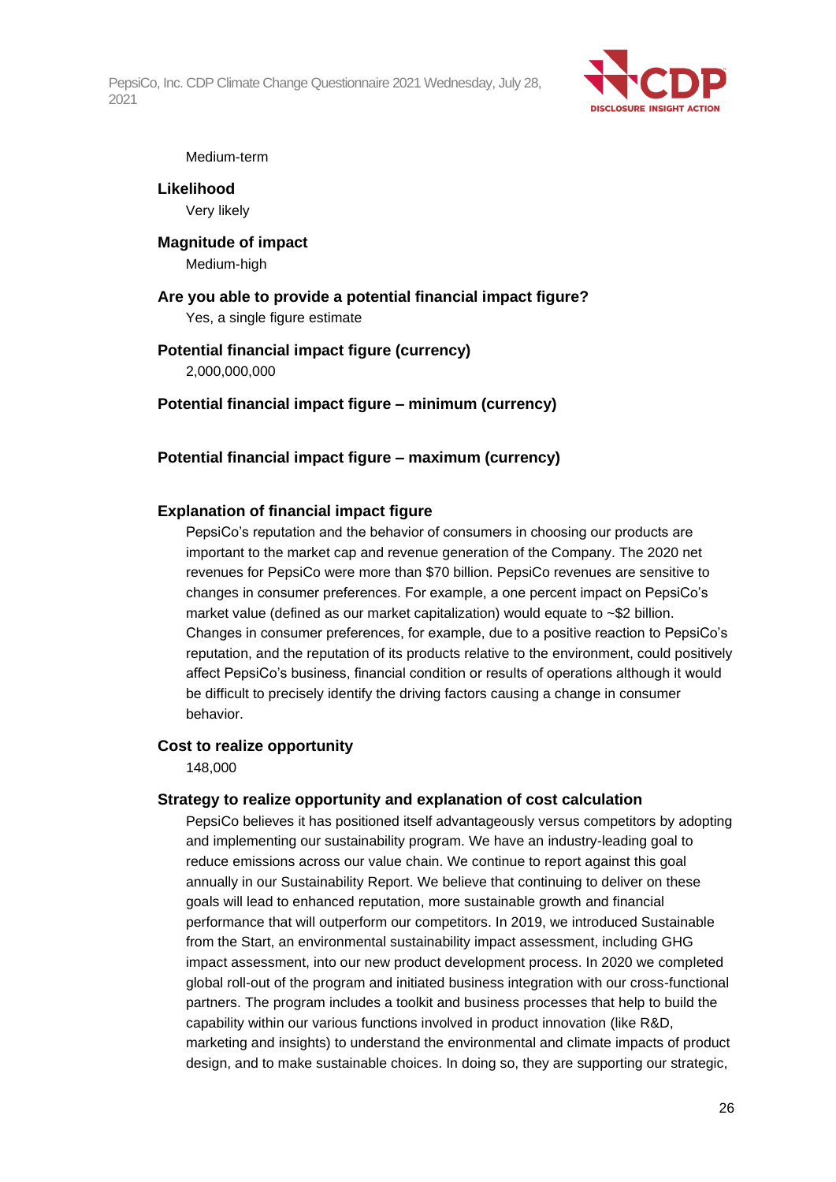Medium-term

**Likelihood**

Very likely

**Magnitude of impact**

Medium-high

**Are you able to provide a potential financial impact figure?**

Yes, a single figure estimate

**Potential financial impact figure (currency)**

2,000,000,000

**Potential financial impact figure – minimum (currency)**

**Potential financial impact figure – maximum (currency)**

**Explanation of financial impact figure**

PepsiCo's reputation and the behavior of consumers in choosing our products are important to the market cap and revenue generation of the Company. The 2020 net revenues for PepsiCo were more than $70 billion. PepsiCo revenues are sensitive to changes in consumer preferences. For example, a one percent impact on PepsiCo's market value (defined as our market capitalization) would equate to ~$2 billion. Changes in consumer preferences, for example, due to a positive reaction to PepsiCo's reputation, and the reputation of its products relative to the environment, could positively affect PepsiCo's business, financial condition or results of operations although it would be difficult to precisely identify the driving factors causing a change in consumer behavior.

**Cost to realize opportunity**

148,000

**Strategy to realize opportunity and explanation of cost calculation**

PepsiCo believes it has positioned itself advantageously versus competitors by adopting and implementing our sustainability program. We have an industry-leading goal to reduce emissions across our value chain. We continue to report against this goal annually in our Sustainability Report. We believe that continuing to deliver on these goals will lead to enhanced reputation, more sustainable growth and financial performance that will outperform our competitors. In 2019, we introduced Sustainable from the Start, an environmental sustainability impact assessment, including GHG impact assessment, into our new product development process. In 2020 we completed global roll-out of the program and initiated business integration with our cross-functional partners. The program includes a toolkit and business processes that help to build the capability within our various functions involved in product innovation (like R&D, marketing and insights) to understand the environmental and climate impacts of product design, and to make sustainable choices. In doing so, they are supporting our strategic,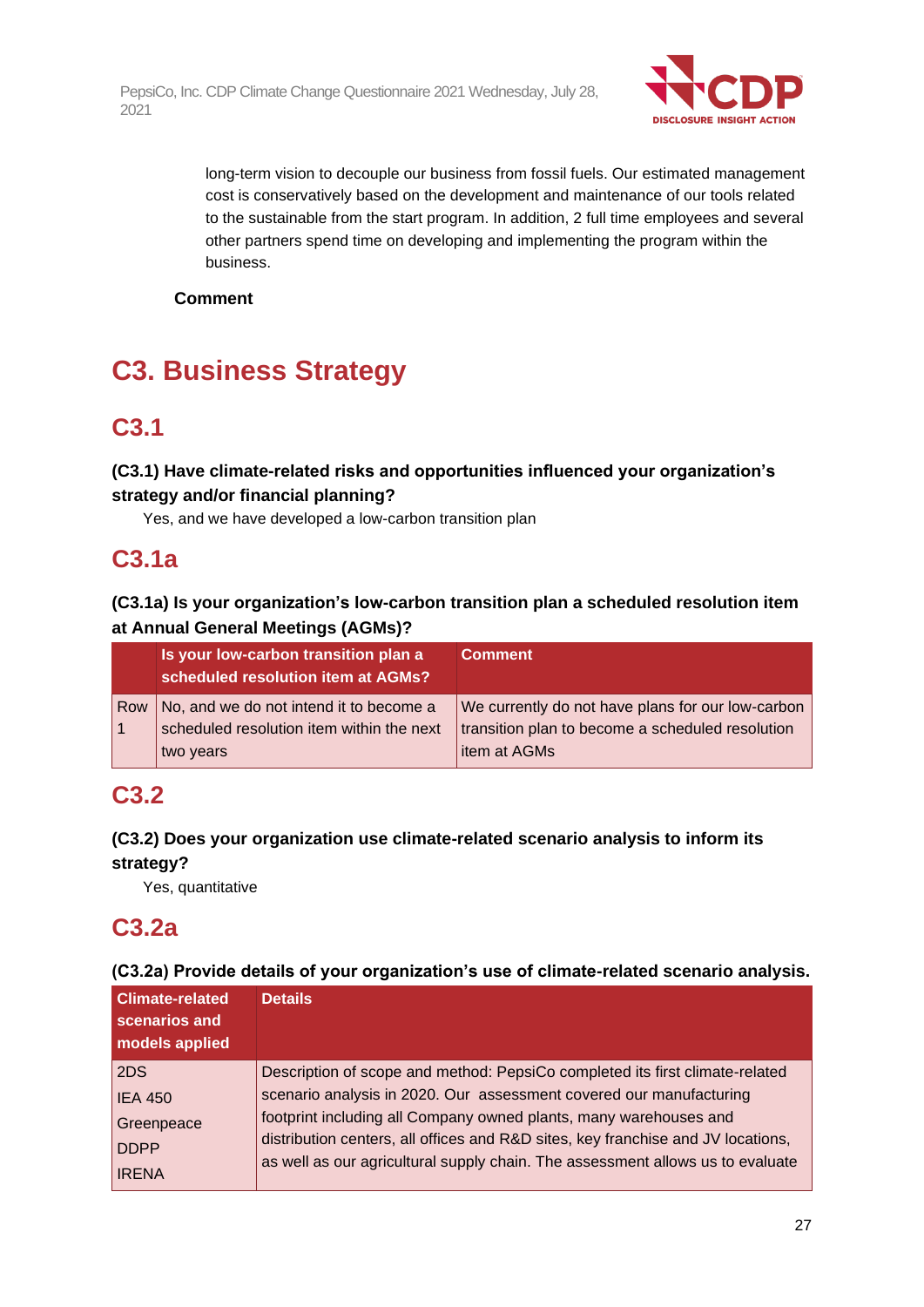long-term vision to decouple our business from fossil fuels. Our estimated management cost is conservatively based on the development and maintenance of our tools related to the sustainable from the start program. In addition, 2 full time employees and several other partners spend time on developing and implementing the program within the business.

**Comment**

# C3. Business Strategy

## C3.1

### (C3.1) Have climate-related risks and opportunities influenced your organization's strategy and/or financial planning?

Yes, and we have developed a low-carbon transition plan

## C3.1a

### (C3.1a) Is your organization's low-carbon transition plan a scheduled resolution item at Annual General Meetings (AGMs)?

| | Is your low-carbon transition plan a scheduled resolution item at AGMs? | Comment |
|---|---|---|
| Row 1 | No, and we do not intend it to become a scheduled resolution item within the next two years | We currently do not have plans for our low-carbon transition plan to become a scheduled resolution item at AGMs |

## C3.2

### (C3.2) Does your organization use climate-related scenario analysis to inform its strategy?

Yes, quantitative

## C3.2a

### (C3.2a) Provide details of your organization's use of climate-related scenario analysis.

| Climate-related scenarios and models applied | Details |
|---|---|
| 2DS<br>IEA 450<br>Greenpeace<br>DDPP<br>IRENA | Description of scope and method: PepsiCo completed its first climate-related scenario analysis in 2020. Our assessment covered our manufacturing footprint including all Company owned plants, many warehouses and distribution centers, all offices and R&D sites, key franchise and JV locations, as well as our agricultural supply chain. The assessment allows us to evaluate |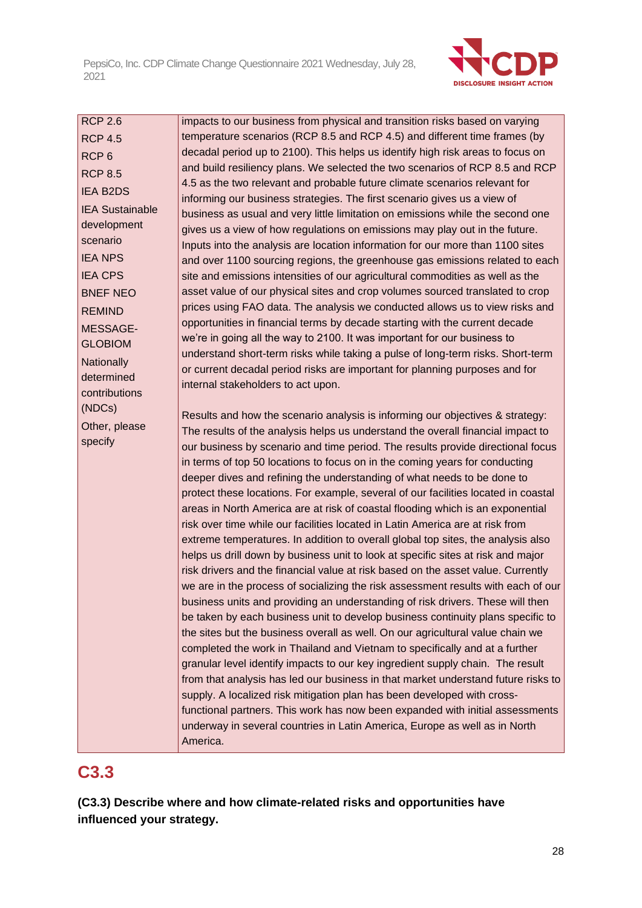| | |
|---|---|
| RCP 2.6<br>RCP 4.5<br>RCP 6<br>RCP 8.5<br>IEA B2DS<br>IEA Sustainable development scenario<br>IEA NPS<br>IEA CPS<br>BNEF NEO<br>REMIND<br>MESSAGE-GLOBIOM<br>Nationally determined contributions (NDCs)<br>Other, please specify | impacts to our business from physical and transition risks based on varying temperature scenarios (RCP 8.5 and RCP 4.5) and different time frames (by decadal period up to 2100). This helps us identify high risk areas to focus on and build resiliency plans. We selected the two scenarios of RCP 8.5 and RCP 4.5 as the two relevant and probable future climate scenarios relevant for informing our business strategies. The first scenario gives us a view of business as usual and very little limitation on emissions while the second one gives us a view of how regulations on emissions may play out in the future. Inputs into the analysis are location information for our more than 1100 sites and over 1100 sourcing regions, the greenhouse gas emissions related to each site and emissions intensities of our agricultural commodities as well as the asset value of our physical sites and crop volumes sourced translated to crop prices using FAO data. The analysis we conducted allows us to view risks and opportunities in financial terms by decade starting with the current decade we're in going all the way to 2100. It was important for our business to understand short-term risks while taking a pulse of long-term risks. Short-term or current decadal period risks are important for planning purposes and for internal stakeholders to act upon.<br><br>Results and how the scenario analysis is informing our objectives & strategy: The results of the analysis helps us understand the overall financial impact to our business by scenario and time period. The results provide directional focus in terms of top 50 locations to focus on in the coming years for conducting deeper dives and refining the understanding of what needs to be done to protect these locations. For example, several of our facilities located in coastal areas in North America are at risk of coastal flooding which is an exponential risk over time while our facilities located in Latin America are at risk from extreme temperatures. In addition to overall global top sites, the analysis also helps us drill down by business unit to look at specific sites at risk and major risk drivers and the financial value at risk based on the asset value. Currently we are in the process of socializing the risk assessment results with each of our business units and providing an understanding of risk drivers. These will then be taken by each business unit to develop business continuity plans specific to the sites but the business overall as well. On our agricultural value chain we completed the work in Thailand and Vietnam to specifically and at a further granular level identify impacts to our key ingredient supply chain. The result from that analysis has led our business in that market understand future risks to supply. A localized risk mitigation plan has been developed with cross-functional partners. This work has now been expanded with initial assessments underway in several countries in Latin America, Europe as well as in North America. |

## C3.3

**(C3.3) Describe where and how climate-related risks and opportunities have influenced your strategy.**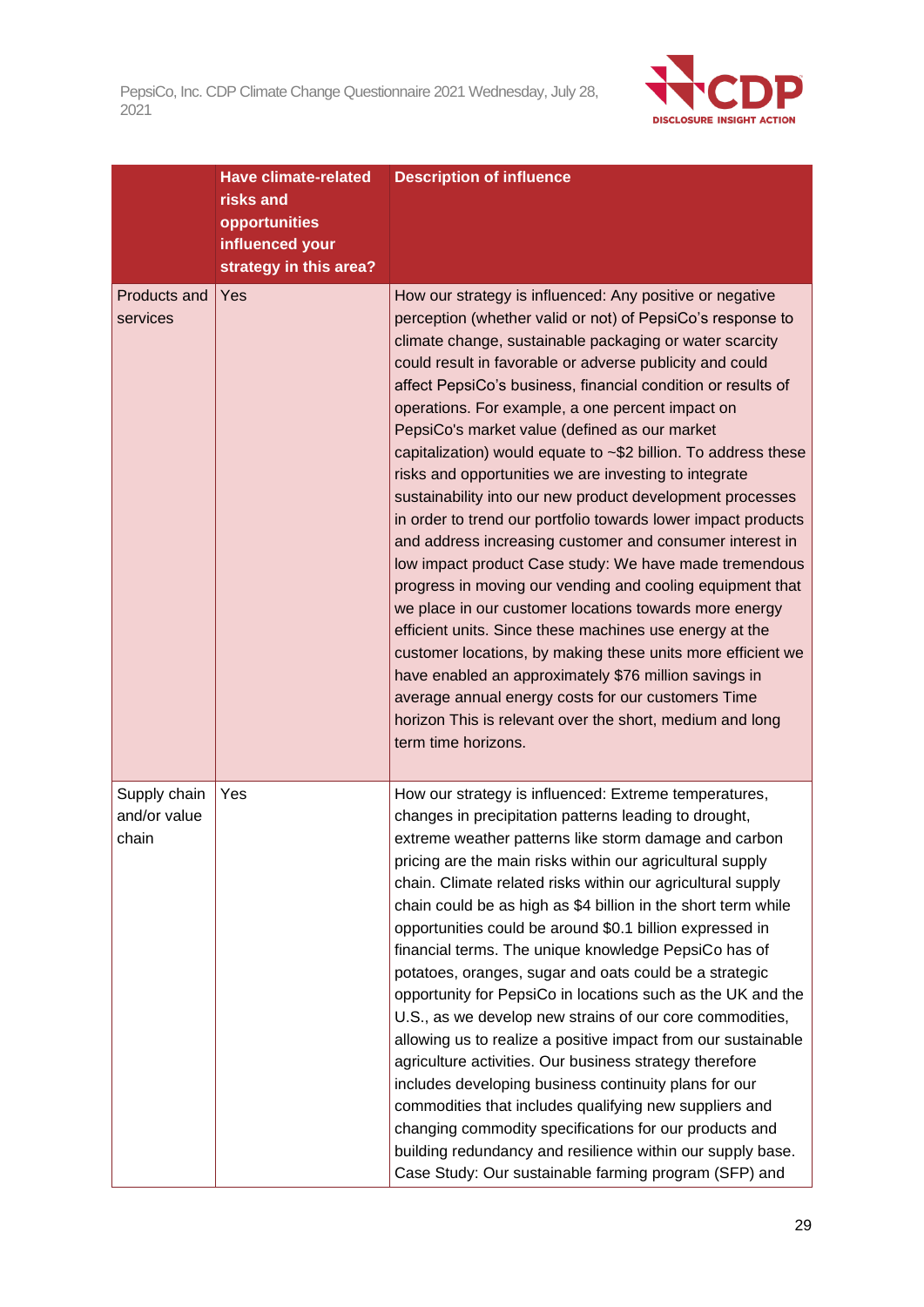| | Have climate-related risks and opportunities influenced your strategy in this area? | Description of influence |
|---|---|---|
| Products and services | Yes | How our strategy is influenced: Any positive or negative perception (whether valid or not) of PepsiCo's response to climate change, sustainable packaging or water scarcity could result in favorable or adverse publicity and could affect PepsiCo's business, financial condition or results of operations. For example, a one percent impact on PepsiCo's market value (defined as our market capitalization) would equate to ~$2 billion. To address these risks and opportunities we are investing to integrate sustainability into our new product development processes in order to trend our portfolio towards lower impact products and address increasing customer and consumer interest in low impact product Case study: We have made tremendous progress in moving our vending and cooling equipment that we place in our customer locations towards more energy efficient units. Since these machines use energy at the customer locations, by making these units more efficient we have enabled an approximately $76 million savings in average annual energy costs for our customers Time horizon This is relevant over the short, medium and long term time horizons. |
| Supply chain and/or value chain | Yes | How our strategy is influenced: Extreme temperatures, changes in precipitation patterns leading to drought, extreme weather patterns like storm damage and carbon pricing are the main risks within our agricultural supply chain. Climate related risks within our agricultural supply chain could be as high as $4 billion in the short term while opportunities could be around $0.1 billion expressed in financial terms. The unique knowledge PepsiCo has of potatoes, oranges, sugar and oats could be a strategic opportunity for PepsiCo in locations such as the UK and the U.S., as we develop new strains of our core commodities, allowing us to realize a positive impact from our sustainable agriculture activities. Our business strategy therefore includes developing business continuity plans for our commodities that includes qualifying new suppliers and changing commodity specifications for our products and building redundancy and resilience within our supply base. Case Study: Our sustainable farming program (SFP) and |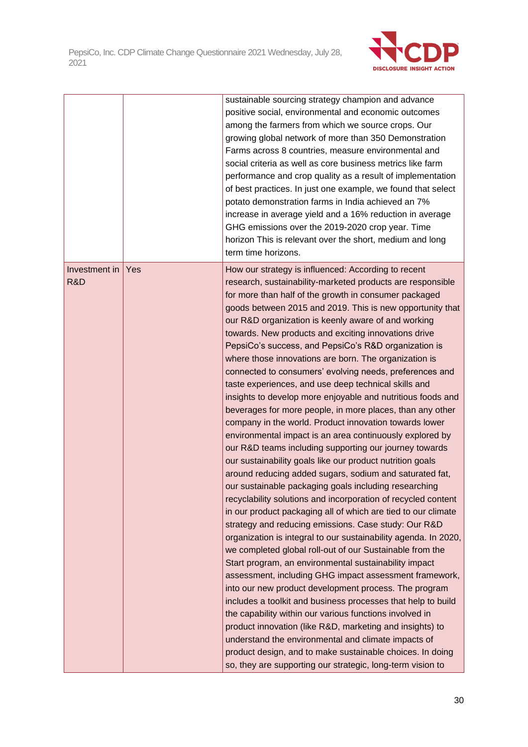| | | |
|---|---|---|
| | | sustainable sourcing strategy champion and advance positive social, environmental and economic outcomes among the farmers from which we source crops. Our growing global network of more than 350 Demonstration Farms across 8 countries, measure environmental and social criteria as well as core business metrics like farm performance and crop quality as a result of implementation of best practices. In just one example, we found that select potato demonstration farms in India achieved an 7% increase in average yield and a 16% reduction in average GHG emissions over the 2019-2020 crop year. Time horizon This is relevant over the short, medium and long term time horizons. |
| Investment in R&D | Yes | How our strategy is influenced: According to recent research, sustainability-marketed products are responsible for more than half of the growth in consumer packaged goods between 2015 and 2019. This is new opportunity that our R&D organization is keenly aware of and working towards. New products and exciting innovations drive PepsiCo's success, and PepsiCo's R&D organization is where those innovations are born. The organization is connected to consumers' evolving needs, preferences and taste experiences, and use deep technical skills and insights to develop more enjoyable and nutritious foods and beverages for more people, in more places, than any other company in the world. Product innovation towards lower environmental impact is an area continuously explored by our R&D teams including supporting our journey towards our sustainability goals like our product nutrition goals around reducing added sugars, sodium and saturated fat, our sustainable packaging goals including researching recyclability solutions and incorporation of recycled content in our product packaging all of which are tied to our climate strategy and reducing emissions. Case study: Our R&D organization is integral to our sustainability agenda. In 2020, we completed global roll-out of our Sustainable from the Start program, an environmental sustainability impact assessment, including GHG impact assessment framework, into our new product development process. The program includes a toolkit and business processes that help to build the capability within our various functions involved in product innovation (like R&D, marketing and insights) to understand the environmental and climate impacts of product design, and to make sustainable choices. In doing so, they are supporting our strategic, long-term vision to |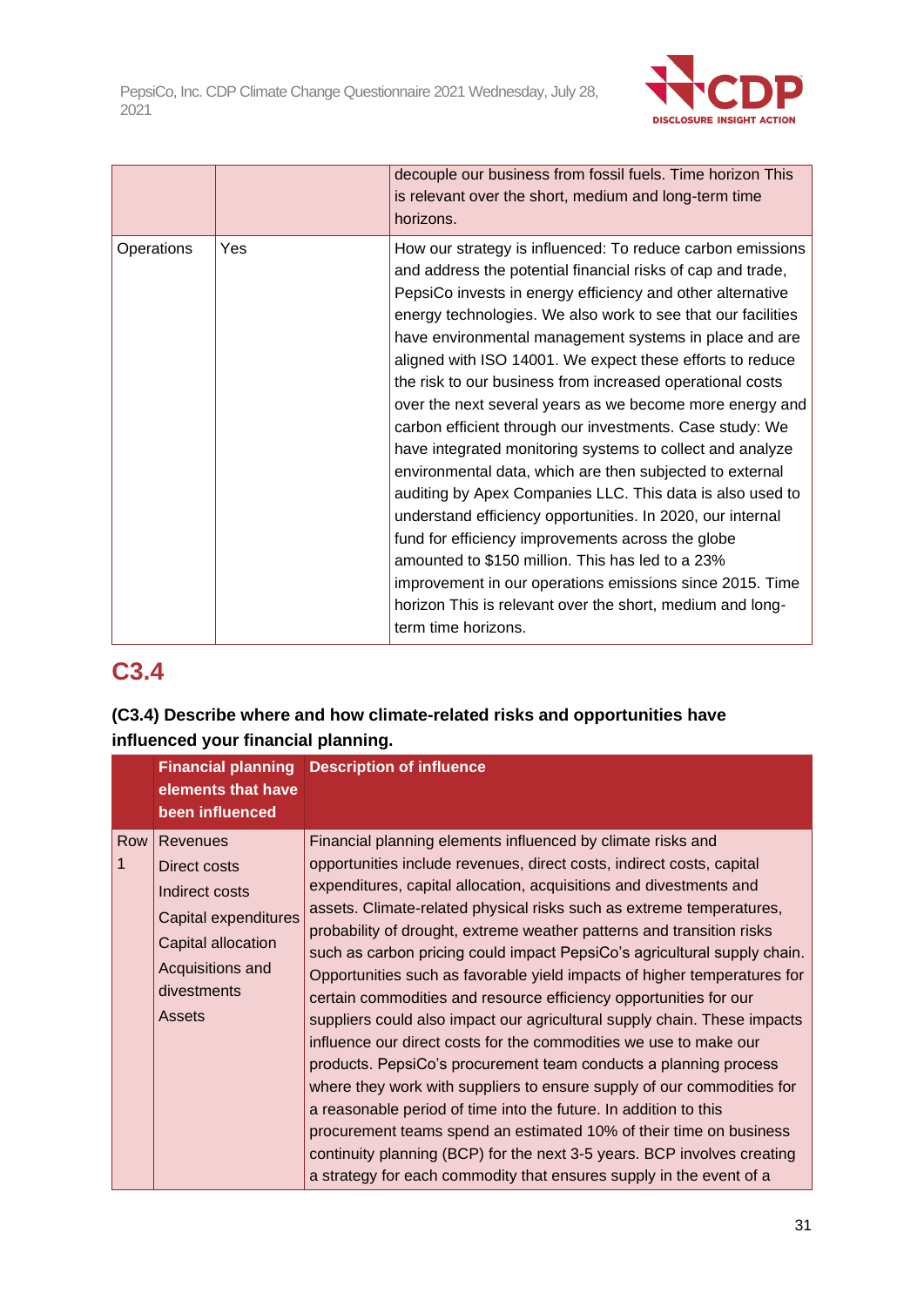|  |  | decouple our business from fossil fuels. Time horizon This is relevant over the short, medium and long-term time horizons. |
|---|---|---|
| Operations | Yes | How our strategy is influenced: To reduce carbon emissions and address the potential financial risks of cap and trade, PepsiCo invests in energy efficiency and other alternative energy technologies. We also work to see that our facilities have environmental management systems in place and are aligned with ISO 14001. We expect these efforts to reduce the risk to our business from increased operational costs over the next several years as we become more energy and carbon efficient through our investments. Case study: We have integrated monitoring systems to collect and analyze environmental data, which are then subjected to external auditing by Apex Companies LLC. This data is also used to understand efficiency opportunities. In 2020, our internal fund for efficiency improvements across the globe amounted to $150 million. This has led to a 23% improvement in our operations emissions since 2015. Time horizon This is relevant over the short, medium and long-term time horizons. |

## C3.4

**(C3.4) Describe where and how climate-related risks and opportunities have influenced your financial planning.**

|  | Financial planning elements that have been influenced | Description of influence |
|---|---|---|
| Row 1 | Revenues<br>Direct costs<br>Indirect costs<br>Capital expenditures<br>Capital allocation<br>Acquisitions and divestments<br>Assets | Financial planning elements influenced by climate risks and opportunities include revenues, direct costs, indirect costs, capital expenditures, capital allocation, acquisitions and divestments and assets. Climate-related physical risks such as extreme temperatures, probability of drought, extreme weather patterns and transition risks such as carbon pricing could impact PepsiCo's agricultural supply chain. Opportunities such as favorable yield impacts of higher temperatures for certain commodities and resource efficiency opportunities for our suppliers could also impact our agricultural supply chain. These impacts influence our direct costs for the commodities we use to make our products. PepsiCo's procurement team conducts a planning process where they work with suppliers to ensure supply of our commodities for a reasonable period of time into the future. In addition to this procurement teams spend an estimated 10% of their time on business continuity planning (BCP) for the next 3-5 years. BCP involves creating a strategy for each commodity that ensures supply in the event of a |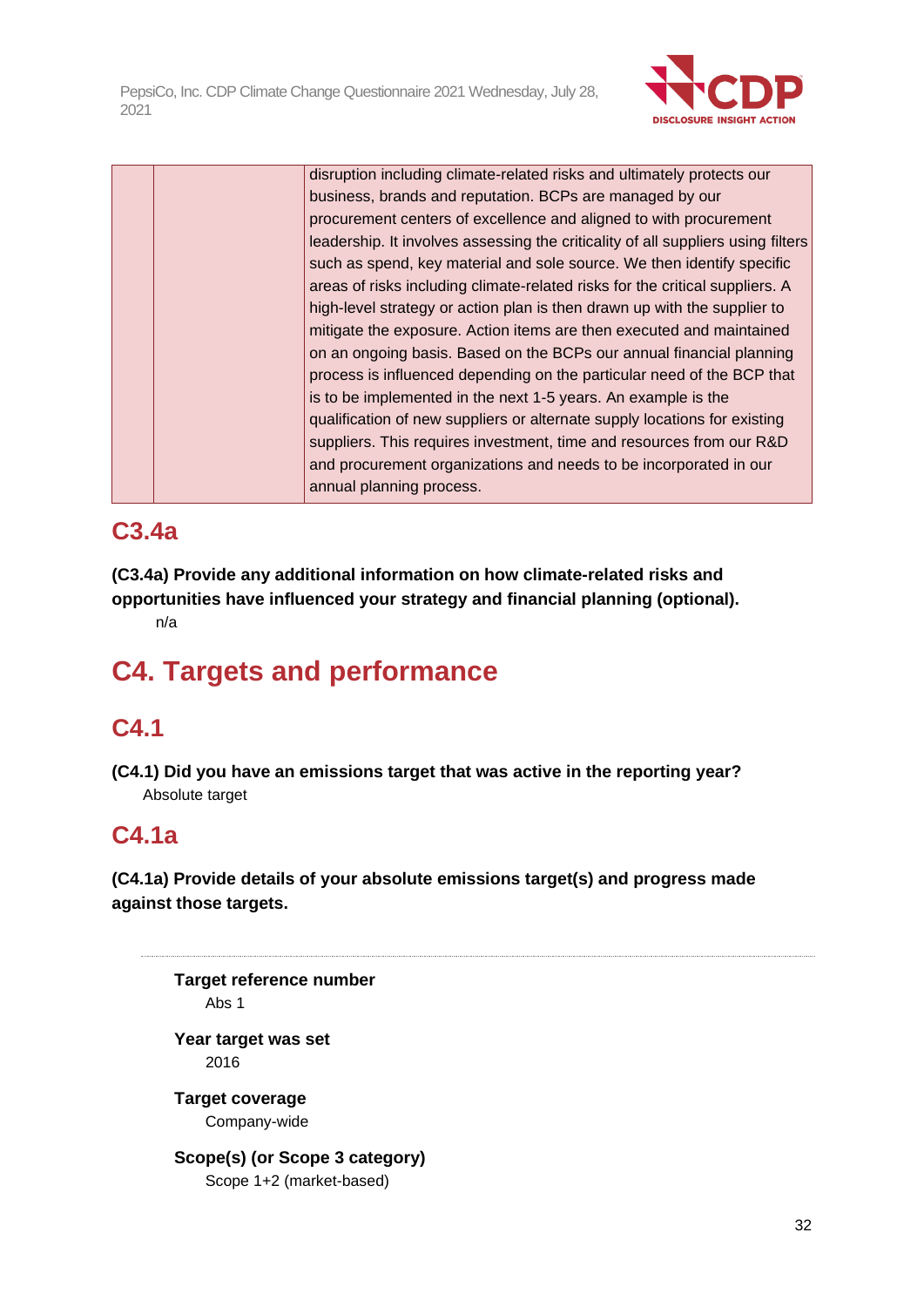| | | disruption including climate-related risks and ultimately protects our business, brands and reputation. BCPs are managed by our procurement centers of excellence and aligned to with procurement leadership. It involves assessing the criticality of all suppliers using filters such as spend, key material and sole source. We then identify specific areas of risks including climate-related risks for the critical suppliers. A high-level strategy or action plan is then drawn up with the supplier to mitigate the exposure. Action items are then executed and maintained on an ongoing basis. Based on the BCPs our annual financial planning process is influenced depending on the particular need of the BCP that is to be implemented in the next 1-5 years. An example is the qualification of new suppliers or alternate supply locations for existing suppliers. This requires investment, time and resources from our R&D and procurement organizations and needs to be incorporated in our annual planning process. |
|---|---|---|

## C3.4a

**(C3.4a) Provide any additional information on how climate-related risks and opportunities have influenced your strategy and financial planning (optional).**

n/a

# C4. Targets and performance

## C4.1

**(C4.1) Did you have an emissions target that was active in the reporting year?**

Absolute target

## C4.1a

**(C4.1a) Provide details of your absolute emissions target(s) and progress made against those targets.**

---

**Target reference number**

Abs 1

**Year target was set**

2016

**Target coverage**

Company-wide

**Scope(s) (or Scope 3 category)**

Scope 1+2 (market-based)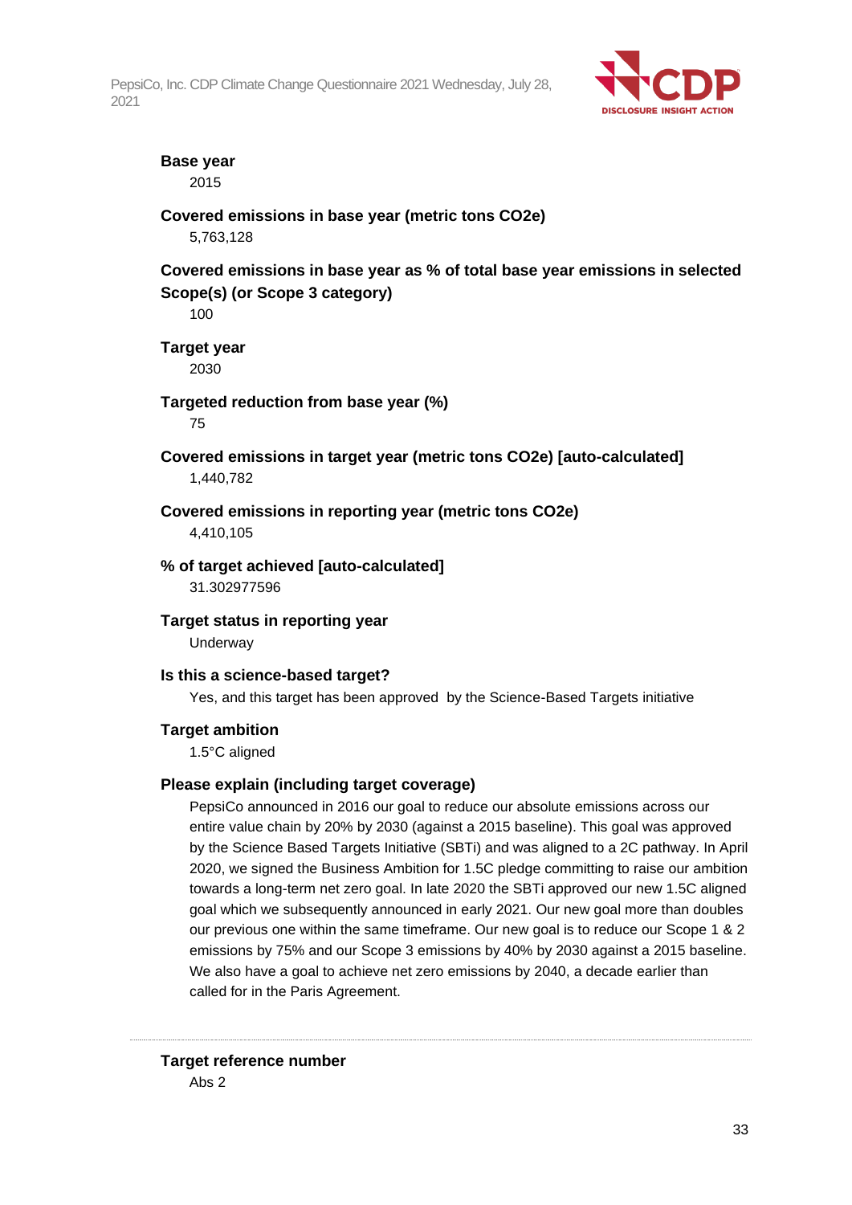**Base year**

2015

**Covered emissions in base year (metric tons CO2e)**

5,763,128

**Covered emissions in base year as % of total base year emissions in selected Scope(s) (or Scope 3 category)**

100

**Target year**

2030

**Targeted reduction from base year (%)**

75

**Covered emissions in target year (metric tons CO2e) [auto-calculated]**

1,440,782

**Covered emissions in reporting year (metric tons CO2e)**

4,410,105

**% of target achieved [auto-calculated]**

31.302977596

**Target status in reporting year**

Underway

**Is this a science-based target?**

Yes, and this target has been approved by the Science-Based Targets initiative

**Target ambition**

1.5°C aligned

**Please explain (including target coverage)**

PepsiCo announced in 2016 our goal to reduce our absolute emissions across our entire value chain by 20% by 2030 (against a 2015 baseline). This goal was approved by the Science Based Targets Initiative (SBTi) and was aligned to a 2C pathway. In April 2020, we signed the Business Ambition for 1.5C pledge committing to raise our ambition towards a long-term net zero goal. In late 2020 the SBTi approved our new 1.5C aligned goal which we subsequently announced in early 2021. Our new goal more than doubles our previous one within the same timeframe. Our new goal is to reduce our Scope 1 & 2 emissions by 75% and our Scope 3 emissions by 40% by 2030 against a 2015 baseline. We also have a goal to achieve net zero emissions by 2040, a decade earlier than called for in the Paris Agreement.

---

**Target reference number**

Abs 2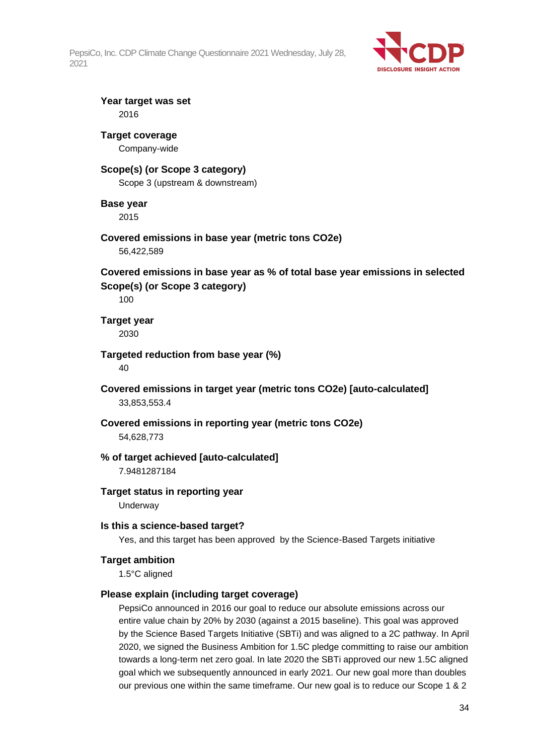**Year target was set**

2016

**Target coverage**

Company-wide

**Scope(s) (or Scope 3 category)**

Scope 3 (upstream & downstream)

**Base year**

2015

**Covered emissions in base year (metric tons CO2e)**

56,422,589

**Covered emissions in base year as % of total base year emissions in selected Scope(s) (or Scope 3 category)**

100

**Target year**

2030

**Targeted reduction from base year (%)**

40

**Covered emissions in target year (metric tons CO2e) [auto-calculated]**

33,853,553.4

**Covered emissions in reporting year (metric tons CO2e)**

54,628,773

**% of target achieved [auto-calculated]**

7.9481287184

**Target status in reporting year**

Underway

**Is this a science-based target?**

Yes, and this target has been approved by the Science-Based Targets initiative

**Target ambition**

1.5°C aligned

**Please explain (including target coverage)**

PepsiCo announced in 2016 our goal to reduce our absolute emissions across our entire value chain by 20% by 2030 (against a 2015 baseline). This goal was approved by the Science Based Targets Initiative (SBTi) and was aligned to a 2C pathway. In April 2020, we signed the Business Ambition for 1.5C pledge committing to raise our ambition towards a long-term net zero goal. In late 2020 the SBTi approved our new 1.5C aligned goal which we subsequently announced in early 2021. Our new goal more than doubles our previous one within the same timeframe. Our new goal is to reduce our Scope 1 & 2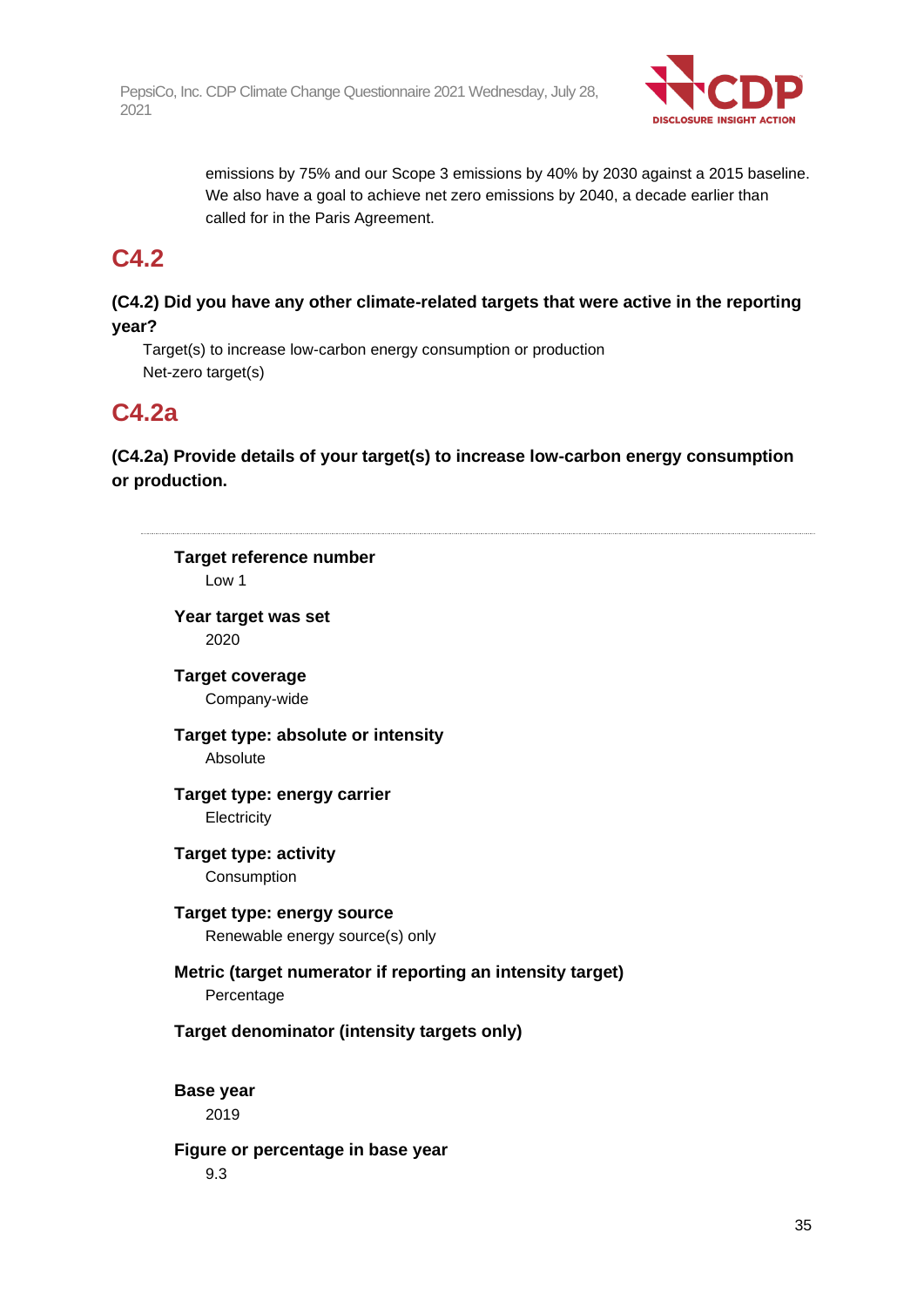emissions by 75% and our Scope 3 emissions by 40% by 2030 against a 2015 baseline. We also have a goal to achieve net zero emissions by 2040, a decade earlier than called for in the Paris Agreement.

## C4.2

**(C4.2) Did you have any other climate-related targets that were active in the reporting year?**

Target(s) to increase low-carbon energy consumption or production
Net-zero target(s)

## C4.2a

**(C4.2a) Provide details of your target(s) to increase low-carbon energy consumption or production.**

---

**Target reference number**
Low 1

**Year target was set**
2020

**Target coverage**
Company-wide

**Target type: absolute or intensity**
Absolute

**Target type: energy carrier**
Electricity

**Target type: activity**
Consumption

**Target type: energy source**
Renewable energy source(s) only

**Metric (target numerator if reporting an intensity target)**
Percentage

**Target denominator (intensity targets only)**

**Base year**
2019

**Figure or percentage in base year**
9.3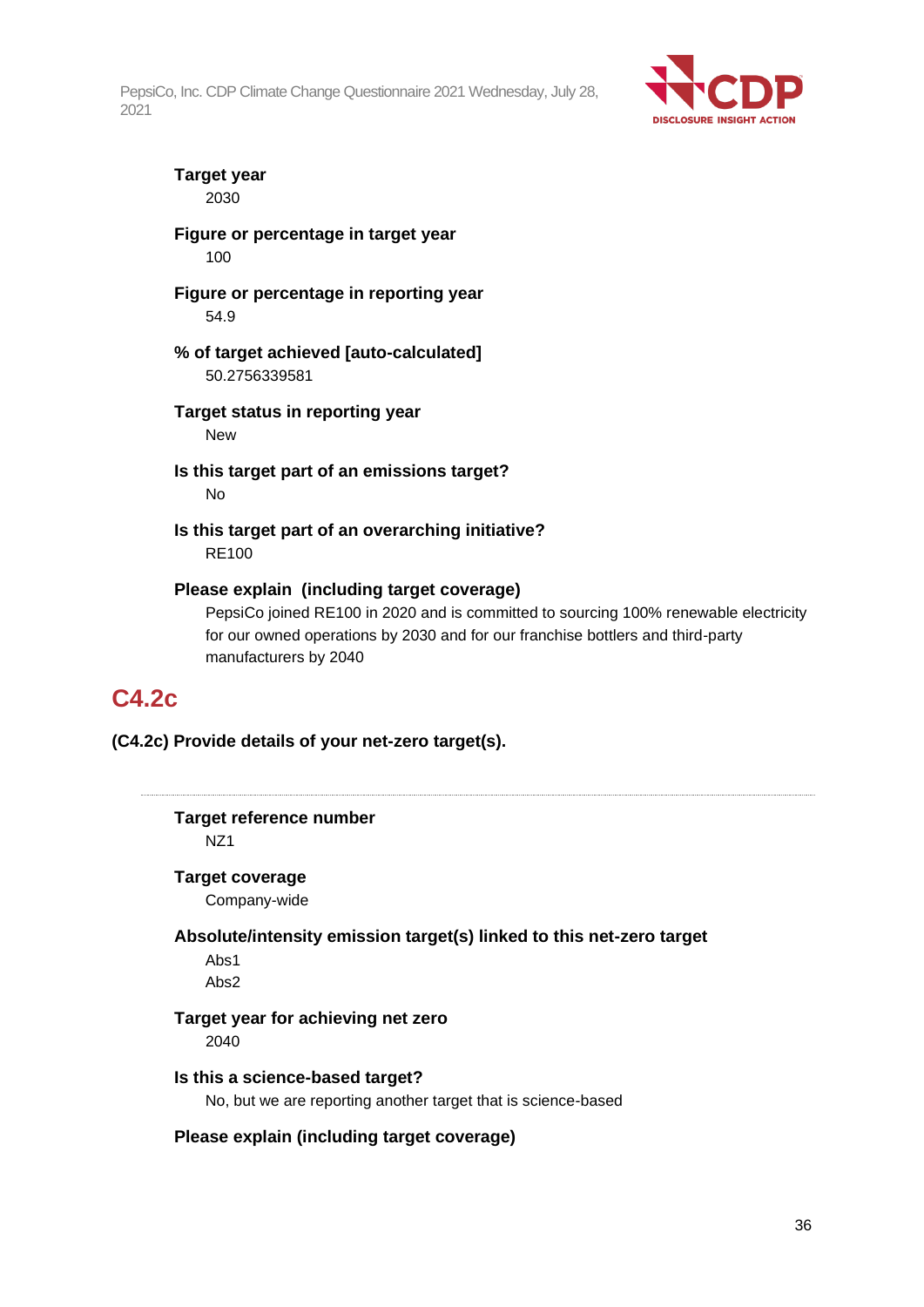**Target year**

2030

**Figure or percentage in target year**

100

**Figure or percentage in reporting year**

54.9

**% of target achieved [auto-calculated]**

50.2756339581

**Target status in reporting year**

New

**Is this target part of an emissions target?**

No

**Is this target part of an overarching initiative?**

RE100

**Please explain (including target coverage)**

PepsiCo joined RE100 in 2020 and is committed to sourcing 100% renewable electricity for our owned operations by 2030 and for our franchise bottlers and third-party manufacturers by 2040

## C4.2c

**(C4.2c) Provide details of your net-zero target(s).**

---

**Target reference number**

NZ1

**Target coverage**

Company-wide

**Absolute/intensity emission target(s) linked to this net-zero target**

Abs1

Abs2

**Target year for achieving net zero**

2040

**Is this a science-based target?**

No, but we are reporting another target that is science-based

**Please explain (including target coverage)**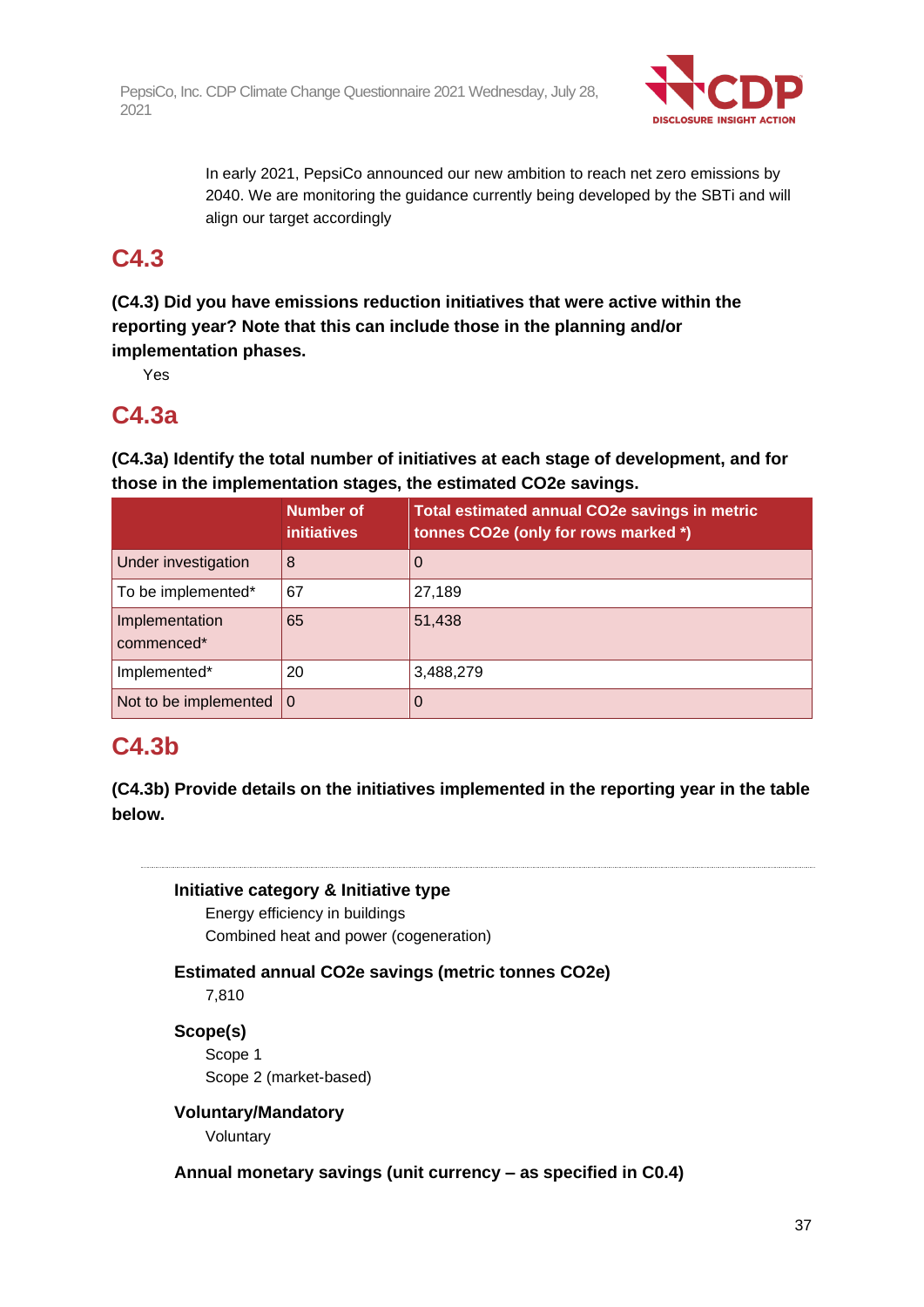In early 2021, PepsiCo announced our new ambition to reach net zero emissions by 2040. We are monitoring the guidance currently being developed by the SBTi and will align our target accordingly

## C4.3

**(C4.3) Did you have emissions reduction initiatives that were active within the reporting year? Note that this can include those in the planning and/or implementation phases.**

Yes

## C4.3a

**(C4.3a) Identify the total number of initiatives at each stage of development, and for those in the implementation stages, the estimated CO2e savings.**

| | Number of initiatives | Total estimated annual CO2e savings in metric tonnes CO2e (only for rows marked *) |
|---|---|---|
| Under investigation | 8 | 0 |
| To be implemented* | 67 | 27,189 |
| Implementation commenced* | 65 | 51,438 |
| Implemented* | 20 | 3,488,279 |
| Not to be implemented | 0 | 0 |

## C4.3b

**(C4.3b) Provide details on the initiatives implemented in the reporting year in the table below.**

---

**Initiative category & Initiative type**

Energy efficiency in buildings

Combined heat and power (cogeneration)

**Estimated annual CO2e savings (metric tonnes CO2e)**

7,810

**Scope(s)**

Scope 1

Scope 2 (market-based)

**Voluntary/Mandatory**

Voluntary

**Annual monetary savings (unit currency – as specified in C0.4)**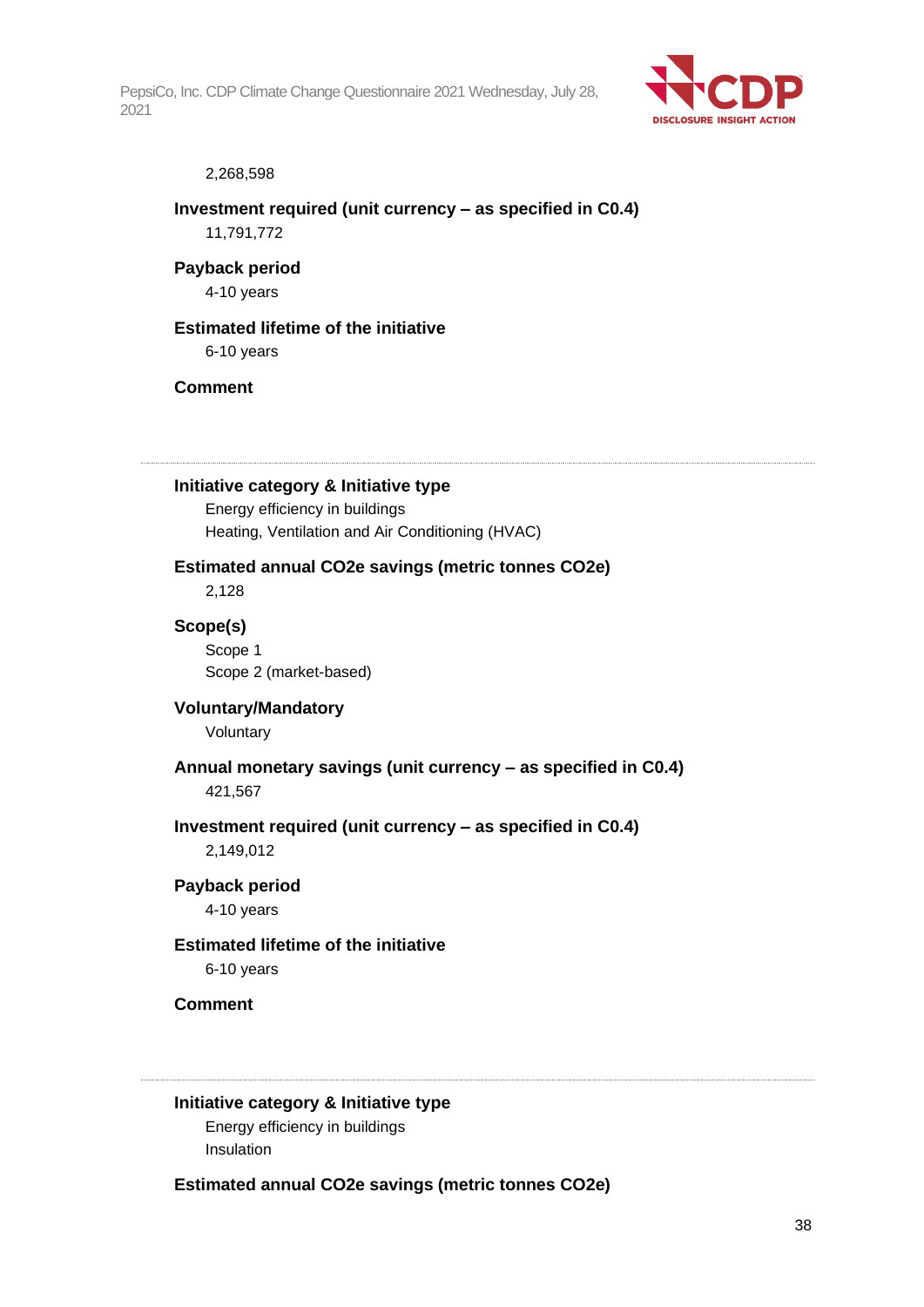2,268,598

**Investment required (unit currency – as specified in C0.4)**

11,791,772

**Payback period**

4-10 years

**Estimated lifetime of the initiative**

6-10 years

**Comment**

---

**Initiative category & Initiative type**

Energy efficiency in buildings

Heating, Ventilation and Air Conditioning (HVAC)

**Estimated annual CO2e savings (metric tonnes CO2e)**

2,128

**Scope(s)**

Scope 1

Scope 2 (market-based)

**Voluntary/Mandatory**

Voluntary

**Annual monetary savings (unit currency – as specified in C0.4)**

421,567

**Investment required (unit currency – as specified in C0.4)**

2,149,012

**Payback period**

4-10 years

**Estimated lifetime of the initiative**

6-10 years

**Comment**

---

**Initiative category & Initiative type**

Energy efficiency in buildings

Insulation

**Estimated annual CO2e savings (metric tonnes CO2e)**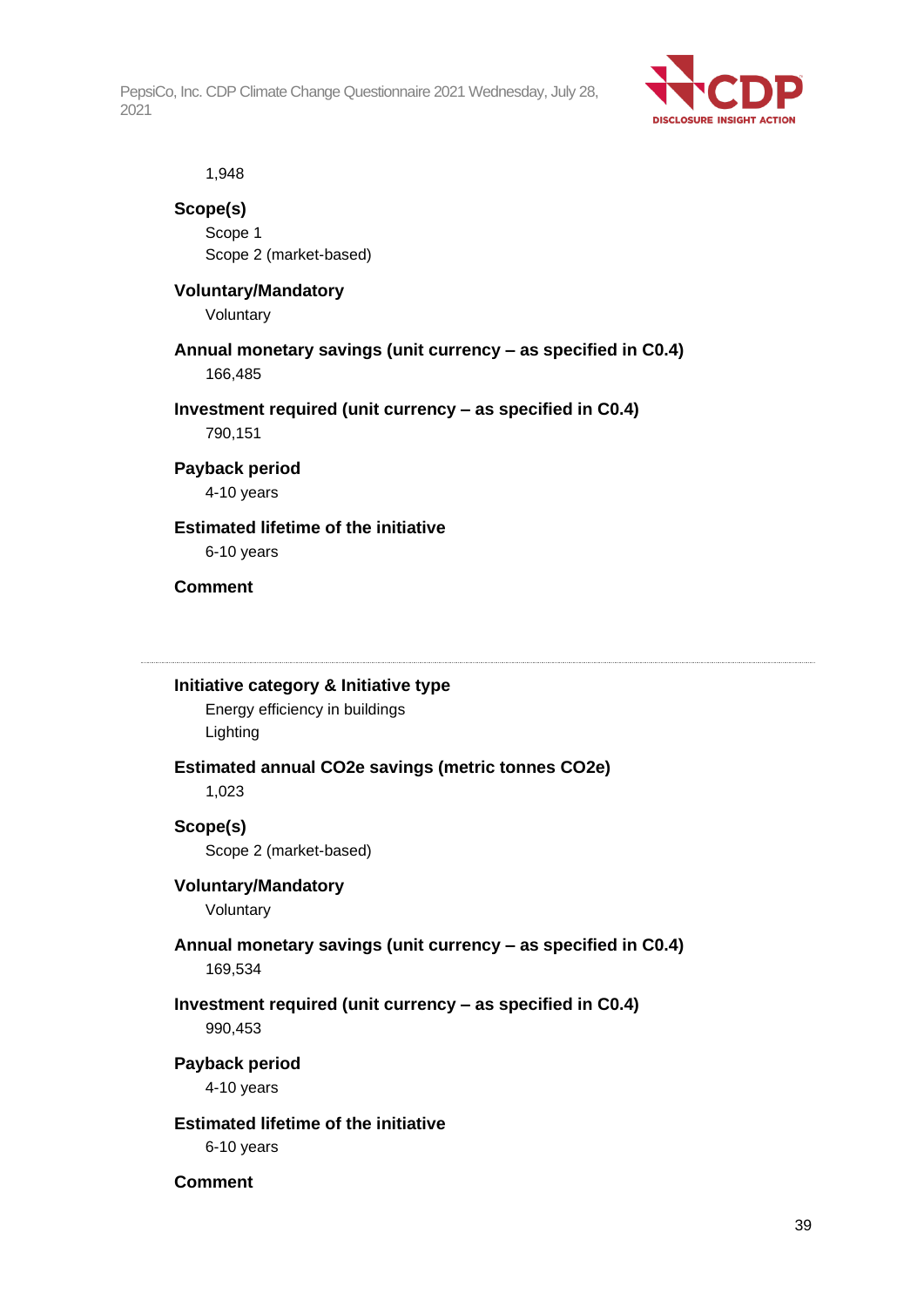1,948

**Scope(s)**

Scope 1

Scope 2 (market-based)

**Voluntary/Mandatory**

Voluntary

**Annual monetary savings (unit currency – as specified in C0.4)**

166,485

**Investment required (unit currency – as specified in C0.4)**

790,151

**Payback period**

4-10 years

**Estimated lifetime of the initiative**

6-10 years

**Comment**

---

**Initiative category & Initiative type**

Energy efficiency in buildings

Lighting

**Estimated annual CO2e savings (metric tonnes CO2e)**

1,023

**Scope(s)**

Scope 2 (market-based)

**Voluntary/Mandatory**

Voluntary

**Annual monetary savings (unit currency – as specified in C0.4)**

169,534

**Investment required (unit currency – as specified in C0.4)**

990,453

**Payback period**

4-10 years

**Estimated lifetime of the initiative**

6-10 years

**Comment**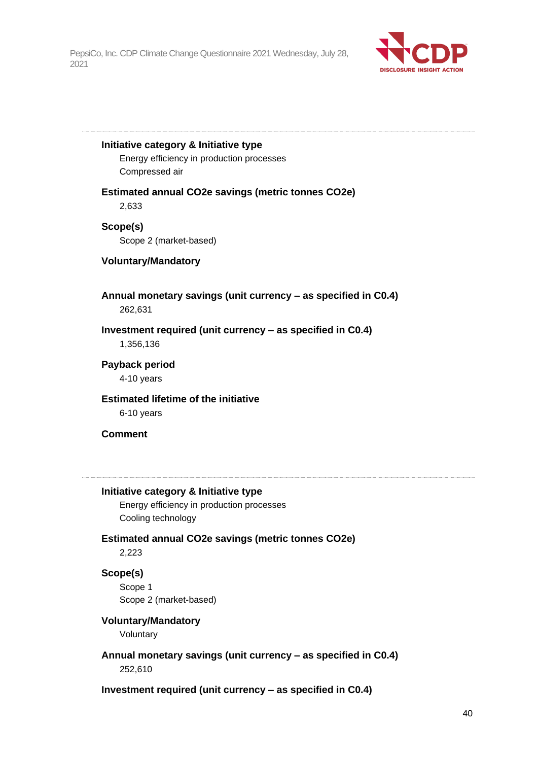---

**Initiative category & Initiative type**

Energy efficiency in production processes
Compressed air

**Estimated annual CO2e savings (metric tonnes CO2e)**

2,633

**Scope(s)**

Scope 2 (market-based)

**Voluntary/Mandatory**

**Annual monetary savings (unit currency – as specified in C0.4)**

262,631

**Investment required (unit currency – as specified in C0.4)**

1,356,136

**Payback period**

4-10 years

**Estimated lifetime of the initiative**

6-10 years

**Comment**

---

**Initiative category & Initiative type**

Energy efficiency in production processes
Cooling technology

**Estimated annual CO2e savings (metric tonnes CO2e)**

2,223

**Scope(s)**

Scope 1
Scope 2 (market-based)

**Voluntary/Mandatory**

Voluntary

**Annual monetary savings (unit currency – as specified in C0.4)**

252,610

**Investment required (unit currency – as specified in C0.4)**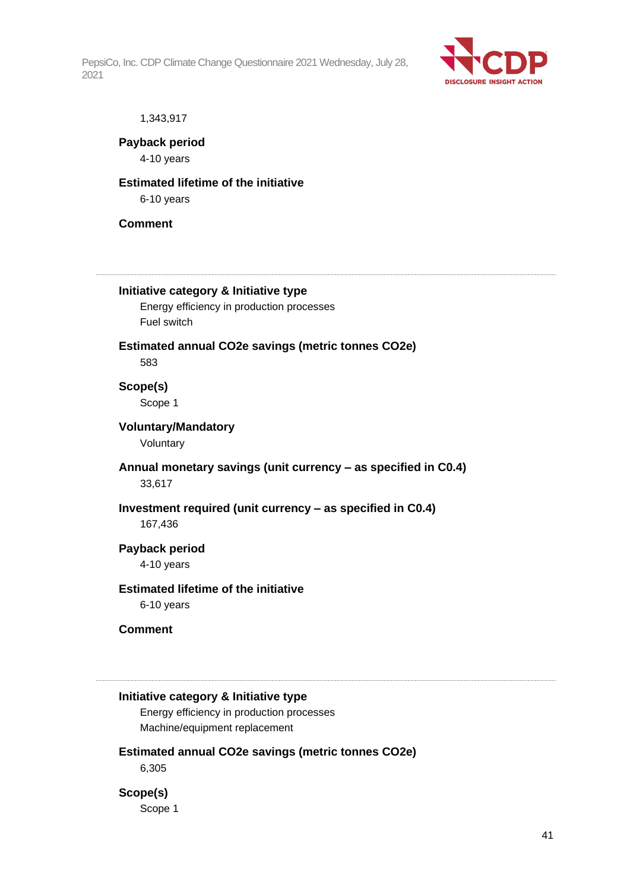1,343,917

**Payback period**

4-10 years

**Estimated lifetime of the initiative**

6-10 years

**Comment**

---

**Initiative category & Initiative type**

Energy efficiency in production processes

Fuel switch

**Estimated annual CO2e savings (metric tonnes CO2e)**

583

**Scope(s)**

Scope 1

**Voluntary/Mandatory**

Voluntary

**Annual monetary savings (unit currency – as specified in C0.4)**

33,617

**Investment required (unit currency – as specified in C0.4)**

167,436

**Payback period**

4-10 years

**Estimated lifetime of the initiative**

6-10 years

**Comment**

---

**Initiative category & Initiative type**

Energy efficiency in production processes

Machine/equipment replacement

**Estimated annual CO2e savings (metric tonnes CO2e)**

6,305

**Scope(s)**

Scope 1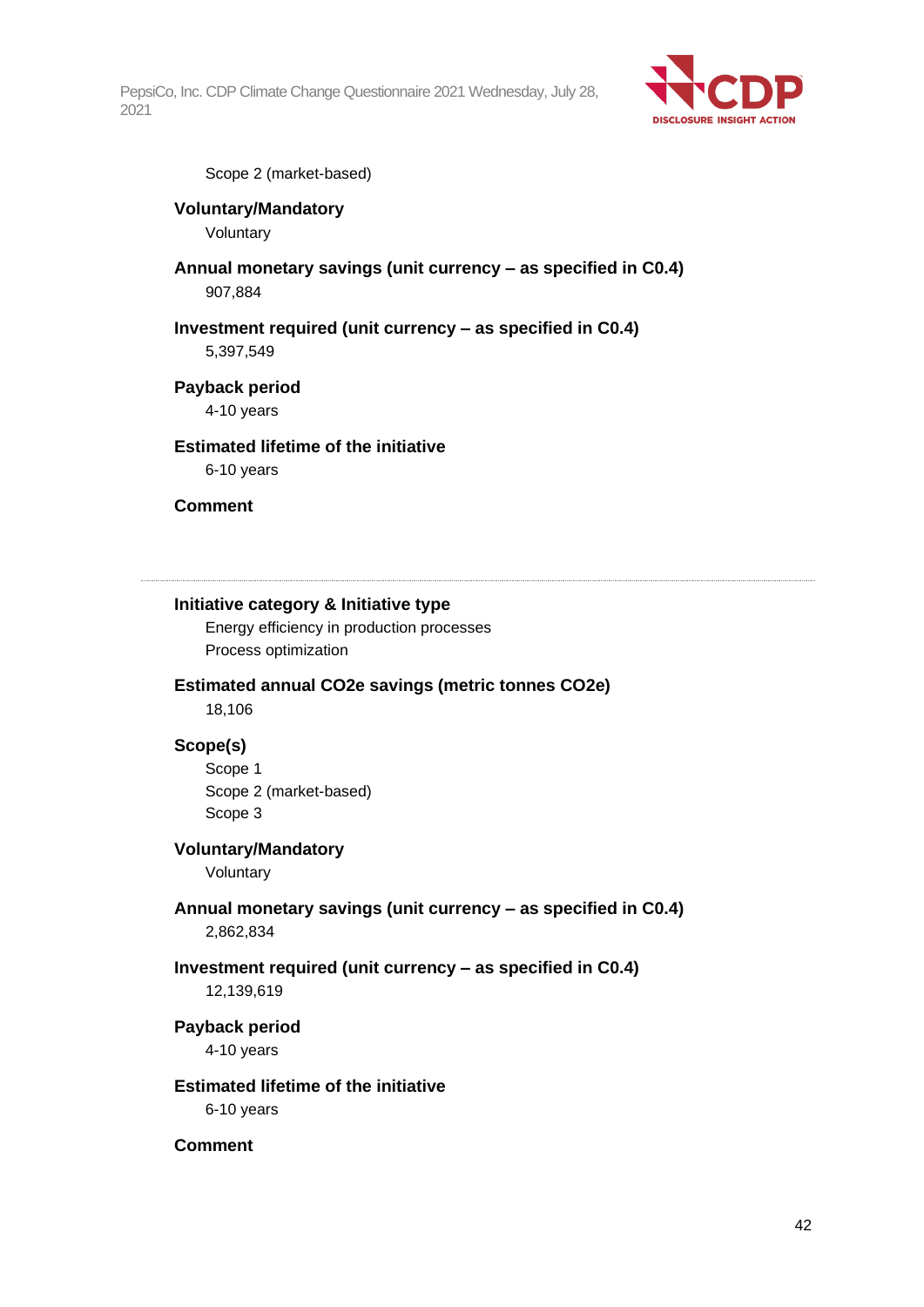Scope 2 (market-based)

**Voluntary/Mandatory**

Voluntary

**Annual monetary savings (unit currency – as specified in C0.4)**

907,884

**Investment required (unit currency – as specified in C0.4)**

5,397,549

**Payback period**

4-10 years

**Estimated lifetime of the initiative**

6-10 years

**Comment**

---

**Initiative category & Initiative type**

Energy efficiency in production processes

Process optimization

**Estimated annual CO2e savings (metric tonnes CO2e)**

18,106

**Scope(s)**

Scope 1

Scope 2 (market-based)

Scope 3

**Voluntary/Mandatory**

Voluntary

**Annual monetary savings (unit currency – as specified in C0.4)**

2,862,834

**Investment required (unit currency – as specified in C0.4)**

12,139,619

**Payback period**

4-10 years

**Estimated lifetime of the initiative**

6-10 years

**Comment**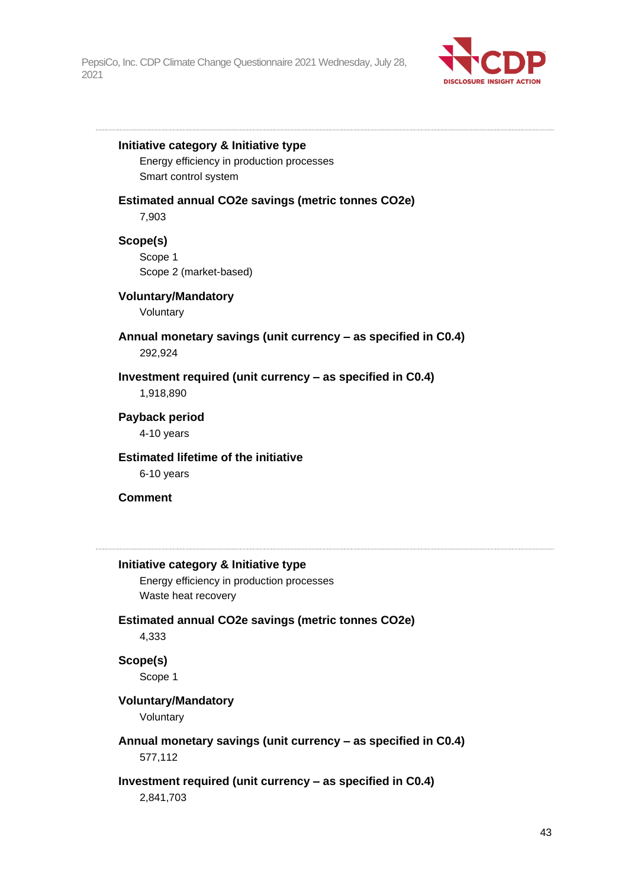---

**Initiative category & Initiative type**

Energy efficiency in production processes
Smart control system

**Estimated annual CO2e savings (metric tonnes CO2e)**

7,903

**Scope(s)**

Scope 1
Scope 2 (market-based)

**Voluntary/Mandatory**

Voluntary

**Annual monetary savings (unit currency – as specified in C0.4)**

292,924

**Investment required (unit currency – as specified in C0.4)**

1,918,890

**Payback period**

4-10 years

**Estimated lifetime of the initiative**

6-10 years

**Comment**

---

**Initiative category & Initiative type**

Energy efficiency in production processes
Waste heat recovery

**Estimated annual CO2e savings (metric tonnes CO2e)**

4,333

**Scope(s)**

Scope 1

**Voluntary/Mandatory**

Voluntary

**Annual monetary savings (unit currency – as specified in C0.4)**

577,112

**Investment required (unit currency – as specified in C0.4)**

2,841,703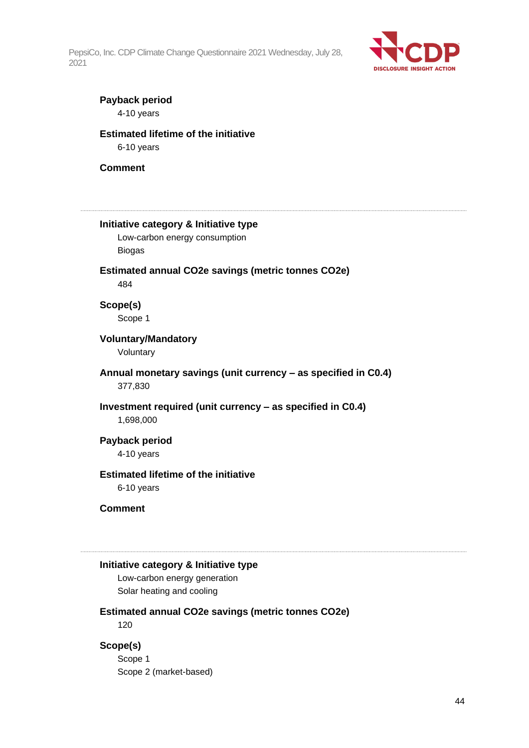**Payback period**

4-10 years

**Estimated lifetime of the initiative**

6-10 years

**Comment**

---

**Initiative category & Initiative type**

Low-carbon energy consumption

Biogas

**Estimated annual CO2e savings (metric tonnes CO2e)**

484

**Scope(s)**

Scope 1

**Voluntary/Mandatory**

Voluntary

**Annual monetary savings (unit currency – as specified in C0.4)**

377,830

**Investment required (unit currency – as specified in C0.4)**

1,698,000

**Payback period**

4-10 years

**Estimated lifetime of the initiative**

6-10 years

**Comment**

---

**Initiative category & Initiative type**

Low-carbon energy generation

Solar heating and cooling

**Estimated annual CO2e savings (metric tonnes CO2e)**

120

**Scope(s)**

Scope 1

Scope 2 (market-based)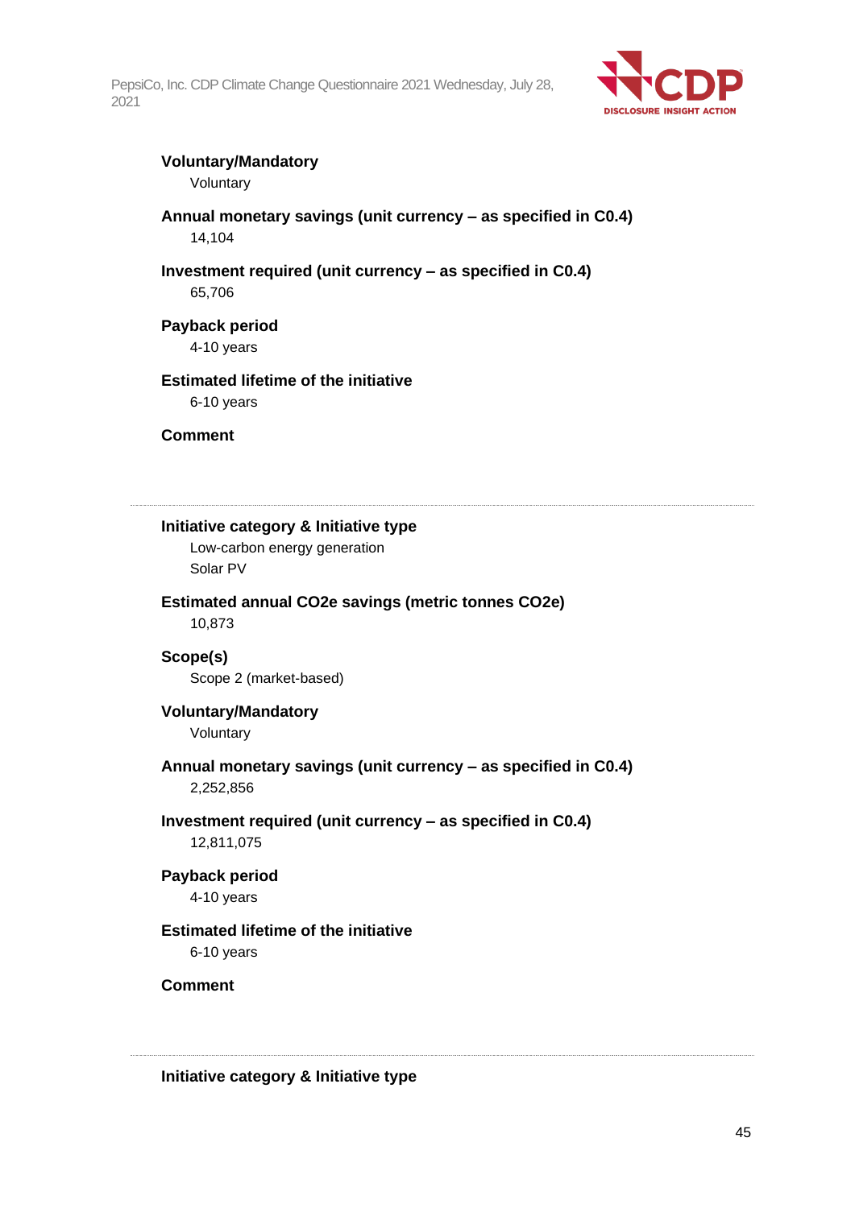**Voluntary/Mandatory**

Voluntary

**Annual monetary savings (unit currency – as specified in C0.4)**

14,104

**Investment required (unit currency – as specified in C0.4)**

65,706

**Payback period**

4-10 years

**Estimated lifetime of the initiative**

6-10 years

**Comment**

---

**Initiative category & Initiative type**

Low-carbon energy generation

Solar PV

**Estimated annual CO2e savings (metric tonnes CO2e)**

10,873

**Scope(s)**

Scope 2 (market-based)

**Voluntary/Mandatory**

Voluntary

**Annual monetary savings (unit currency – as specified in C0.4)**

2,252,856

**Investment required (unit currency – as specified in C0.4)**

12,811,075

**Payback period**

4-10 years

**Estimated lifetime of the initiative**

6-10 years

**Comment**

---

**Initiative category & Initiative type**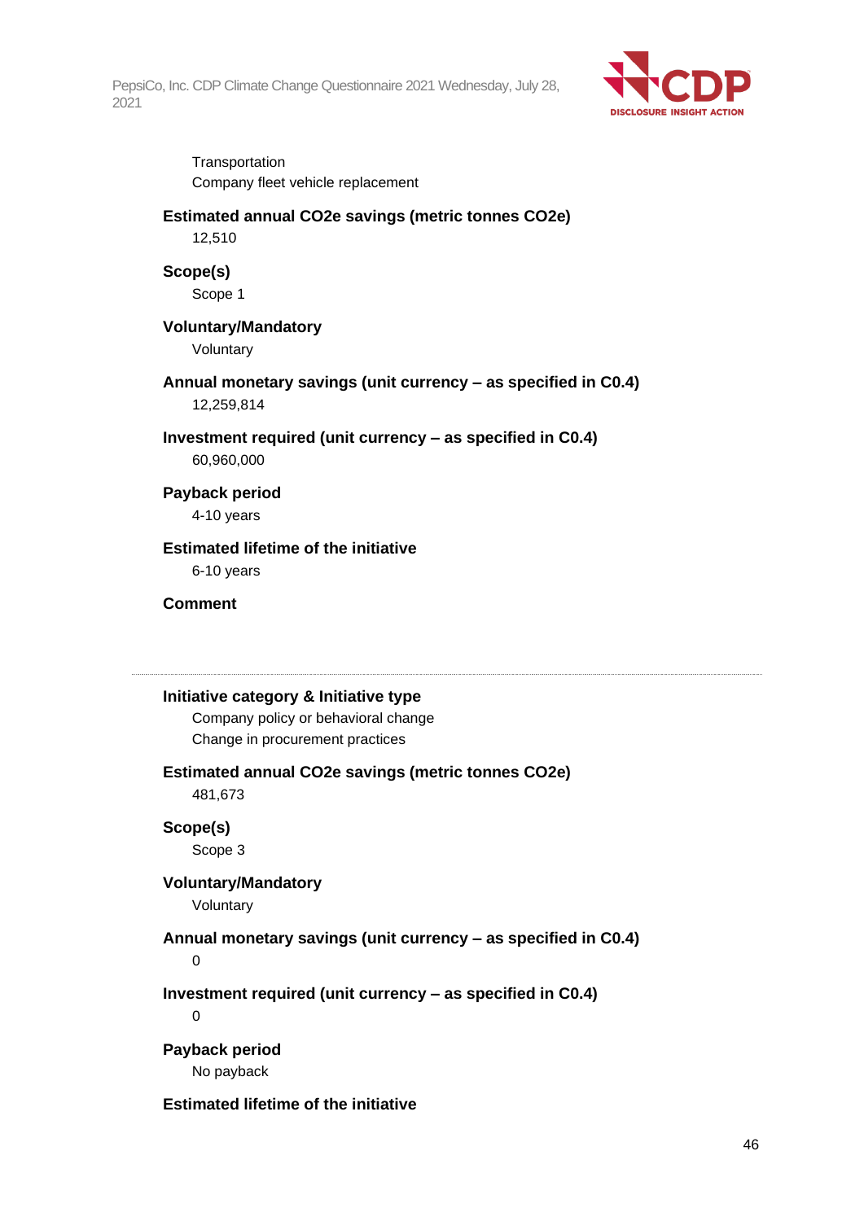Transportation
Company fleet vehicle replacement

**Estimated annual CO2e savings (metric tonnes CO2e)**
12,510

**Scope(s)**
Scope 1

**Voluntary/Mandatory**
Voluntary

**Annual monetary savings (unit currency – as specified in C0.4)**
12,259,814

**Investment required (unit currency – as specified in C0.4)**
60,960,000

**Payback period**
4-10 years

**Estimated lifetime of the initiative**
6-10 years

**Comment**

---

**Initiative category & Initiative type**
Company policy or behavioral change
Change in procurement practices

**Estimated annual CO2e savings (metric tonnes CO2e)**
481,673

**Scope(s)**
Scope 3

**Voluntary/Mandatory**
Voluntary

**Annual monetary savings (unit currency – as specified in C0.4)**
0

**Investment required (unit currency – as specified in C0.4)**
0

**Payback period**
No payback

**Estimated lifetime of the initiative**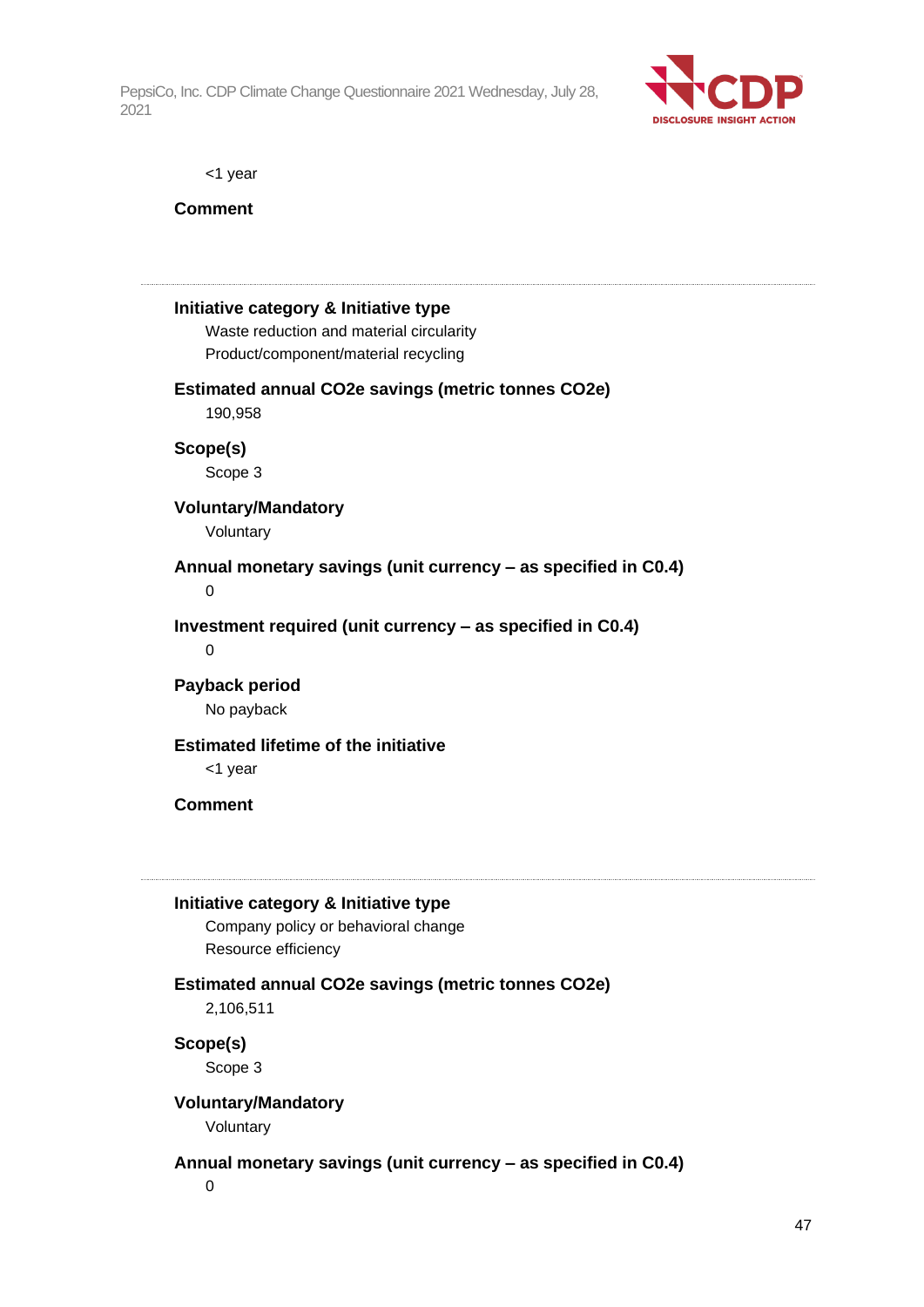<1 year

**Comment**

---

**Initiative category & Initiative type**

Waste reduction and material circularity

Product/component/material recycling

**Estimated annual CO2e savings (metric tonnes CO2e)**

190,958

**Scope(s)**

Scope 3

**Voluntary/Mandatory**

Voluntary

**Annual monetary savings (unit currency – as specified in C0.4)**

0

**Investment required (unit currency – as specified in C0.4)**

0

**Payback period**

No payback

**Estimated lifetime of the initiative**

<1 year

**Comment**

---

**Initiative category & Initiative type**

Company policy or behavioral change

Resource efficiency

**Estimated annual CO2e savings (metric tonnes CO2e)**

2,106,511

**Scope(s)**

Scope 3

**Voluntary/Mandatory**

Voluntary

**Annual monetary savings (unit currency – as specified in C0.4)**

0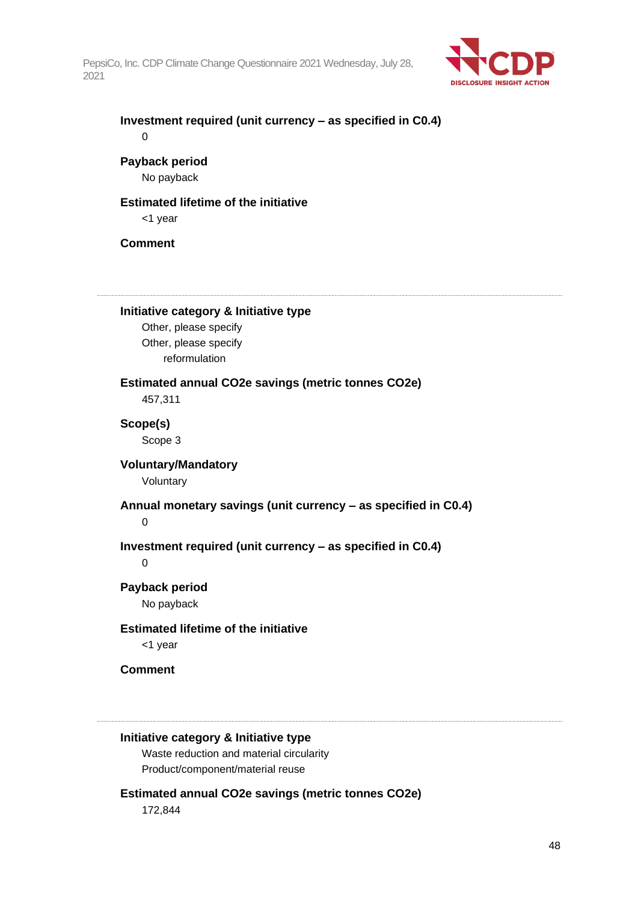**Investment required (unit currency – as specified in C0.4)**

0

**Payback period**

No payback

**Estimated lifetime of the initiative**

<1 year

**Comment**

---

**Initiative category & Initiative type**

Other, please specify

Other, please specify

reformulation

**Estimated annual CO2e savings (metric tonnes CO2e)**

457,311

**Scope(s)**

Scope 3

**Voluntary/Mandatory**

Voluntary

**Annual monetary savings (unit currency – as specified in C0.4)**

0

**Investment required (unit currency – as specified in C0.4)**

0

**Payback period**

No payback

**Estimated lifetime of the initiative**

<1 year

**Comment**

---

**Initiative category & Initiative type**

Waste reduction and material circularity

Product/component/material reuse

**Estimated annual CO2e savings (metric tonnes CO2e)**

172,844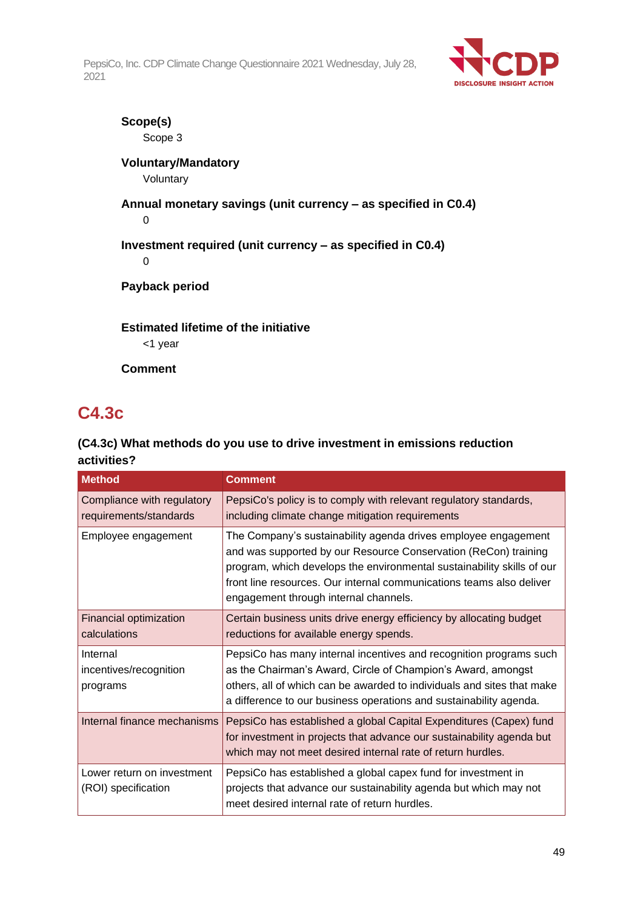**Scope(s)**
Scope 3

**Voluntary/Mandatory**
Voluntary

**Annual monetary savings (unit currency – as specified in C0.4)**
0

**Investment required (unit currency – as specified in C0.4)**
0

**Payback period**

**Estimated lifetime of the initiative**
<1 year

**Comment**

## C4.3c

**(C4.3c) What methods do you use to drive investment in emissions reduction activities?**

| Method | Comment |
| --- | --- |
| Compliance with regulatory requirements/standards | PepsiCo's policy is to comply with relevant regulatory standards, including climate change mitigation requirements |
| Employee engagement | The Company's sustainability agenda drives employee engagement and was supported by our Resource Conservation (ReCon) training program, which develops the environmental sustainability skills of our front line resources. Our internal communications teams also deliver engagement through internal channels. |
| Financial optimization calculations | Certain business units drive energy efficiency by allocating budget reductions for available energy spends. |
| Internal incentives/recognition programs | PepsiCo has many internal incentives and recognition programs such as the Chairman's Award, Circle of Champion's Award, amongst others, all of which can be awarded to individuals and sites that make a difference to our business operations and sustainability agenda. |
| Internal finance mechanisms | PepsiCo has established a global Capital Expenditures (Capex) fund for investment in projects that advance our sustainability agenda but which may not meet desired internal rate of return hurdles. |
| Lower return on investment (ROI) specification | PepsiCo has established a global capex fund for investment in projects that advance our sustainability agenda but which may not meet desired internal rate of return hurdles. |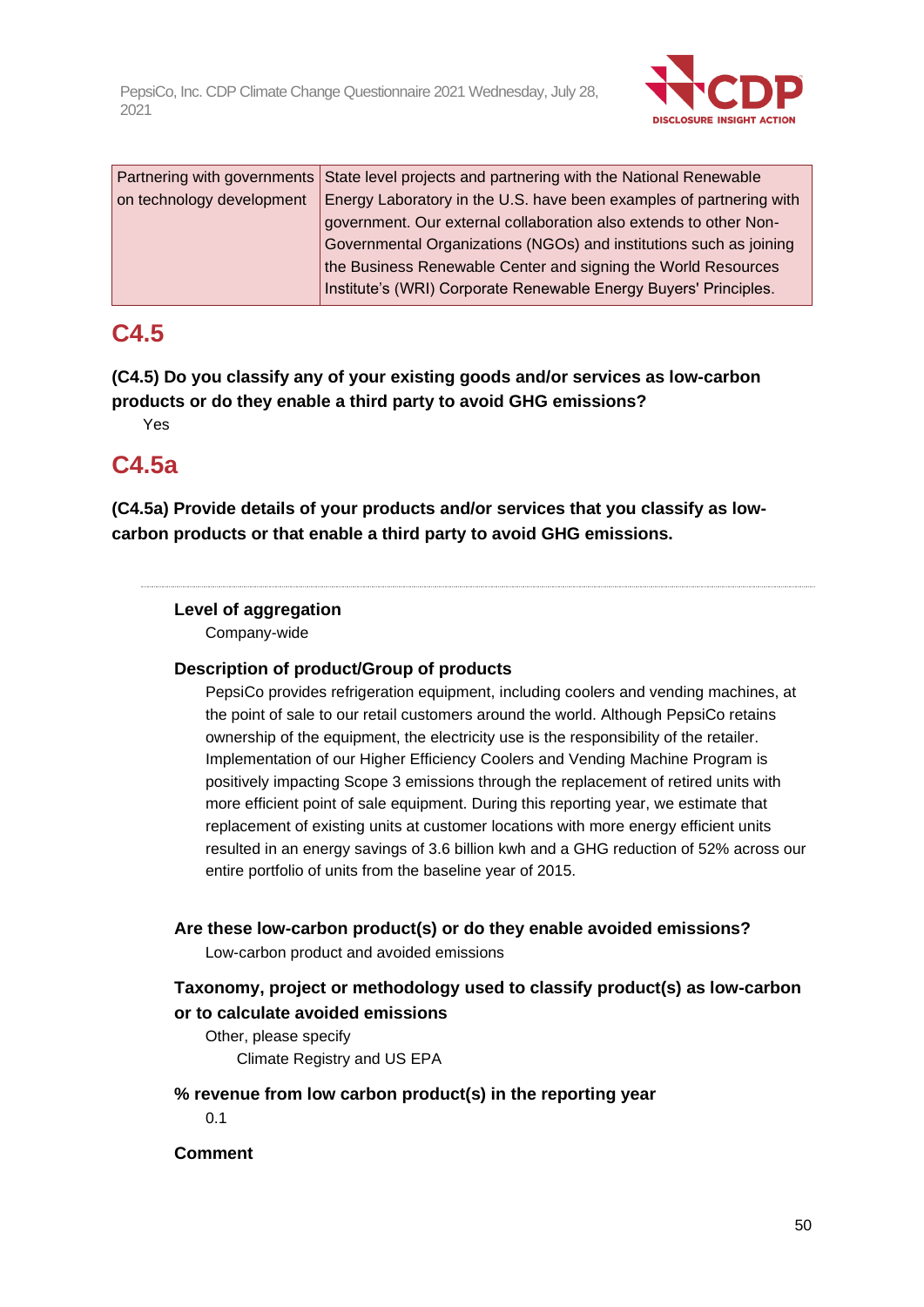| Partnering with governments on technology development | State level projects and partnering with the National Renewable Energy Laboratory in the U.S. have been examples of partnering with government. Our external collaboration also extends to other Non-Governmental Organizations (NGOs) and institutions such as joining the Business Renewable Center and signing the World Resources Institute's (WRI) Corporate Renewable Energy Buyers' Principles. |
|---|---|

## C4.5

**(C4.5) Do you classify any of your existing goods and/or services as low-carbon products or do they enable a third party to avoid GHG emissions?**

Yes

## C4.5a

**(C4.5a) Provide details of your products and/or services that you classify as low-carbon products or that enable a third party to avoid GHG emissions.**

---

**Level of aggregation**

Company-wide

**Description of product/Group of products**

PepsiCo provides refrigeration equipment, including coolers and vending machines, at the point of sale to our retail customers around the world. Although PepsiCo retains ownership of the equipment, the electricity use is the responsibility of the retailer. Implementation of our Higher Efficiency Coolers and Vending Machine Program is positively impacting Scope 3 emissions through the replacement of retired units with more efficient point of sale equipment. During this reporting year, we estimate that replacement of existing units at customer locations with more energy efficient units resulted in an energy savings of 3.6 billion kwh and a GHG reduction of 52% across our entire portfolio of units from the baseline year of 2015.

**Are these low-carbon product(s) or do they enable avoided emissions?**

Low-carbon product and avoided emissions

**Taxonomy, project or methodology used to classify product(s) as low-carbon or to calculate avoided emissions**

Other, please specify

Climate Registry and US EPA

**% revenue from low carbon product(s) in the reporting year**

0.1

**Comment**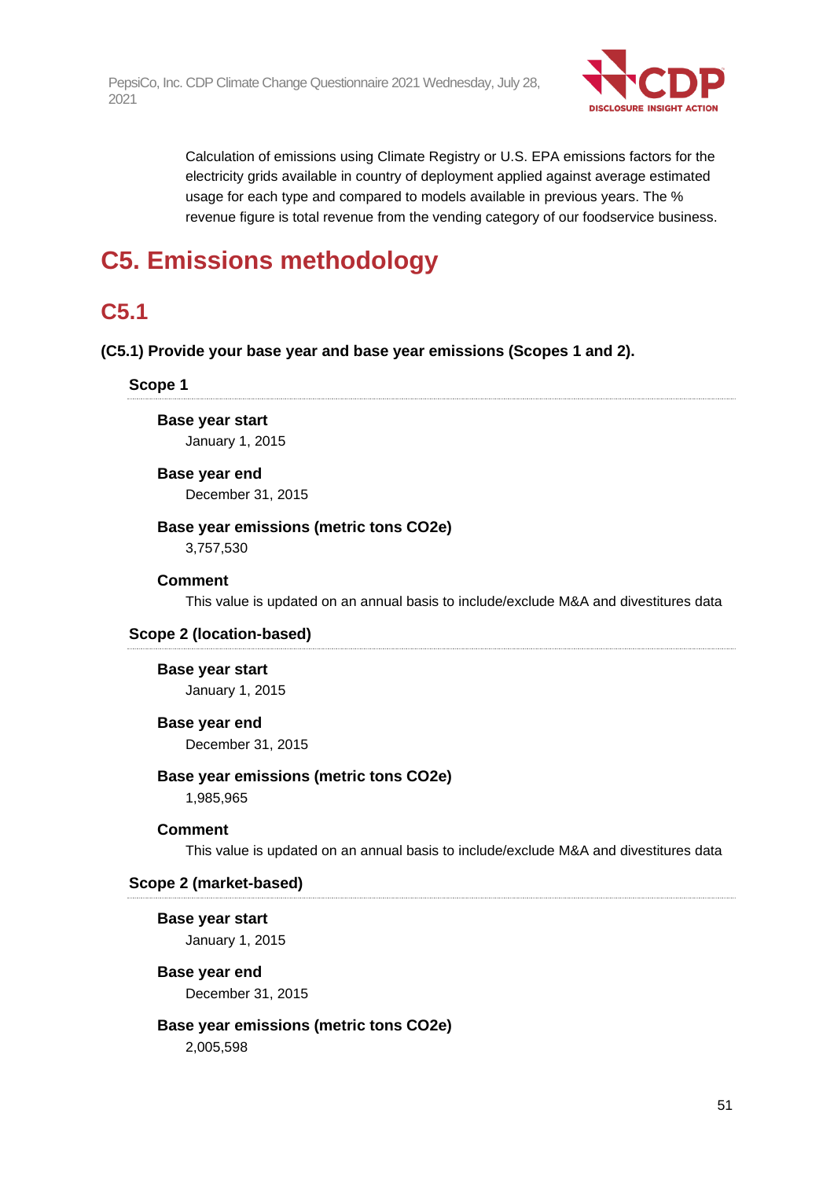Calculation of emissions using Climate Registry or U.S. EPA emissions factors for the electricity grids available in country of deployment applied against average estimated usage for each type and compared to models available in previous years. The % revenue figure is total revenue from the vending category of our foodservice business.

# C5. Emissions methodology

## C5.1

**(C5.1) Provide your base year and base year emissions (Scopes 1 and 2).**

### Scope 1

**Base year start**

January 1, 2015

**Base year end**

December 31, 2015

**Base year emissions (metric tons CO2e)**

3,757,530

**Comment**

This value is updated on an annual basis to include/exclude M&A and divestitures data

### Scope 2 (location-based)

**Base year start**

January 1, 2015

**Base year end**

December 31, 2015

**Base year emissions (metric tons CO2e)**

1,985,965

**Comment**

This value is updated on an annual basis to include/exclude M&A and divestitures data

### Scope 2 (market-based)

**Base year start**

January 1, 2015

**Base year end**

December 31, 2015

**Base year emissions (metric tons CO2e)**

2,005,598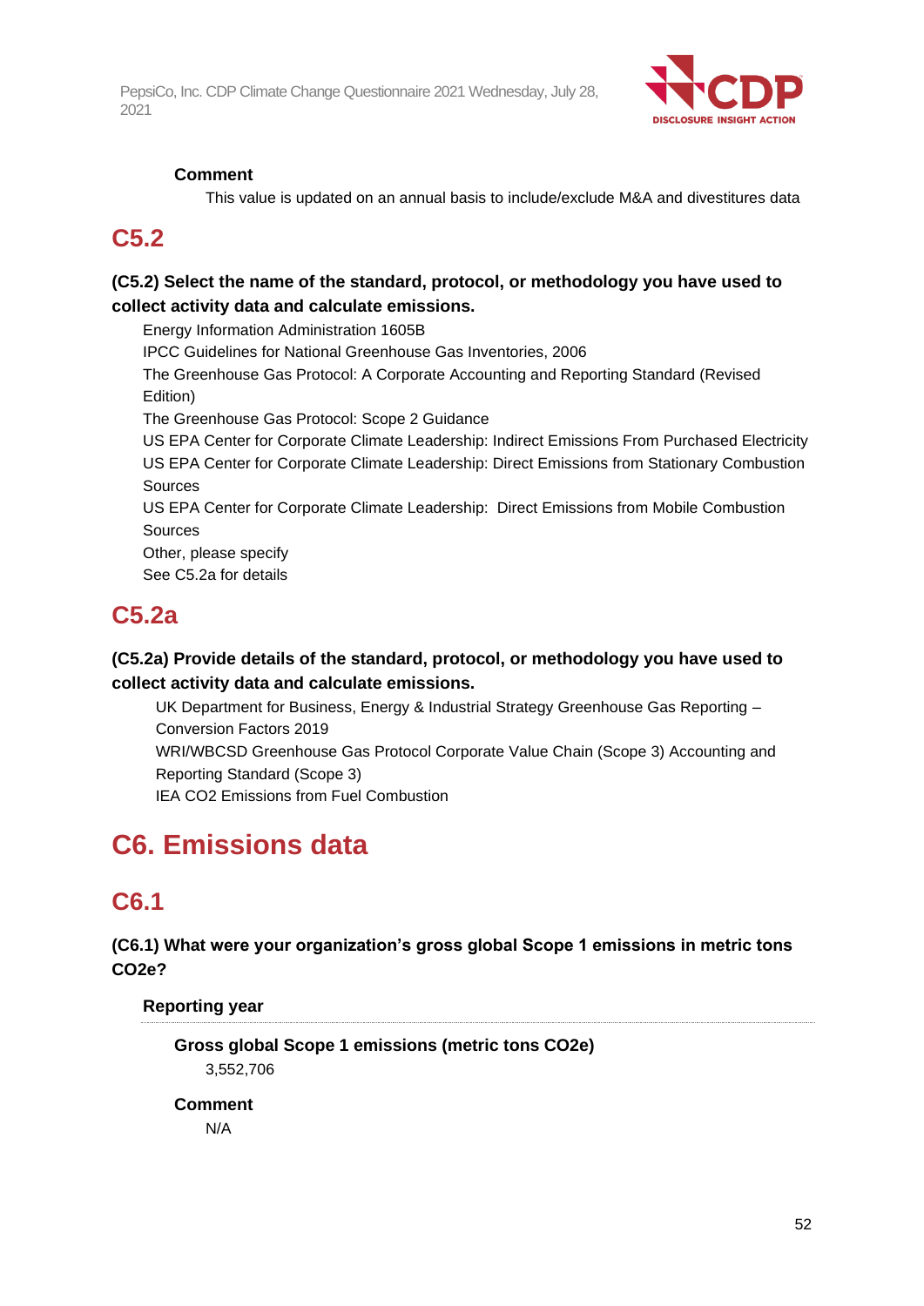**Comment**

This value is updated on an annual basis to include/exclude M&A and divestitures data

## C5.2

**(C5.2) Select the name of the standard, protocol, or methodology you have used to collect activity data and calculate emissions.**

Energy Information Administration 1605B
IPCC Guidelines for National Greenhouse Gas Inventories, 2006
The Greenhouse Gas Protocol: A Corporate Accounting and Reporting Standard (Revised Edition)
The Greenhouse Gas Protocol: Scope 2 Guidance
US EPA Center for Corporate Climate Leadership: Indirect Emissions From Purchased Electricity
US EPA Center for Corporate Climate Leadership: Direct Emissions from Stationary Combustion Sources
US EPA Center for Corporate Climate Leadership: Direct Emissions from Mobile Combustion Sources
Other, please specify
See C5.2a for details

## C5.2a

**(C5.2a) Provide details of the standard, protocol, or methodology you have used to collect activity data and calculate emissions.**

UK Department for Business, Energy & Industrial Strategy Greenhouse Gas Reporting – Conversion Factors 2019
WRI/WBCSD Greenhouse Gas Protocol Corporate Value Chain (Scope 3) Accounting and Reporting Standard (Scope 3)
IEA CO2 Emissions from Fuel Combustion

# C6. Emissions data

## C6.1

**(C6.1) What were your organization's gross global Scope 1 emissions in metric tons CO2e?**

**Reporting year**

**Gross global Scope 1 emissions (metric tons CO2e)**

3,552,706

**Comment**

N/A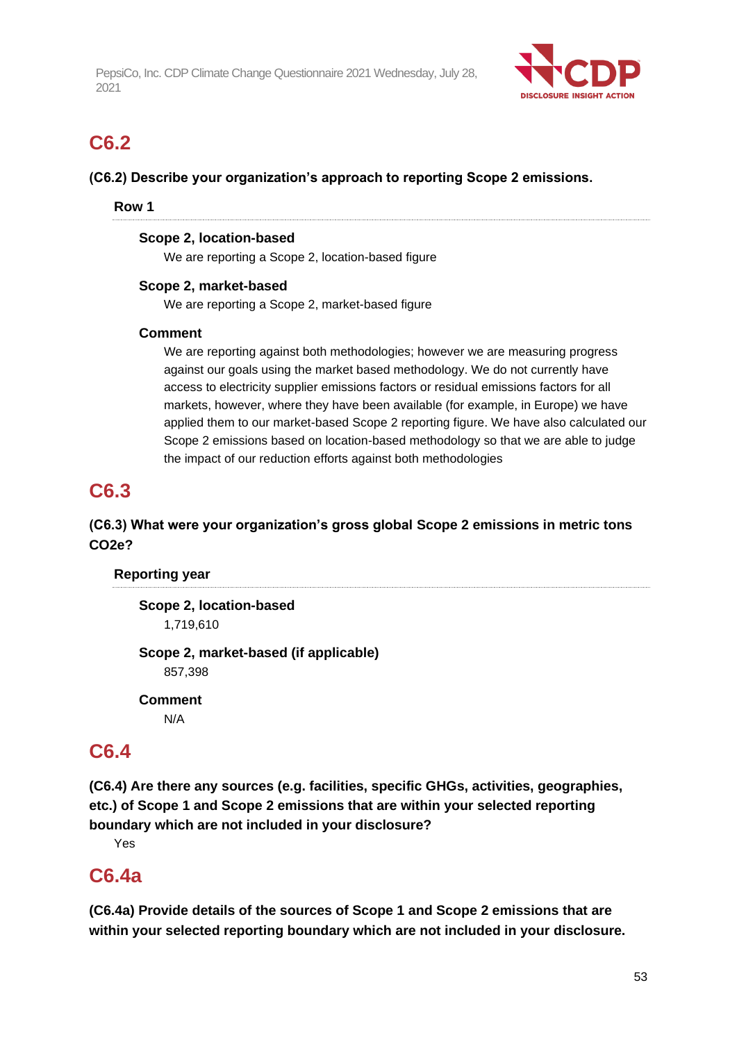## C6.2

**(C6.2) Describe your organization's approach to reporting Scope 2 emissions.**

**Row 1**

**Scope 2, location-based**

We are reporting a Scope 2, location-based figure

**Scope 2, market-based**

We are reporting a Scope 2, market-based figure

**Comment**

We are reporting against both methodologies; however we are measuring progress against our goals using the market based methodology. We do not currently have access to electricity supplier emissions factors or residual emissions factors for all markets, however, where they have been available (for example, in Europe) we have applied them to our market-based Scope 2 reporting figure. We have also calculated our Scope 2 emissions based on location-based methodology so that we are able to judge the impact of our reduction efforts against both methodologies

## C6.3

**(C6.3) What were your organization's gross global Scope 2 emissions in metric tons CO2e?**

**Reporting year**

**Scope 2, location-based**

1,719,610

**Scope 2, market-based (if applicable)**

857,398

**Comment**

N/A

## C6.4

**(C6.4) Are there any sources (e.g. facilities, specific GHGs, activities, geographies, etc.) of Scope 1 and Scope 2 emissions that are within your selected reporting boundary which are not included in your disclosure?**

Yes

## C6.4a

**(C6.4a) Provide details of the sources of Scope 1 and Scope 2 emissions that are within your selected reporting boundary which are not included in your disclosure.**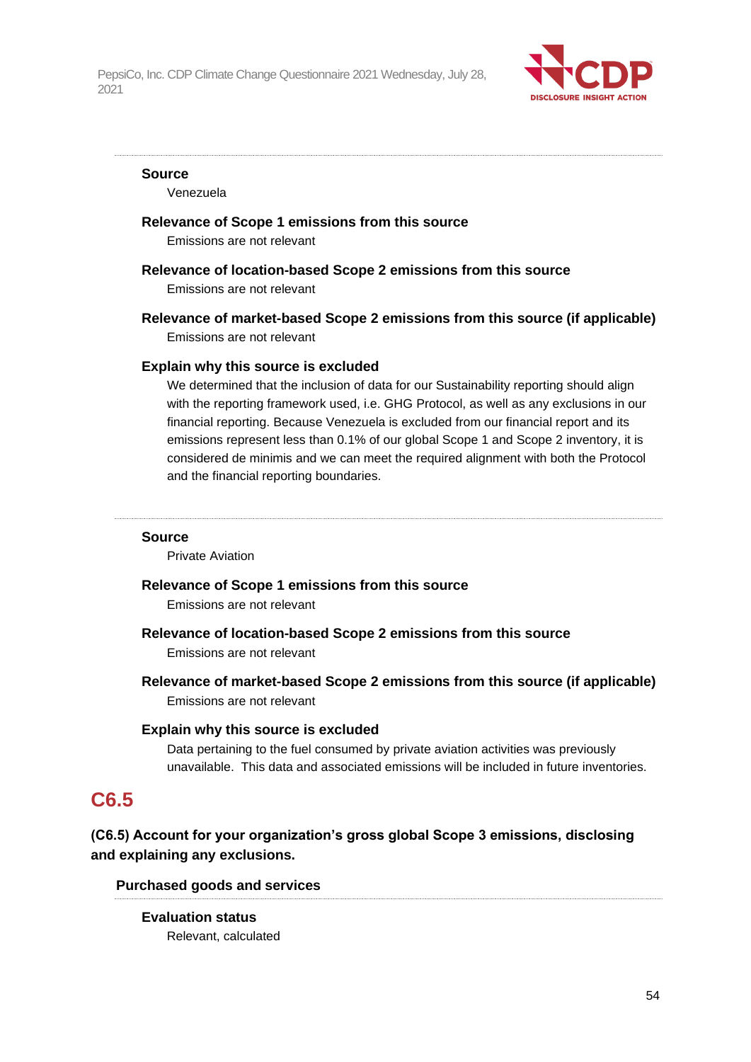**Source**

Venezuela

**Relevance of Scope 1 emissions from this source**

Emissions are not relevant

**Relevance of location-based Scope 2 emissions from this source**

Emissions are not relevant

**Relevance of market-based Scope 2 emissions from this source (if applicable)**

Emissions are not relevant

**Explain why this source is excluded**

We determined that the inclusion of data for our Sustainability reporting should align with the reporting framework used, i.e. GHG Protocol, as well as any exclusions in our financial reporting. Because Venezuela is excluded from our financial report and its emissions represent less than 0.1% of our global Scope 1 and Scope 2 inventory, it is considered de minimis and we can meet the required alignment with both the Protocol and the financial reporting boundaries.

---

**Source**

Private Aviation

**Relevance of Scope 1 emissions from this source**

Emissions are not relevant

**Relevance of location-based Scope 2 emissions from this source**

Emissions are not relevant

**Relevance of market-based Scope 2 emissions from this source (if applicable)**

Emissions are not relevant

**Explain why this source is excluded**

Data pertaining to the fuel consumed by private aviation activities was previously unavailable. This data and associated emissions will be included in future inventories.

## C6.5

**(C6.5) Account for your organization's gross global Scope 3 emissions, disclosing and explaining any exclusions.**

**Purchased goods and services**

**Evaluation status**

Relevant, calculated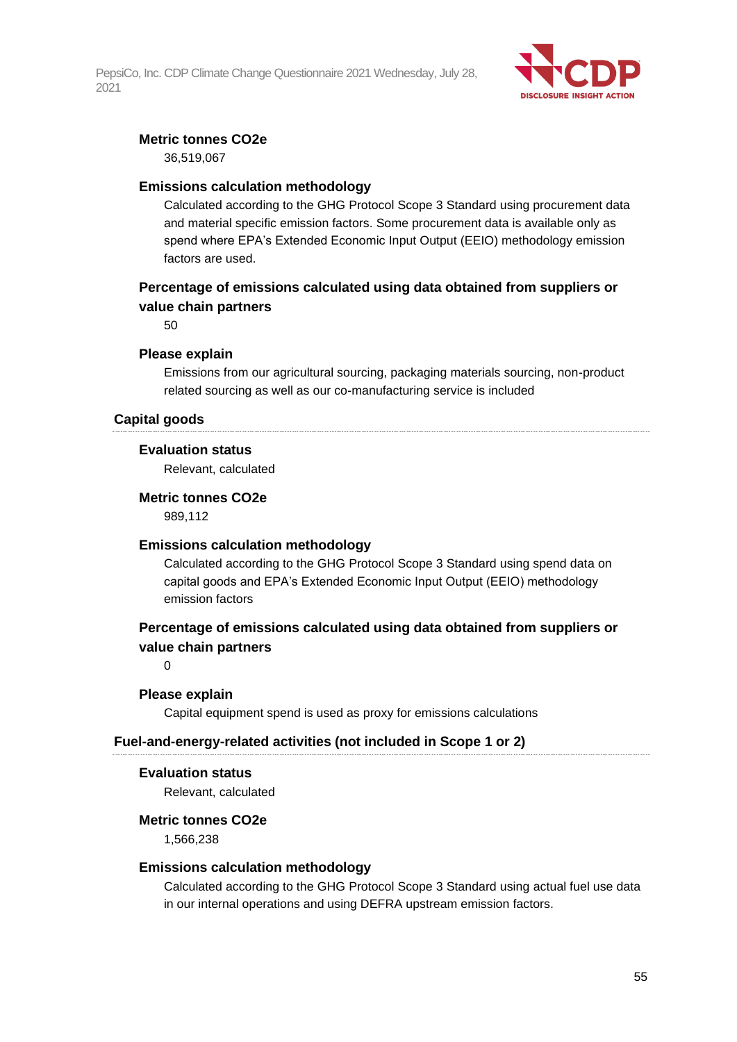**Metric tonnes CO2e**

36,519,067

**Emissions calculation methodology**

Calculated according to the GHG Protocol Scope 3 Standard using procurement data and material specific emission factors. Some procurement data is available only as spend where EPA's Extended Economic Input Output (EEIO) methodology emission factors are used.

**Percentage of emissions calculated using data obtained from suppliers or value chain partners**

50

**Please explain**

Emissions from our agricultural sourcing, packaging materials sourcing, non-product related sourcing as well as our co-manufacturing service is included

### Capital goods

**Evaluation status**

Relevant, calculated

**Metric tonnes CO2e**

989,112

**Emissions calculation methodology**

Calculated according to the GHG Protocol Scope 3 Standard using spend data on capital goods and EPA's Extended Economic Input Output (EEIO) methodology emission factors

**Percentage of emissions calculated using data obtained from suppliers or value chain partners**

0

**Please explain**

Capital equipment spend is used as proxy for emissions calculations

### Fuel-and-energy-related activities (not included in Scope 1 or 2)

**Evaluation status**

Relevant, calculated

**Metric tonnes CO2e**

1,566,238

**Emissions calculation methodology**

Calculated according to the GHG Protocol Scope 3 Standard using actual fuel use data in our internal operations and using DEFRA upstream emission factors.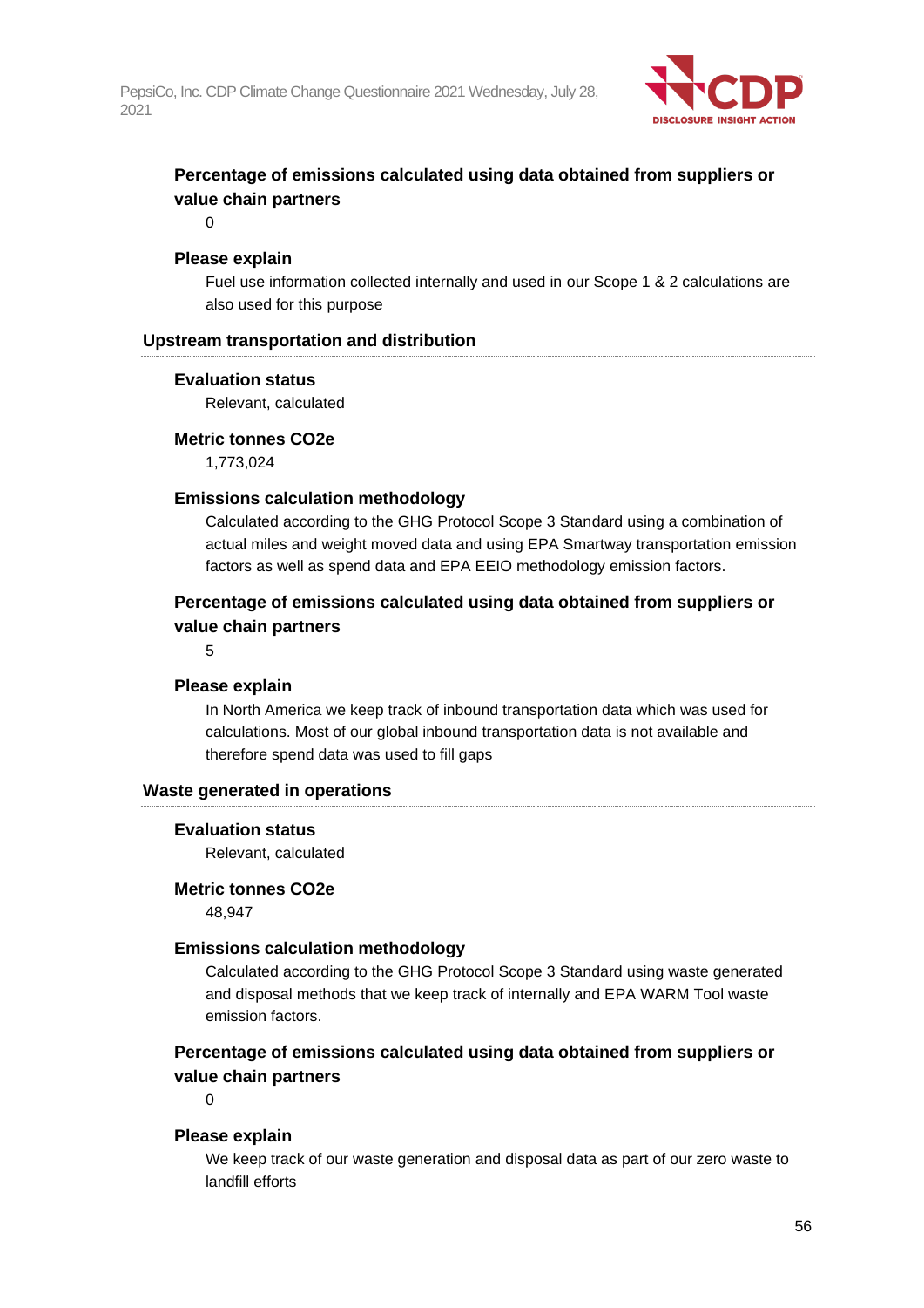#### Percentage of emissions calculated using data obtained from suppliers or value chain partners

0

#### Please explain

Fuel use information collected internally and used in our Scope 1 & 2 calculations are also used for this purpose

### Upstream transportation and distribution

#### Evaluation status

Relevant, calculated

#### Metric tonnes CO2e

1,773,024

#### Emissions calculation methodology

Calculated according to the GHG Protocol Scope 3 Standard using a combination of actual miles and weight moved data and using EPA Smartway transportation emission factors as well as spend data and EPA EEIO methodology emission factors.

#### Percentage of emissions calculated using data obtained from suppliers or value chain partners

5

#### Please explain

In North America we keep track of inbound transportation data which was used for calculations. Most of our global inbound transportation data is not available and therefore spend data was used to fill gaps

### Waste generated in operations

#### Evaluation status

Relevant, calculated

#### Metric tonnes CO2e

48,947

#### Emissions calculation methodology

Calculated according to the GHG Protocol Scope 3 Standard using waste generated and disposal methods that we keep track of internally and EPA WARM Tool waste emission factors.

#### Percentage of emissions calculated using data obtained from suppliers or value chain partners

0

#### Please explain

We keep track of our waste generation and disposal data as part of our zero waste to landfill efforts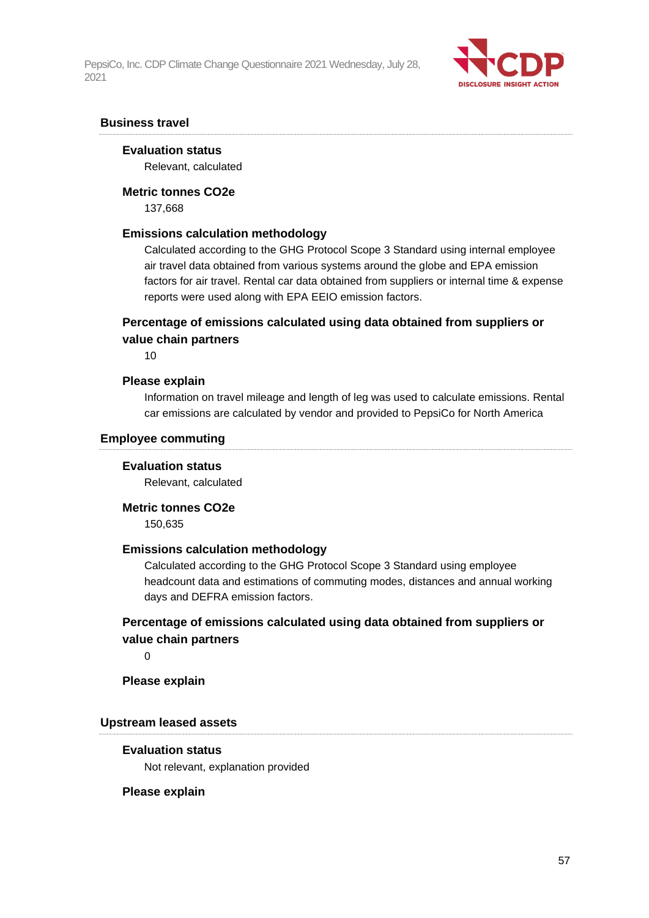### Business travel

#### Evaluation status

Relevant, calculated

#### Metric tonnes CO2e

137,668

#### Emissions calculation methodology

Calculated according to the GHG Protocol Scope 3 Standard using internal employee air travel data obtained from various systems around the globe and EPA emission factors for air travel. Rental car data obtained from suppliers or internal time & expense reports were used along with EPA EEIO emission factors.

#### Percentage of emissions calculated using data obtained from suppliers or value chain partners

10

#### Please explain

Information on travel mileage and length of leg was used to calculate emissions. Rental car emissions are calculated by vendor and provided to PepsiCo for North America

### Employee commuting

#### Evaluation status

Relevant, calculated

#### Metric tonnes CO2e

150,635

#### Emissions calculation methodology

Calculated according to the GHG Protocol Scope 3 Standard using employee headcount data and estimations of commuting modes, distances and annual working days and DEFRA emission factors.

#### Percentage of emissions calculated using data obtained from suppliers or value chain partners

0

#### Please explain

### Upstream leased assets

#### Evaluation status

Not relevant, explanation provided

#### Please explain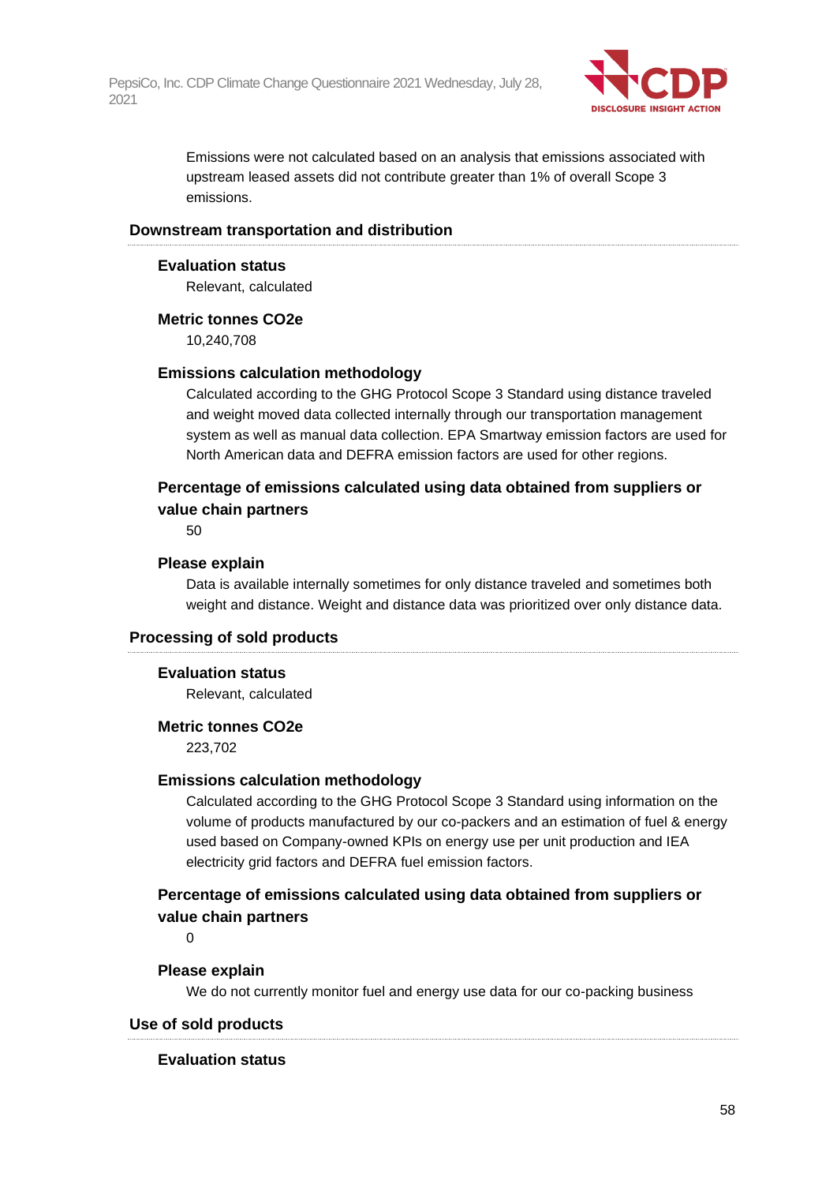Emissions were not calculated based on an analysis that emissions associated with upstream leased assets did not contribute greater than 1% of overall Scope 3 emissions.

### Downstream transportation and distribution

**Evaluation status**

Relevant, calculated

**Metric tonnes CO2e**

10,240,708

**Emissions calculation methodology**

Calculated according to the GHG Protocol Scope 3 Standard using distance traveled and weight moved data collected internally through our transportation management system as well as manual data collection. EPA Smartway emission factors are used for North American data and DEFRA emission factors are used for other regions.

**Percentage of emissions calculated using data obtained from suppliers or value chain partners**

50

**Please explain**

Data is available internally sometimes for only distance traveled and sometimes both weight and distance. Weight and distance data was prioritized over only distance data.

### Processing of sold products

**Evaluation status**

Relevant, calculated

**Metric tonnes CO2e**

223,702

**Emissions calculation methodology**

Calculated according to the GHG Protocol Scope 3 Standard using information on the volume of products manufactured by our co-packers and an estimation of fuel & energy used based on Company-owned KPIs on energy use per unit production and IEA electricity grid factors and DEFRA fuel emission factors.

**Percentage of emissions calculated using data obtained from suppliers or value chain partners**

0

**Please explain**

We do not currently monitor fuel and energy use data for our co-packing business

### Use of sold products

**Evaluation status**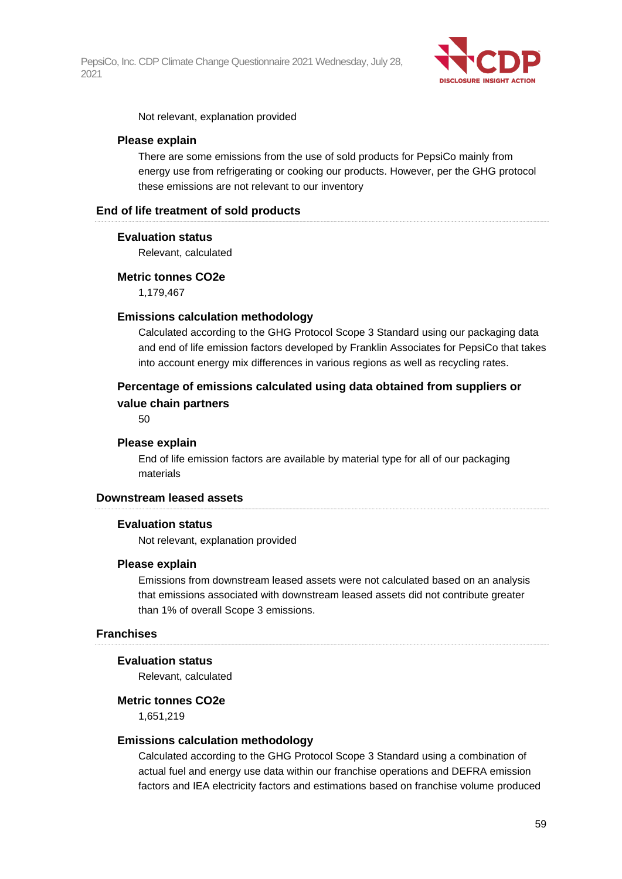Not relevant, explanation provided

**Please explain**

There are some emissions from the use of sold products for PepsiCo mainly from energy use from refrigerating or cooking our products. However, per the GHG protocol these emissions are not relevant to our inventory

### End of life treatment of sold products

**Evaluation status**

Relevant, calculated

**Metric tonnes CO2e**

1,179,467

**Emissions calculation methodology**

Calculated according to the GHG Protocol Scope 3 Standard using our packaging data and end of life emission factors developed by Franklin Associates for PepsiCo that takes into account energy mix differences in various regions as well as recycling rates.

**Percentage of emissions calculated using data obtained from suppliers or value chain partners**

50

**Please explain**

End of life emission factors are available by material type for all of our packaging materials

### Downstream leased assets

**Evaluation status**

Not relevant, explanation provided

**Please explain**

Emissions from downstream leased assets were not calculated based on an analysis that emissions associated with downstream leased assets did not contribute greater than 1% of overall Scope 3 emissions.

### Franchises

**Evaluation status**

Relevant, calculated

**Metric tonnes CO2e**

1,651,219

**Emissions calculation methodology**

Calculated according to the GHG Protocol Scope 3 Standard using a combination of actual fuel and energy use data within our franchise operations and DEFRA emission factors and IEA electricity factors and estimations based on franchise volume produced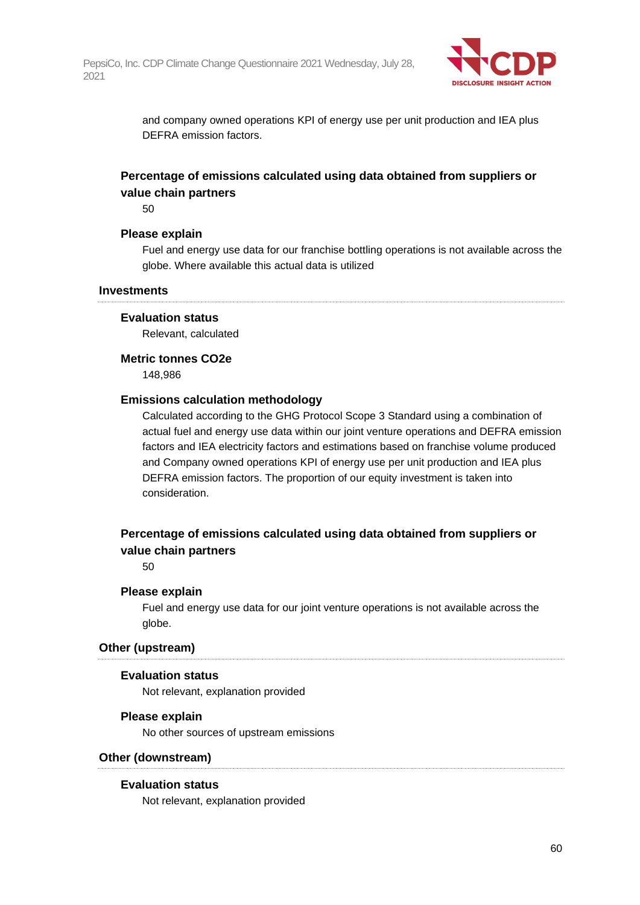and company owned operations KPI of energy use per unit production and IEA plus DEFRA emission factors.

**Percentage of emissions calculated using data obtained from suppliers or value chain partners**

50

**Please explain**

Fuel and energy use data for our franchise bottling operations is not available across the globe. Where available this actual data is utilized

### Investments

**Evaluation status**

Relevant, calculated

**Metric tonnes CO2e**

148,986

**Emissions calculation methodology**

Calculated according to the GHG Protocol Scope 3 Standard using a combination of actual fuel and energy use data within our joint venture operations and DEFRA emission factors and IEA electricity factors and estimations based on franchise volume produced and Company owned operations KPI of energy use per unit production and IEA plus DEFRA emission factors. The proportion of our equity investment is taken into consideration.

**Percentage of emissions calculated using data obtained from suppliers or value chain partners**

50

**Please explain**

Fuel and energy use data for our joint venture operations is not available across the globe.

### Other (upstream)

**Evaluation status**

Not relevant, explanation provided

**Please explain**

No other sources of upstream emissions

### Other (downstream)

**Evaluation status**

Not relevant, explanation provided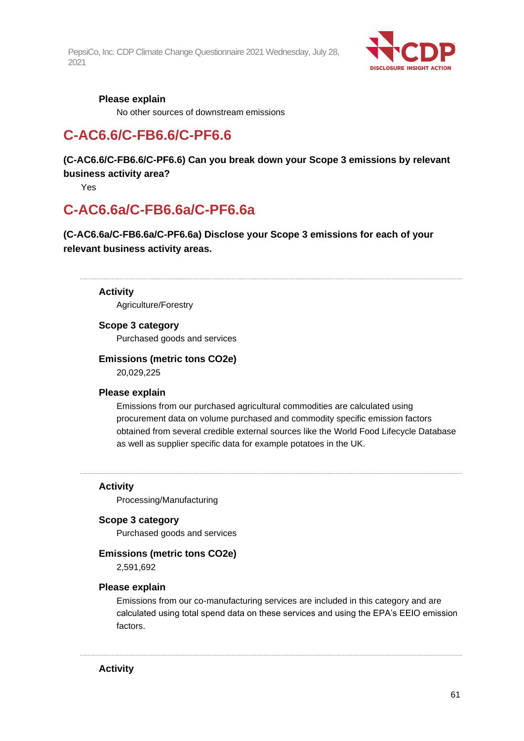**Please explain**

No other sources of downstream emissions

## C-AC6.6/C-FB6.6/C-PF6.6

**(C-AC6.6/C-FB6.6/C-PF6.6) Can you break down your Scope 3 emissions by relevant business activity area?**

Yes

## C-AC6.6a/C-FB6.6a/C-PF6.6a

**(C-AC6.6a/C-FB6.6a/C-PF6.6a) Disclose your Scope 3 emissions for each of your relevant business activity areas.**

---

**Activity**

Agriculture/Forestry

**Scope 3 category**

Purchased goods and services

**Emissions (metric tons CO2e)**

20,029,225

**Please explain**

Emissions from our purchased agricultural commodities are calculated using procurement data on volume purchased and commodity specific emission factors obtained from several credible external sources like the World Food Lifecycle Database as well as supplier specific data for example potatoes in the UK.

---

**Activity**

Processing/Manufacturing

**Scope 3 category**

Purchased goods and services

**Emissions (metric tons CO2e)**

2,591,692

**Please explain**

Emissions from our co-manufacturing services are included in this category and are calculated using total spend data on these services and using the EPA's EEIO emission factors.

---

**Activity**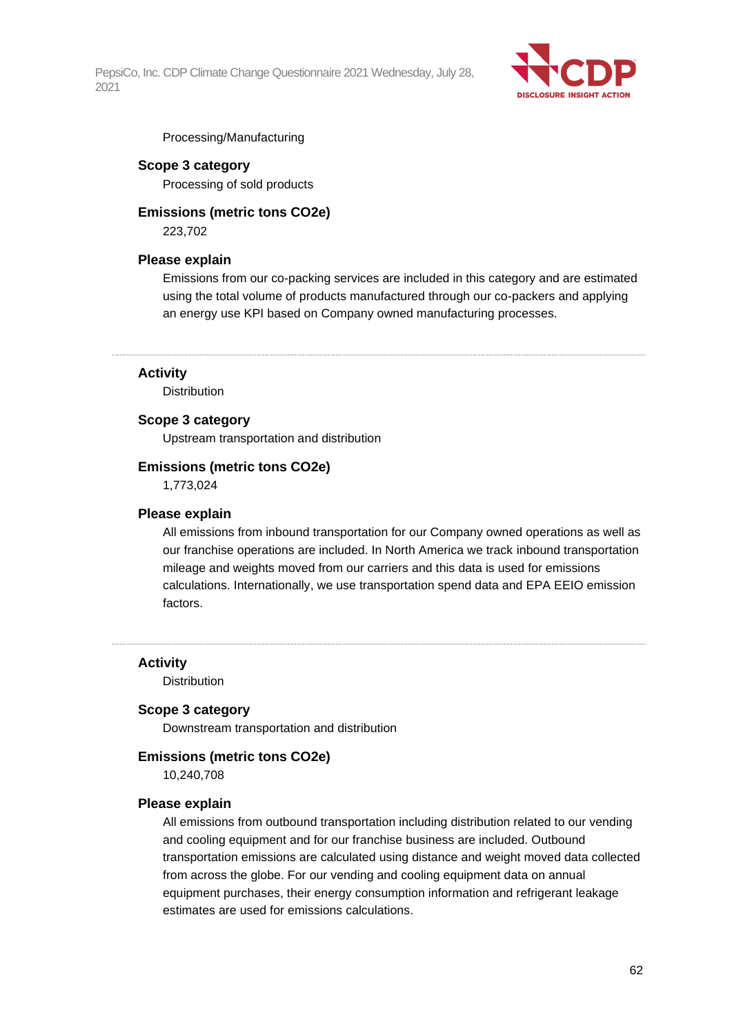Processing/Manufacturing

**Scope 3 category**

Processing of sold products

**Emissions (metric tons CO2e)**

223,702

**Please explain**

Emissions from our co-packing services are included in this category and are estimated using the total volume of products manufactured through our co-packers and applying an energy use KPI based on Company owned manufacturing processes.

---

**Activity**

Distribution

**Scope 3 category**

Upstream transportation and distribution

**Emissions (metric tons CO2e)**

1,773,024

**Please explain**

All emissions from inbound transportation for our Company owned operations as well as our franchise operations are included. In North America we track inbound transportation mileage and weights moved from our carriers and this data is used for emissions calculations. Internationally, we use transportation spend data and EPA EEIO emission factors.

---

**Activity**

Distribution

**Scope 3 category**

Downstream transportation and distribution

**Emissions (metric tons CO2e)**

10,240,708

**Please explain**

All emissions from outbound transportation including distribution related to our vending and cooling equipment and for our franchise business are included. Outbound transportation emissions are calculated using distance and weight moved data collected from across the globe. For our vending and cooling equipment data on annual equipment purchases, their energy consumption information and refrigerant leakage estimates are used for emissions calculations.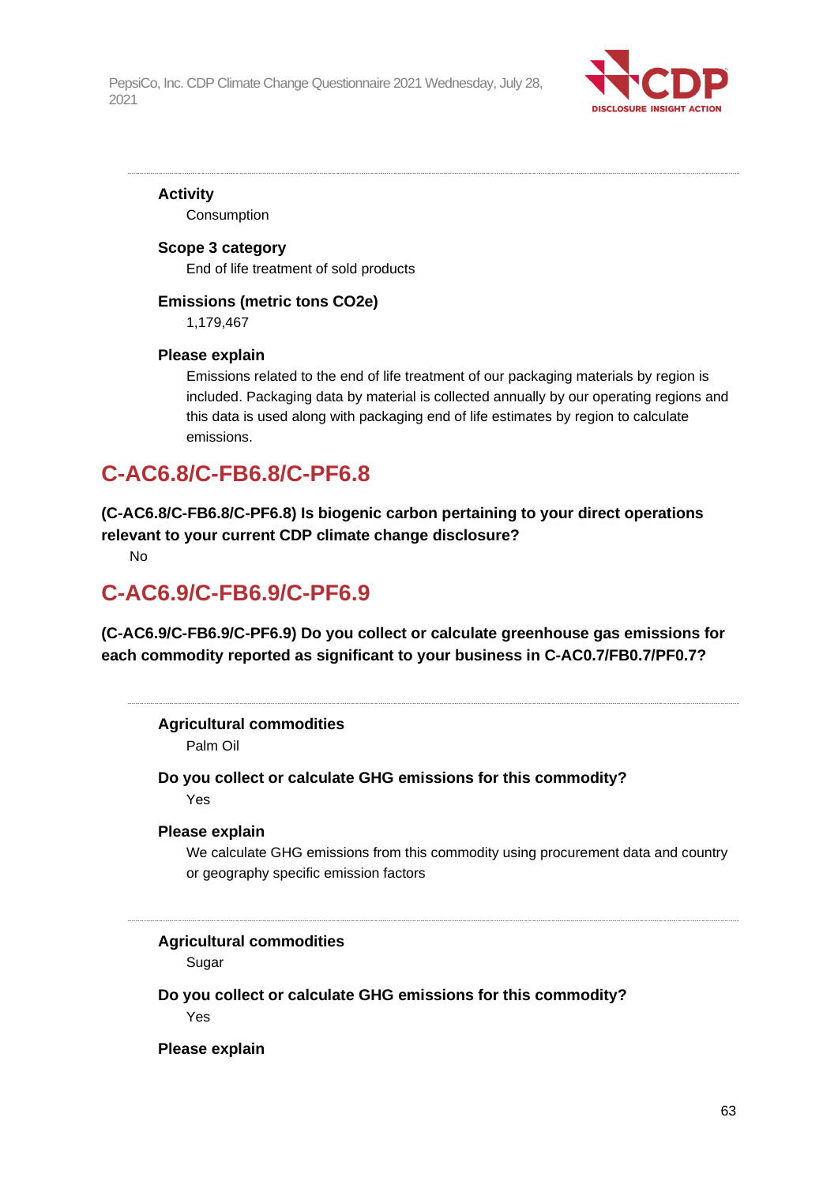**Activity**

Consumption

**Scope 3 category**

End of life treatment of sold products

**Emissions (metric tons CO2e)**

1,179,467

**Please explain**

Emissions related to the end of life treatment of our packaging materials by region is included. Packaging data by material is collected annually by our operating regions and this data is used along with packaging end of life estimates by region to calculate emissions.

## C-AC6.8/C-FB6.8/C-PF6.8

**(C-AC6.8/C-FB6.8/C-PF6.8) Is biogenic carbon pertaining to your direct operations relevant to your current CDP climate change disclosure?**

No

## C-AC6.9/C-FB6.9/C-PF6.9

**(C-AC6.9/C-FB6.9/C-PF6.9) Do you collect or calculate greenhouse gas emissions for each commodity reported as significant to your business in C-AC0.7/FB0.7/PF0.7?**

---

**Agricultural commodities**

Palm Oil

**Do you collect or calculate GHG emissions for this commodity?**

Yes

**Please explain**

We calculate GHG emissions from this commodity using procurement data and country or geography specific emission factors

---

**Agricultural commodities**

Sugar

**Do you collect or calculate GHG emissions for this commodity?**

Yes

**Please explain**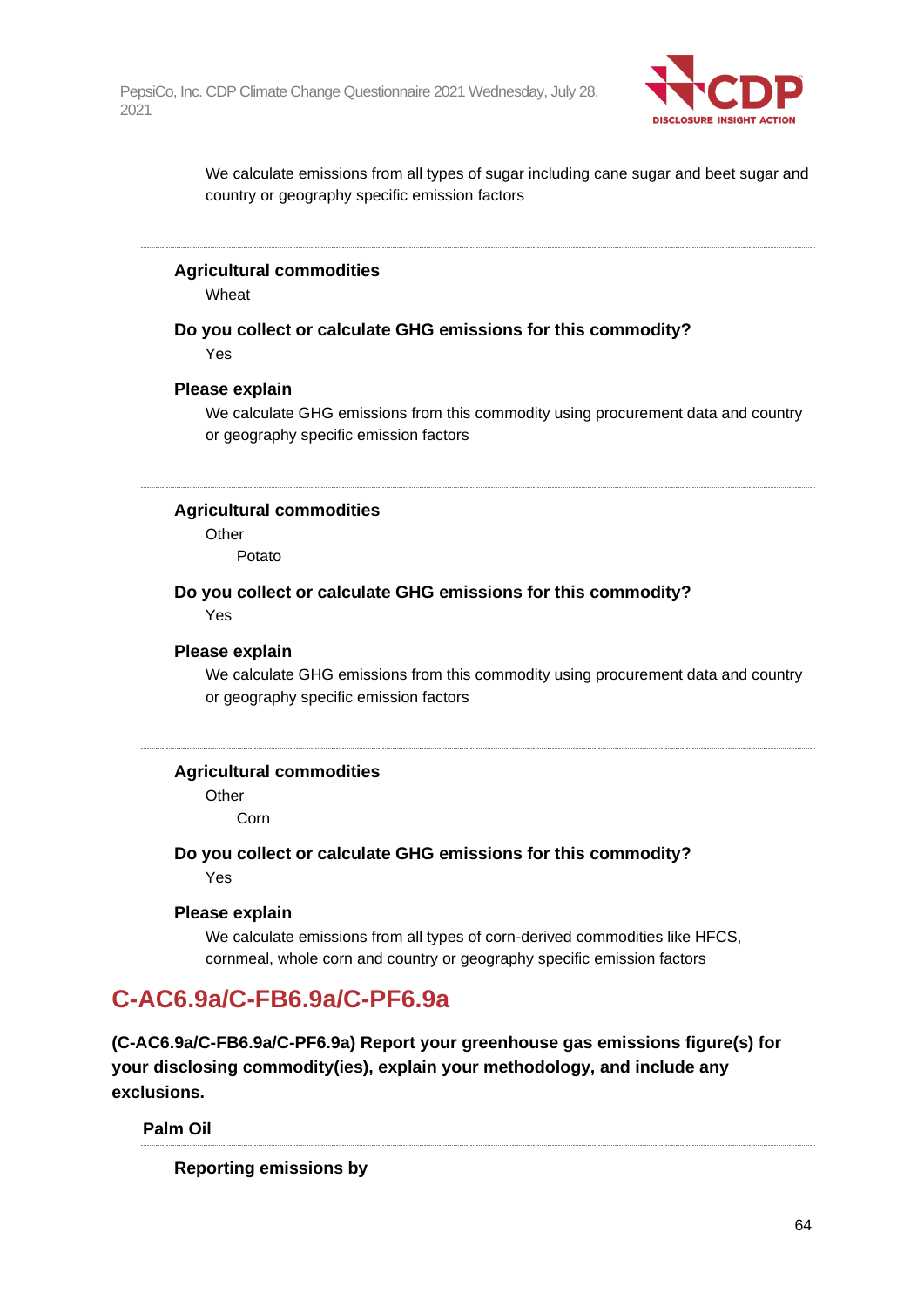We calculate emissions from all types of sugar including cane sugar and beet sugar and country or geography specific emission factors

---

**Agricultural commodities**

Wheat

**Do you collect or calculate GHG emissions for this commodity?**

Yes

**Please explain**

We calculate GHG emissions from this commodity using procurement data and country or geography specific emission factors

---

**Agricultural commodities**

Other

Potato

**Do you collect or calculate GHG emissions for this commodity?**

Yes

**Please explain**

We calculate GHG emissions from this commodity using procurement data and country or geography specific emission factors

---

**Agricultural commodities**

Other

Corn

**Do you collect or calculate GHG emissions for this commodity?**

Yes

**Please explain**

We calculate emissions from all types of corn-derived commodities like HFCS, cornmeal, whole corn and country or geography specific emission factors

## C-AC6.9a/C-FB6.9a/C-PF6.9a

**(C-AC6.9a/C-FB6.9a/C-PF6.9a) Report your greenhouse gas emissions figure(s) for your disclosing commodity(ies), explain your methodology, and include any exclusions.**

**Palm Oil**

---

**Reporting emissions by**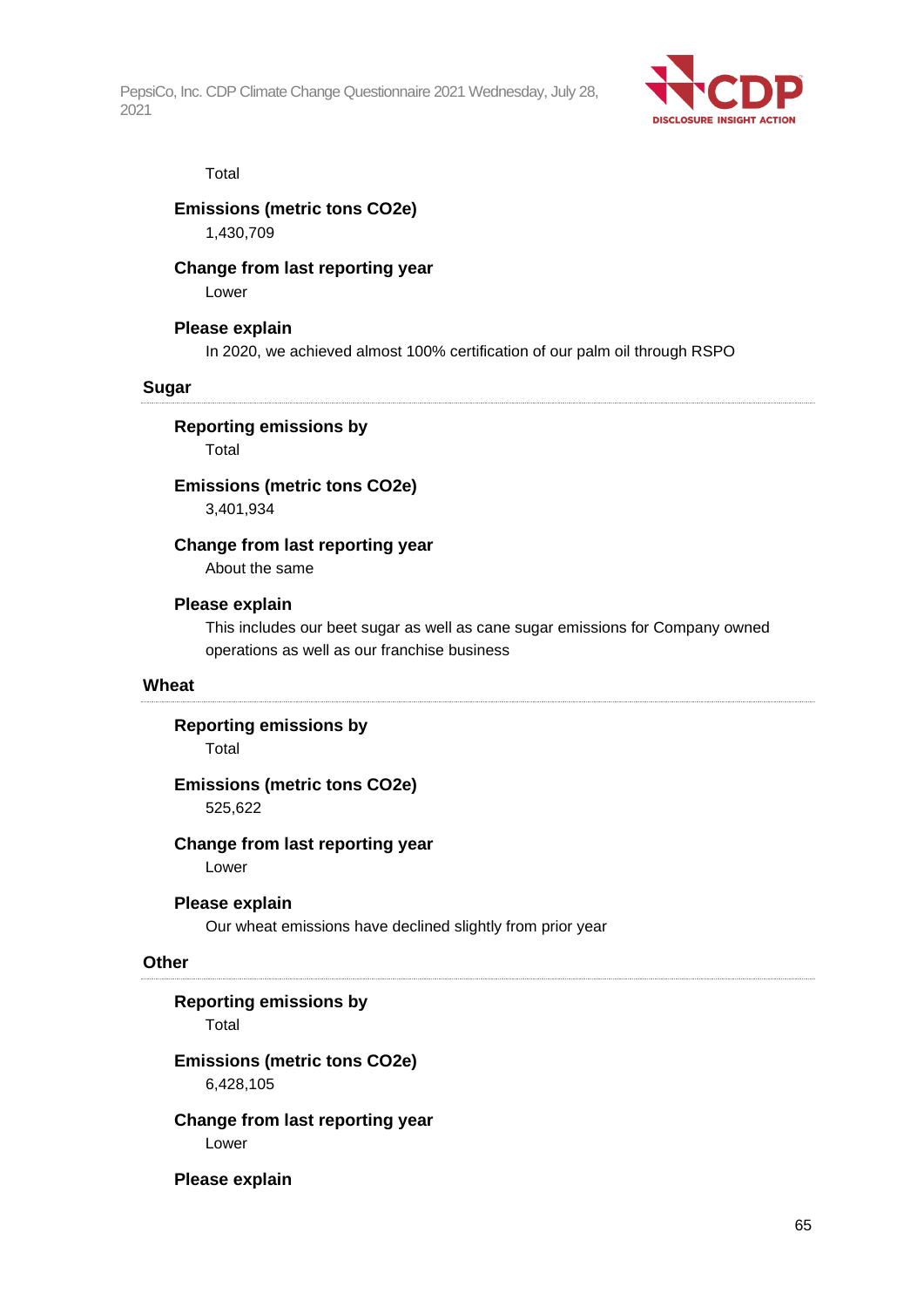Total

**Emissions (metric tons CO2e)**

1,430,709

**Change from last reporting year**

Lower

**Please explain**

In 2020, we achieved almost 100% certification of our palm oil through RSPO

### Sugar

**Reporting emissions by**

Total

**Emissions (metric tons CO2e)**

3,401,934

**Change from last reporting year**

About the same

**Please explain**

This includes our beet sugar as well as cane sugar emissions for Company owned operations as well as our franchise business

### Wheat

**Reporting emissions by**

Total

**Emissions (metric tons CO2e)**

525,622

**Change from last reporting year**

Lower

**Please explain**

Our wheat emissions have declined slightly from prior year

### Other

**Reporting emissions by**

Total

**Emissions (metric tons CO2e)**

6,428,105

**Change from last reporting year**

Lower

**Please explain**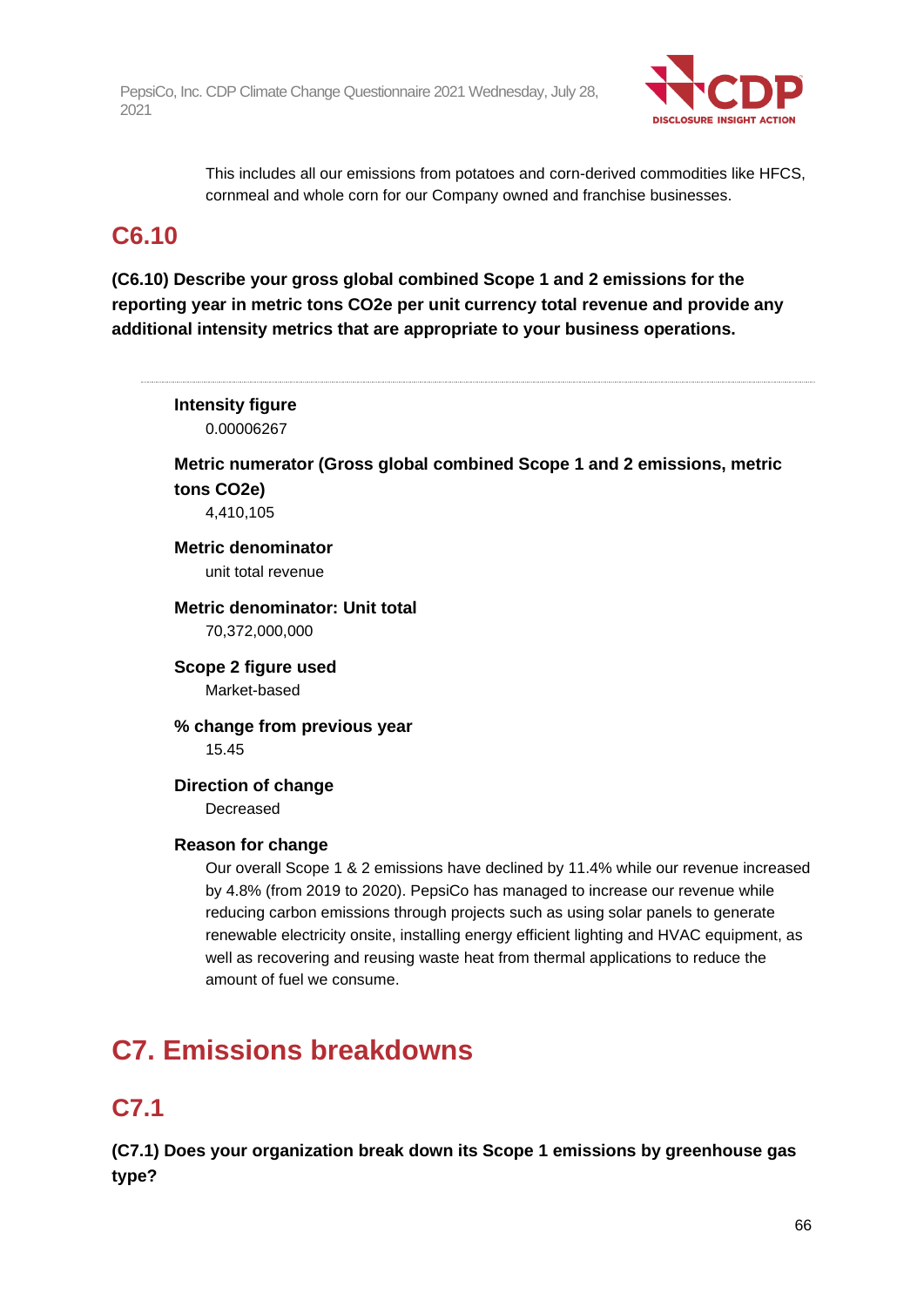This includes all our emissions from potatoes and corn-derived commodities like HFCS, cornmeal and whole corn for our Company owned and franchise businesses.

## C6.10

**(C6.10) Describe your gross global combined Scope 1 and 2 emissions for the reporting year in metric tons CO2e per unit currency total revenue and provide any additional intensity metrics that are appropriate to your business operations.**

---

**Intensity figure**

0.00006267

**Metric numerator (Gross global combined Scope 1 and 2 emissions, metric tons CO2e)**

4,410,105

**Metric denominator**

unit total revenue

**Metric denominator: Unit total**

70,372,000,000

**Scope 2 figure used**

Market-based

**% change from previous year**

15.45

**Direction of change**

Decreased

**Reason for change**

Our overall Scope 1 & 2 emissions have declined by 11.4% while our revenue increased by 4.8% (from 2019 to 2020). PepsiCo has managed to increase our revenue while reducing carbon emissions through projects such as using solar panels to generate renewable electricity onsite, installing energy efficient lighting and HVAC equipment, as well as recovering and reusing waste heat from thermal applications to reduce the amount of fuel we consume.

# C7. Emissions breakdowns

## C7.1

**(C7.1) Does your organization break down its Scope 1 emissions by greenhouse gas type?**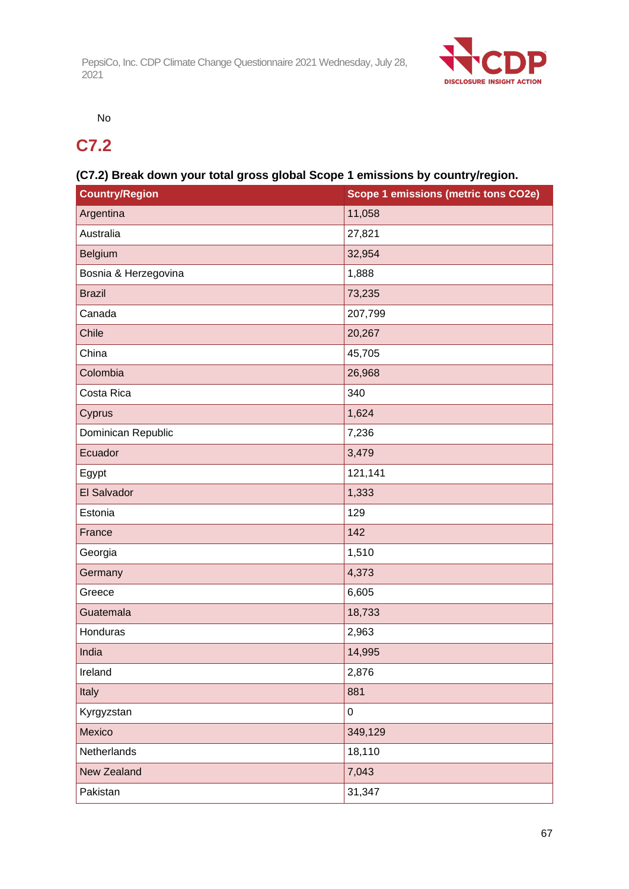No

## C7.2

**(C7.2) Break down your total gross global Scope 1 emissions by country/region.**

| Country/Region | Scope 1 emissions (metric tons CO2e) |
|---|---|
| Argentina | 11,058 |
| Australia | 27,821 |
| Belgium | 32,954 |
| Bosnia & Herzegovina | 1,888 |
| Brazil | 73,235 |
| Canada | 207,799 |
| Chile | 20,267 |
| China | 45,705 |
| Colombia | 26,968 |
| Costa Rica | 340 |
| Cyprus | 1,624 |
| Dominican Republic | 7,236 |
| Ecuador | 3,479 |
| Egypt | 121,141 |
| El Salvador | 1,333 |
| Estonia | 129 |
| France | 142 |
| Georgia | 1,510 |
| Germany | 4,373 |
| Greece | 6,605 |
| Guatemala | 18,733 |
| Honduras | 2,963 |
| India | 14,995 |
| Ireland | 2,876 |
| Italy | 881 |
| Kyrgyzstan | 0 |
| Mexico | 349,129 |
| Netherlands | 18,110 |
| New Zealand | 7,043 |
| Pakistan | 31,347 |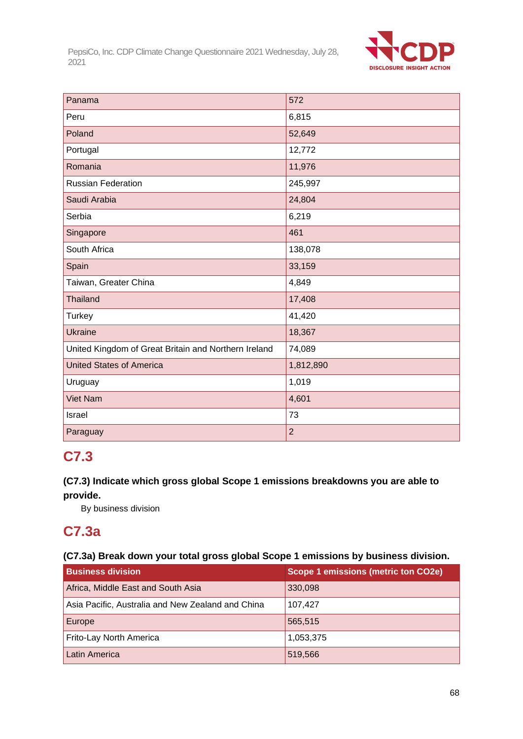| | |
|---|---|
| Panama | 572 |
| Peru | 6,815 |
| Poland | 52,649 |
| Portugal | 12,772 |
| Romania | 11,976 |
| Russian Federation | 245,997 |
| Saudi Arabia | 24,804 |
| Serbia | 6,219 |
| Singapore | 461 |
| South Africa | 138,078 |
| Spain | 33,159 |
| Taiwan, Greater China | 4,849 |
| Thailand | 17,408 |
| Turkey | 41,420 |
| Ukraine | 18,367 |
| United Kingdom of Great Britain and Northern Ireland | 74,089 |
| United States of America | 1,812,890 |
| Uruguay | 1,019 |
| Viet Nam | 4,601 |
| Israel | 73 |
| Paraguay | 2 |

## C7.3

**(C7.3) Indicate which gross global Scope 1 emissions breakdowns you are able to provide.**

By business division

## C7.3a

**(C7.3a) Break down your total gross global Scope 1 emissions by business division.**

| Business division | Scope 1 emissions (metric ton CO2e) |
|---|---|
| Africa, Middle East and South Asia | 330,098 |
| Asia Pacific, Australia and New Zealand and China | 107,427 |
| Europe | 565,515 |
| Frito-Lay North America | 1,053,375 |
| Latin America | 519,566 |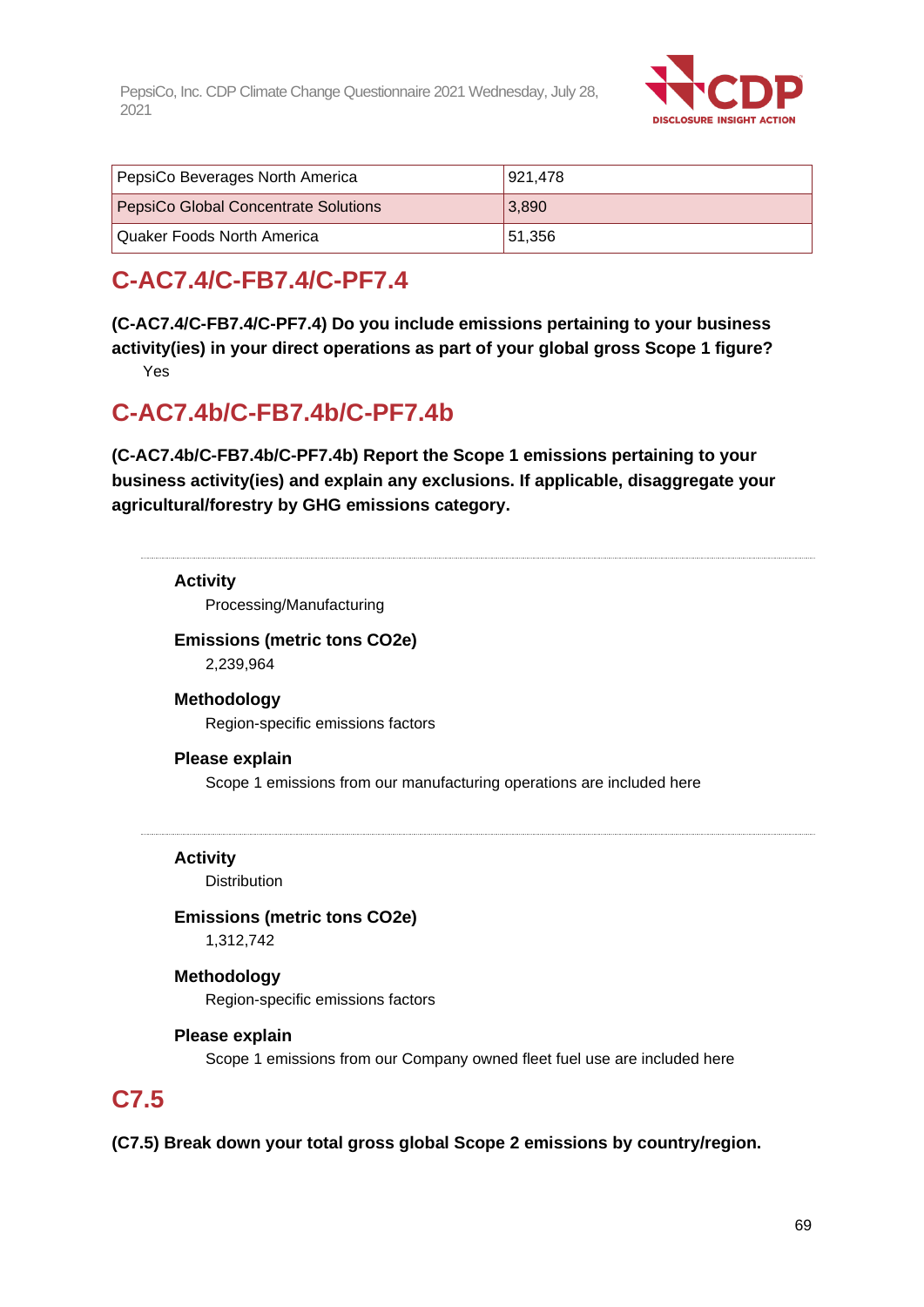| PepsiCo Beverages North America | 921,478 |
|---|---|
| PepsiCo Global Concentrate Solutions | 3,890 |
| Quaker Foods North America | 51,356 |

## C-AC7.4/C-FB7.4/C-PF7.4

**(C-AC7.4/C-FB7.4/C-PF7.4) Do you include emissions pertaining to your business activity(ies) in your direct operations as part of your global gross Scope 1 figure?**

Yes

## C-AC7.4b/C-FB7.4b/C-PF7.4b

**(C-AC7.4b/C-FB7.4b/C-PF7.4b) Report the Scope 1 emissions pertaining to your business activity(ies) and explain any exclusions. If applicable, disaggregate your agricultural/forestry by GHG emissions category.**

---

**Activity**

Processing/Manufacturing

**Emissions (metric tons CO2e)**

2,239,964

**Methodology**

Region-specific emissions factors

**Please explain**

Scope 1 emissions from our manufacturing operations are included here

---

**Activity**

Distribution

**Emissions (metric tons CO2e)**

1,312,742

**Methodology**

Region-specific emissions factors

**Please explain**

Scope 1 emissions from our Company owned fleet fuel use are included here

## C7.5

**(C7.5) Break down your total gross global Scope 2 emissions by country/region.**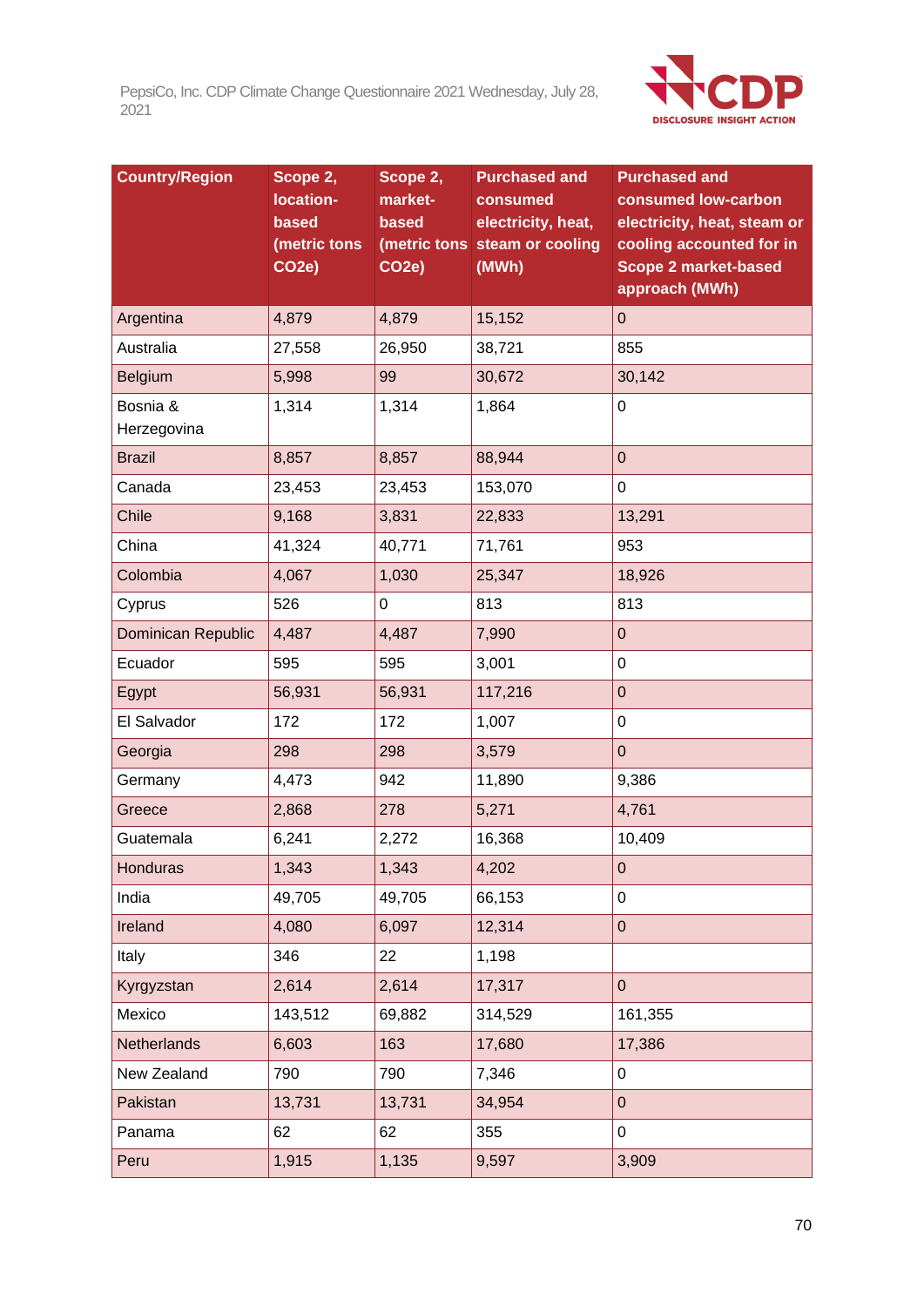| Country/Region | Scope 2, location-based (metric tons CO2e) | Scope 2, market-based (metric tons CO2e) | Purchased and consumed electricity, heat, steam or cooling (MWh) | Purchased and consumed low-carbon electricity, heat, steam or cooling accounted for in Scope 2 market-based approach (MWh) |
|---|---|---|---|---|
| Argentina | 4,879 | 4,879 | 15,152 | 0 |
| Australia | 27,558 | 26,950 | 38,721 | 855 |
| Belgium | 5,998 | 99 | 30,672 | 30,142 |
| Bosnia & Herzegovina | 1,314 | 1,314 | 1,864 | 0 |
| Brazil | 8,857 | 8,857 | 88,944 | 0 |
| Canada | 23,453 | 23,453 | 153,070 | 0 |
| Chile | 9,168 | 3,831 | 22,833 | 13,291 |
| China | 41,324 | 40,771 | 71,761 | 953 |
| Colombia | 4,067 | 1,030 | 25,347 | 18,926 |
| Cyprus | 526 | 0 | 813 | 813 |
| Dominican Republic | 4,487 | 4,487 | 7,990 | 0 |
| Ecuador | 595 | 595 | 3,001 | 0 |
| Egypt | 56,931 | 56,931 | 117,216 | 0 |
| El Salvador | 172 | 172 | 1,007 | 0 |
| Georgia | 298 | 298 | 3,579 | 0 |
| Germany | 4,473 | 942 | 11,890 | 9,386 |
| Greece | 2,868 | 278 | 5,271 | 4,761 |
| Guatemala | 6,241 | 2,272 | 16,368 | 10,409 |
| Honduras | 1,343 | 1,343 | 4,202 | 0 |
| India | 49,705 | 49,705 | 66,153 | 0 |
| Ireland | 4,080 | 6,097 | 12,314 | 0 |
| Italy | 346 | 22 | 1,198 | |
| Kyrgyzstan | 2,614 | 2,614 | 17,317 | 0 |
| Mexico | 143,512 | 69,882 | 314,529 | 161,355 |
| Netherlands | 6,603 | 163 | 17,680 | 17,386 |
| New Zealand | 790 | 790 | 7,346 | 0 |
| Pakistan | 13,731 | 13,731 | 34,954 | 0 |
| Panama | 62 | 62 | 355 | 0 |
| Peru | 1,915 | 1,135 | 9,597 | 3,909 |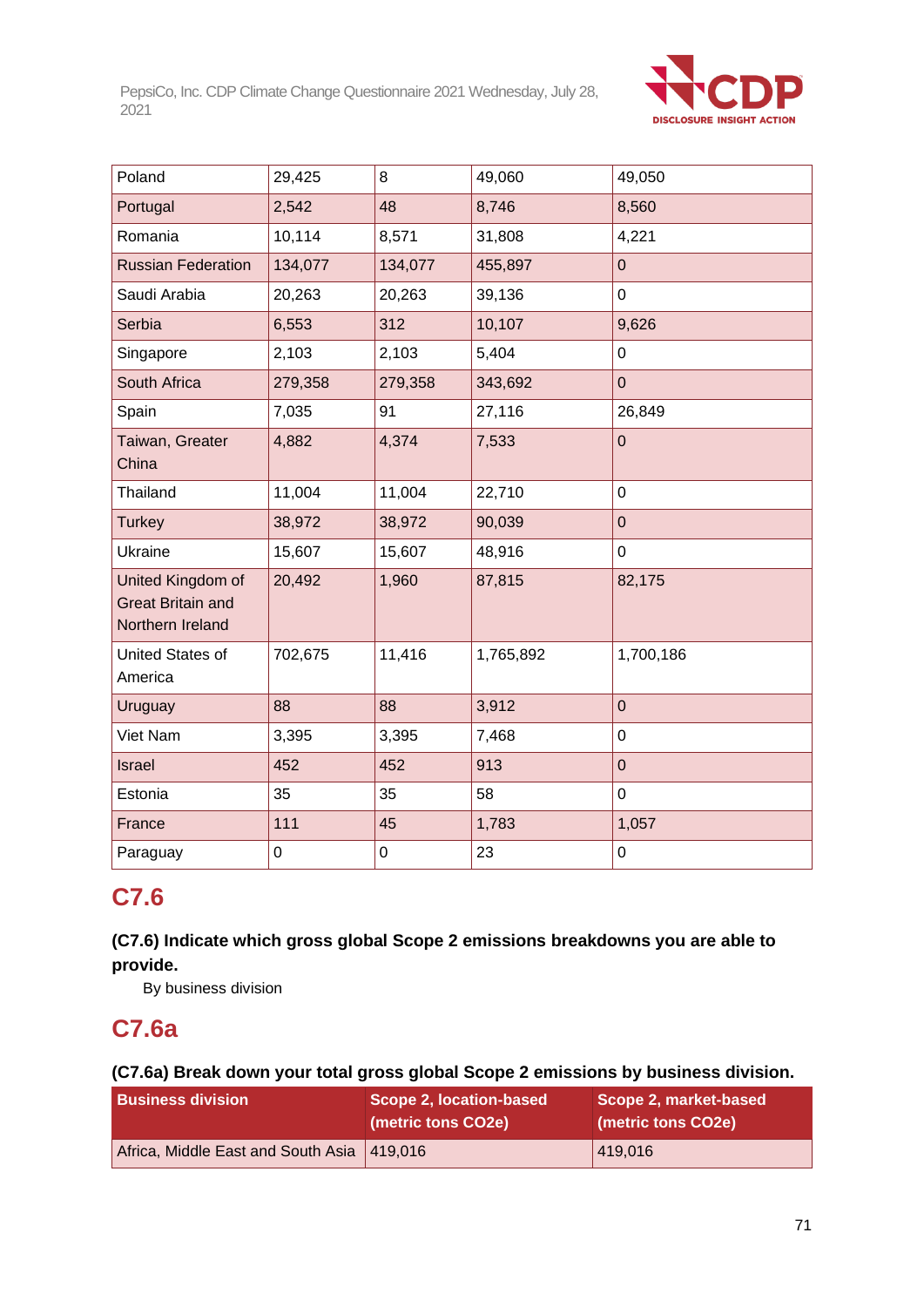| | | | | |
|---|---|---|---|---|
| Poland | 29,425 | 8 | 49,060 | 49,050 |
| Portugal | 2,542 | 48 | 8,746 | 8,560 |
| Romania | 10,114 | 8,571 | 31,808 | 4,221 |
| Russian Federation | 134,077 | 134,077 | 455,897 | 0 |
| Saudi Arabia | 20,263 | 20,263 | 39,136 | 0 |
| Serbia | 6,553 | 312 | 10,107 | 9,626 |
| Singapore | 2,103 | 2,103 | 5,404 | 0 |
| South Africa | 279,358 | 279,358 | 343,692 | 0 |
| Spain | 7,035 | 91 | 27,116 | 26,849 |
| Taiwan, Greater China | 4,882 | 4,374 | 7,533 | 0 |
| Thailand | 11,004 | 11,004 | 22,710 | 0 |
| Turkey | 38,972 | 38,972 | 90,039 | 0 |
| Ukraine | 15,607 | 15,607 | 48,916 | 0 |
| United Kingdom of Great Britain and Northern Ireland | 20,492 | 1,960 | 87,815 | 82,175 |
| United States of America | 702,675 | 11,416 | 1,765,892 | 1,700,186 |
| Uruguay | 88 | 88 | 3,912 | 0 |
| Viet Nam | 3,395 | 3,395 | 7,468 | 0 |
| Israel | 452 | 452 | 913 | 0 |
| Estonia | 35 | 35 | 58 | 0 |
| France | 111 | 45 | 1,783 | 1,057 |
| Paraguay | 0 | 0 | 23 | 0 |

## C7.6

**(C7.6) Indicate which gross global Scope 2 emissions breakdowns you are able to provide.**

By business division

## C7.6a

**(C7.6a) Break down your total gross global Scope 2 emissions by business division.**

| Business division | Scope 2, location-based (metric tons CO2e) | Scope 2, market-based (metric tons CO2e) |
|---|---|---|
| Africa, Middle East and South Asia | 419,016 | 419,016 |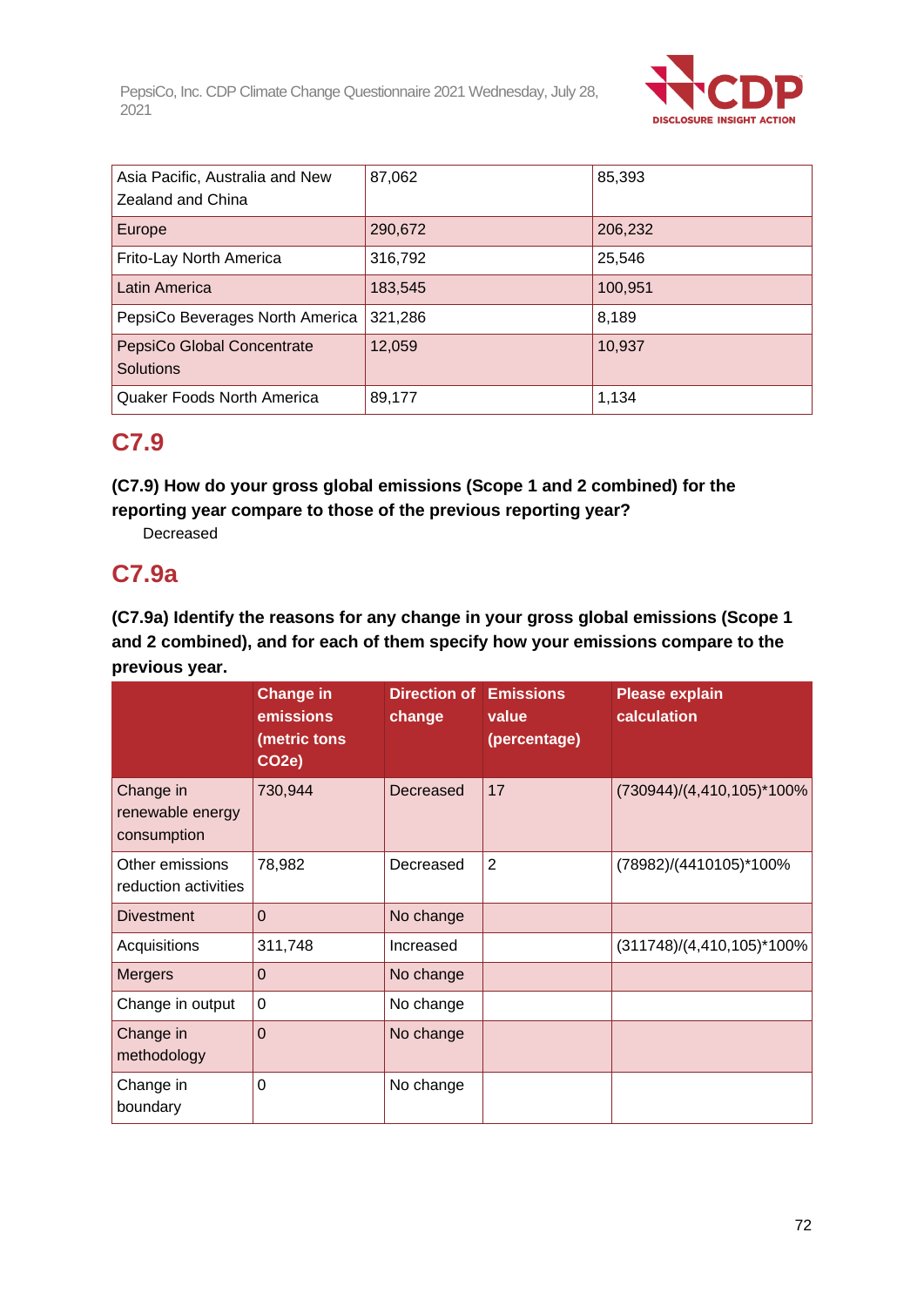| | | |
|---|---|---|
| Asia Pacific, Australia and New Zealand and China | 87,062 | 85,393 |
| Europe | 290,672 | 206,232 |
| Frito-Lay North America | 316,792 | 25,546 |
| Latin America | 183,545 | 100,951 |
| PepsiCo Beverages North America | 321,286 | 8,189 |
| PepsiCo Global Concentrate Solutions | 12,059 | 10,937 |
| Quaker Foods North America | 89,177 | 1,134 |

## C7.9

**(C7.9) How do your gross global emissions (Scope 1 and 2 combined) for the reporting year compare to those of the previous reporting year?**

Decreased

## C7.9a

**(C7.9a) Identify the reasons for any change in your gross global emissions (Scope 1 and 2 combined), and for each of them specify how your emissions compare to the previous year.**

| | Change in emissions (metric tons CO2e) | Direction of change | Emissions value (percentage) | Please explain calculation |
|---|---|---|---|---|
| Change in renewable energy consumption | 730,944 | Decreased | 17 | (730944)/(4,410,105)*100% |
| Other emissions reduction activities | 78,982 | Decreased | 2 | (78982)/(4410105)*100% |
| Divestment | 0 | No change | | |
| Acquisitions | 311,748 | Increased | | (311748)/(4,410,105)*100% |
| Mergers | 0 | No change | | |
| Change in output | 0 | No change | | |
| Change in methodology | 0 | No change | | |
| Change in boundary | 0 | No change | | |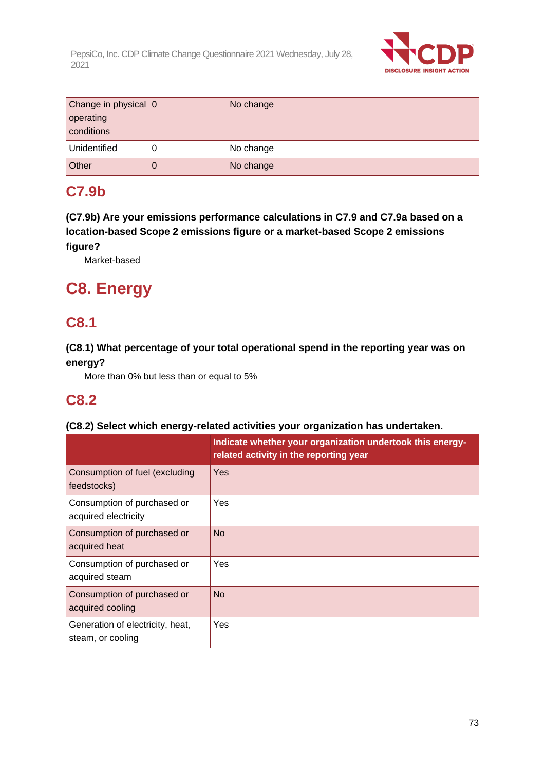| Change in physical operating conditions | 0 | No change | | |
|---|---|---|---|---|
| Unidentified | 0 | No change | | |
| Other | 0 | No change | | |

## C7.9b

**(C7.9b) Are your emissions performance calculations in C7.9 and C7.9a based on a location-based Scope 2 emissions figure or a market-based Scope 2 emissions figure?**

Market-based

# C8. Energy

## C8.1

**(C8.1) What percentage of your total operational spend in the reporting year was on energy?**

More than 0% but less than or equal to 5%

## C8.2

**(C8.2) Select which energy-related activities your organization has undertaken.**

| | Indicate whether your organization undertook this energy-related activity in the reporting year |
|---|---|
| Consumption of fuel (excluding feedstocks) | Yes |
| Consumption of purchased or acquired electricity | Yes |
| Consumption of purchased or acquired heat | No |
| Consumption of purchased or acquired steam | Yes |
| Consumption of purchased or acquired cooling | No |
| Generation of electricity, heat, steam, or cooling | Yes |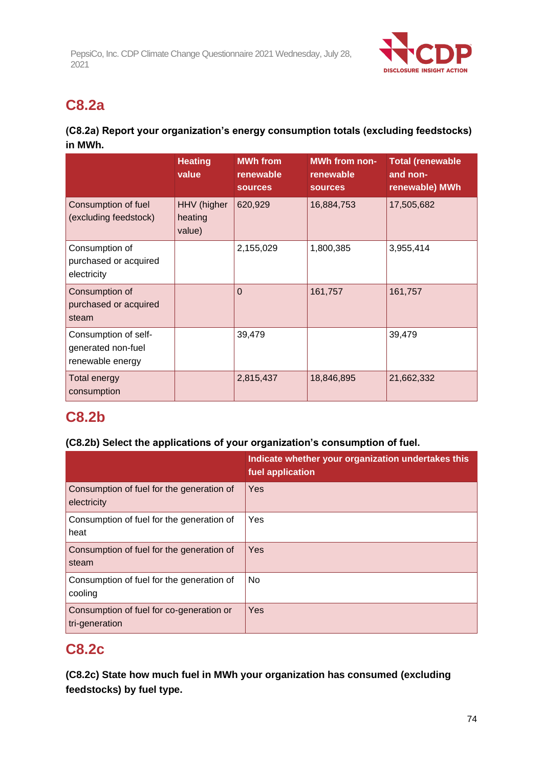## C8.2a

**(C8.2a) Report your organization's energy consumption totals (excluding feedstocks) in MWh.**

| | Heating value | MWh from renewable sources | MWh from non-renewable sources | Total (renewable and non-renewable) MWh |
|---|---|---|---|---|
| Consumption of fuel (excluding feedstock) | HHV (higher heating value) | 620,929 | 16,884,753 | 17,505,682 |
| Consumption of purchased or acquired electricity | | 2,155,029 | 1,800,385 | 3,955,414 |
| Consumption of purchased or acquired steam | | 0 | 161,757 | 161,757 |
| Consumption of self-generated non-fuel renewable energy | | 39,479 | | 39,479 |
| Total energy consumption | | 2,815,437 | 18,846,895 | 21,662,332 |

## C8.2b

**(C8.2b) Select the applications of your organization's consumption of fuel.**

| | Indicate whether your organization undertakes this fuel application |
|---|---|
| Consumption of fuel for the generation of electricity | Yes |
| Consumption of fuel for the generation of heat | Yes |
| Consumption of fuel for the generation of steam | Yes |
| Consumption of fuel for the generation of cooling | No |
| Consumption of fuel for co-generation or tri-generation | Yes |

## C8.2c

**(C8.2c) State how much fuel in MWh your organization has consumed (excluding feedstocks) by fuel type.**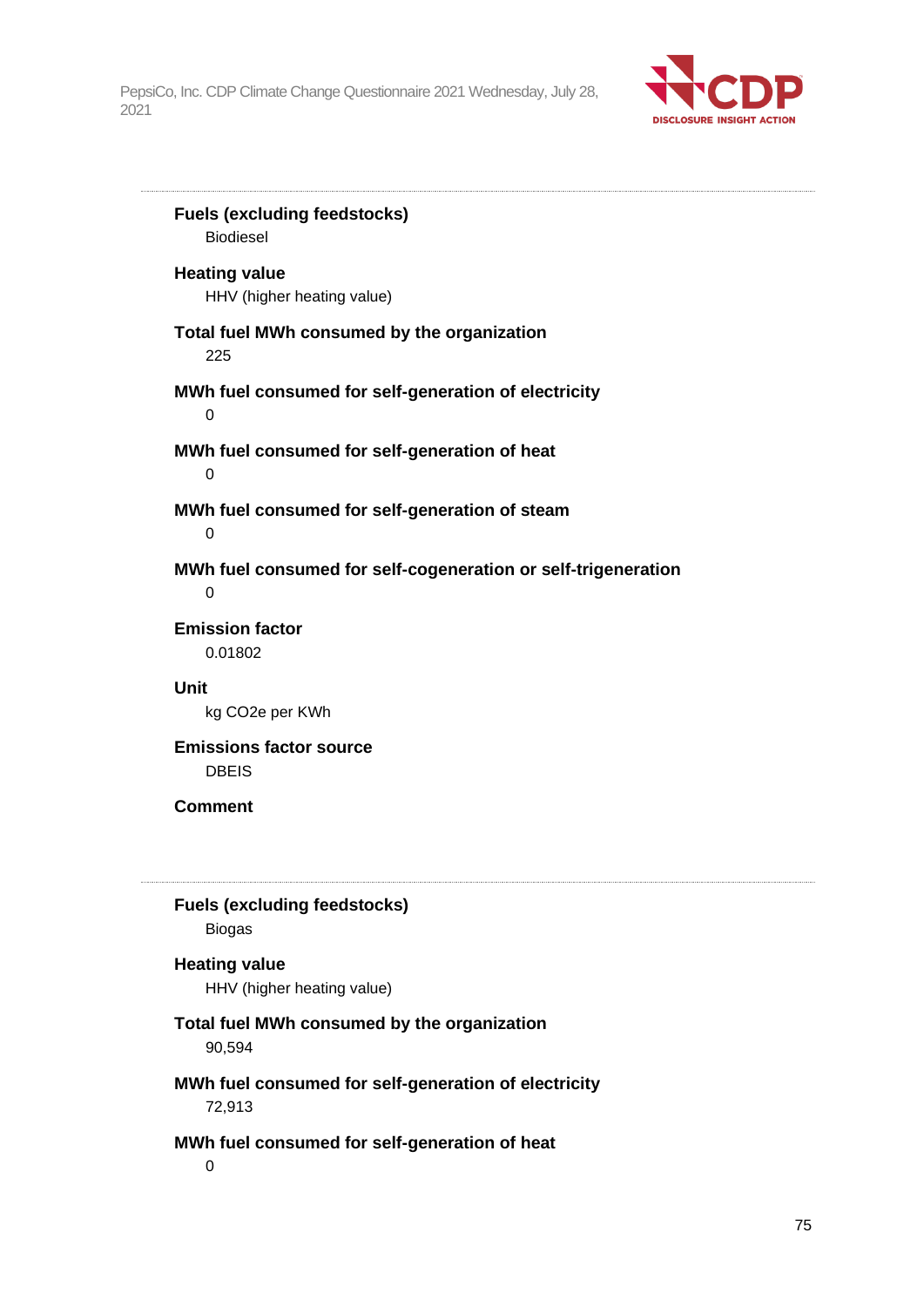**Fuels (excluding feedstocks)**
Biodiesel

**Heating value**
HHV (higher heating value)

**Total fuel MWh consumed by the organization**
225

**MWh fuel consumed for self-generation of electricity**
0

**MWh fuel consumed for self-generation of heat**
0

**MWh fuel consumed for self-generation of steam**
0

**MWh fuel consumed for self-cogeneration or self-trigeneration**
0

**Emission factor**
0.01802

**Unit**
kg CO2e per KWh

**Emissions factor source**
DBEIS

**Comment**

---

**Fuels (excluding feedstocks)**
Biogas

**Heating value**
HHV (higher heating value)

**Total fuel MWh consumed by the organization**
90,594

**MWh fuel consumed for self-generation of electricity**
72,913

**MWh fuel consumed for self-generation of heat**
0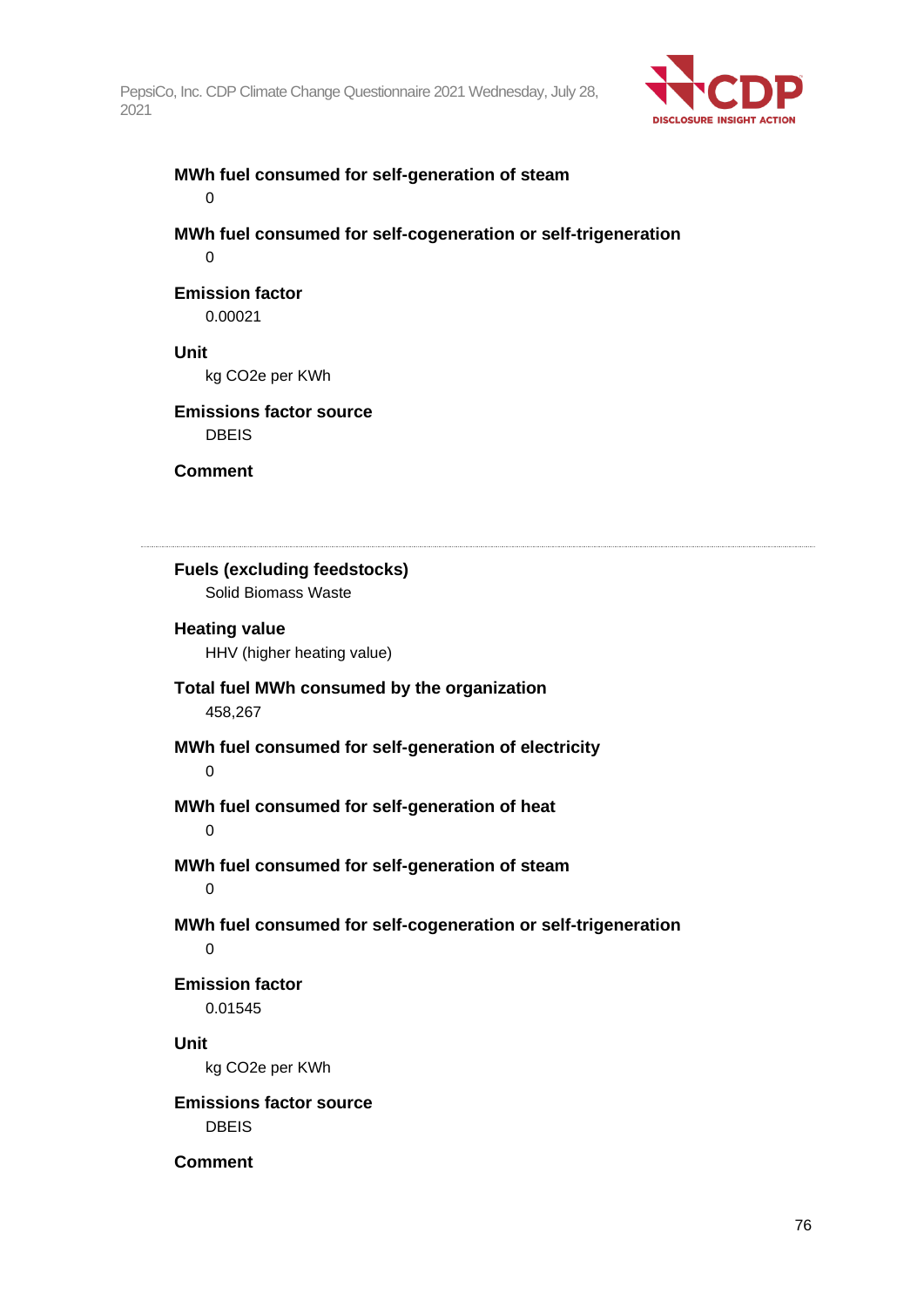**MWh fuel consumed for self-generation of steam**

0

**MWh fuel consumed for self-cogeneration or self-trigeneration**

0

**Emission factor**

0.00021

**Unit**

kg CO2e per KWh

**Emissions factor source**

DBEIS

**Comment**

---

**Fuels (excluding feedstocks)**

Solid Biomass Waste

**Heating value**

HHV (higher heating value)

**Total fuel MWh consumed by the organization**

458,267

**MWh fuel consumed for self-generation of electricity**

0

**MWh fuel consumed for self-generation of heat**

0

**MWh fuel consumed for self-generation of steam**

0

**MWh fuel consumed for self-cogeneration or self-trigeneration**

0

**Emission factor**

0.01545

**Unit**

kg CO2e per KWh

**Emissions factor source**

DBEIS

**Comment**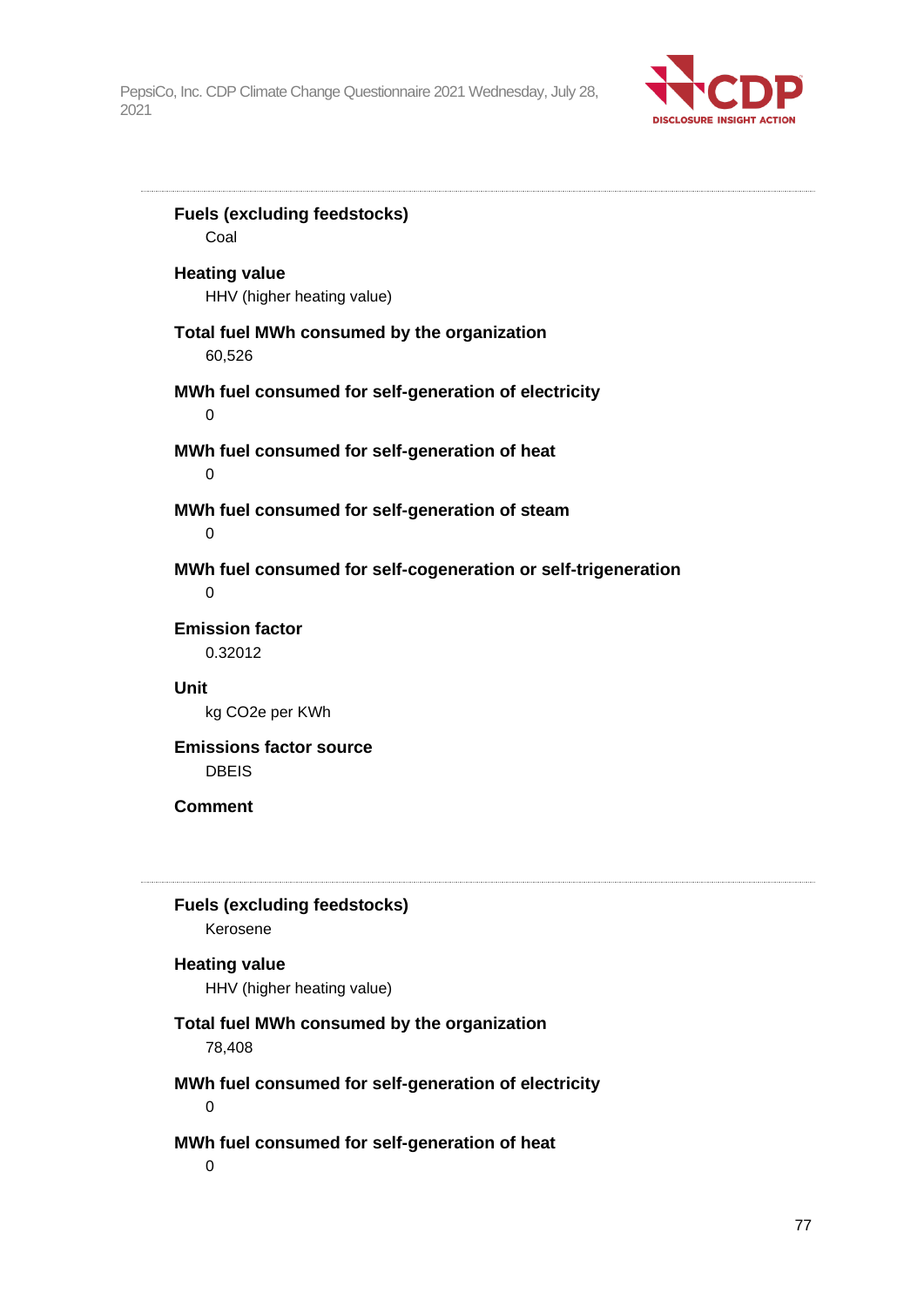**Fuels (excluding feedstocks)**
Coal

**Heating value**
HHV (higher heating value)

**Total fuel MWh consumed by the organization**
60,526

**MWh fuel consumed for self-generation of electricity**
0

**MWh fuel consumed for self-generation of heat**
0

**MWh fuel consumed for self-generation of steam**
0

**MWh fuel consumed for self-cogeneration or self-trigeneration**
0

**Emission factor**
0.32012

**Unit**
kg CO2e per KWh

**Emissions factor source**
DBEIS

**Comment**

---

**Fuels (excluding feedstocks)**
Kerosene

**Heating value**
HHV (higher heating value)

**Total fuel MWh consumed by the organization**
78,408

**MWh fuel consumed for self-generation of electricity**
0

**MWh fuel consumed for self-generation of heat**
0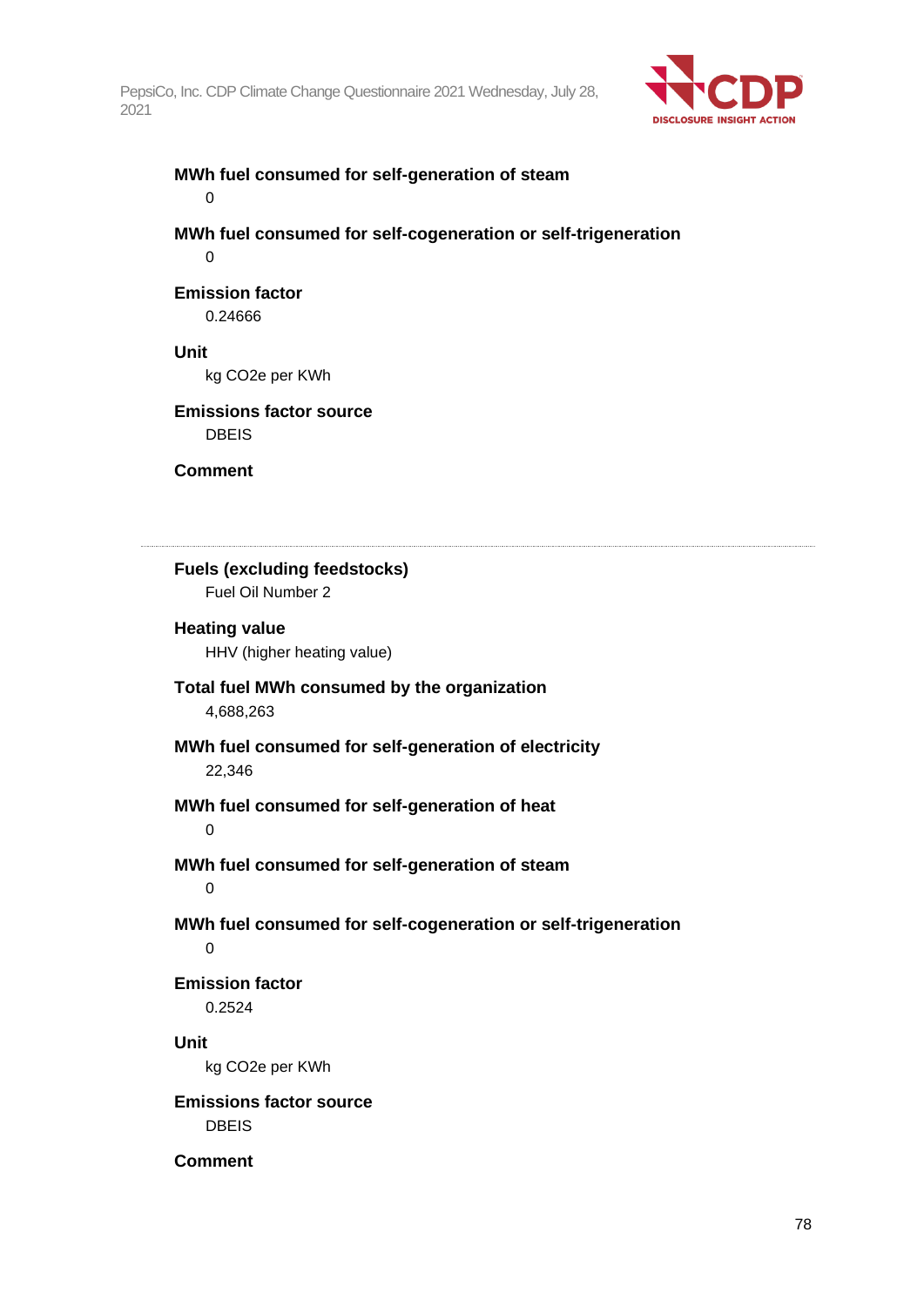**MWh fuel consumed for self-generation of steam**

0

**MWh fuel consumed for self-cogeneration or self-trigeneration**

0

**Emission factor**

0.24666

**Unit**

kg CO2e per KWh

**Emissions factor source**

DBEIS

**Comment**

---

**Fuels (excluding feedstocks)**

Fuel Oil Number 2

**Heating value**

HHV (higher heating value)

**Total fuel MWh consumed by the organization**

4,688,263

**MWh fuel consumed for self-generation of electricity**

22,346

**MWh fuel consumed for self-generation of heat**

0

**MWh fuel consumed for self-generation of steam**

0

**MWh fuel consumed for self-cogeneration or self-trigeneration**

0

**Emission factor**

0.2524

**Unit**

kg CO2e per KWh

**Emissions factor source**

DBEIS

**Comment**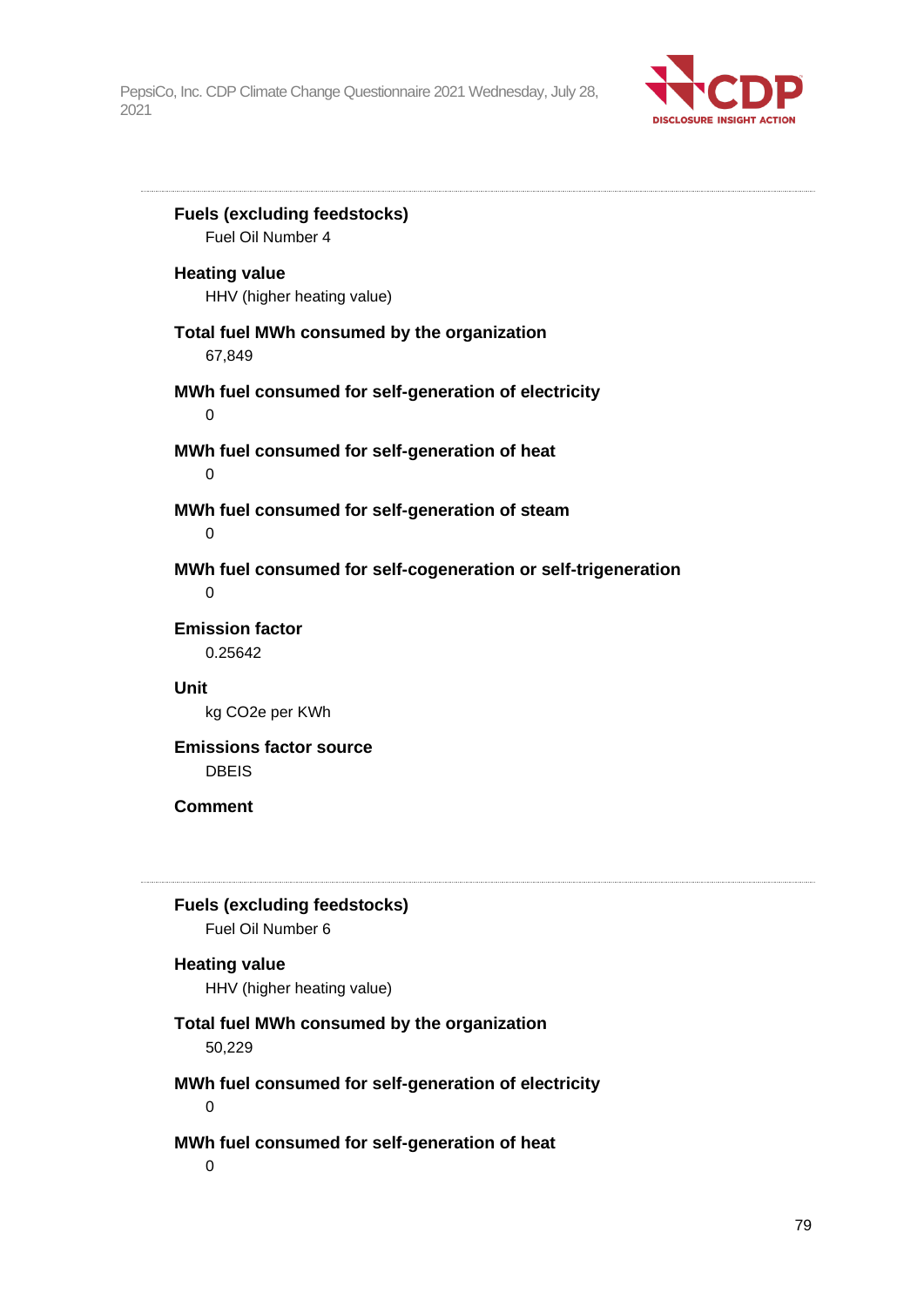**Fuels (excluding feedstocks)**
Fuel Oil Number 4

**Heating value**
HHV (higher heating value)

**Total fuel MWh consumed by the organization**
67,849

**MWh fuel consumed for self-generation of electricity**
0

**MWh fuel consumed for self-generation of heat**
0

**MWh fuel consumed for self-generation of steam**
0

**MWh fuel consumed for self-cogeneration or self-trigeneration**
0

**Emission factor**
0.25642

**Unit**
kg CO2e per KWh

**Emissions factor source**
DBEIS

**Comment**

---

**Fuels (excluding feedstocks)**
Fuel Oil Number 6

**Heating value**
HHV (higher heating value)

**Total fuel MWh consumed by the organization**
50,229

**MWh fuel consumed for self-generation of electricity**
0

**MWh fuel consumed for self-generation of heat**
0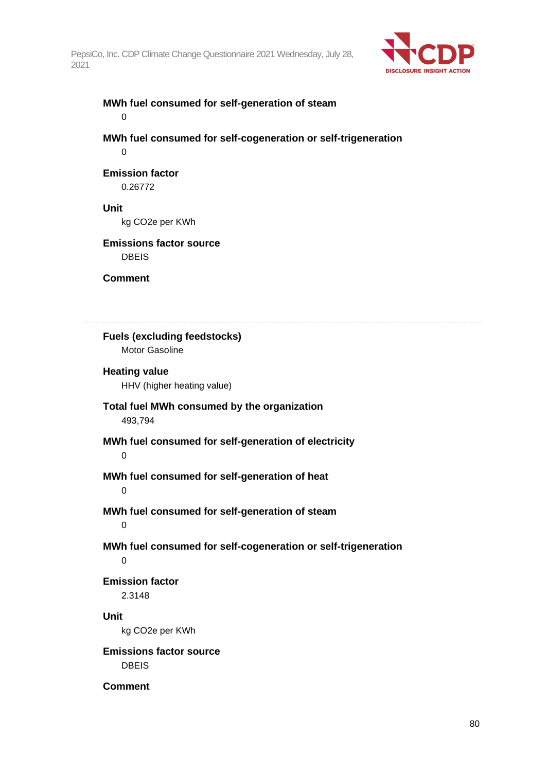**MWh fuel consumed for self-generation of steam**

0

**MWh fuel consumed for self-cogeneration or self-trigeneration**

0

**Emission factor**

0.26772

**Unit**

kg CO2e per KWh

**Emissions factor source**

DBEIS

**Comment**

---

**Fuels (excluding feedstocks)**

Motor Gasoline

**Heating value**

HHV (higher heating value)

**Total fuel MWh consumed by the organization**

493,794

**MWh fuel consumed for self-generation of electricity**

0

**MWh fuel consumed for self-generation of heat**

0

**MWh fuel consumed for self-generation of steam**

0

**MWh fuel consumed for self-cogeneration or self-trigeneration**

0

**Emission factor**

2.3148

**Unit**

kg CO2e per KWh

**Emissions factor source**

DBEIS

**Comment**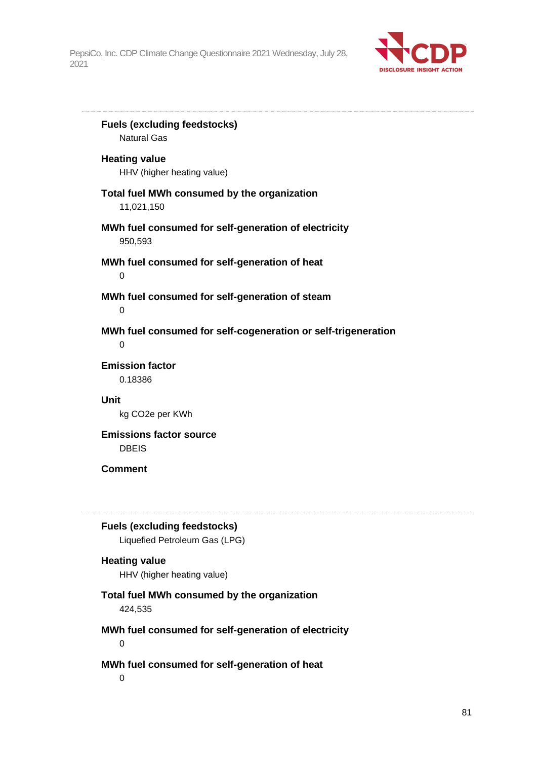**Fuels (excluding feedstocks)**
Natural Gas

**Heating value**
HHV (higher heating value)

**Total fuel MWh consumed by the organization**
11,021,150

**MWh fuel consumed for self-generation of electricity**
950,593

**MWh fuel consumed for self-generation of heat**
0

**MWh fuel consumed for self-generation of steam**
0

**MWh fuel consumed for self-cogeneration or self-trigeneration**
0

**Emission factor**
0.18386

**Unit**
kg CO2e per KWh

**Emissions factor source**
DBEIS

**Comment**

---

**Fuels (excluding feedstocks)**
Liquefied Petroleum Gas (LPG)

**Heating value**
HHV (higher heating value)

**Total fuel MWh consumed by the organization**
424,535

**MWh fuel consumed for self-generation of electricity**
0

**MWh fuel consumed for self-generation of heat**
0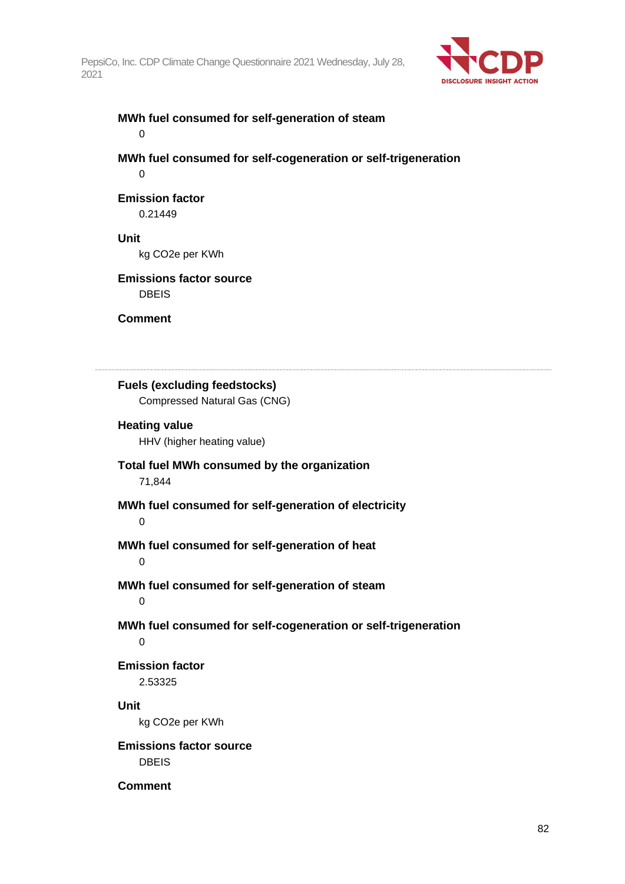**MWh fuel consumed for self-generation of steam**

0

**MWh fuel consumed for self-cogeneration or self-trigeneration**

0

**Emission factor**

0.21449

**Unit**

kg CO2e per KWh

**Emissions factor source**

DBEIS

**Comment**

---

**Fuels (excluding feedstocks)**

Compressed Natural Gas (CNG)

**Heating value**

HHV (higher heating value)

**Total fuel MWh consumed by the organization**

71,844

**MWh fuel consumed for self-generation of electricity**

0

**MWh fuel consumed for self-generation of heat**

0

**MWh fuel consumed for self-generation of steam**

0

**MWh fuel consumed for self-cogeneration or self-trigeneration**

0

**Emission factor**

2.53325

**Unit**

kg CO2e per KWh

**Emissions factor source**

DBEIS

**Comment**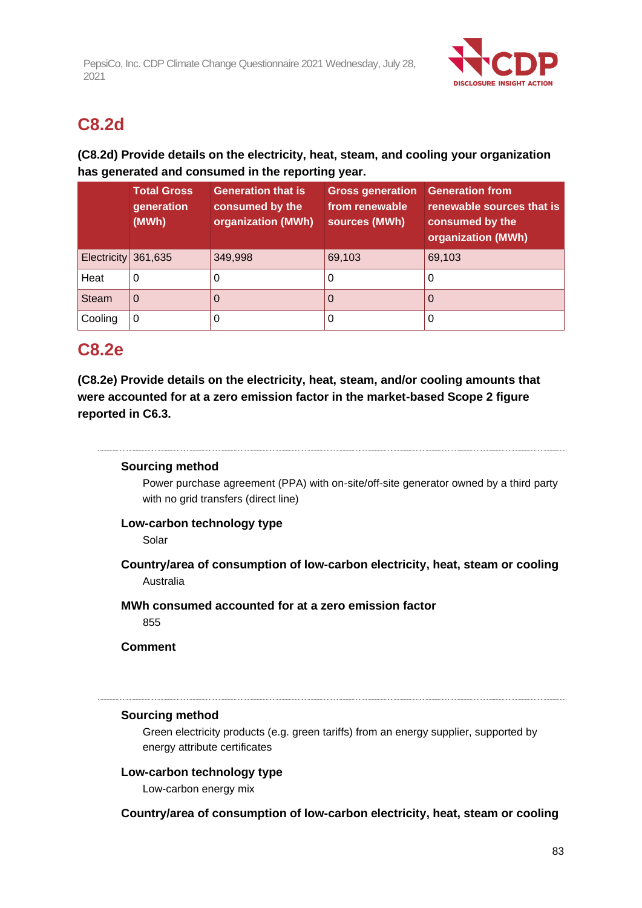## C8.2d

**(C8.2d) Provide details on the electricity, heat, steam, and cooling your organization has generated and consumed in the reporting year.**

| | Total Gross generation (MWh) | Generation that is consumed by the organization (MWh) | Gross generation from renewable sources (MWh) | Generation from renewable sources that is consumed by the organization (MWh) |
|---|---|---|---|---|
| Electricity | 361,635 | 349,998 | 69,103 | 69,103 |
| Heat | 0 | 0 | 0 | 0 |
| Steam | 0 | 0 | 0 | 0 |
| Cooling | 0 | 0 | 0 | 0 |

## C8.2e

**(C8.2e) Provide details on the electricity, heat, steam, and/or cooling amounts that were accounted for at a zero emission factor in the market-based Scope 2 figure reported in C6.3.**

**Sourcing method**

Power purchase agreement (PPA) with on-site/off-site generator owned by a third party with no grid transfers (direct line)

**Low-carbon technology type**

Solar

**Country/area of consumption of low-carbon electricity, heat, steam or cooling**

Australia

**MWh consumed accounted for at a zero emission factor**

855

**Comment**

---

**Sourcing method**

Green electricity products (e.g. green tariffs) from an energy supplier, supported by energy attribute certificates

**Low-carbon technology type**

Low-carbon energy mix

**Country/area of consumption of low-carbon electricity, heat, steam or cooling**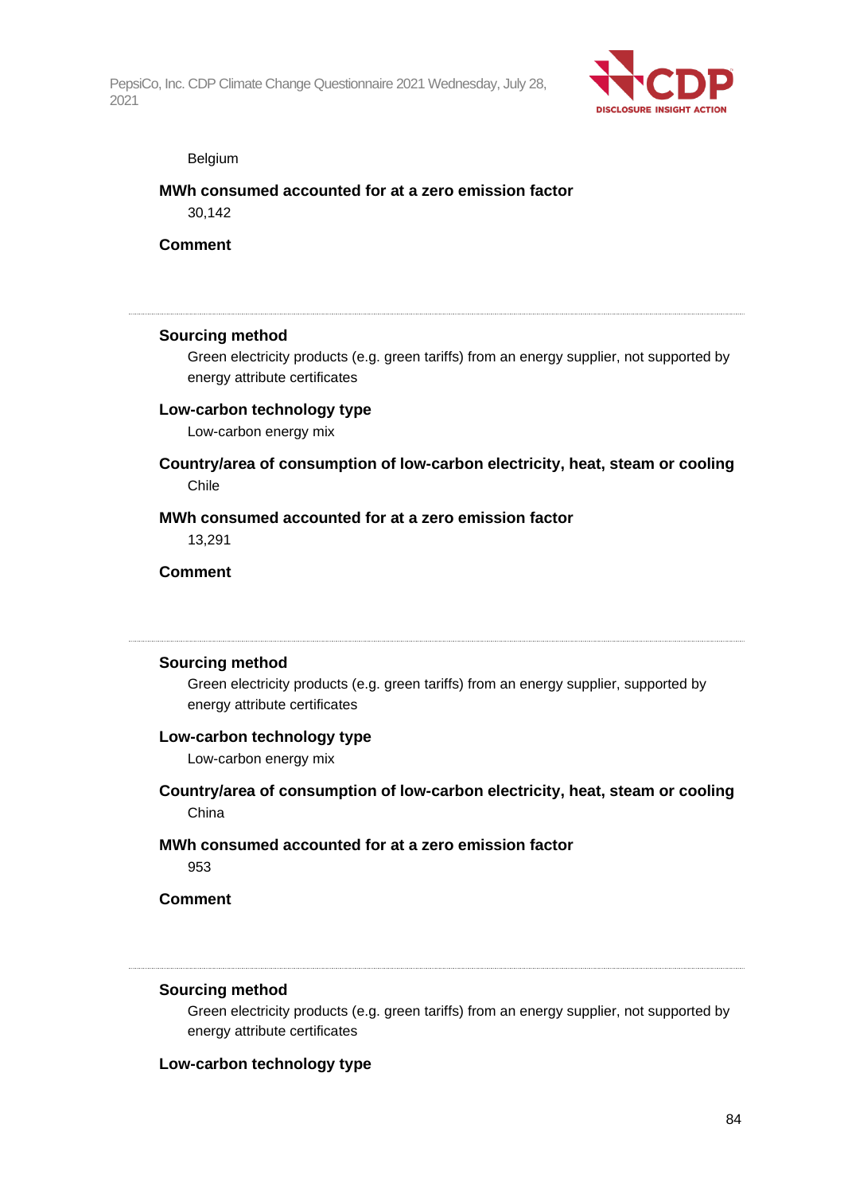Belgium

**MWh consumed accounted for at a zero emission factor**

30,142

**Comment**

---

**Sourcing method**

Green electricity products (e.g. green tariffs) from an energy supplier, not supported by energy attribute certificates

**Low-carbon technology type**

Low-carbon energy mix

**Country/area of consumption of low-carbon electricity, heat, steam or cooling**

Chile

**MWh consumed accounted for at a zero emission factor**

13,291

**Comment**

---

**Sourcing method**

Green electricity products (e.g. green tariffs) from an energy supplier, supported by energy attribute certificates

**Low-carbon technology type**

Low-carbon energy mix

**Country/area of consumption of low-carbon electricity, heat, steam or cooling**

China

**MWh consumed accounted for at a zero emission factor**

953

**Comment**

---

**Sourcing method**

Green electricity products (e.g. green tariffs) from an energy supplier, not supported by energy attribute certificates

**Low-carbon technology type**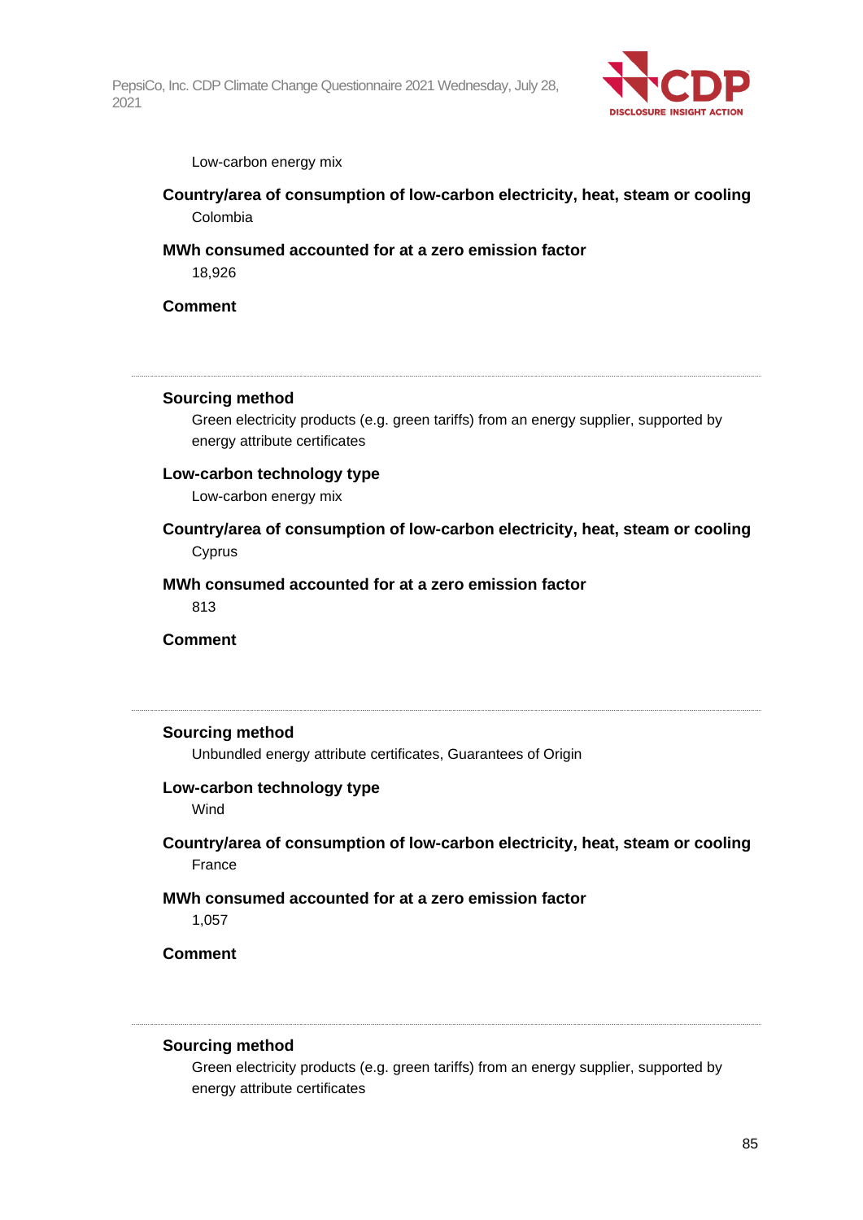Low-carbon energy mix

**Country/area of consumption of low-carbon electricity, heat, steam or cooling**
Colombia

**MWh consumed accounted for at a zero emission factor**
18,926

**Comment**

---

**Sourcing method**
Green electricity products (e.g. green tariffs) from an energy supplier, supported by energy attribute certificates

**Low-carbon technology type**
Low-carbon energy mix

**Country/area of consumption of low-carbon electricity, heat, steam or cooling**
Cyprus

**MWh consumed accounted for at a zero emission factor**
813

**Comment**

---

**Sourcing method**
Unbundled energy attribute certificates, Guarantees of Origin

**Low-carbon technology type**
Wind

**Country/area of consumption of low-carbon electricity, heat, steam or cooling**
France

**MWh consumed accounted for at a zero emission factor**
1,057

**Comment**

---

**Sourcing method**
Green electricity products (e.g. green tariffs) from an energy supplier, supported by energy attribute certificates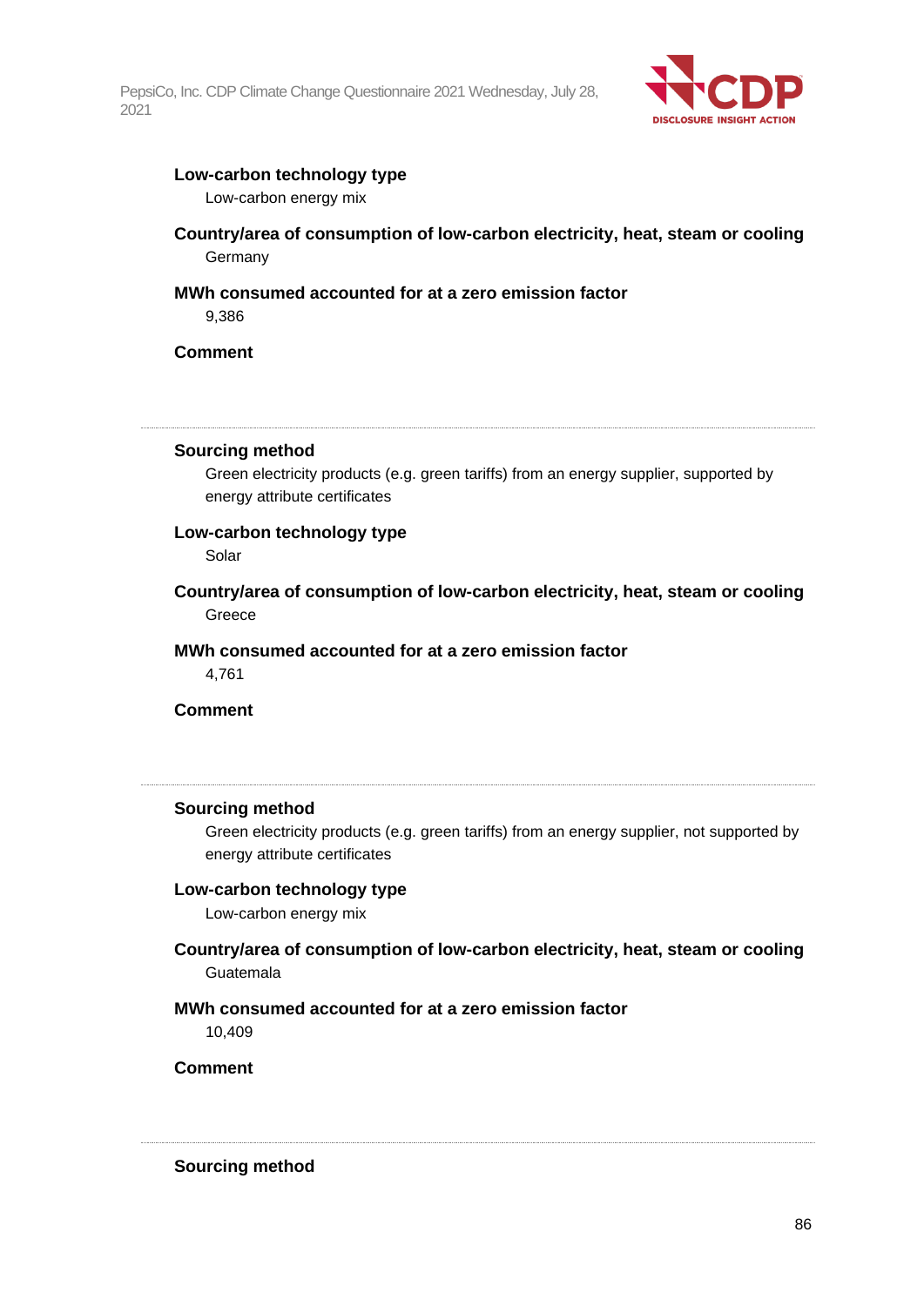**Low-carbon technology type**

Low-carbon energy mix

**Country/area of consumption of low-carbon electricity, heat, steam or cooling**

Germany

**MWh consumed accounted for at a zero emission factor**

9,386

**Comment**

---

**Sourcing method**

Green electricity products (e.g. green tariffs) from an energy supplier, supported by energy attribute certificates

**Low-carbon technology type**

Solar

**Country/area of consumption of low-carbon electricity, heat, steam or cooling**

Greece

**MWh consumed accounted for at a zero emission factor**

4,761

**Comment**

---

**Sourcing method**

Green electricity products (e.g. green tariffs) from an energy supplier, not supported by energy attribute certificates

**Low-carbon technology type**

Low-carbon energy mix

**Country/area of consumption of low-carbon electricity, heat, steam or cooling**

Guatemala

**MWh consumed accounted for at a zero emission factor**

10,409

**Comment**

---

**Sourcing method**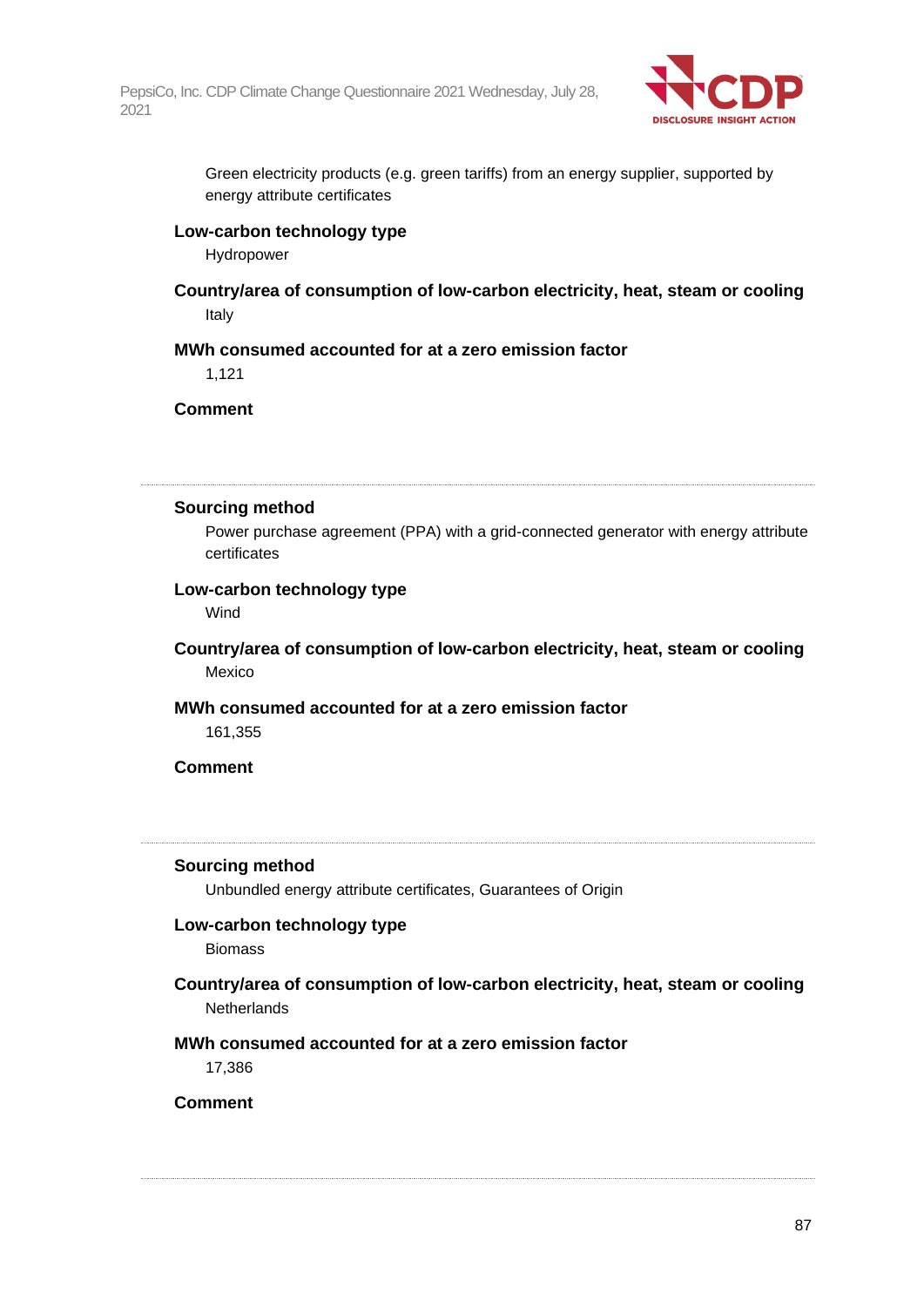Green electricity products (e.g. green tariffs) from an energy supplier, supported by energy attribute certificates

**Low-carbon technology type**

Hydropower

**Country/area of consumption of low-carbon electricity, heat, steam or cooling**

Italy

**MWh consumed accounted for at a zero emission factor**

1,121

**Comment**

---

**Sourcing method**

Power purchase agreement (PPA) with a grid-connected generator with energy attribute certificates

**Low-carbon technology type**

Wind

**Country/area of consumption of low-carbon electricity, heat, steam or cooling**

Mexico

**MWh consumed accounted for at a zero emission factor**

161,355

**Comment**

---

**Sourcing method**

Unbundled energy attribute certificates, Guarantees of Origin

**Low-carbon technology type**

Biomass

**Country/area of consumption of low-carbon electricity, heat, steam or cooling**

Netherlands

**MWh consumed accounted for at a zero emission factor**

17,386

**Comment**

---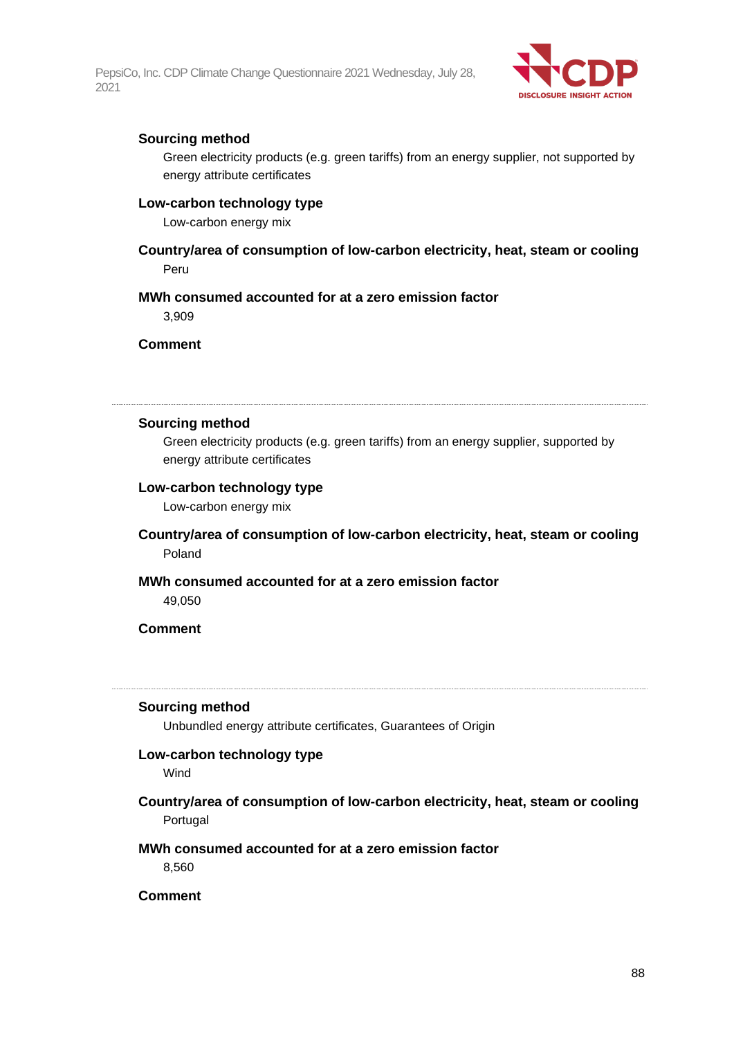**Sourcing method**

Green electricity products (e.g. green tariffs) from an energy supplier, not supported by energy attribute certificates

**Low-carbon technology type**

Low-carbon energy mix

**Country/area of consumption of low-carbon electricity, heat, steam or cooling**

Peru

**MWh consumed accounted for at a zero emission factor**

3,909

**Comment**

---

**Sourcing method**

Green electricity products (e.g. green tariffs) from an energy supplier, supported by energy attribute certificates

**Low-carbon technology type**

Low-carbon energy mix

**Country/area of consumption of low-carbon electricity, heat, steam or cooling**

Poland

**MWh consumed accounted for at a zero emission factor**

49,050

**Comment**

---

**Sourcing method**

Unbundled energy attribute certificates, Guarantees of Origin

**Low-carbon technology type**

Wind

**Country/area of consumption of low-carbon electricity, heat, steam or cooling**

Portugal

**MWh consumed accounted for at a zero emission factor**

8,560

**Comment**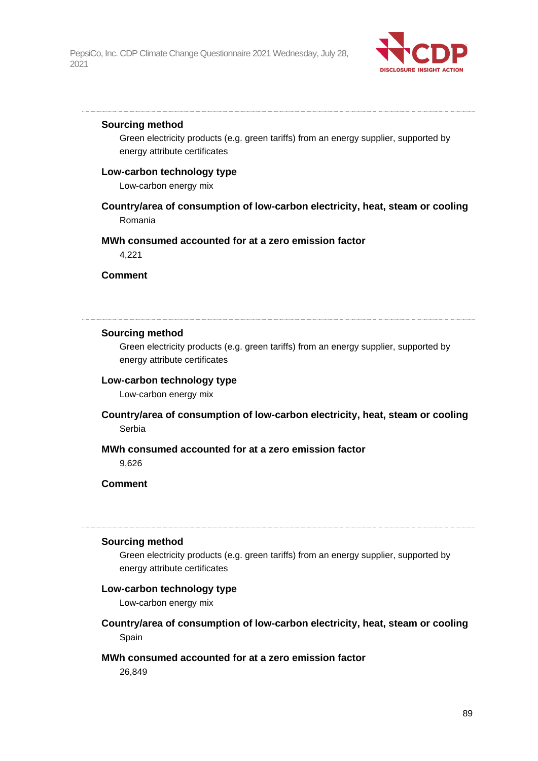---

**Sourcing method**

Green electricity products (e.g. green tariffs) from an energy supplier, supported by energy attribute certificates

**Low-carbon technology type**

Low-carbon energy mix

**Country/area of consumption of low-carbon electricity, heat, steam or cooling**

Romania

**MWh consumed accounted for at a zero emission factor**

4,221

**Comment**

---

**Sourcing method**

Green electricity products (e.g. green tariffs) from an energy supplier, supported by energy attribute certificates

**Low-carbon technology type**

Low-carbon energy mix

**Country/area of consumption of low-carbon electricity, heat, steam or cooling**

Serbia

**MWh consumed accounted for at a zero emission factor**

9,626

**Comment**

---

**Sourcing method**

Green electricity products (e.g. green tariffs) from an energy supplier, supported by energy attribute certificates

**Low-carbon technology type**

Low-carbon energy mix

**Country/area of consumption of low-carbon electricity, heat, steam or cooling**

Spain

**MWh consumed accounted for at a zero emission factor**

26,849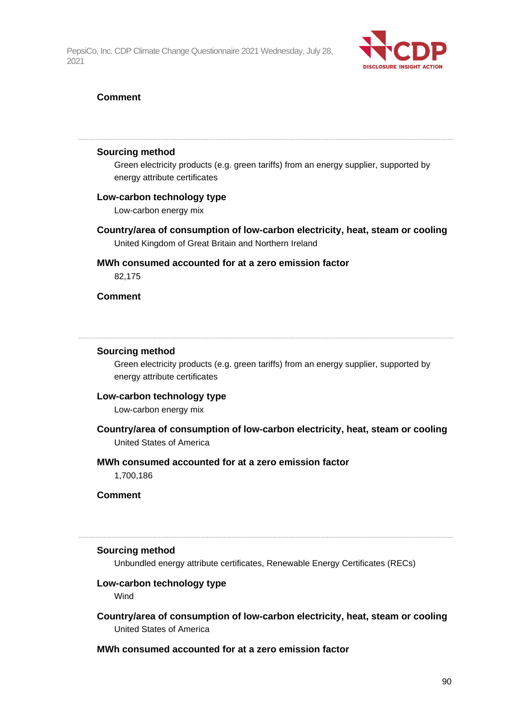**Comment**

---

**Sourcing method**

Green electricity products (e.g. green tariffs) from an energy supplier, supported by energy attribute certificates

**Low-carbon technology type**

Low-carbon energy mix

**Country/area of consumption of low-carbon electricity, heat, steam or cooling**

United Kingdom of Great Britain and Northern Ireland

**MWh consumed accounted for at a zero emission factor**

82,175

**Comment**

---

**Sourcing method**

Green electricity products (e.g. green tariffs) from an energy supplier, supported by energy attribute certificates

**Low-carbon technology type**

Low-carbon energy mix

**Country/area of consumption of low-carbon electricity, heat, steam or cooling**

United States of America

**MWh consumed accounted for at a zero emission factor**

1,700,186

**Comment**

---

**Sourcing method**

Unbundled energy attribute certificates, Renewable Energy Certificates (RECs)

**Low-carbon technology type**

Wind

**Country/area of consumption of low-carbon electricity, heat, steam or cooling**

United States of America

**MWh consumed accounted for at a zero emission factor**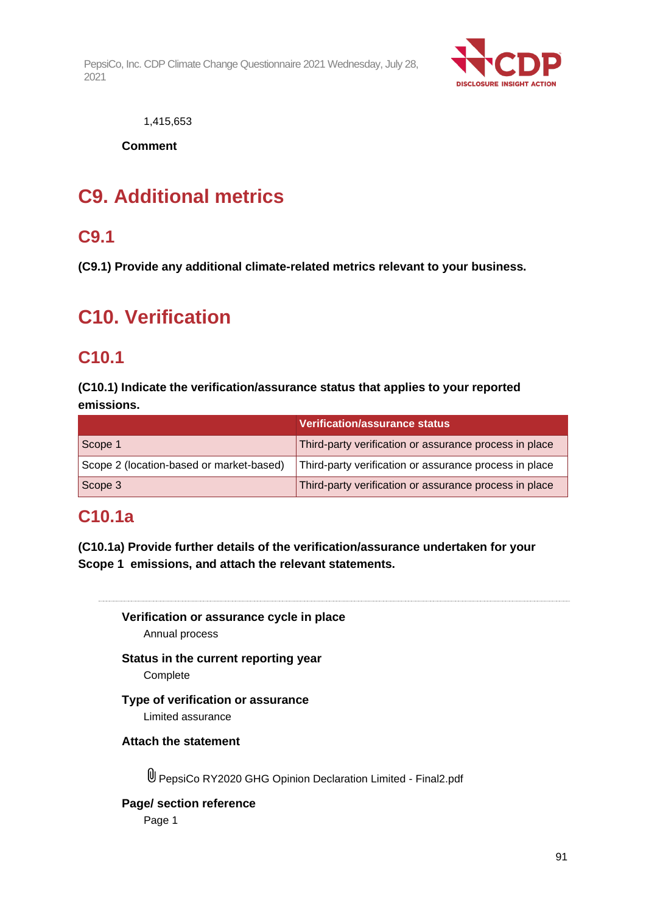1,415,653

**Comment**

# C9. Additional metrics

## C9.1

**(C9.1) Provide any additional climate-related metrics relevant to your business.**

# C10. Verification

## C10.1

**(C10.1) Indicate the verification/assurance status that applies to your reported emissions.**

| | Verification/assurance status |
|---|---|
| Scope 1 | Third-party verification or assurance process in place |
| Scope 2 (location-based or market-based) | Third-party verification or assurance process in place |
| Scope 3 | Third-party verification or assurance process in place |

## C10.1a

**(C10.1a) Provide further details of the verification/assurance undertaken for your Scope 1 emissions, and attach the relevant statements.**

**Verification or assurance cycle in place**

Annual process

**Status in the current reporting year**

Complete

**Type of verification or assurance**

Limited assurance

**Attach the statement**

PepsiCo RY2020 GHG Opinion Declaration Limited - Final2.pdf

**Page/ section reference**

Page 1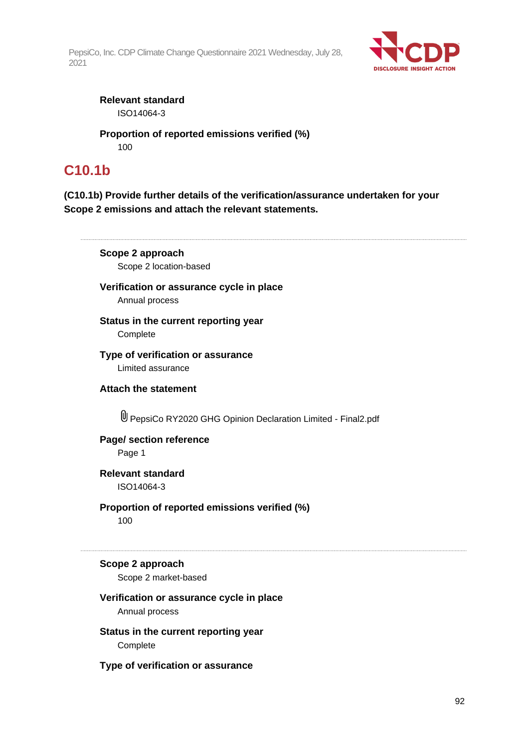**Relevant standard**

ISO14064-3

**Proportion of reported emissions verified (%)**

100

## C10.1b

**(C10.1b) Provide further details of the verification/assurance undertaken for your Scope 2 emissions and attach the relevant statements.**

---

**Scope 2 approach**

Scope 2 location-based

**Verification or assurance cycle in place**

Annual process

**Status in the current reporting year**

Complete

**Type of verification or assurance**

Limited assurance

**Attach the statement**

PepsiCo RY2020 GHG Opinion Declaration Limited - Final2.pdf

**Page/ section reference**

Page 1

**Relevant standard**

ISO14064-3

**Proportion of reported emissions verified (%)**

100

---

**Scope 2 approach**

Scope 2 market-based

**Verification or assurance cycle in place**

Annual process

**Status in the current reporting year**

Complete

**Type of verification or assurance**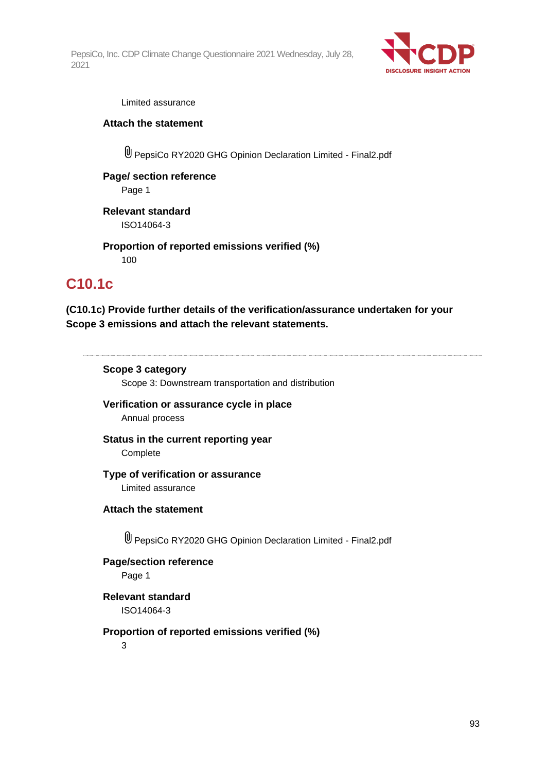Limited assurance

**Attach the statement**

PepsiCo RY2020 GHG Opinion Declaration Limited - Final2.pdf

**Page/ section reference**

Page 1

**Relevant standard**

ISO14064-3

**Proportion of reported emissions verified (%)**

100

## C10.1c

**(C10.1c) Provide further details of the verification/assurance undertaken for your Scope 3 emissions and attach the relevant statements.**

---

**Scope 3 category**

Scope 3: Downstream transportation and distribution

**Verification or assurance cycle in place**

Annual process

**Status in the current reporting year**

Complete

**Type of verification or assurance**

Limited assurance

**Attach the statement**

PepsiCo RY2020 GHG Opinion Declaration Limited - Final2.pdf

**Page/section reference**

Page 1

**Relevant standard**

ISO14064-3

**Proportion of reported emissions verified (%)**

3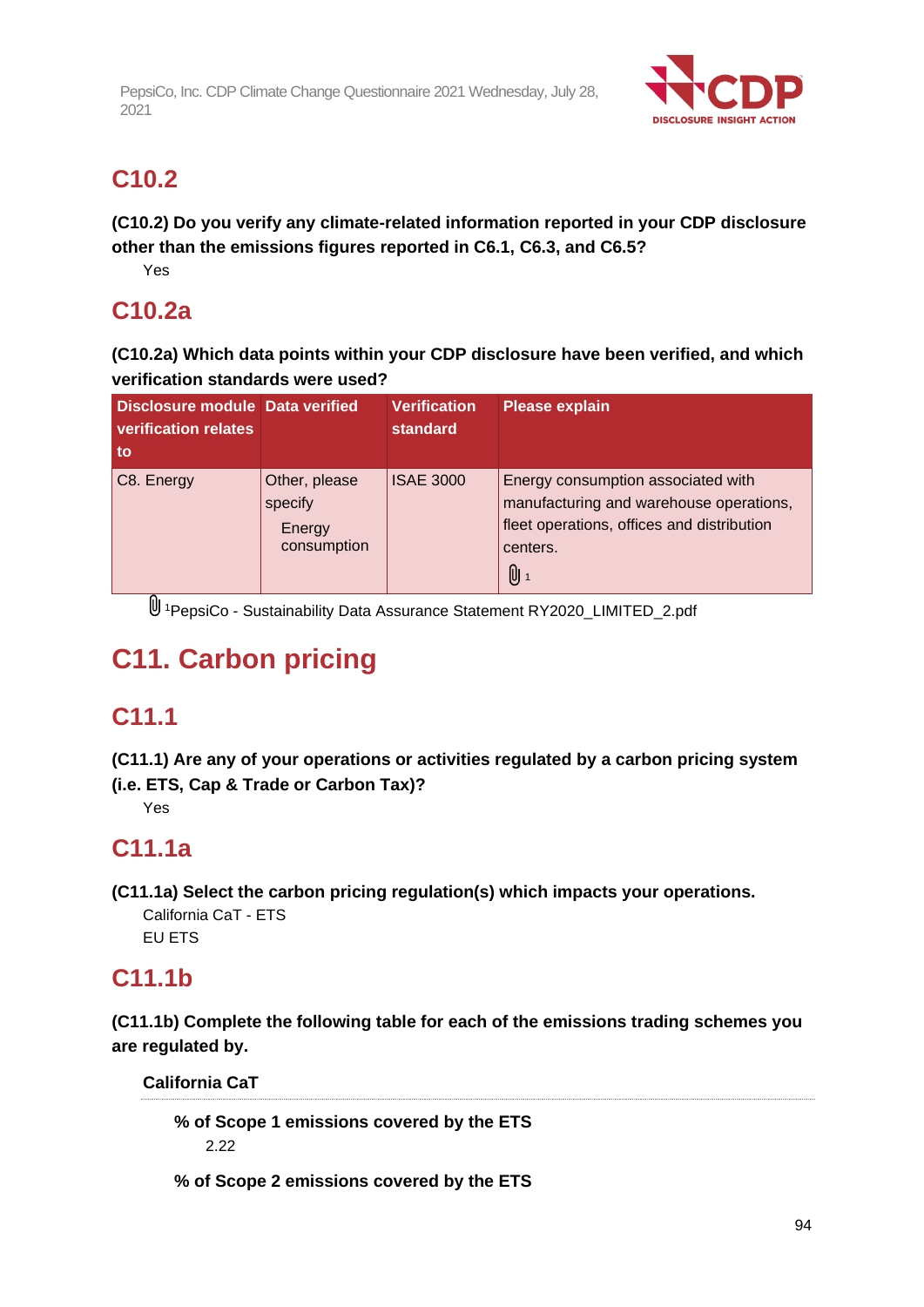## C10.2

**(C10.2) Do you verify any climate-related information reported in your CDP disclosure other than the emissions figures reported in C6.1, C6.3, and C6.5?**

Yes

## C10.2a

**(C10.2a) Which data points within your CDP disclosure have been verified, and which verification standards were used?**

| Disclosure module verification relates to | Data verified | Verification standard | Please explain |
|---|---|---|---|
| C8. Energy | Other, please specify<br>Energy consumption | ISAE 3000 | Energy consumption associated with manufacturing and warehouse operations, fleet operations, offices and distribution centers.<br>[1] |

[1]PepsiCo - Sustainability Data Assurance Statement RY2020_LIMITED_2.pdf

# C11. Carbon pricing

## C11.1

**(C11.1) Are any of your operations or activities regulated by a carbon pricing system (i.e. ETS, Cap & Trade or Carbon Tax)?**

Yes

## C11.1a

**(C11.1a) Select the carbon pricing regulation(s) which impacts your operations.**

California CaT - ETS
EU ETS

## C11.1b

**(C11.1b) Complete the following table for each of the emissions trading schemes you are regulated by.**

**California CaT**

**% of Scope 1 emissions covered by the ETS**

2.22

**% of Scope 2 emissions covered by the ETS**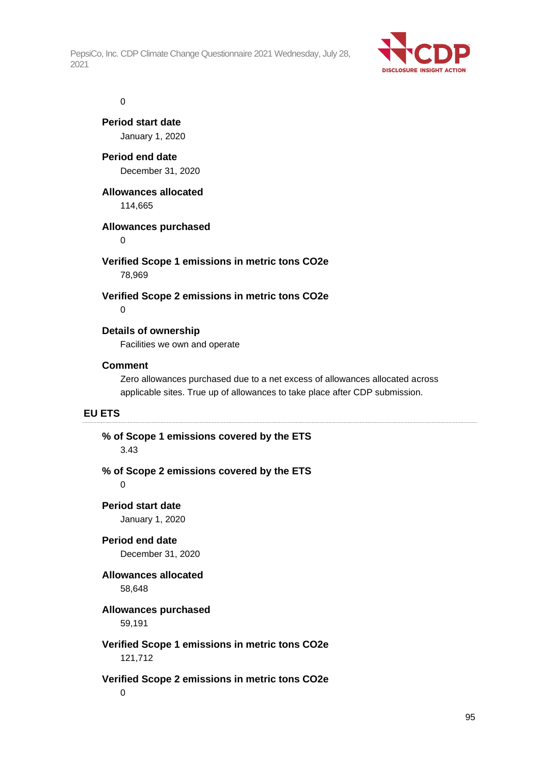0

**Period start date**

January 1, 2020

**Period end date**

December 31, 2020

**Allowances allocated**

114,665

**Allowances purchased**

0

**Verified Scope 1 emissions in metric tons CO2e**

78,969

**Verified Scope 2 emissions in metric tons CO2e**

0

**Details of ownership**

Facilities we own and operate

**Comment**

Zero allowances purchased due to a net excess of allowances allocated across applicable sites. True up of allowances to take place after CDP submission.

### EU ETS

**% of Scope 1 emissions covered by the ETS**

3.43

**% of Scope 2 emissions covered by the ETS**

0

**Period start date**

January 1, 2020

**Period end date**

December 31, 2020

**Allowances allocated**

58,648

**Allowances purchased**

59,191

**Verified Scope 1 emissions in metric tons CO2e**

121,712

**Verified Scope 2 emissions in metric tons CO2e**

0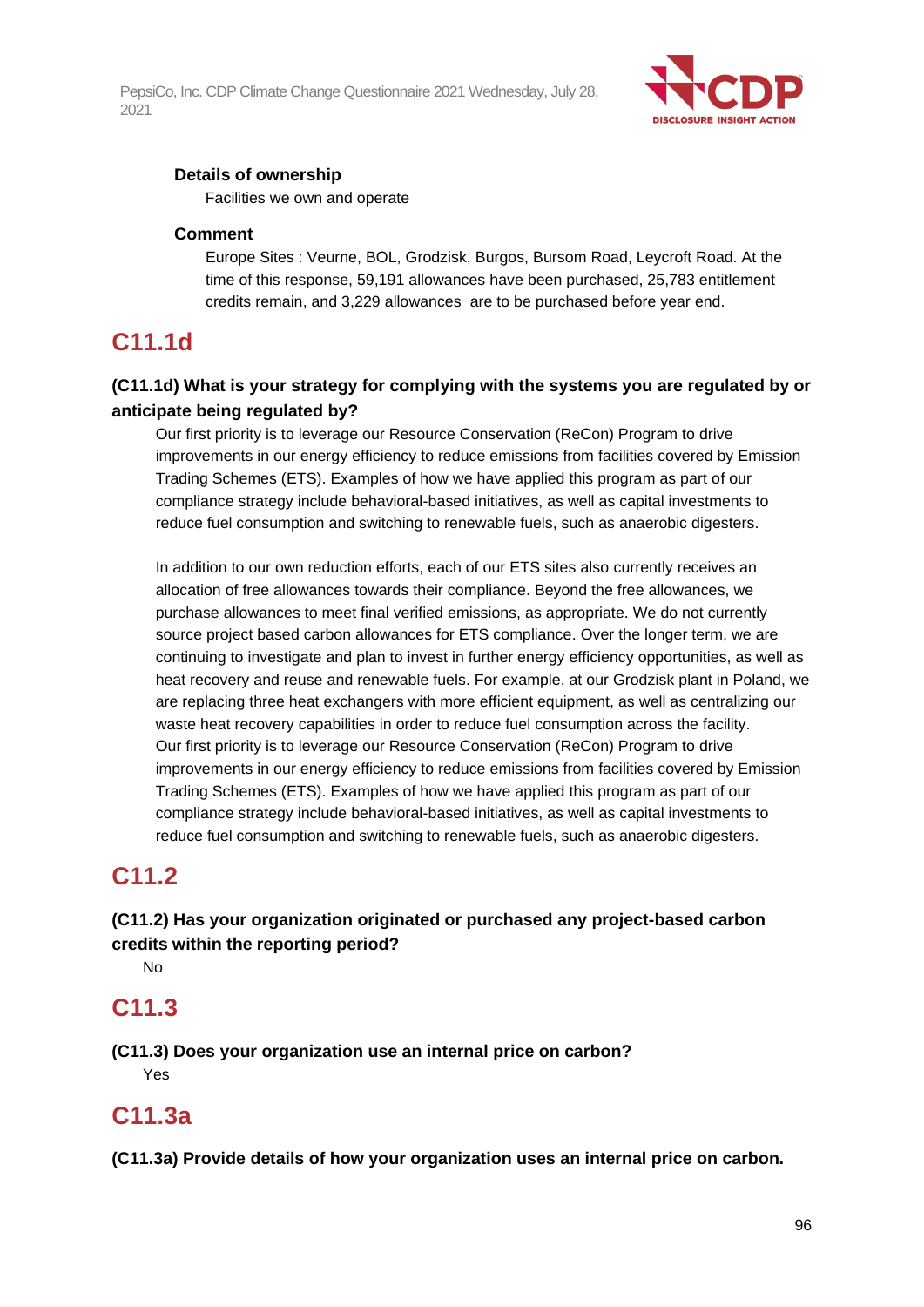**Details of ownership**

Facilities we own and operate

**Comment**

Europe Sites : Veurne, BOL, Grodzisk, Burgos, Bursom Road, Leycroft Road. At the time of this response, 59,191 allowances have been purchased, 25,783 entitlement credits remain, and 3,229 allowances are to be purchased before year end.

## C11.1d

### (C11.1d) What is your strategy for complying with the systems you are regulated by or anticipate being regulated by?

Our first priority is to leverage our Resource Conservation (ReCon) Program to drive improvements in our energy efficiency to reduce emissions from facilities covered by Emission Trading Schemes (ETS). Examples of how we have applied this program as part of our compliance strategy include behavioral-based initiatives, as well as capital investments to reduce fuel consumption and switching to renewable fuels, such as anaerobic digesters.

In addition to our own reduction efforts, each of our ETS sites also currently receives an allocation of free allowances towards their compliance. Beyond the free allowances, we purchase allowances to meet final verified emissions, as appropriate. We do not currently source project based carbon allowances for ETS compliance. Over the longer term, we are continuing to investigate and plan to invest in further energy efficiency opportunities, as well as heat recovery and reuse and renewable fuels. For example, at our Grodzisk plant in Poland, we are replacing three heat exchangers with more efficient equipment, as well as centralizing our waste heat recovery capabilities in order to reduce fuel consumption across the facility.
Our first priority is to leverage our Resource Conservation (ReCon) Program to drive improvements in our energy efficiency to reduce emissions from facilities covered by Emission Trading Schemes (ETS). Examples of how we have applied this program as part of our compliance strategy include behavioral-based initiatives, as well as capital investments to reduce fuel consumption and switching to renewable fuels, such as anaerobic digesters.

## C11.2

### (C11.2) Has your organization originated or purchased any project-based carbon credits within the reporting period?

No

## C11.3

### (C11.3) Does your organization use an internal price on carbon?

Yes

## C11.3a

### (C11.3a) Provide details of how your organization uses an internal price on carbon.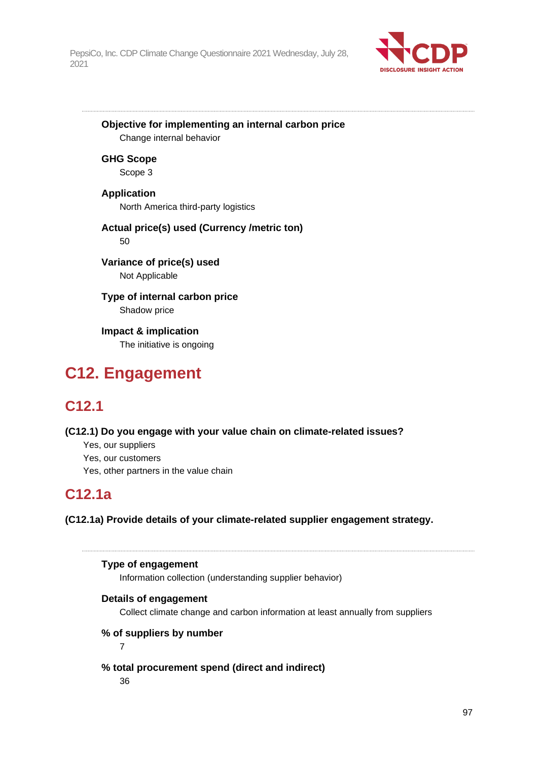---

**Objective for implementing an internal carbon price**
Change internal behavior

**GHG Scope**
Scope 3

**Application**
North America third-party logistics

**Actual price(s) used (Currency /metric ton)**
50

**Variance of price(s) used**
Not Applicable

**Type of internal carbon price**
Shadow price

**Impact & implication**
The initiative is ongoing

# C12. Engagement

## C12.1

**(C12.1) Do you engage with your value chain on climate-related issues?**

Yes, our suppliers
Yes, our customers
Yes, other partners in the value chain

## C12.1a

**(C12.1a) Provide details of your climate-related supplier engagement strategy.**

---

**Type of engagement**
Information collection (understanding supplier behavior)

**Details of engagement**
Collect climate change and carbon information at least annually from suppliers

**% of suppliers by number**
7

**% total procurement spend (direct and indirect)**
36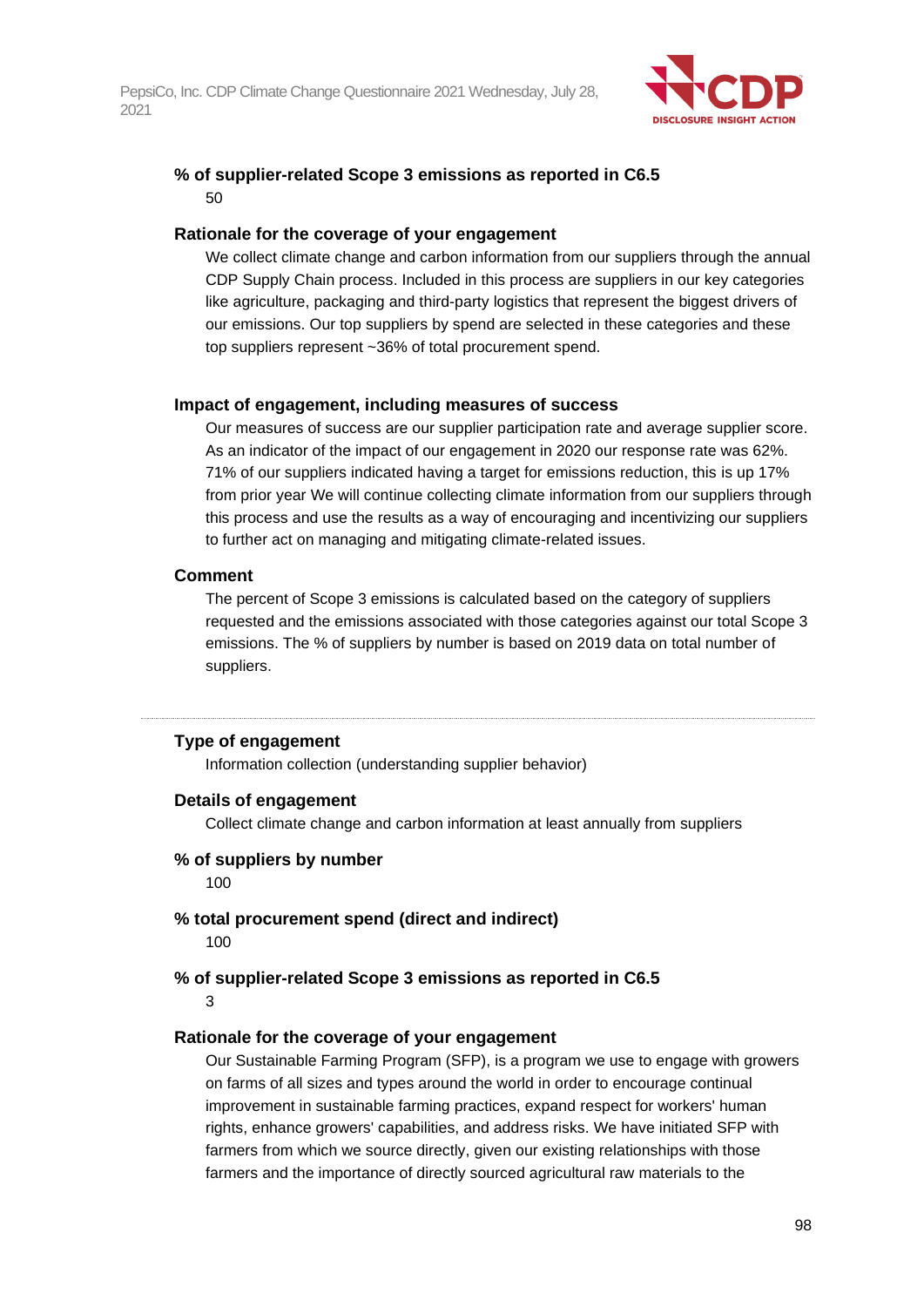### % of supplier-related Scope 3 emissions as reported in C6.5

50

### Rationale for the coverage of your engagement

We collect climate change and carbon information from our suppliers through the annual CDP Supply Chain process. Included in this process are suppliers in our key categories like agriculture, packaging and third-party logistics that represent the biggest drivers of our emissions. Our top suppliers by spend are selected in these categories and these top suppliers represent ~36% of total procurement spend.

### Impact of engagement, including measures of success

Our measures of success are our supplier participation rate and average supplier score. As an indicator of the impact of our engagement in 2020 our response rate was 62%. 71% of our suppliers indicated having a target for emissions reduction, this is up 17% from prior year We will continue collecting climate information from our suppliers through this process and use the results as a way of encouraging and incentivizing our suppliers to further act on managing and mitigating climate-related issues.

### Comment

The percent of Scope 3 emissions is calculated based on the category of suppliers requested and the emissions associated with those categories against our total Scope 3 emissions. The % of suppliers by number is based on 2019 data on total number of suppliers.

---

### Type of engagement

Information collection (understanding supplier behavior)

### Details of engagement

Collect climate change and carbon information at least annually from suppliers

### % of suppliers by number

100

### % total procurement spend (direct and indirect)

100

### % of supplier-related Scope 3 emissions as reported in C6.5

3

### Rationale for the coverage of your engagement

Our Sustainable Farming Program (SFP), is a program we use to engage with growers on farms of all sizes and types around the world in order to encourage continual improvement in sustainable farming practices, expand respect for workers' human rights, enhance growers' capabilities, and address risks. We have initiated SFP with farmers from which we source directly, given our existing relationships with those farmers and the importance of directly sourced agricultural raw materials to the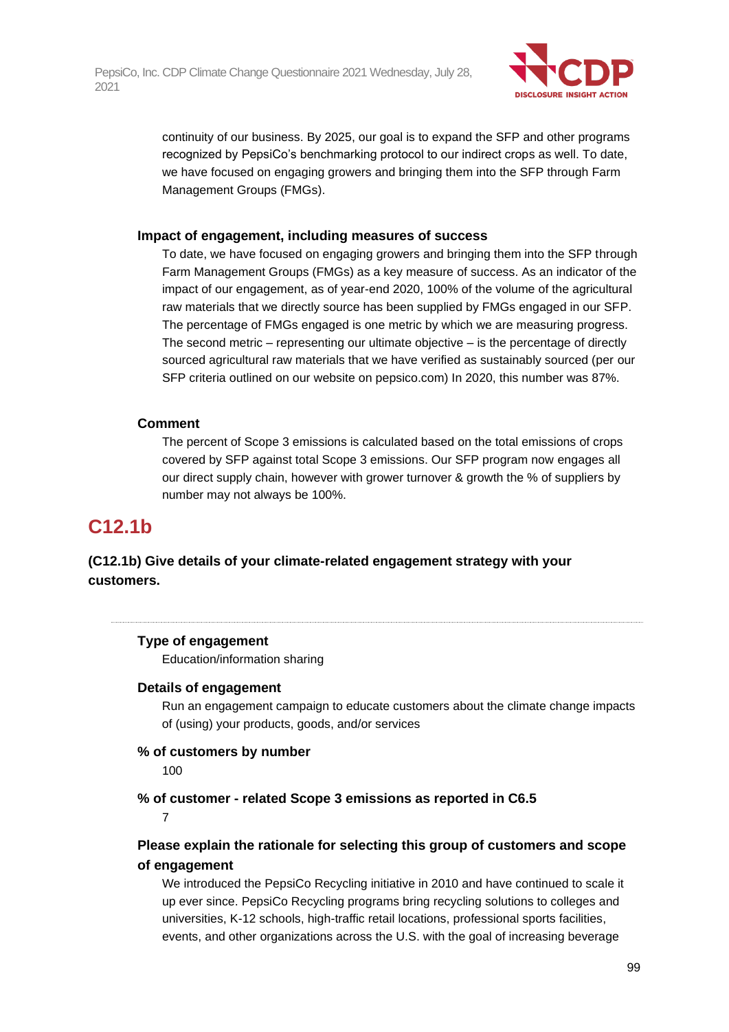continuity of our business. By 2025, our goal is to expand the SFP and other programs recognized by PepsiCo's benchmarking protocol to our indirect crops as well. To date, we have focused on engaging growers and bringing them into the SFP through Farm Management Groups (FMGs).

**Impact of engagement, including measures of success**

To date, we have focused on engaging growers and bringing them into the SFP through Farm Management Groups (FMGs) as a key measure of success. As an indicator of the impact of our engagement, as of year-end 2020, 100% of the volume of the agricultural raw materials that we directly source has been supplied by FMGs engaged in our SFP. The percentage of FMGs engaged is one metric by which we are measuring progress. The second metric – representing our ultimate objective – is the percentage of directly sourced agricultural raw materials that we have verified as sustainably sourced (per our SFP criteria outlined on our website on pepsico.com) In 2020, this number was 87%.

**Comment**

The percent of Scope 3 emissions is calculated based on the total emissions of crops covered by SFP against total Scope 3 emissions. Our SFP program now engages all our direct supply chain, however with grower turnover & growth the % of suppliers by number may not always be 100%.

## C12.1b

**(C12.1b) Give details of your climate-related engagement strategy with your customers.**

**Type of engagement**

Education/information sharing

**Details of engagement**

Run an engagement campaign to educate customers about the climate change impacts of (using) your products, goods, and/or services

**% of customers by number**

100

**% of customer - related Scope 3 emissions as reported in C6.5**

7

**Please explain the rationale for selecting this group of customers and scope of engagement**

We introduced the PepsiCo Recycling initiative in 2010 and have continued to scale it up ever since. PepsiCo Recycling programs bring recycling solutions to colleges and universities, K-12 schools, high-traffic retail locations, professional sports facilities, events, and other organizations across the U.S. with the goal of increasing beverage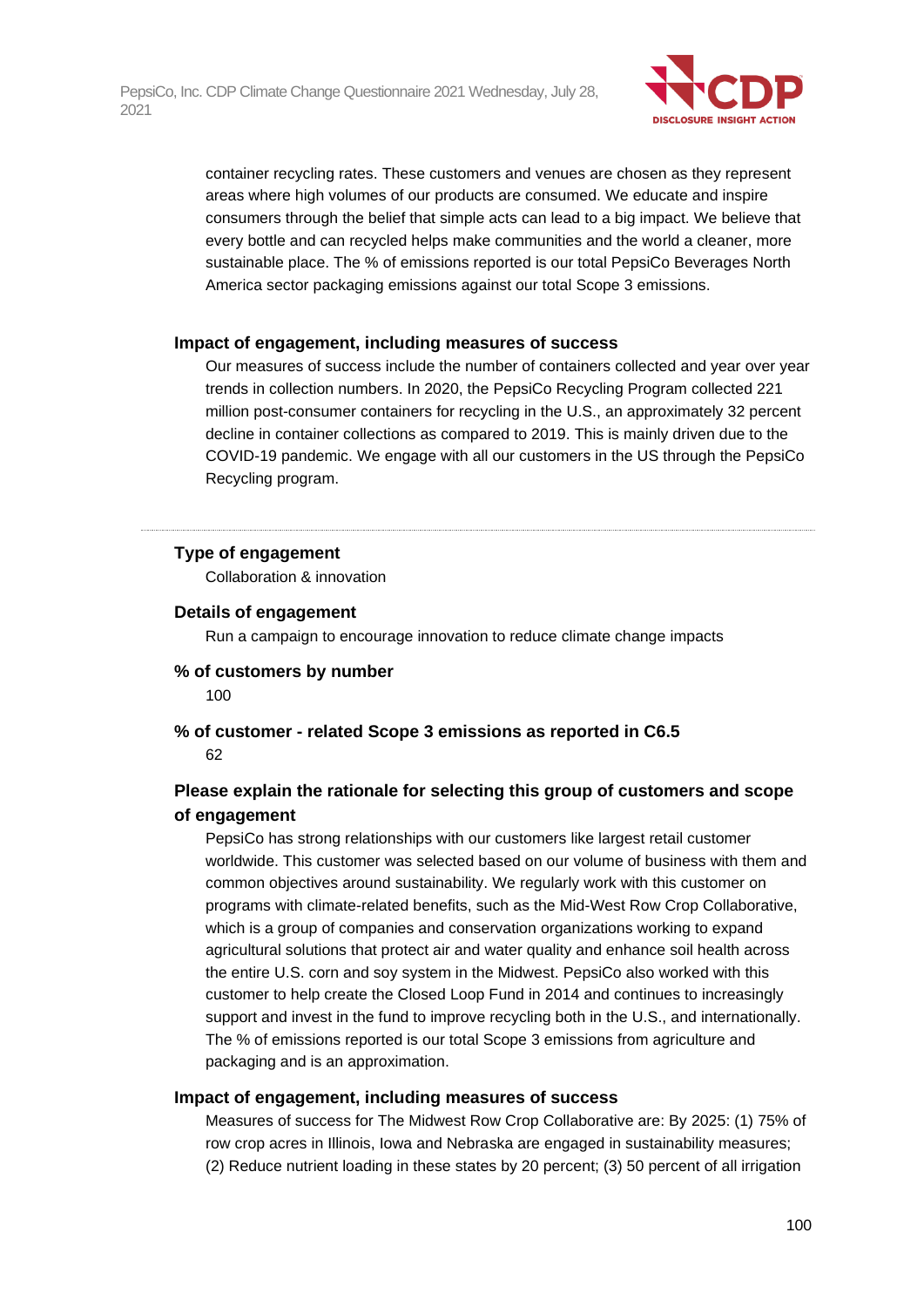container recycling rates. These customers and venues are chosen as they represent areas where high volumes of our products are consumed. We educate and inspire consumers through the belief that simple acts can lead to a big impact. We believe that every bottle and can recycled helps make communities and the world a cleaner, more sustainable place. The % of emissions reported is our total PepsiCo Beverages North America sector packaging emissions against our total Scope 3 emissions.

**Impact of engagement, including measures of success**

Our measures of success include the number of containers collected and year over year trends in collection numbers. In 2020, the PepsiCo Recycling Program collected 221 million post-consumer containers for recycling in the U.S., an approximately 32 percent decline in container collections as compared to 2019. This is mainly driven due to the COVID-19 pandemic. We engage with all our customers in the US through the PepsiCo Recycling program.

---

**Type of engagement**

Collaboration & innovation

**Details of engagement**

Run a campaign to encourage innovation to reduce climate change impacts

**% of customers by number**

100

**% of customer - related Scope 3 emissions as reported in C6.5**

62

**Please explain the rationale for selecting this group of customers and scope of engagement**

PepsiCo has strong relationships with our customers like largest retail customer worldwide. This customer was selected based on our volume of business with them and common objectives around sustainability. We regularly work with this customer on programs with climate-related benefits, such as the Mid-West Row Crop Collaborative, which is a group of companies and conservation organizations working to expand agricultural solutions that protect air and water quality and enhance soil health across the entire U.S. corn and soy system in the Midwest. PepsiCo also worked with this customer to help create the Closed Loop Fund in 2014 and continues to increasingly support and invest in the fund to improve recycling both in the U.S., and internationally. The % of emissions reported is our total Scope 3 emissions from agriculture and packaging and is an approximation.

**Impact of engagement, including measures of success**

Measures of success for The Midwest Row Crop Collaborative are: By 2025: (1) 75% of row crop acres in Illinois, Iowa and Nebraska are engaged in sustainability measures; (2) Reduce nutrient loading in these states by 20 percent; (3) 50 percent of all irrigation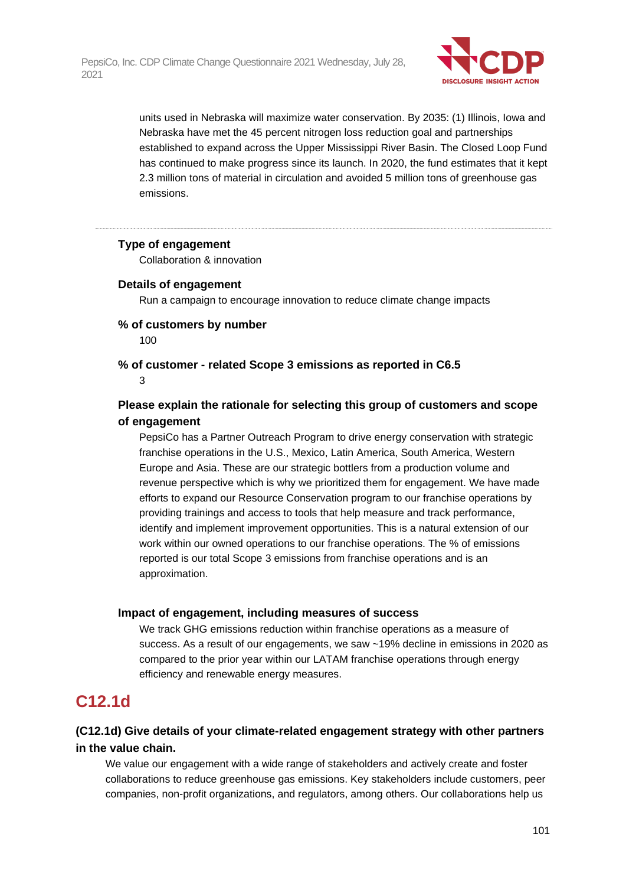units used in Nebraska will maximize water conservation. By 2035: (1) Illinois, Iowa and Nebraska have met the 45 percent nitrogen loss reduction goal and partnerships established to expand across the Upper Mississippi River Basin. The Closed Loop Fund has continued to make progress since its launch. In 2020, the fund estimates that it kept 2.3 million tons of material in circulation and avoided 5 million tons of greenhouse gas emissions.

---

**Type of engagement**

Collaboration & innovation

**Details of engagement**

Run a campaign to encourage innovation to reduce climate change impacts

**% of customers by number**

100

**% of customer - related Scope 3 emissions as reported in C6.5**

3

**Please explain the rationale for selecting this group of customers and scope of engagement**

PepsiCo has a Partner Outreach Program to drive energy conservation with strategic franchise operations in the U.S., Mexico, Latin America, South America, Western Europe and Asia. These are our strategic bottlers from a production volume and revenue perspective which is why we prioritized them for engagement. We have made efforts to expand our Resource Conservation program to our franchise operations by providing trainings and access to tools that help measure and track performance, identify and implement improvement opportunities. This is a natural extension of our work within our owned operations to our franchise operations. The % of emissions reported is our total Scope 3 emissions from franchise operations and is an approximation.

**Impact of engagement, including measures of success**

We track GHG emissions reduction within franchise operations as a measure of success. As a result of our engagements, we saw ~19% decline in emissions in 2020 as compared to the prior year within our LATAM franchise operations through energy efficiency and renewable energy measures.

## C12.1d

**(C12.1d) Give details of your climate-related engagement strategy with other partners in the value chain.**

We value our engagement with a wide range of stakeholders and actively create and foster collaborations to reduce greenhouse gas emissions. Key stakeholders include customers, peer companies, non-profit organizations, and regulators, among others. Our collaborations help us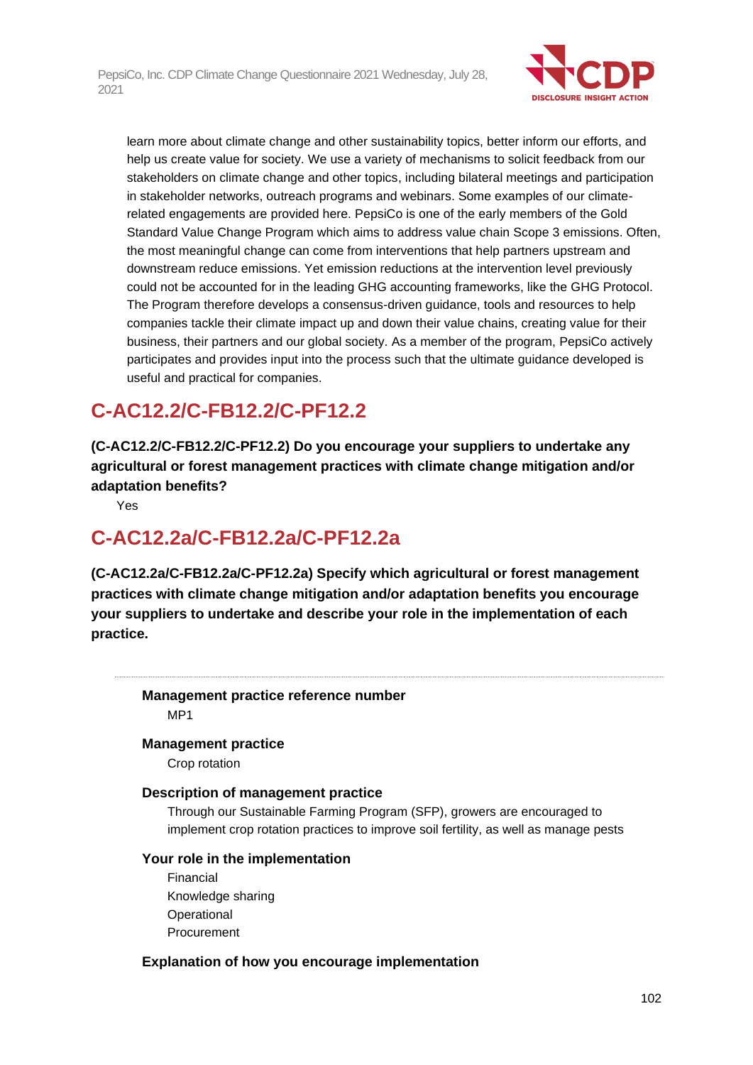learn more about climate change and other sustainability topics, better inform our efforts, and help us create value for society. We use a variety of mechanisms to solicit feedback from our stakeholders on climate change and other topics, including bilateral meetings and participation in stakeholder networks, outreach programs and webinars. Some examples of our climate-related engagements are provided here. PepsiCo is one of the early members of the Gold Standard Value Change Program which aims to address value chain Scope 3 emissions. Often, the most meaningful change can come from interventions that help partners upstream and downstream reduce emissions. Yet emission reductions at the intervention level previously could not be accounted for in the leading GHG accounting frameworks, like the GHG Protocol. The Program therefore develops a consensus-driven guidance, tools and resources to help companies tackle their climate impact up and down their value chains, creating value for their business, their partners and our global society. As a member of the program, PepsiCo actively participates and provides input into the process such that the ultimate guidance developed is useful and practical for companies.

## C-AC12.2/C-FB12.2/C-PF12.2

**(C-AC12.2/C-FB12.2/C-PF12.2) Do you encourage your suppliers to undertake any agricultural or forest management practices with climate change mitigation and/or adaptation benefits?**

Yes

## C-AC12.2a/C-FB12.2a/C-PF12.2a

**(C-AC12.2a/C-FB12.2a/C-PF12.2a) Specify which agricultural or forest management practices with climate change mitigation and/or adaptation benefits you encourage your suppliers to undertake and describe your role in the implementation of each practice.**

---

**Management practice reference number**

MP1

**Management practice**

Crop rotation

**Description of management practice**

Through our Sustainable Farming Program (SFP), growers are encouraged to implement crop rotation practices to improve soil fertility, as well as manage pests

**Your role in the implementation**

Financial
Knowledge sharing
Operational
Procurement

**Explanation of how you encourage implementation**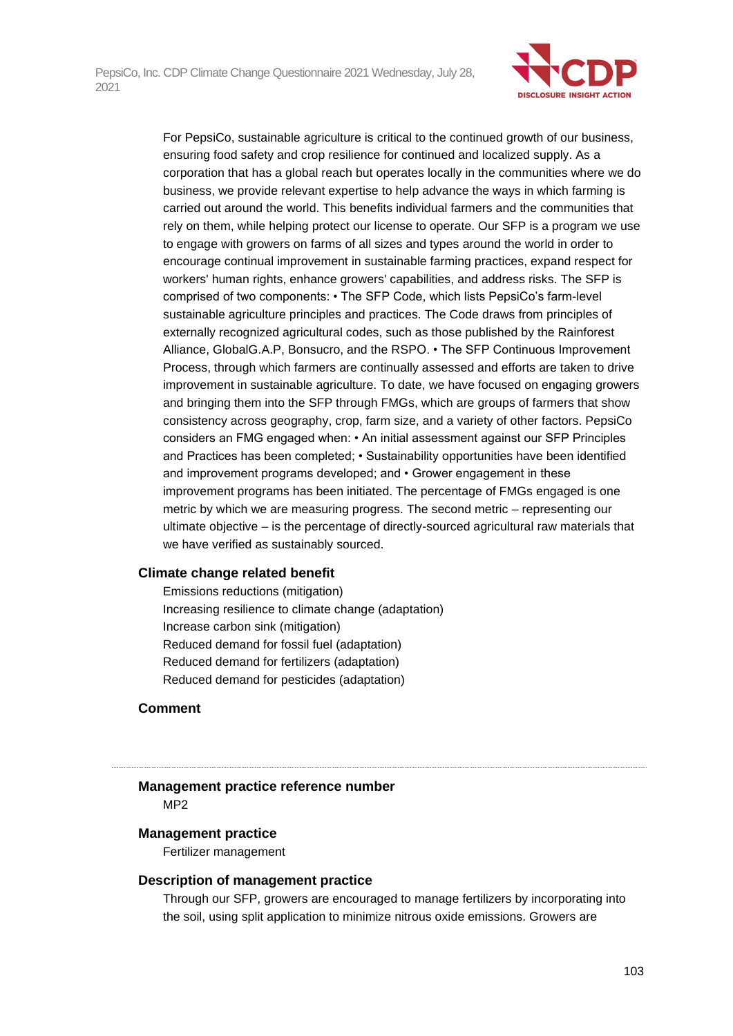For PepsiCo, sustainable agriculture is critical to the continued growth of our business, ensuring food safety and crop resilience for continued and localized supply. As a corporation that has a global reach but operates locally in the communities where we do business, we provide relevant expertise to help advance the ways in which farming is carried out around the world. This benefits individual farmers and the communities that rely on them, while helping protect our license to operate. Our SFP is a program we use to engage with growers on farms of all sizes and types around the world in order to encourage continual improvement in sustainable farming practices, expand respect for workers' human rights, enhance growers' capabilities, and address risks. The SFP is comprised of two components: • The SFP Code, which lists PepsiCo's farm-level sustainable agriculture principles and practices. The Code draws from principles of externally recognized agricultural codes, such as those published by the Rainforest Alliance, GlobalG.A.P, Bonsucro, and the RSPO. • The SFP Continuous Improvement Process, through which farmers are continually assessed and efforts are taken to drive improvement in sustainable agriculture. To date, we have focused on engaging growers and bringing them into the SFP through FMGs, which are groups of farmers that show consistency across geography, crop, farm size, and a variety of other factors. PepsiCo considers an FMG engaged when: • An initial assessment against our SFP Principles and Practices has been completed; • Sustainability opportunities have been identified and improvement programs developed; and • Grower engagement in these improvement programs has been initiated. The percentage of FMGs engaged is one metric by which we are measuring progress. The second metric – representing our ultimate objective – is the percentage of directly-sourced agricultural raw materials that we have verified as sustainably sourced.

**Climate change related benefit**

Emissions reductions (mitigation)
Increasing resilience to climate change (adaptation)
Increase carbon sink (mitigation)
Reduced demand for fossil fuel (adaptation)
Reduced demand for fertilizers (adaptation)
Reduced demand for pesticides (adaptation)

**Comment**

---

**Management practice reference number**

MP2

**Management practice**

Fertilizer management

**Description of management practice**

Through our SFP, growers are encouraged to manage fertilizers by incorporating into the soil, using split application to minimize nitrous oxide emissions. Growers are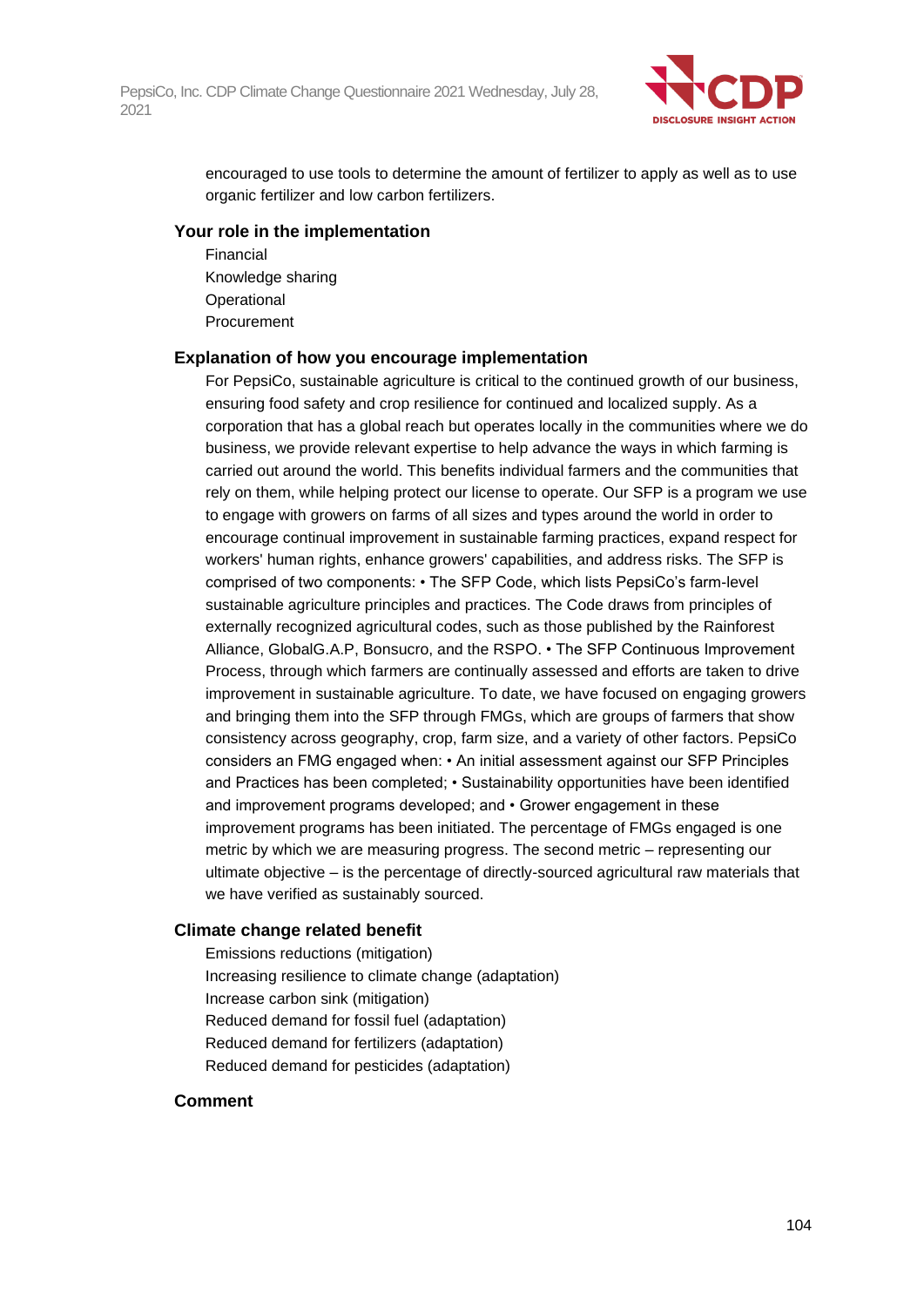encouraged to use tools to determine the amount of fertilizer to apply as well as to use organic fertilizer and low carbon fertilizers.

### Your role in the implementation

Financial
Knowledge sharing
Operational
Procurement

### Explanation of how you encourage implementation

For PepsiCo, sustainable agriculture is critical to the continued growth of our business, ensuring food safety and crop resilience for continued and localized supply. As a corporation that has a global reach but operates locally in the communities where we do business, we provide relevant expertise to help advance the ways in which farming is carried out around the world. This benefits individual farmers and the communities that rely on them, while helping protect our license to operate. Our SFP is a program we use to engage with growers on farms of all sizes and types around the world in order to encourage continual improvement in sustainable farming practices, expand respect for workers' human rights, enhance growers' capabilities, and address risks. The SFP is comprised of two components: • The SFP Code, which lists PepsiCo's farm-level sustainable agriculture principles and practices. The Code draws from principles of externally recognized agricultural codes, such as those published by the Rainforest Alliance, GlobalG.A.P, Bonsucro, and the RSPO. • The SFP Continuous Improvement Process, through which farmers are continually assessed and efforts are taken to drive improvement in sustainable agriculture. To date, we have focused on engaging growers and bringing them into the SFP through FMGs, which are groups of farmers that show consistency across geography, crop, farm size, and a variety of other factors. PepsiCo considers an FMG engaged when: • An initial assessment against our SFP Principles and Practices has been completed; • Sustainability opportunities have been identified and improvement programs developed; and • Grower engagement in these improvement programs has been initiated. The percentage of FMGs engaged is one metric by which we are measuring progress. The second metric – representing our ultimate objective – is the percentage of directly-sourced agricultural raw materials that we have verified as sustainably sourced.

### Climate change related benefit

Emissions reductions (mitigation)
Increasing resilience to climate change (adaptation)
Increase carbon sink (mitigation)
Reduced demand for fossil fuel (adaptation)
Reduced demand for fertilizers (adaptation)
Reduced demand for pesticides (adaptation)

### Comment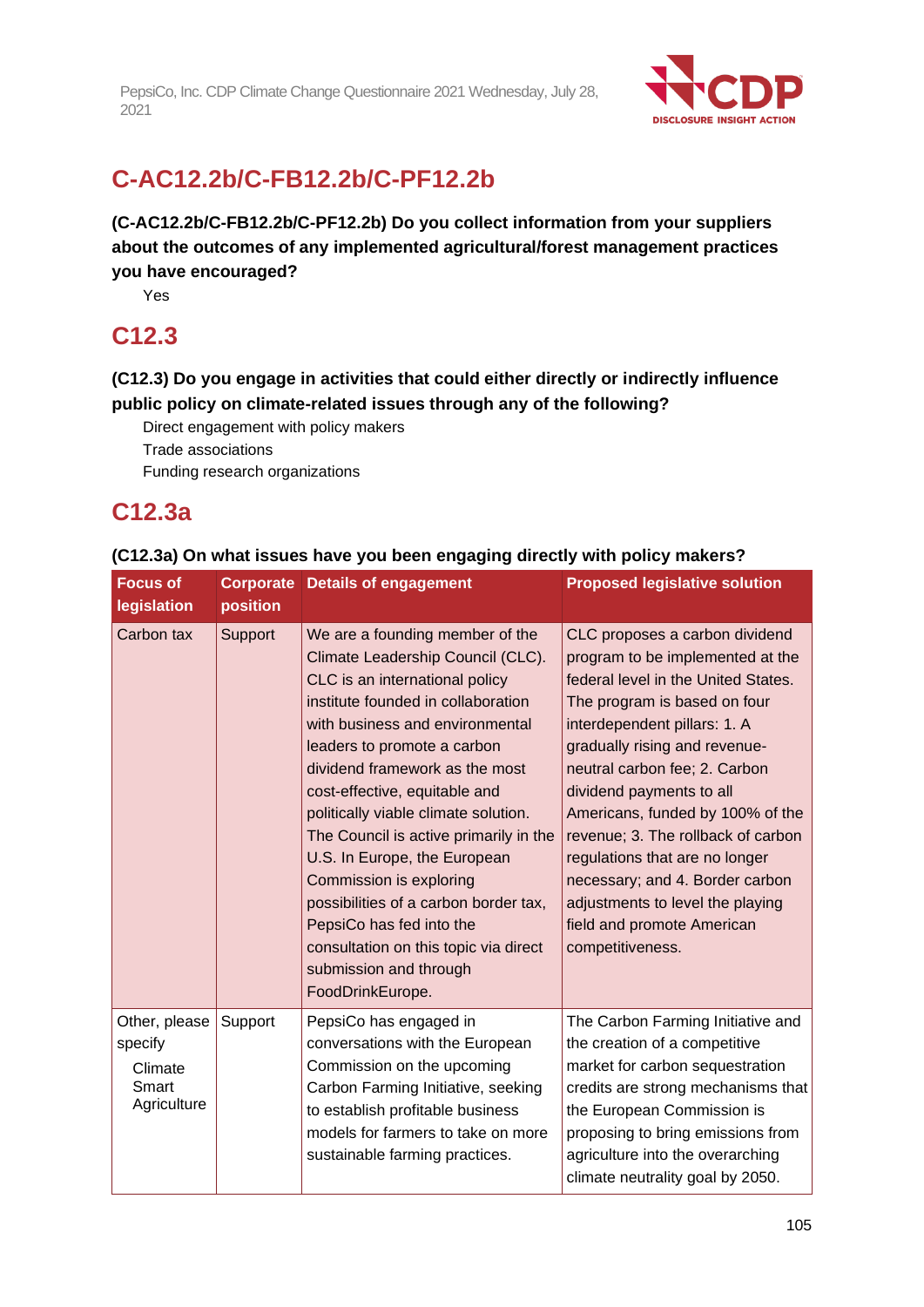## C-AC12.2b/C-FB12.2b/C-PF12.2b

**(C-AC12.2b/C-FB12.2b/C-PF12.2b) Do you collect information from your suppliers about the outcomes of any implemented agricultural/forest management practices you have encouraged?**

Yes

## C12.3

**(C12.3) Do you engage in activities that could either directly or indirectly influence public policy on climate-related issues through any of the following?**

Direct engagement with policy makers
Trade associations
Funding research organizations

## C12.3a

**(C12.3a) On what issues have you been engaging directly with policy makers?**

| Focus of legislation | Corporate position | Details of engagement | Proposed legislative solution |
|---|---|---|---|
| Carbon tax | Support | We are a founding member of the Climate Leadership Council (CLC). CLC is an international policy institute founded in collaboration with business and environmental leaders to promote a carbon dividend framework as the most cost-effective, equitable and politically viable climate solution. The Council is active primarily in the U.S. In Europe, the European Commission is exploring possibilities of a carbon border tax, PepsiCo has fed into the consultation on this topic via direct submission and through FoodDrinkEurope. | CLC proposes a carbon dividend program to be implemented at the federal level in the United States. The program is based on four interdependent pillars: 1. A gradually rising and revenue-neutral carbon fee; 2. Carbon dividend payments to all Americans, funded by 100% of the revenue; 3. The rollback of carbon regulations that are no longer necessary; and 4. Border carbon adjustments to level the playing field and promote American competitiveness. |
| Other, please specify<br>Climate Smart Agriculture | Support | PepsiCo has engaged in conversations with the European Commission on the upcoming Carbon Farming Initiative, seeking to establish profitable business models for farmers to take on more sustainable farming practices. | The Carbon Farming Initiative and the creation of a competitive market for carbon sequestration credits are strong mechanisms that the European Commission is proposing to bring emissions from agriculture into the overarching climate neutrality goal by 2050. |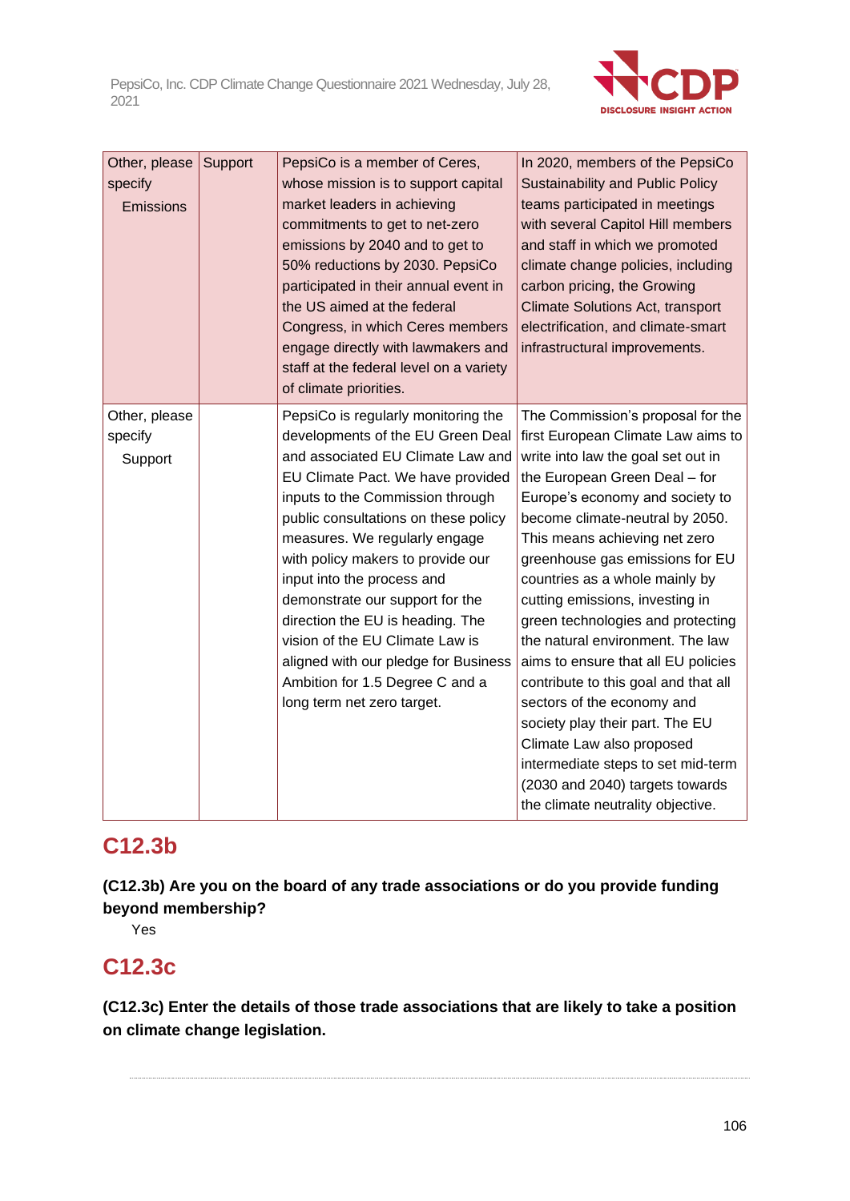| | | | |
|---|---|---|---|
| Other, please specify<br>Emissions | Support | PepsiCo is a member of Ceres, whose mission is to support capital market leaders in achieving commitments to get to net-zero emissions by 2040 and to get to 50% reductions by 2030. PepsiCo participated in their annual event in the US aimed at the federal Congress, in which Ceres members engage directly with lawmakers and staff at the federal level on a variety of climate priorities. | In 2020, members of the PepsiCo Sustainability and Public Policy teams participated in meetings with several Capitol Hill members and staff in which we promoted climate change policies, including carbon pricing, the Growing Climate Solutions Act, transport electrification, and climate-smart infrastructural improvements. |
| Other, please specify<br>Support | | PepsiCo is regularly monitoring the developments of the EU Green Deal and associated EU Climate Law and EU Climate Pact. We have provided inputs to the Commission through public consultations on these policy measures. We regularly engage with policy makers to provide our input into the process and demonstrate our support for the direction the EU is heading. The vision of the EU Climate Law is aligned with our pledge for Business Ambition for 1.5 Degree C and a long term net zero target. | The Commission's proposal for the first European Climate Law aims to write into law the goal set out in the European Green Deal – for Europe's economy and society to become climate-neutral by 2050. This means achieving net zero greenhouse gas emissions for EU countries as a whole mainly by cutting emissions, investing in green technologies and protecting the natural environment. The law aims to ensure that all EU policies contribute to this goal and that all sectors of the economy and society play their part. The EU Climate Law also proposed intermediate steps to set mid-term (2030 and 2040) targets towards the climate neutrality objective. |

## C12.3b

**(C12.3b) Are you on the board of any trade associations or do you provide funding beyond membership?**

Yes

## C12.3c

**(C12.3c) Enter the details of those trade associations that are likely to take a position on climate change legislation.**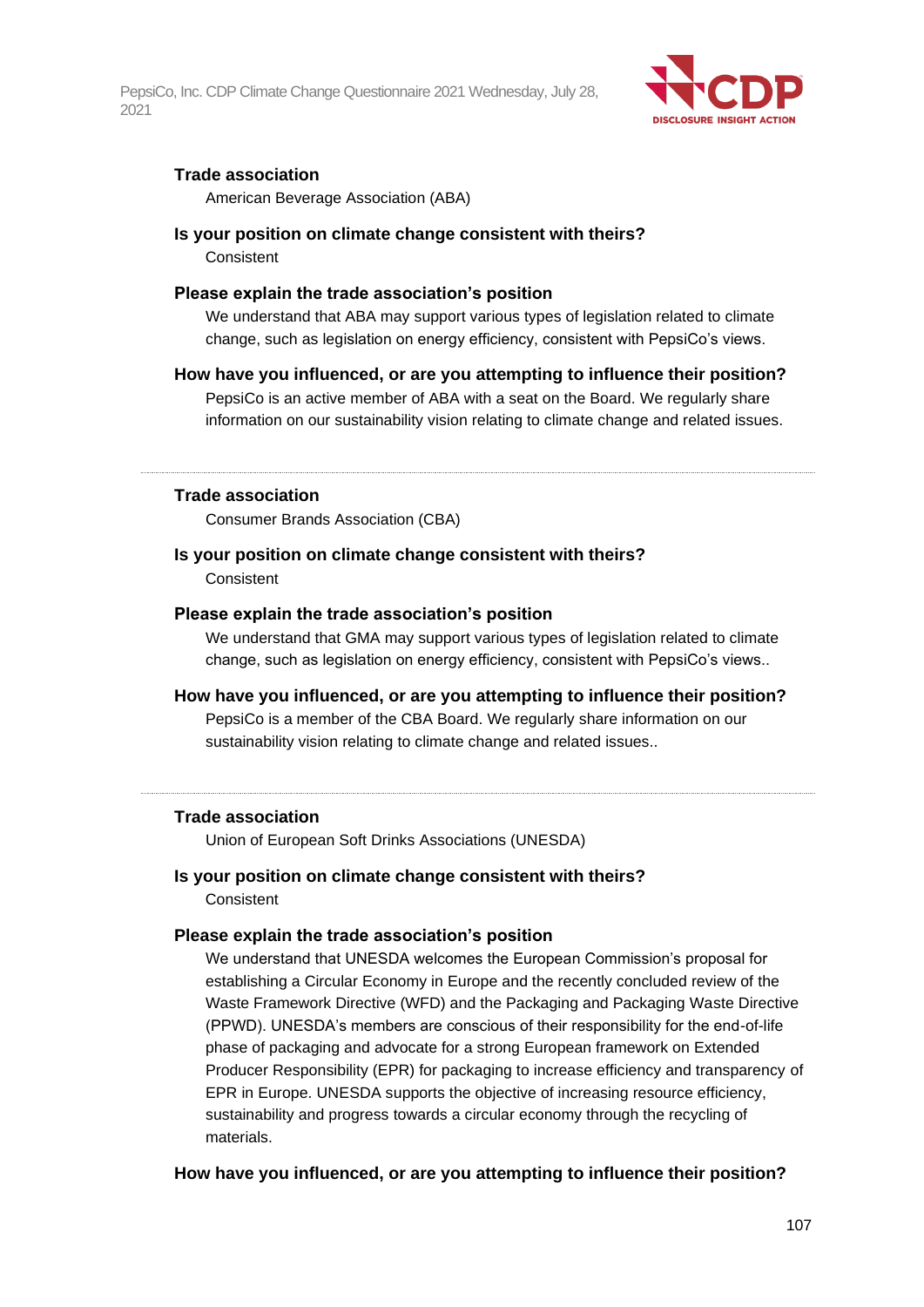**Trade association**

American Beverage Association (ABA)

**Is your position on climate change consistent with theirs?**

Consistent

**Please explain the trade association's position**

We understand that ABA may support various types of legislation related to climate change, such as legislation on energy efficiency, consistent with PepsiCo's views.

**How have you influenced, or are you attempting to influence their position?**

PepsiCo is an active member of ABA with a seat on the Board. We regularly share information on our sustainability vision relating to climate change and related issues.

---

**Trade association**

Consumer Brands Association (CBA)

**Is your position on climate change consistent with theirs?**

Consistent

**Please explain the trade association's position**

We understand that GMA may support various types of legislation related to climate change, such as legislation on energy efficiency, consistent with PepsiCo's views..

**How have you influenced, or are you attempting to influence their position?**

PepsiCo is a member of the CBA Board. We regularly share information on our sustainability vision relating to climate change and related issues..

---

**Trade association**

Union of European Soft Drinks Associations (UNESDA)

**Is your position on climate change consistent with theirs?**

Consistent

**Please explain the trade association's position**

We understand that UNESDA welcomes the European Commission's proposal for establishing a Circular Economy in Europe and the recently concluded review of the Waste Framework Directive (WFD) and the Packaging and Packaging Waste Directive (PPWD). UNESDA's members are conscious of their responsibility for the end-of-life phase of packaging and advocate for a strong European framework on Extended Producer Responsibility (EPR) for packaging to increase efficiency and transparency of EPR in Europe. UNESDA supports the objective of increasing resource efficiency, sustainability and progress towards a circular economy through the recycling of materials.

**How have you influenced, or are you attempting to influence their position?**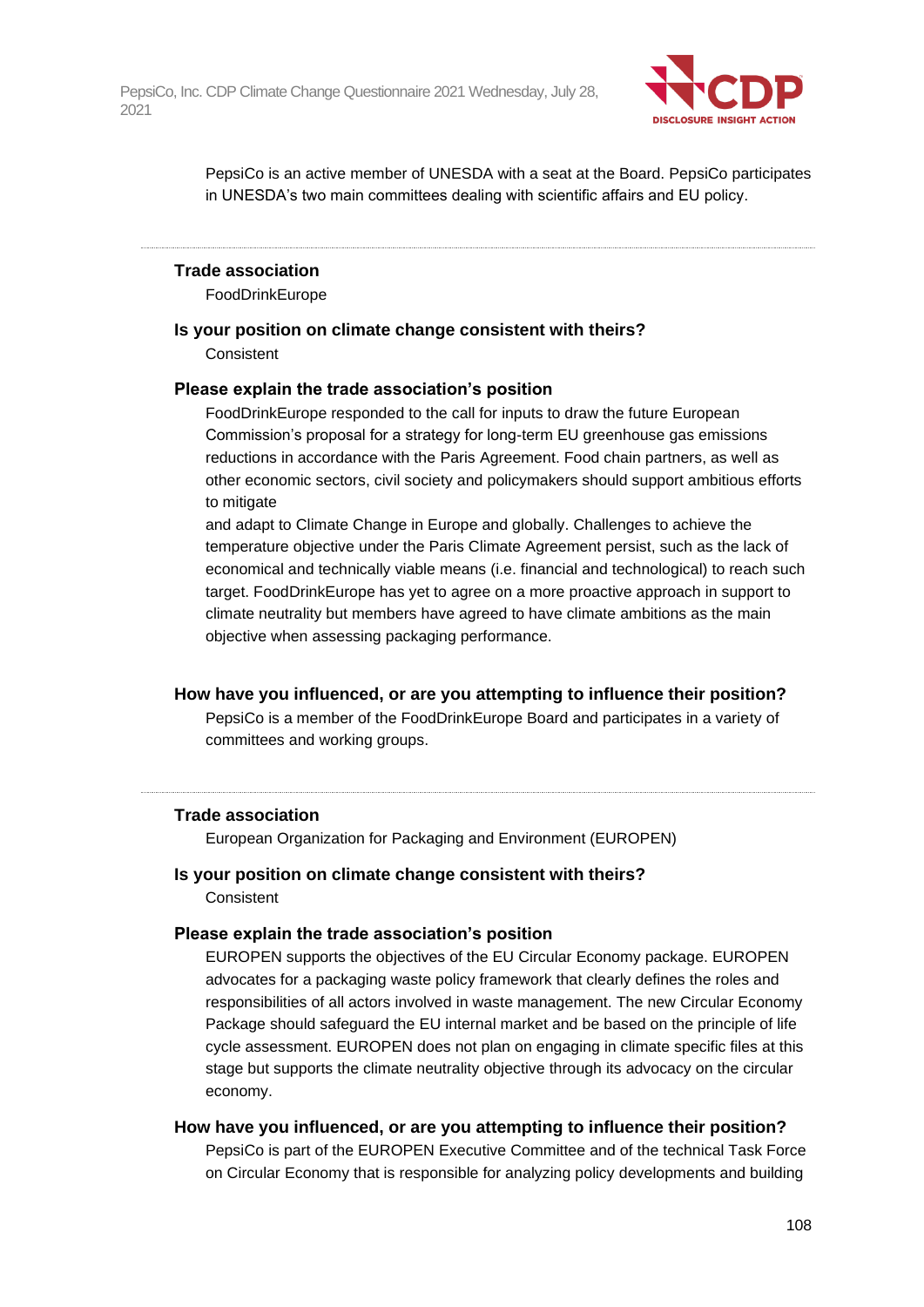PepsiCo is an active member of UNESDA with a seat at the Board. PepsiCo participates in UNESDA's two main committees dealing with scientific affairs and EU policy.

---

**Trade association**

FoodDrinkEurope

**Is your position on climate change consistent with theirs?**

Consistent

**Please explain the trade association's position**

FoodDrinkEurope responded to the call for inputs to draw the future European Commission's proposal for a strategy for long-term EU greenhouse gas emissions reductions in accordance with the Paris Agreement. Food chain partners, as well as other economic sectors, civil society and policymakers should support ambitious efforts to mitigate
and adapt to Climate Change in Europe and globally. Challenges to achieve the temperature objective under the Paris Climate Agreement persist, such as the lack of economical and technically viable means (i.e. financial and technological) to reach such target. FoodDrinkEurope has yet to agree on a more proactive approach in support to climate neutrality but members have agreed to have climate ambitions as the main objective when assessing packaging performance.

**How have you influenced, or are you attempting to influence their position?**

PepsiCo is a member of the FoodDrinkEurope Board and participates in a variety of committees and working groups.

---

**Trade association**

European Organization for Packaging and Environment (EUROPEN)

**Is your position on climate change consistent with theirs?**

Consistent

**Please explain the trade association's position**

EUROPEN supports the objectives of the EU Circular Economy package. EUROPEN advocates for a packaging waste policy framework that clearly defines the roles and responsibilities of all actors involved in waste management. The new Circular Economy Package should safeguard the EU internal market and be based on the principle of life cycle assessment. EUROPEN does not plan on engaging in climate specific files at this stage but supports the climate neutrality objective through its advocacy on the circular economy.

**How have you influenced, or are you attempting to influence their position?**

PepsiCo is part of the EUROPEN Executive Committee and of the technical Task Force on Circular Economy that is responsible for analyzing policy developments and building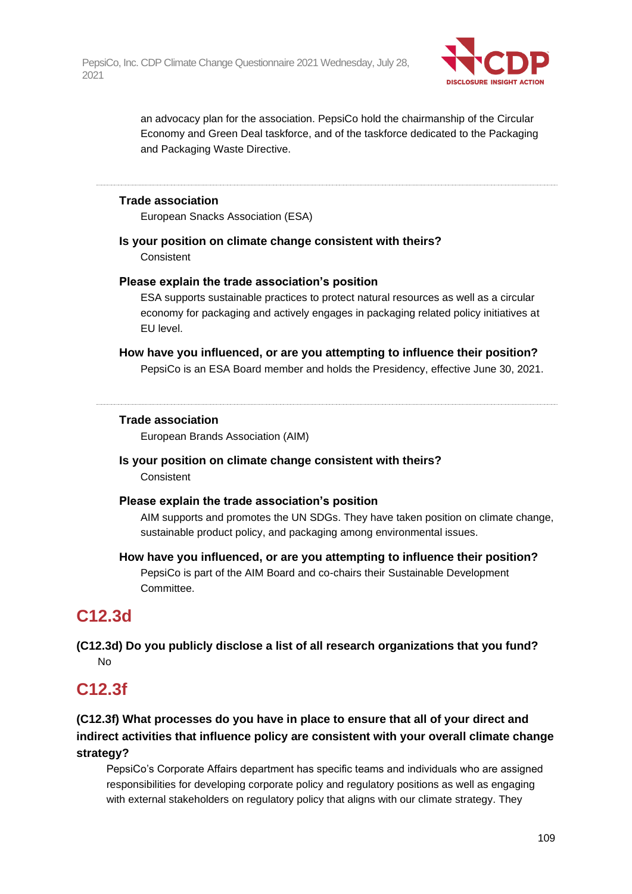an advocacy plan for the association. PepsiCo hold the chairmanship of the Circular Economy and Green Deal taskforce, and of the taskforce dedicated to the Packaging and Packaging Waste Directive.

---

**Trade association**

European Snacks Association (ESA)

**Is your position on climate change consistent with theirs?**

Consistent

**Please explain the trade association's position**

ESA supports sustainable practices to protect natural resources as well as a circular economy for packaging and actively engages in packaging related policy initiatives at EU level.

**How have you influenced, or are you attempting to influence their position?**

PepsiCo is an ESA Board member and holds the Presidency, effective June 30, 2021.

---

**Trade association**

European Brands Association (AIM)

**Is your position on climate change consistent with theirs?**

Consistent

**Please explain the trade association's position**

AIM supports and promotes the UN SDGs. They have taken position on climate change, sustainable product policy, and packaging among environmental issues.

**How have you influenced, or are you attempting to influence their position?**

PepsiCo is part of the AIM Board and co-chairs their Sustainable Development Committee.

## C12.3d

**(C12.3d) Do you publicly disclose a list of all research organizations that you fund?**

No

## C12.3f

**(C12.3f) What processes do you have in place to ensure that all of your direct and indirect activities that influence policy are consistent with your overall climate change strategy?**

PepsiCo's Corporate Affairs department has specific teams and individuals who are assigned responsibilities for developing corporate policy and regulatory positions as well as engaging with external stakeholders on regulatory policy that aligns with our climate strategy. They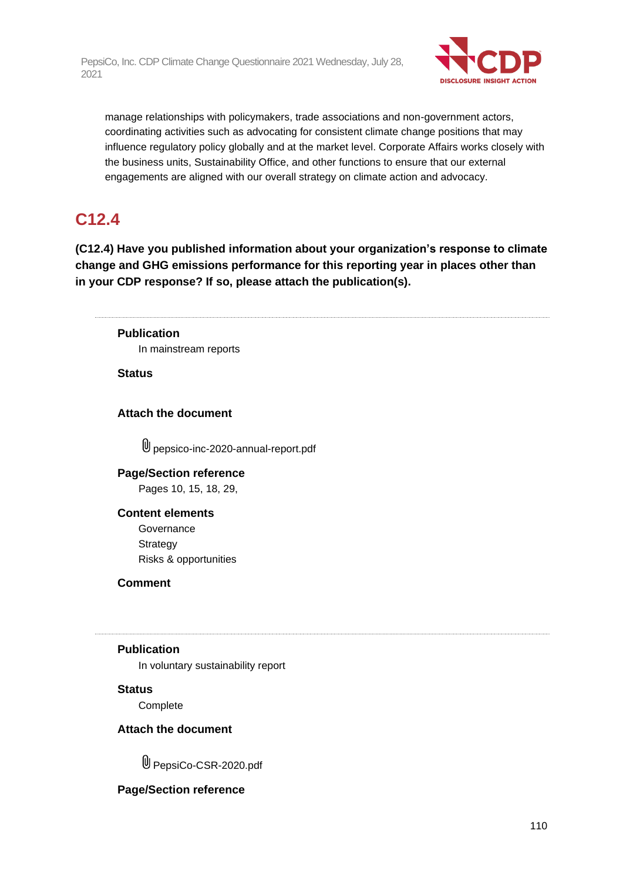manage relationships with policymakers, trade associations and non-government actors, coordinating activities such as advocating for consistent climate change positions that may influence regulatory policy globally and at the market level. Corporate Affairs works closely with the business units, Sustainability Office, and other functions to ensure that our external engagements are aligned with our overall strategy on climate action and advocacy.

## C12.4

**(C12.4) Have you published information about your organization's response to climate change and GHG emissions performance for this reporting year in places other than in your CDP response? If so, please attach the publication(s).**

---

**Publication**

In mainstream reports

**Status**

**Attach the document**

pepsico-inc-2020-annual-report.pdf

**Page/Section reference**

Pages 10, 15, 18, 29,

**Content elements**

Governance
Strategy
Risks & opportunities

**Comment**

---

**Publication**

In voluntary sustainability report

**Status**

Complete

**Attach the document**

PepsiCo-CSR-2020.pdf

**Page/Section reference**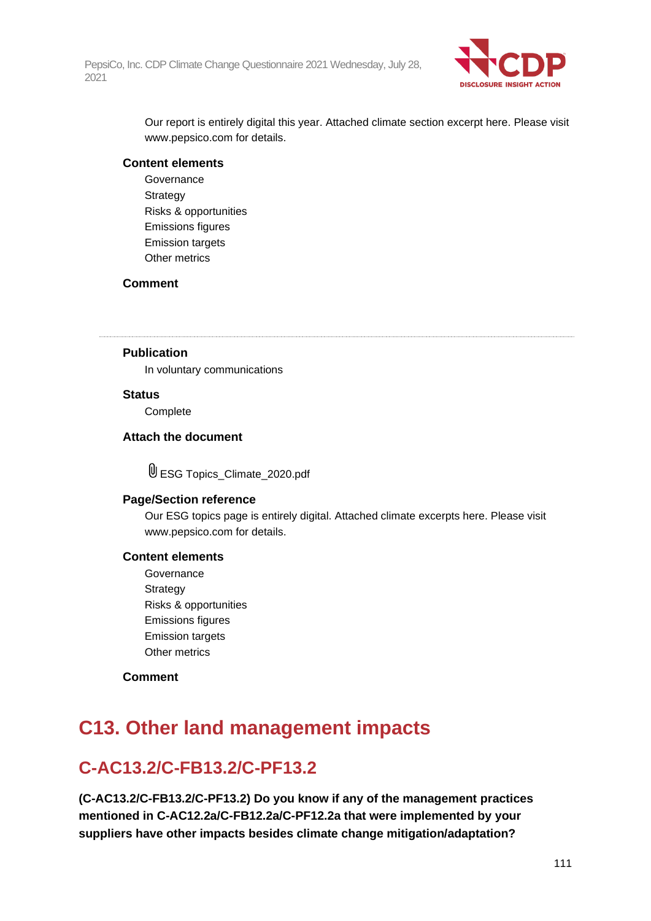Our report is entirely digital this year. Attached climate section excerpt here. Please visit www.pepsico.com for details.

**Content elements**

Governance
Strategy
Risks & opportunities
Emissions figures
Emission targets
Other metrics

**Comment**

---

**Publication**

In voluntary communications

**Status**

Complete

**Attach the document**

ESG Topics_Climate_2020.pdf

**Page/Section reference**

Our ESG topics page is entirely digital. Attached climate excerpts here. Please visit www.pepsico.com for details.

**Content elements**

Governance
Strategy
Risks & opportunities
Emissions figures
Emission targets
Other metrics

**Comment**

# C13. Other land management impacts

## C-AC13.2/C-FB13.2/C-PF13.2

**(C-AC13.2/C-FB13.2/C-PF13.2) Do you know if any of the management practices mentioned in C-AC12.2a/C-FB12.2a/C-PF12.2a that were implemented by your suppliers have other impacts besides climate change mitigation/adaptation?**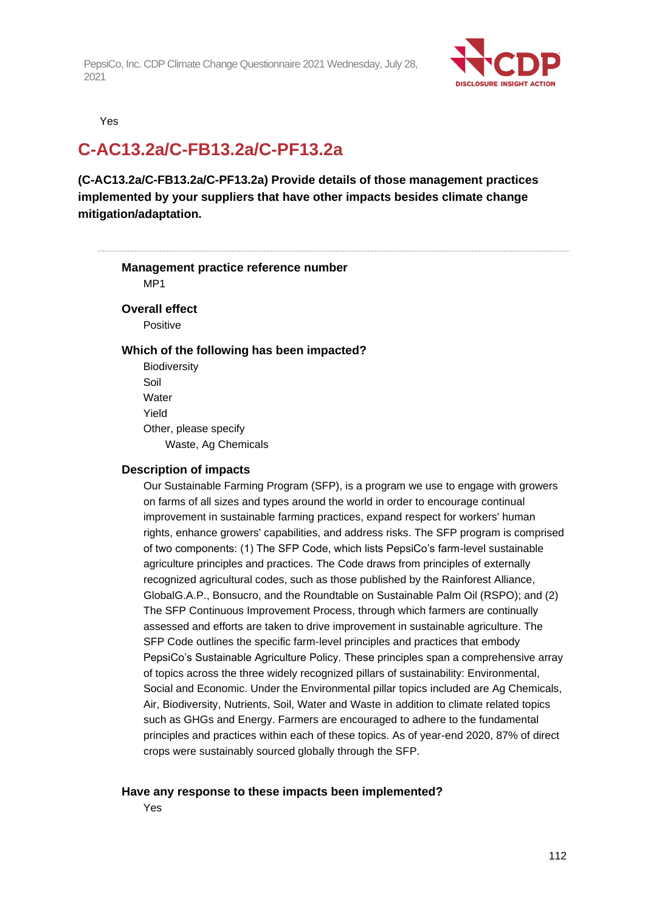Yes

## C-AC13.2a/C-FB13.2a/C-PF13.2a

**(C-AC13.2a/C-FB13.2a/C-PF13.2a) Provide details of those management practices implemented by your suppliers that have other impacts besides climate change mitigation/adaptation.**

---

**Management practice reference number**

MP1

**Overall effect**

Positive

**Which of the following has been impacted?**

Biodiversity
Soil
Water
Yield
Other, please specify
Waste, Ag Chemicals

**Description of impacts**

Our Sustainable Farming Program (SFP), is a program we use to engage with growers on farms of all sizes and types around the world in order to encourage continual improvement in sustainable farming practices, expand respect for workers' human rights, enhance growers' capabilities, and address risks. The SFP program is comprised of two components: (1) The SFP Code, which lists PepsiCo's farm-level sustainable agriculture principles and practices. The Code draws from principles of externally recognized agricultural codes, such as those published by the Rainforest Alliance, GlobalG.A.P., Bonsucro, and the Roundtable on Sustainable Palm Oil (RSPO); and (2) The SFP Continuous Improvement Process, through which farmers are continually assessed and efforts are taken to drive improvement in sustainable agriculture. The SFP Code outlines the specific farm-level principles and practices that embody PepsiCo's Sustainable Agriculture Policy. These principles span a comprehensive array of topics across the three widely recognized pillars of sustainability: Environmental, Social and Economic. Under the Environmental pillar topics included are Ag Chemicals, Air, Biodiversity, Nutrients, Soil, Water and Waste in addition to climate related topics such as GHGs and Energy. Farmers are encouraged to adhere to the fundamental principles and practices within each of these topics. As of year-end 2020, 87% of direct crops were sustainably sourced globally through the SFP.

**Have any response to these impacts been implemented?**

Yes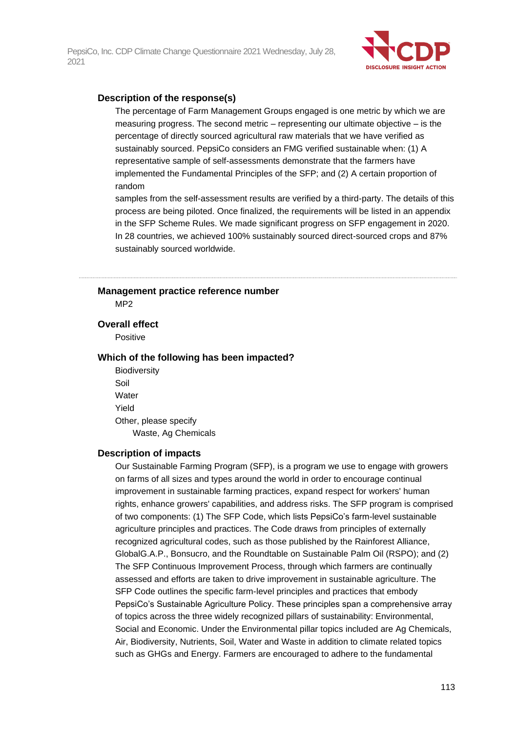### Description of the response(s)

The percentage of Farm Management Groups engaged is one metric by which we are measuring progress. The second metric – representing our ultimate objective – is the percentage of directly sourced agricultural raw materials that we have verified as sustainably sourced. PepsiCo considers an FMG verified sustainable when: (1) A representative sample of self-assessments demonstrate that the farmers have implemented the Fundamental Principles of the SFP; and (2) A certain proportion of random
samples from the self-assessment results are verified by a third-party. The details of this process are being piloted. Once finalized, the requirements will be listed in an appendix in the SFP Scheme Rules. We made significant progress on SFP engagement in 2020. In 28 countries, we achieved 100% sustainably sourced direct-sourced crops and 87% sustainably sourced worldwide.

---

### Management practice reference number

MP2

### Overall effect

Positive

### Which of the following has been impacted?

Biodiversity
Soil
Water
Yield
Other, please specify
    Waste, Ag Chemicals

### Description of impacts

Our Sustainable Farming Program (SFP), is a program we use to engage with growers on farms of all sizes and types around the world in order to encourage continual improvement in sustainable farming practices, expand respect for workers' human rights, enhance growers' capabilities, and address risks. The SFP program is comprised of two components: (1) The SFP Code, which lists PepsiCo's farm-level sustainable agriculture principles and practices. The Code draws from principles of externally recognized agricultural codes, such as those published by the Rainforest Alliance, GlobalG.A.P., Bonsucro, and the Roundtable on Sustainable Palm Oil (RSPO); and (2) The SFP Continuous Improvement Process, through which farmers are continually assessed and efforts are taken to drive improvement in sustainable agriculture. The SFP Code outlines the specific farm-level principles and practices that embody PepsiCo's Sustainable Agriculture Policy. These principles span a comprehensive array of topics across the three widely recognized pillars of sustainability: Environmental, Social and Economic. Under the Environmental pillar topics included are Ag Chemicals, Air, Biodiversity, Nutrients, Soil, Water and Waste in addition to climate related topics such as GHGs and Energy. Farmers are encouraged to adhere to the fundamental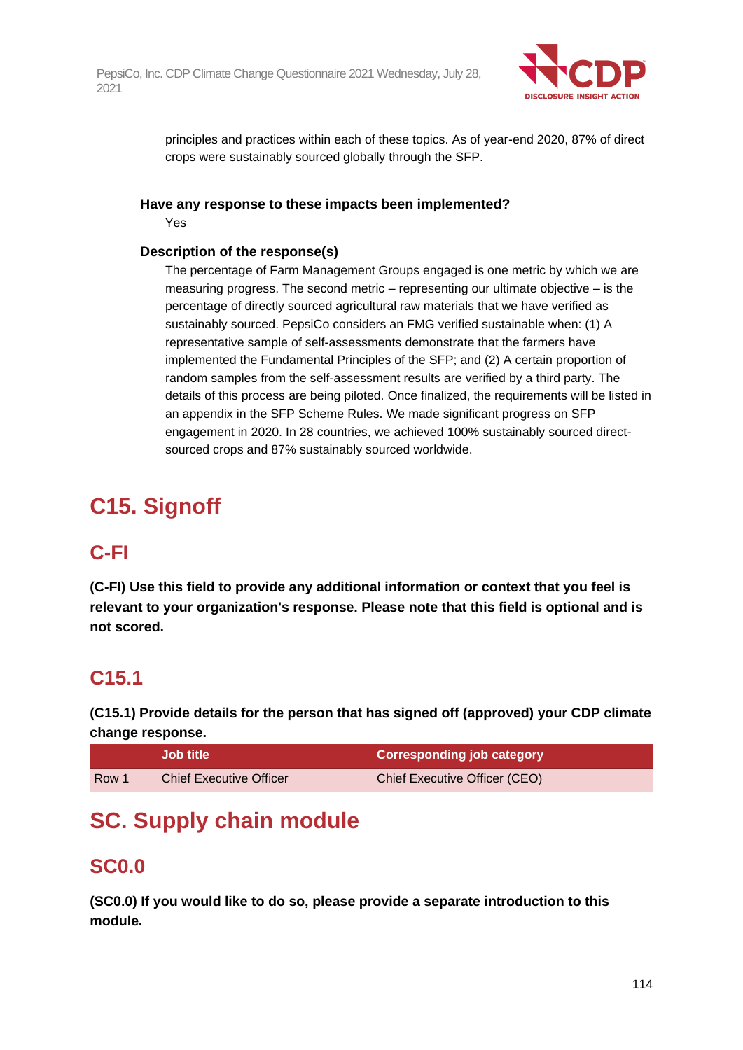principles and practices within each of these topics. As of year-end 2020, 87% of direct crops were sustainably sourced globally through the SFP.

**Have any response to these impacts been implemented?**

Yes

**Description of the response(s)**

The percentage of Farm Management Groups engaged is one metric by which we are measuring progress. The second metric – representing our ultimate objective – is the percentage of directly sourced agricultural raw materials that we have verified as sustainably sourced. PepsiCo considers an FMG verified sustainable when: (1) A representative sample of self-assessments demonstrate that the farmers have implemented the Fundamental Principles of the SFP; and (2) A certain proportion of random samples from the self-assessment results are verified by a third party. The details of this process are being piloted. Once finalized, the requirements will be listed in an appendix in the SFP Scheme Rules. We made significant progress on SFP engagement in 2020. In 28 countries, we achieved 100% sustainably sourced direct-sourced crops and 87% sustainably sourced worldwide.

# C15. Signoff

## C-FI

**(C-FI) Use this field to provide any additional information or context that you feel is relevant to your organization's response. Please note that this field is optional and is not scored.**

## C15.1

**(C15.1) Provide details for the person that has signed off (approved) your CDP climate change response.**

| | Job title | Corresponding job category |
|---|---|---|
| Row 1 | Chief Executive Officer | Chief Executive Officer (CEO) |

# SC. Supply chain module

## SC0.0

**(SC0.0) If you would like to do so, please provide a separate introduction to this module.**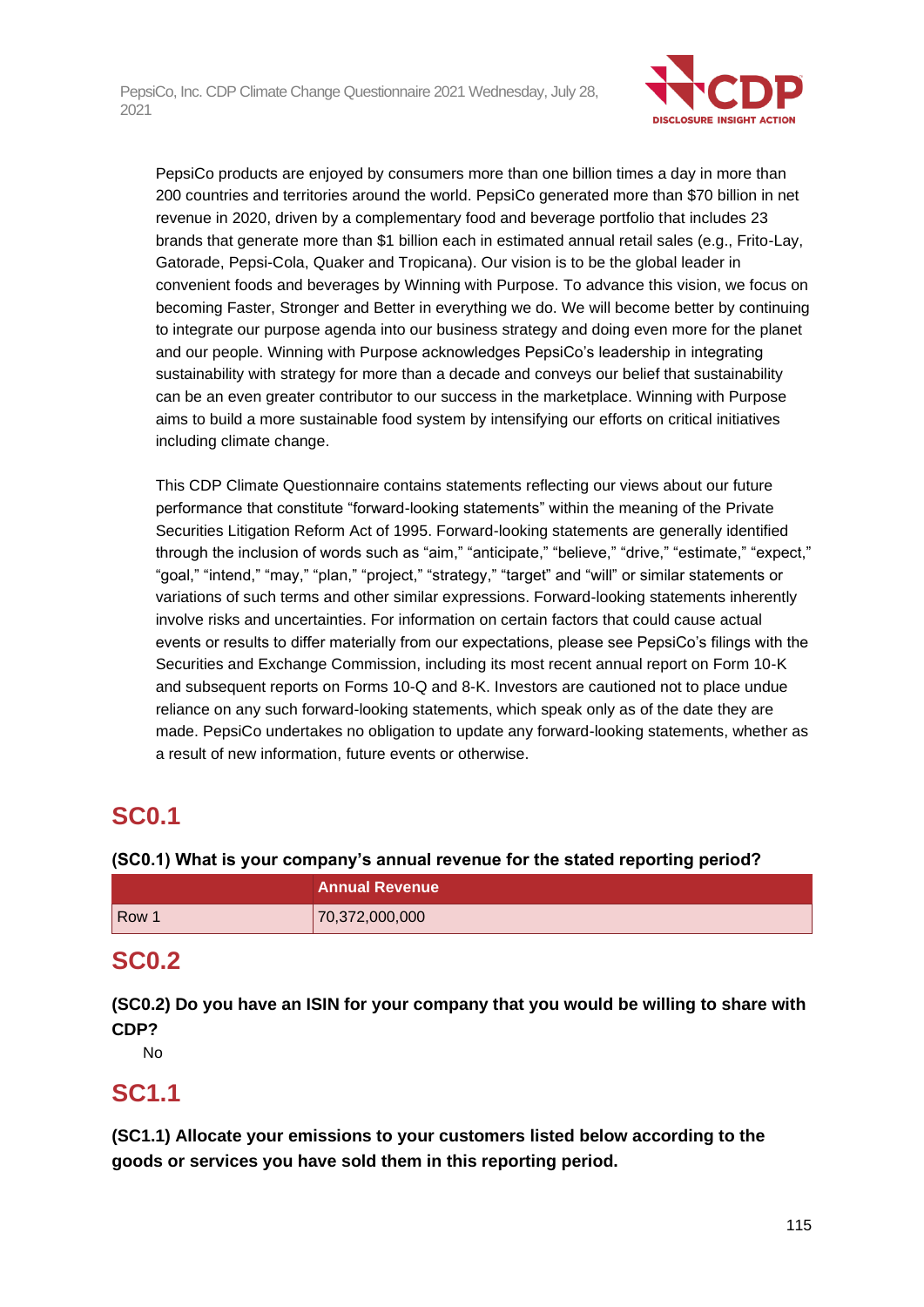PepsiCo products are enjoyed by consumers more than one billion times a day in more than 200 countries and territories around the world. PepsiCo generated more than $70 billion in net revenue in 2020, driven by a complementary food and beverage portfolio that includes 23 brands that generate more than $1 billion each in estimated annual retail sales (e.g., Frito-Lay, Gatorade, Pepsi-Cola, Quaker and Tropicana). Our vision is to be the global leader in convenient foods and beverages by Winning with Purpose. To advance this vision, we focus on becoming Faster, Stronger and Better in everything we do. We will become better by continuing to integrate our purpose agenda into our business strategy and doing even more for the planet and our people. Winning with Purpose acknowledges PepsiCo's leadership in integrating sustainability with strategy for more than a decade and conveys our belief that sustainability can be an even greater contributor to our success in the marketplace. Winning with Purpose aims to build a more sustainable food system by intensifying our efforts on critical initiatives including climate change.

This CDP Climate Questionnaire contains statements reflecting our views about our future performance that constitute "forward-looking statements" within the meaning of the Private Securities Litigation Reform Act of 1995. Forward-looking statements are generally identified through the inclusion of words such as "aim," "anticipate," "believe," "drive," "estimate," "expect," "goal," "intend," "may," "plan," "project," "strategy," "target" and "will" or similar statements or variations of such terms and other similar expressions. Forward-looking statements inherently involve risks and uncertainties. For information on certain factors that could cause actual events or results to differ materially from our expectations, please see PepsiCo's filings with the Securities and Exchange Commission, including its most recent annual report on Form 10-K and subsequent reports on Forms 10-Q and 8-K. Investors are cautioned not to place undue reliance on any such forward-looking statements, which speak only as of the date they are made. PepsiCo undertakes no obligation to update any forward-looking statements, whether as a result of new information, future events or otherwise.

## SC0.1

**(SC0.1) What is your company's annual revenue for the stated reporting period?**

| | Annual Revenue |
|---|---|
| Row 1 | 70,372,000,000 |

## SC0.2

**(SC0.2) Do you have an ISIN for your company that you would be willing to share with CDP?**

No

## SC1.1

**(SC1.1) Allocate your emissions to your customers listed below according to the goods or services you have sold them in this reporting period.**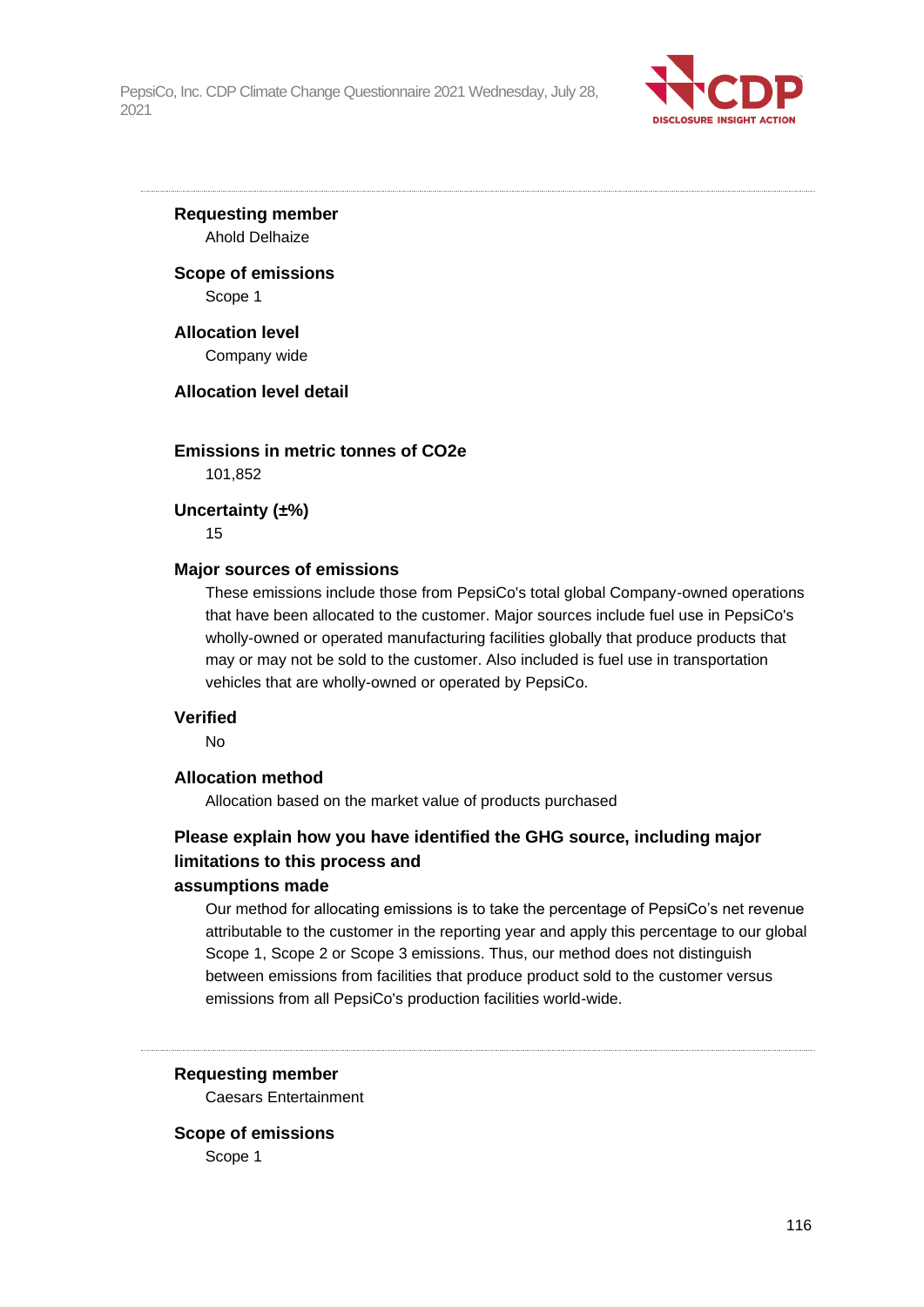**Requesting member**

Ahold Delhaize

**Scope of emissions**

Scope 1

**Allocation level**

Company wide

**Allocation level detail**

**Emissions in metric tonnes of CO2e**

101,852

**Uncertainty (±%)**

15

**Major sources of emissions**

These emissions include those from PepsiCo's total global Company-owned operations that have been allocated to the customer. Major sources include fuel use in PepsiCo's wholly-owned or operated manufacturing facilities globally that produce products that may or may not be sold to the customer. Also included is fuel use in transportation vehicles that are wholly-owned or operated by PepsiCo.

**Verified**

No

**Allocation method**

Allocation based on the market value of products purchased

**Please explain how you have identified the GHG source, including major limitations to this process and assumptions made**

Our method for allocating emissions is to take the percentage of PepsiCo's net revenue attributable to the customer in the reporting year and apply this percentage to our global Scope 1, Scope 2 or Scope 3 emissions. Thus, our method does not distinguish between emissions from facilities that produce product sold to the customer versus emissions from all PepsiCo's production facilities world-wide.

---

**Requesting member**

Caesars Entertainment

**Scope of emissions**

Scope 1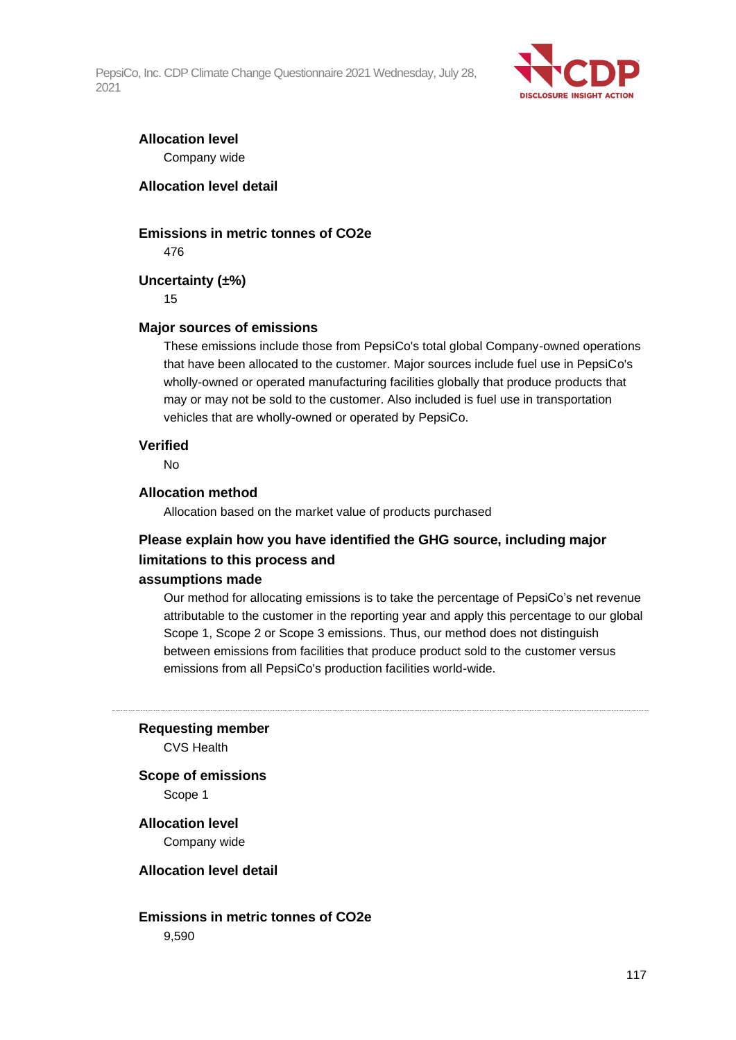**Allocation level**

Company wide

**Allocation level detail**

**Emissions in metric tonnes of CO2e**

476

**Uncertainty (±%)**

15

**Major sources of emissions**

These emissions include those from PepsiCo's total global Company-owned operations that have been allocated to the customer. Major sources include fuel use in PepsiCo's wholly-owned or operated manufacturing facilities globally that produce products that may or may not be sold to the customer. Also included is fuel use in transportation vehicles that are wholly-owned or operated by PepsiCo.

**Verified**

No

**Allocation method**

Allocation based on the market value of products purchased

**Please explain how you have identified the GHG source, including major limitations to this process and assumptions made**

Our method for allocating emissions is to take the percentage of PepsiCo's net revenue attributable to the customer in the reporting year and apply this percentage to our global Scope 1, Scope 2 or Scope 3 emissions. Thus, our method does not distinguish between emissions from facilities that produce product sold to the customer versus emissions from all PepsiCo's production facilities world-wide.

---

**Requesting member**

CVS Health

**Scope of emissions**

Scope 1

**Allocation level**

Company wide

**Allocation level detail**

**Emissions in metric tonnes of CO2e**

9,590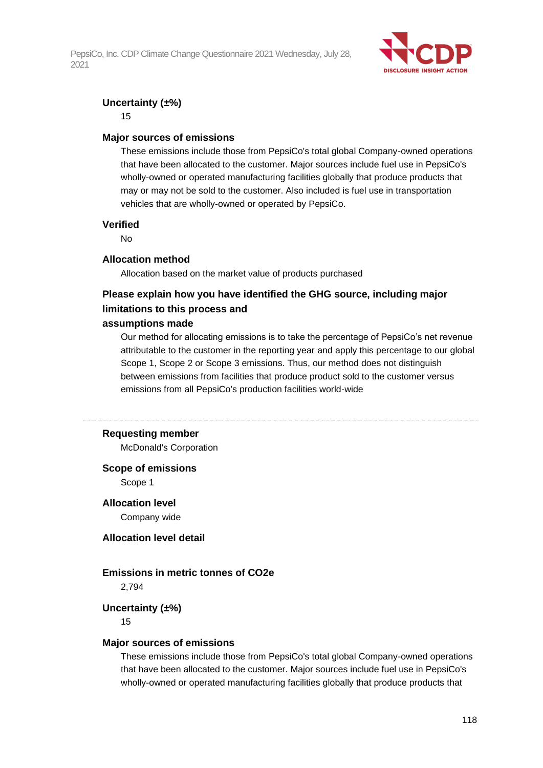**Uncertainty (±%)**

15

**Major sources of emissions**

These emissions include those from PepsiCo's total global Company-owned operations that have been allocated to the customer. Major sources include fuel use in PepsiCo's wholly-owned or operated manufacturing facilities globally that produce products that may or may not be sold to the customer. Also included is fuel use in transportation vehicles that are wholly-owned or operated by PepsiCo.

**Verified**

No

**Allocation method**

Allocation based on the market value of products purchased

**Please explain how you have identified the GHG source, including major limitations to this process and assumptions made**

Our method for allocating emissions is to take the percentage of PepsiCo's net revenue attributable to the customer in the reporting year and apply this percentage to our global Scope 1, Scope 2 or Scope 3 emissions. Thus, our method does not distinguish between emissions from facilities that produce product sold to the customer versus emissions from all PepsiCo's production facilities world-wide

---

**Requesting member**

McDonald's Corporation

**Scope of emissions**

Scope 1

**Allocation level**

Company wide

**Allocation level detail**

**Emissions in metric tonnes of CO2e**

2,794

**Uncertainty (±%)**

15

**Major sources of emissions**

These emissions include those from PepsiCo's total global Company-owned operations that have been allocated to the customer. Major sources include fuel use in PepsiCo's wholly-owned or operated manufacturing facilities globally that produce products that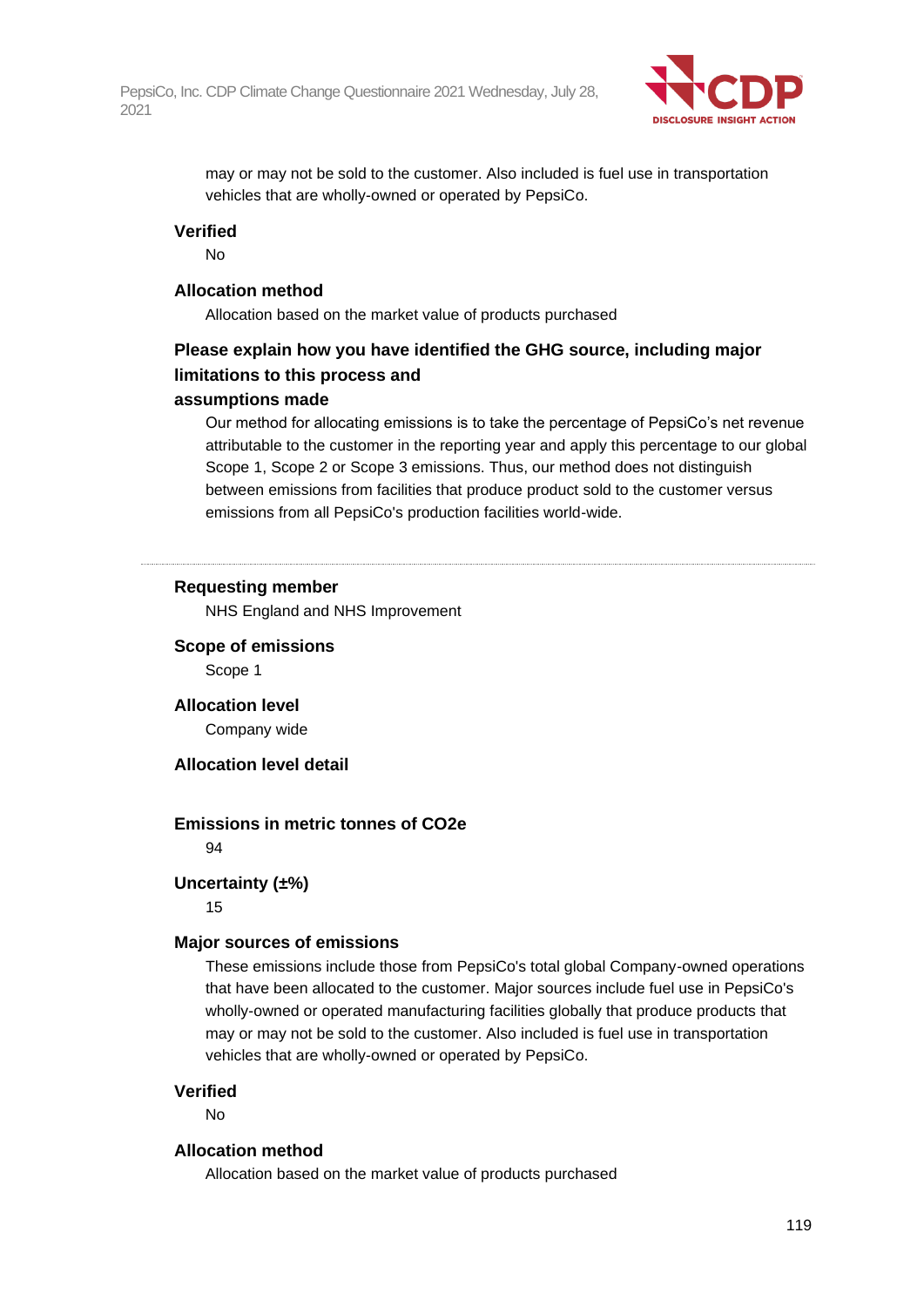may or may not be sold to the customer. Also included is fuel use in transportation vehicles that are wholly-owned or operated by PepsiCo.

**Verified**

No

**Allocation method**

Allocation based on the market value of products purchased

**Please explain how you have identified the GHG source, including major limitations to this process and assumptions made**

Our method for allocating emissions is to take the percentage of PepsiCo's net revenue attributable to the customer in the reporting year and apply this percentage to our global Scope 1, Scope 2 or Scope 3 emissions. Thus, our method does not distinguish between emissions from facilities that produce product sold to the customer versus emissions from all PepsiCo's production facilities world-wide.

---

**Requesting member**

NHS England and NHS Improvement

**Scope of emissions**

Scope 1

**Allocation level**

Company wide

**Allocation level detail**

**Emissions in metric tonnes of CO2e**

94

**Uncertainty (±%)**

15

**Major sources of emissions**

These emissions include those from PepsiCo's total global Company-owned operations that have been allocated to the customer. Major sources include fuel use in PepsiCo's wholly-owned or operated manufacturing facilities globally that produce products that may or may not be sold to the customer. Also included is fuel use in transportation vehicles that are wholly-owned or operated by PepsiCo.

**Verified**

No

**Allocation method**

Allocation based on the market value of products purchased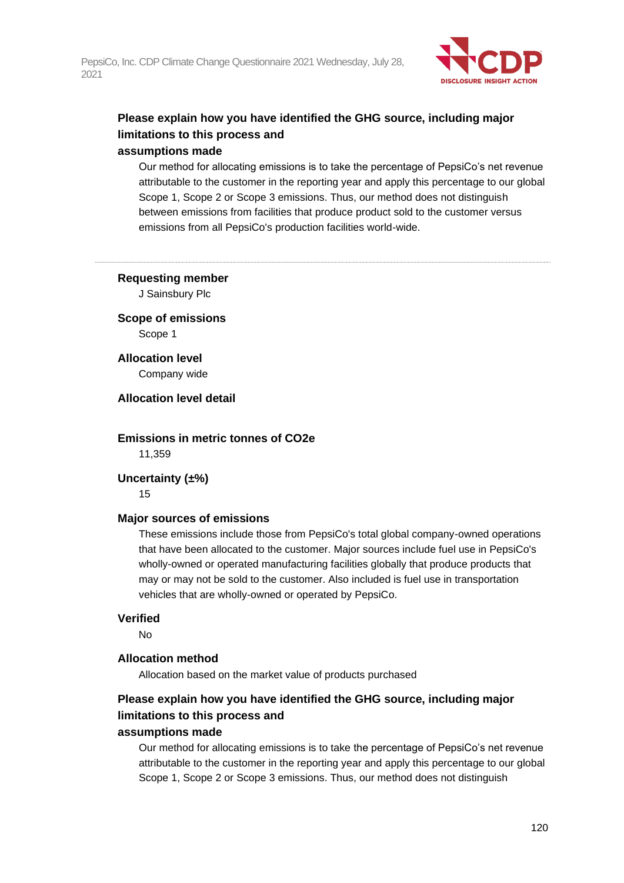**Please explain how you have identified the GHG source, including major limitations to this process and assumptions made**

Our method for allocating emissions is to take the percentage of PepsiCo's net revenue attributable to the customer in the reporting year and apply this percentage to our global Scope 1, Scope 2 or Scope 3 emissions. Thus, our method does not distinguish between emissions from facilities that produce product sold to the customer versus emissions from all PepsiCo's production facilities world-wide.

---

**Requesting member**

J Sainsbury Plc

**Scope of emissions**

Scope 1

**Allocation level**

Company wide

**Allocation level detail**

**Emissions in metric tonnes of CO2e**

11,359

**Uncertainty (±%)**

15

**Major sources of emissions**

These emissions include those from PepsiCo's total global company-owned operations that have been allocated to the customer. Major sources include fuel use in PepsiCo's wholly-owned or operated manufacturing facilities globally that produce products that may or may not be sold to the customer. Also included is fuel use in transportation vehicles that are wholly-owned or operated by PepsiCo.

**Verified**

No

**Allocation method**

Allocation based on the market value of products purchased

**Please explain how you have identified the GHG source, including major limitations to this process and assumptions made**

Our method for allocating emissions is to take the percentage of PepsiCo's net revenue attributable to the customer in the reporting year and apply this percentage to our global Scope 1, Scope 2 or Scope 3 emissions. Thus, our method does not distinguish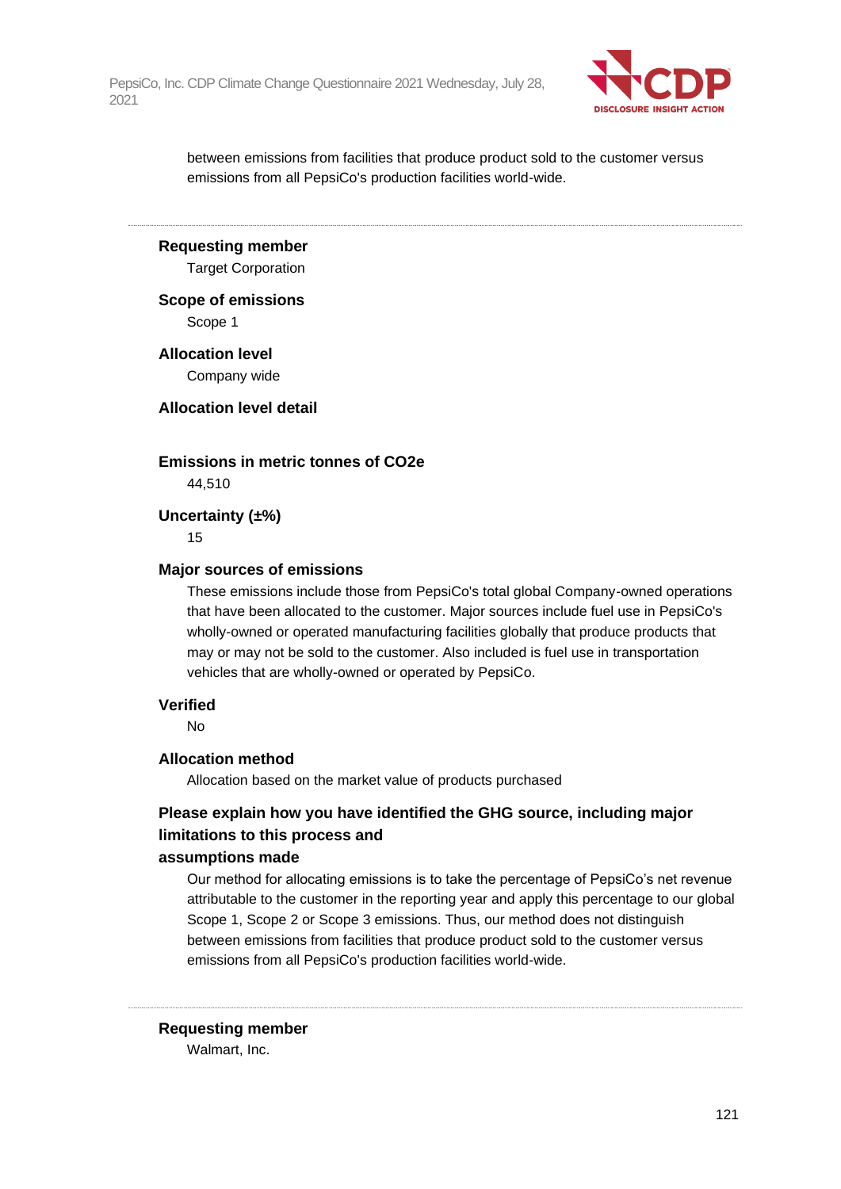between emissions from facilities that produce product sold to the customer versus emissions from all PepsiCo's production facilities world-wide.

---

**Requesting member**

Target Corporation

**Scope of emissions**

Scope 1

**Allocation level**

Company wide

**Allocation level detail**

**Emissions in metric tonnes of CO2e**

44,510

**Uncertainty (±%)**

15

**Major sources of emissions**

These emissions include those from PepsiCo's total global Company-owned operations that have been allocated to the customer. Major sources include fuel use in PepsiCo's wholly-owned or operated manufacturing facilities globally that produce products that may or may not be sold to the customer. Also included is fuel use in transportation vehicles that are wholly-owned or operated by PepsiCo.

**Verified**

No

**Allocation method**

Allocation based on the market value of products purchased

**Please explain how you have identified the GHG source, including major limitations to this process and assumptions made**

Our method for allocating emissions is to take the percentage of PepsiCo's net revenue attributable to the customer in the reporting year and apply this percentage to our global Scope 1, Scope 2 or Scope 3 emissions. Thus, our method does not distinguish between emissions from facilities that produce product sold to the customer versus emissions from all PepsiCo's production facilities world-wide.

---

**Requesting member**

Walmart, Inc.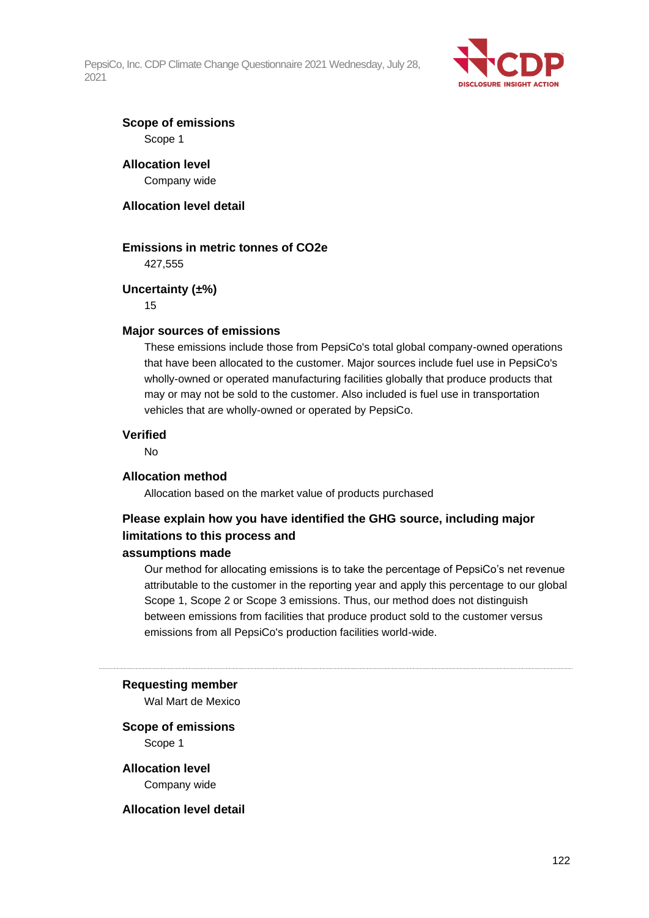**Scope of emissions**
Scope 1

**Allocation level**
Company wide

**Allocation level detail**

**Emissions in metric tonnes of CO2e**
427,555

**Uncertainty (±%)**
15

**Major sources of emissions**
These emissions include those from PepsiCo's total global company-owned operations that have been allocated to the customer. Major sources include fuel use in PepsiCo's wholly-owned or operated manufacturing facilities globally that produce products that may or may not be sold to the customer. Also included is fuel use in transportation vehicles that are wholly-owned or operated by PepsiCo.

**Verified**
No

**Allocation method**
Allocation based on the market value of products purchased

**Please explain how you have identified the GHG source, including major limitations to this process and assumptions made**
Our method for allocating emissions is to take the percentage of PepsiCo's net revenue attributable to the customer in the reporting year and apply this percentage to our global Scope 1, Scope 2 or Scope 3 emissions. Thus, our method does not distinguish between emissions from facilities that produce product sold to the customer versus emissions from all PepsiCo's production facilities world-wide.

---

**Requesting member**
Wal Mart de Mexico

**Scope of emissions**
Scope 1

**Allocation level**
Company wide

**Allocation level detail**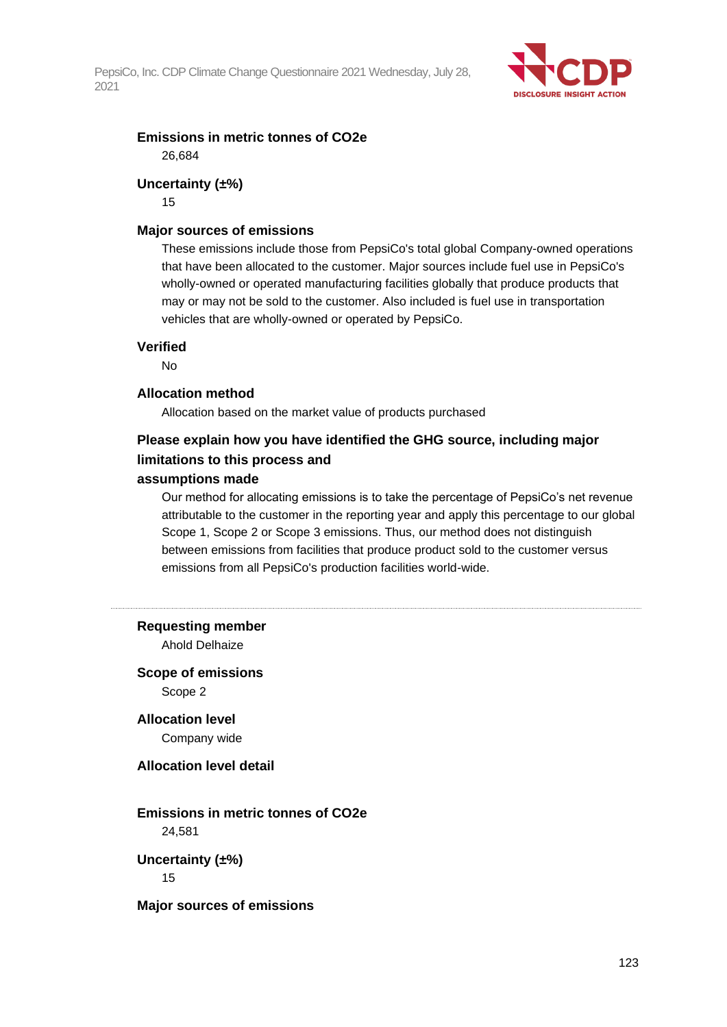**Emissions in metric tonnes of CO2e**

26,684

**Uncertainty (±%)**

15

**Major sources of emissions**

These emissions include those from PepsiCo's total global Company-owned operations that have been allocated to the customer. Major sources include fuel use in PepsiCo's wholly-owned or operated manufacturing facilities globally that produce products that may or may not be sold to the customer. Also included is fuel use in transportation vehicles that are wholly-owned or operated by PepsiCo.

**Verified**

No

**Allocation method**

Allocation based on the market value of products purchased

**Please explain how you have identified the GHG source, including major limitations to this process and assumptions made**

Our method for allocating emissions is to take the percentage of PepsiCo's net revenue attributable to the customer in the reporting year and apply this percentage to our global Scope 1, Scope 2 or Scope 3 emissions. Thus, our method does not distinguish between emissions from facilities that produce product sold to the customer versus emissions from all PepsiCo's production facilities world-wide.

---

**Requesting member**

Ahold Delhaize

**Scope of emissions**

Scope 2

**Allocation level**

Company wide

**Allocation level detail**

**Emissions in metric tonnes of CO2e**

24,581

**Uncertainty (±%)**

15

**Major sources of emissions**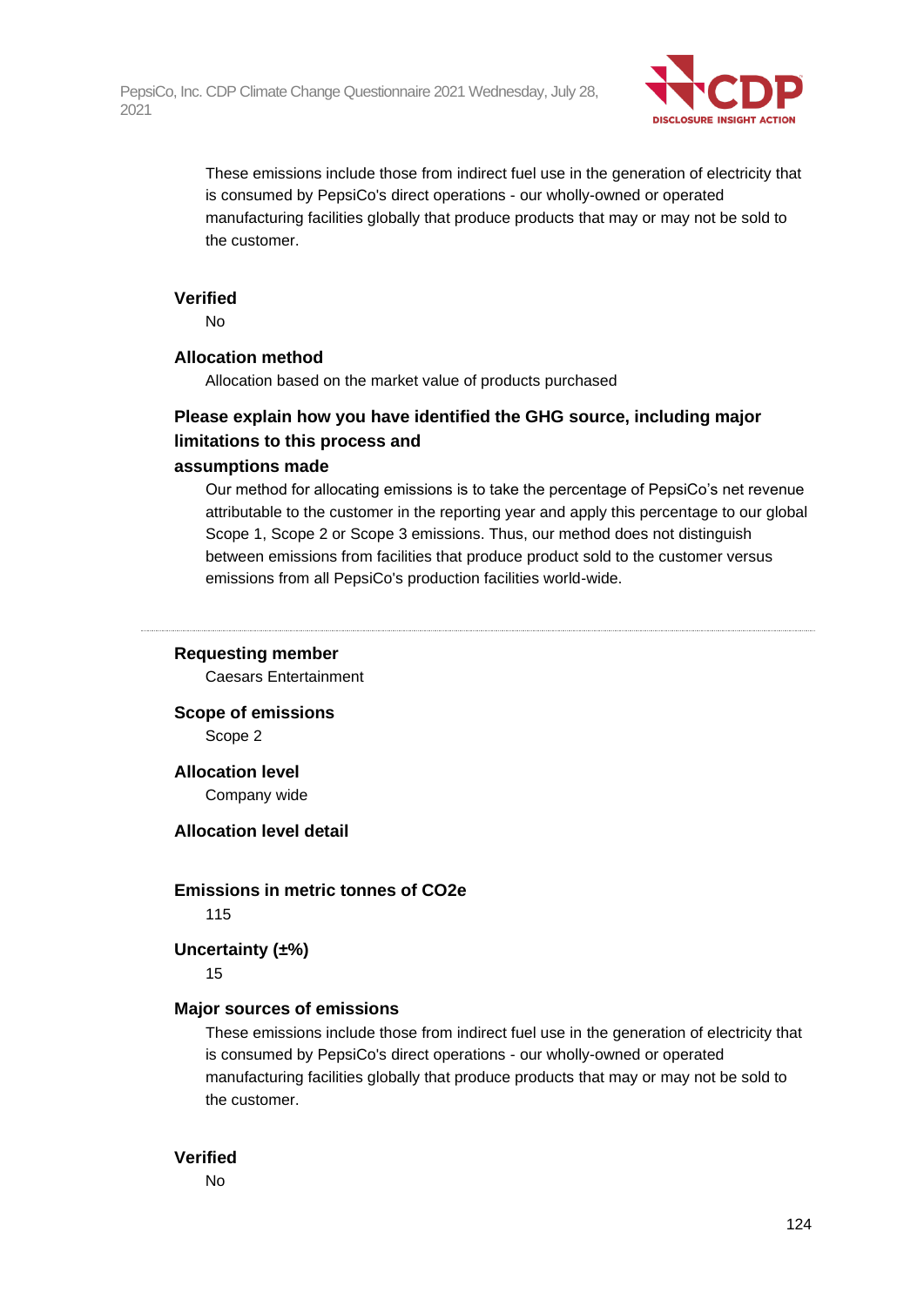These emissions include those from indirect fuel use in the generation of electricity that is consumed by PepsiCo's direct operations - our wholly-owned or operated manufacturing facilities globally that produce products that may or may not be sold to the customer.

**Verified**

No

**Allocation method**

Allocation based on the market value of products purchased

**Please explain how you have identified the GHG source, including major limitations to this process and assumptions made**

Our method for allocating emissions is to take the percentage of PepsiCo's net revenue attributable to the customer in the reporting year and apply this percentage to our global Scope 1, Scope 2 or Scope 3 emissions. Thus, our method does not distinguish between emissions from facilities that produce product sold to the customer versus emissions from all PepsiCo's production facilities world-wide.

---

**Requesting member**

Caesars Entertainment

**Scope of emissions**

Scope 2

**Allocation level**

Company wide

**Allocation level detail**

**Emissions in metric tonnes of CO2e**

115

**Uncertainty (±%)**

15

**Major sources of emissions**

These emissions include those from indirect fuel use in the generation of electricity that is consumed by PepsiCo's direct operations - our wholly-owned or operated manufacturing facilities globally that produce products that may or may not be sold to the customer.

**Verified**

No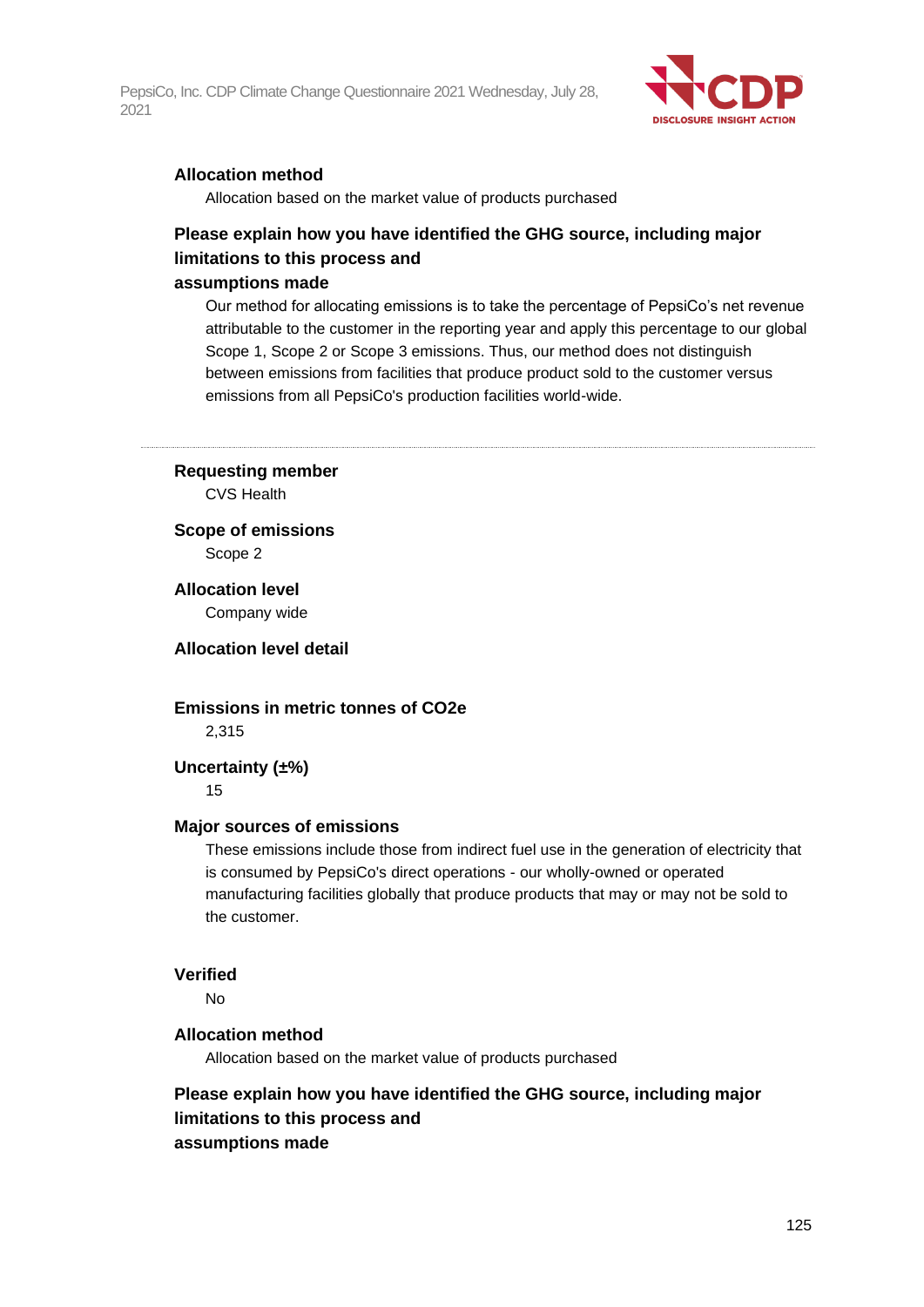**Allocation method**

Allocation based on the market value of products purchased

**Please explain how you have identified the GHG source, including major limitations to this process and assumptions made**

Our method for allocating emissions is to take the percentage of PepsiCo's net revenue attributable to the customer in the reporting year and apply this percentage to our global Scope 1, Scope 2 or Scope 3 emissions. Thus, our method does not distinguish between emissions from facilities that produce product sold to the customer versus emissions from all PepsiCo's production facilities world-wide.

---

**Requesting member**

CVS Health

**Scope of emissions**

Scope 2

**Allocation level**

Company wide

**Allocation level detail**

**Emissions in metric tonnes of CO2e**

2,315

**Uncertainty (±%)**

15

**Major sources of emissions**

These emissions include those from indirect fuel use in the generation of electricity that is consumed by PepsiCo's direct operations - our wholly-owned or operated manufacturing facilities globally that produce products that may or may not be sold to the customer.

**Verified**

No

**Allocation method**

Allocation based on the market value of products purchased

**Please explain how you have identified the GHG source, including major limitations to this process and assumptions made**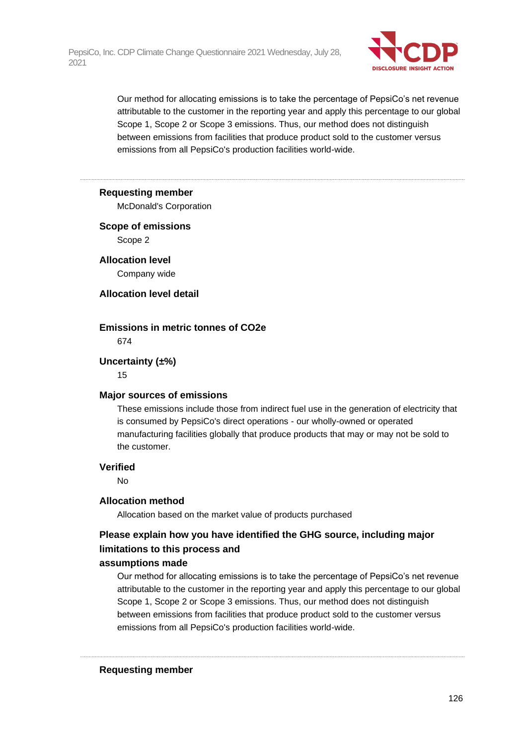Our method for allocating emissions is to take the percentage of PepsiCo's net revenue attributable to the customer in the reporting year and apply this percentage to our global Scope 1, Scope 2 or Scope 3 emissions. Thus, our method does not distinguish between emissions from facilities that produce product sold to the customer versus emissions from all PepsiCo's production facilities world-wide.

---

**Requesting member**

McDonald's Corporation

**Scope of emissions**

Scope 2

**Allocation level**

Company wide

**Allocation level detail**

**Emissions in metric tonnes of $CO_2e$**

674

**Uncertainty (±%)**

15

**Major sources of emissions**

These emissions include those from indirect fuel use in the generation of electricity that is consumed by PepsiCo's direct operations - our wholly-owned or operated manufacturing facilities globally that produce products that may or may not be sold to the customer.

**Verified**

No

**Allocation method**

Allocation based on the market value of products purchased

**Please explain how you have identified the GHG source, including major limitations to this process and assumptions made**

Our method for allocating emissions is to take the percentage of PepsiCo's net revenue attributable to the customer in the reporting year and apply this percentage to our global Scope 1, Scope 2 or Scope 3 emissions. Thus, our method does not distinguish between emissions from facilities that produce product sold to the customer versus emissions from all PepsiCo's production facilities world-wide.

---

**Requesting member**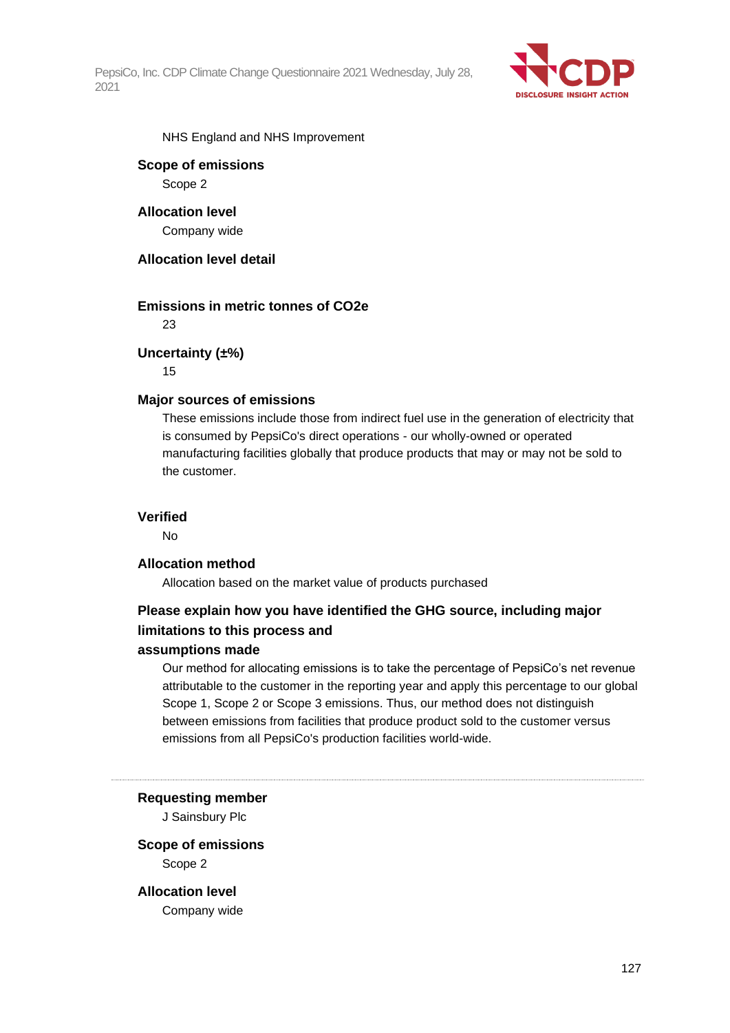NHS England and NHS Improvement

**Scope of emissions**

Scope 2

**Allocation level**

Company wide

**Allocation level detail**

**Emissions in metric tonnes of CO2e**

23

**Uncertainty (±%)**

15

**Major sources of emissions**

These emissions include those from indirect fuel use in the generation of electricity that is consumed by PepsiCo's direct operations - our wholly-owned or operated manufacturing facilities globally that produce products that may or may not be sold to the customer.

**Verified**

No

**Allocation method**

Allocation based on the market value of products purchased

**Please explain how you have identified the GHG source, including major limitations to this process and assumptions made**

Our method for allocating emissions is to take the percentage of PepsiCo's net revenue attributable to the customer in the reporting year and apply this percentage to our global Scope 1, Scope 2 or Scope 3 emissions. Thus, our method does not distinguish between emissions from facilities that produce product sold to the customer versus emissions from all PepsiCo's production facilities world-wide.

---

**Requesting member**

J Sainsbury Plc

**Scope of emissions**

Scope 2

**Allocation level**

Company wide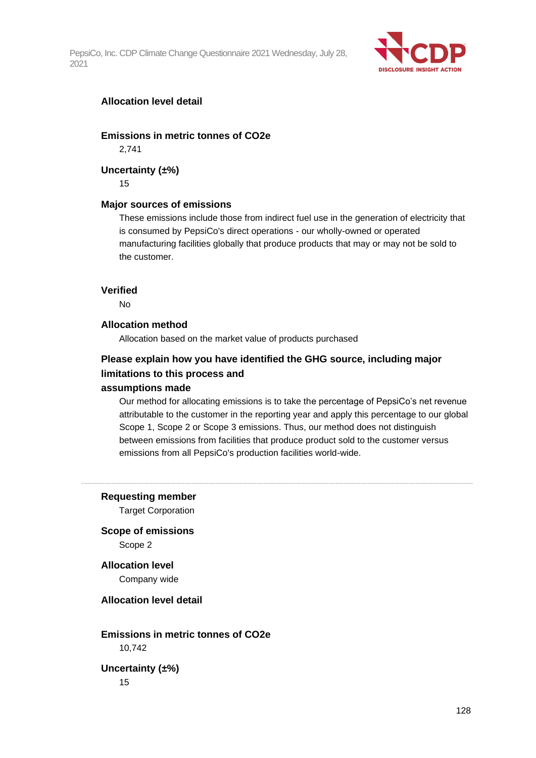**Allocation level detail**

**Emissions in metric tonnes of CO2e**

2,741

**Uncertainty (±%)**

15

**Major sources of emissions**

These emissions include those from indirect fuel use in the generation of electricity that is consumed by PepsiCo's direct operations - our wholly-owned or operated manufacturing facilities globally that produce products that may or may not be sold to the customer.

**Verified**

No

**Allocation method**

Allocation based on the market value of products purchased

**Please explain how you have identified the GHG source, including major limitations to this process and assumptions made**

Our method for allocating emissions is to take the percentage of PepsiCo's net revenue attributable to the customer in the reporting year and apply this percentage to our global Scope 1, Scope 2 or Scope 3 emissions. Thus, our method does not distinguish between emissions from facilities that produce product sold to the customer versus emissions from all PepsiCo's production facilities world-wide.

---

**Requesting member**

Target Corporation

**Scope of emissions**

Scope 2

**Allocation level**

Company wide

**Allocation level detail**

**Emissions in metric tonnes of CO2e**

10,742

**Uncertainty (±%)**

15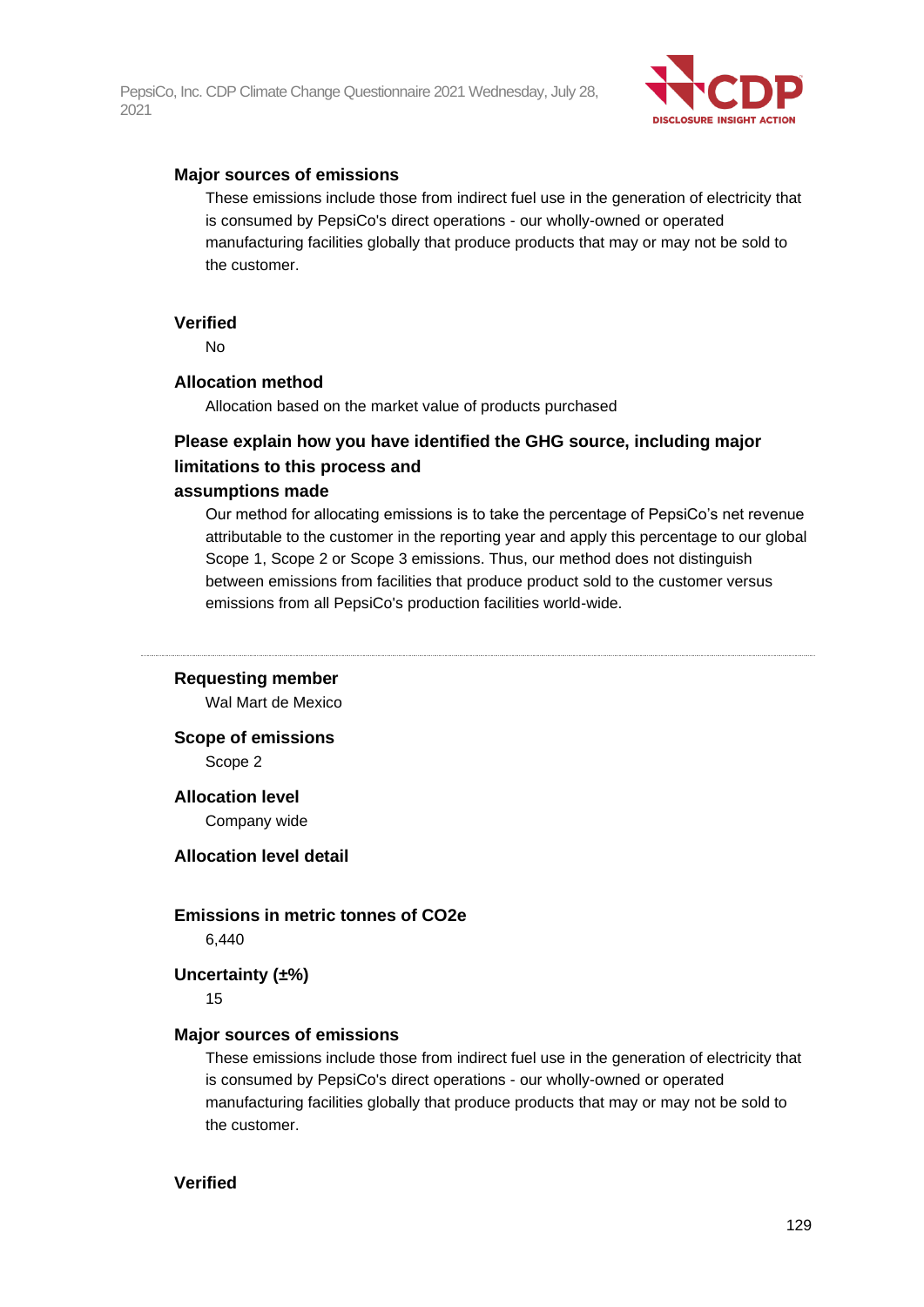**Major sources of emissions**

These emissions include those from indirect fuel use in the generation of electricity that is consumed by PepsiCo's direct operations - our wholly-owned or operated manufacturing facilities globally that produce products that may or may not be sold to the customer.

**Verified**

No

**Allocation method**

Allocation based on the market value of products purchased

**Please explain how you have identified the GHG source, including major limitations to this process and assumptions made**

Our method for allocating emissions is to take the percentage of PepsiCo's net revenue attributable to the customer in the reporting year and apply this percentage to our global Scope 1, Scope 2 or Scope 3 emissions. Thus, our method does not distinguish between emissions from facilities that produce product sold to the customer versus emissions from all PepsiCo's production facilities world-wide.

---

**Requesting member**

Wal Mart de Mexico

**Scope of emissions**

Scope 2

**Allocation level**

Company wide

**Allocation level detail**

**Emissions in metric tonnes of CO2e**

6,440

**Uncertainty (±%)**

15

**Major sources of emissions**

These emissions include those from indirect fuel use in the generation of electricity that is consumed by PepsiCo's direct operations - our wholly-owned or operated manufacturing facilities globally that produce products that may or may not be sold to the customer.

**Verified**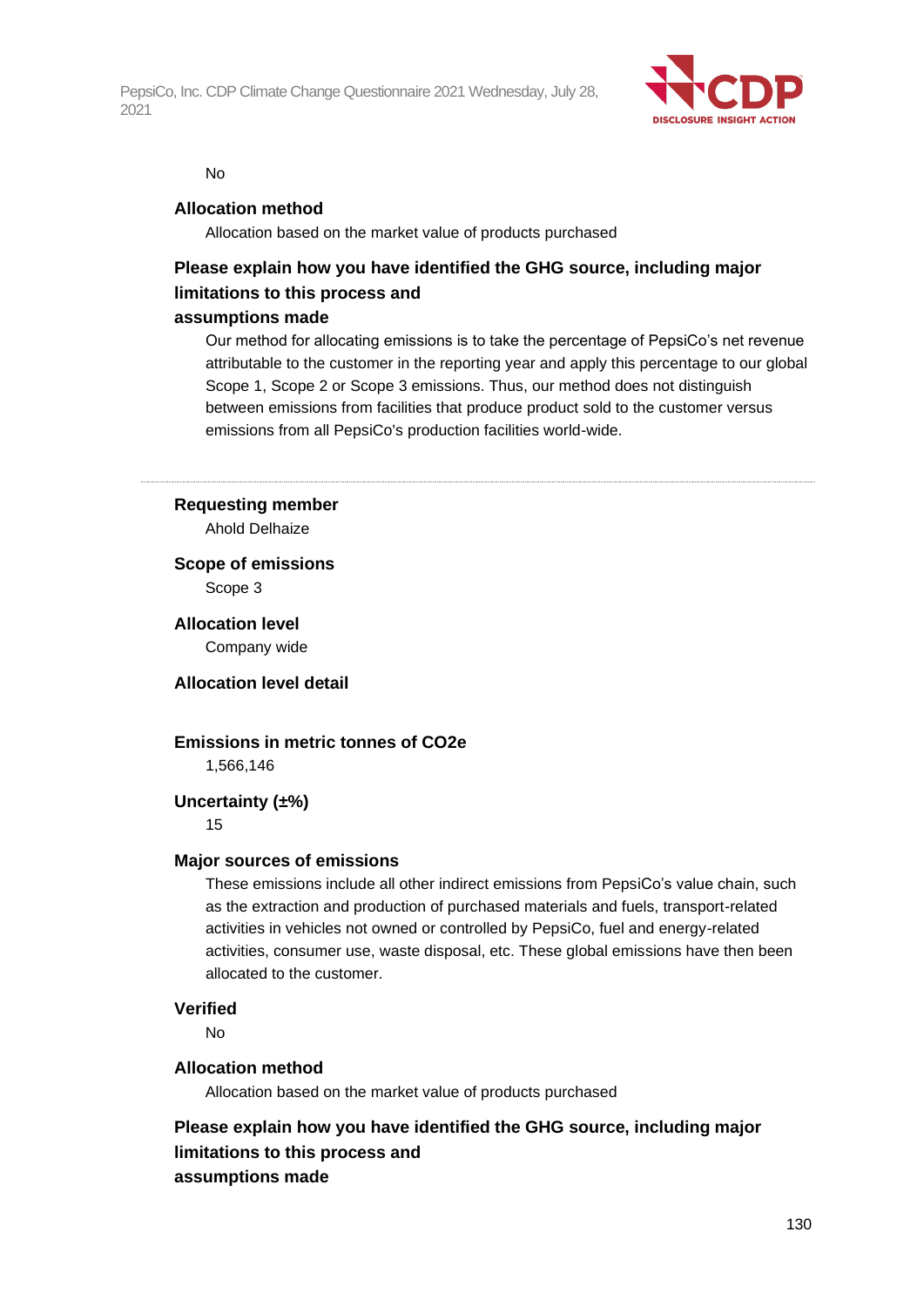No

**Allocation method**

Allocation based on the market value of products purchased

**Please explain how you have identified the GHG source, including major limitations to this process and assumptions made**

Our method for allocating emissions is to take the percentage of PepsiCo's net revenue attributable to the customer in the reporting year and apply this percentage to our global Scope 1, Scope 2 or Scope 3 emissions. Thus, our method does not distinguish between emissions from facilities that produce product sold to the customer versus emissions from all PepsiCo's production facilities world-wide.

---

**Requesting member**

Ahold Delhaize

**Scope of emissions**

Scope 3

**Allocation level**

Company wide

**Allocation level detail**

**Emissions in metric tonnes of CO2e**

1,566,146

**Uncertainty (±%)**

15

**Major sources of emissions**

These emissions include all other indirect emissions from PepsiCo's value chain, such as the extraction and production of purchased materials and fuels, transport-related activities in vehicles not owned or controlled by PepsiCo, fuel and energy-related activities, consumer use, waste disposal, etc. These global emissions have then been allocated to the customer.

**Verified**

No

**Allocation method**

Allocation based on the market value of products purchased

**Please explain how you have identified the GHG source, including major limitations to this process and assumptions made**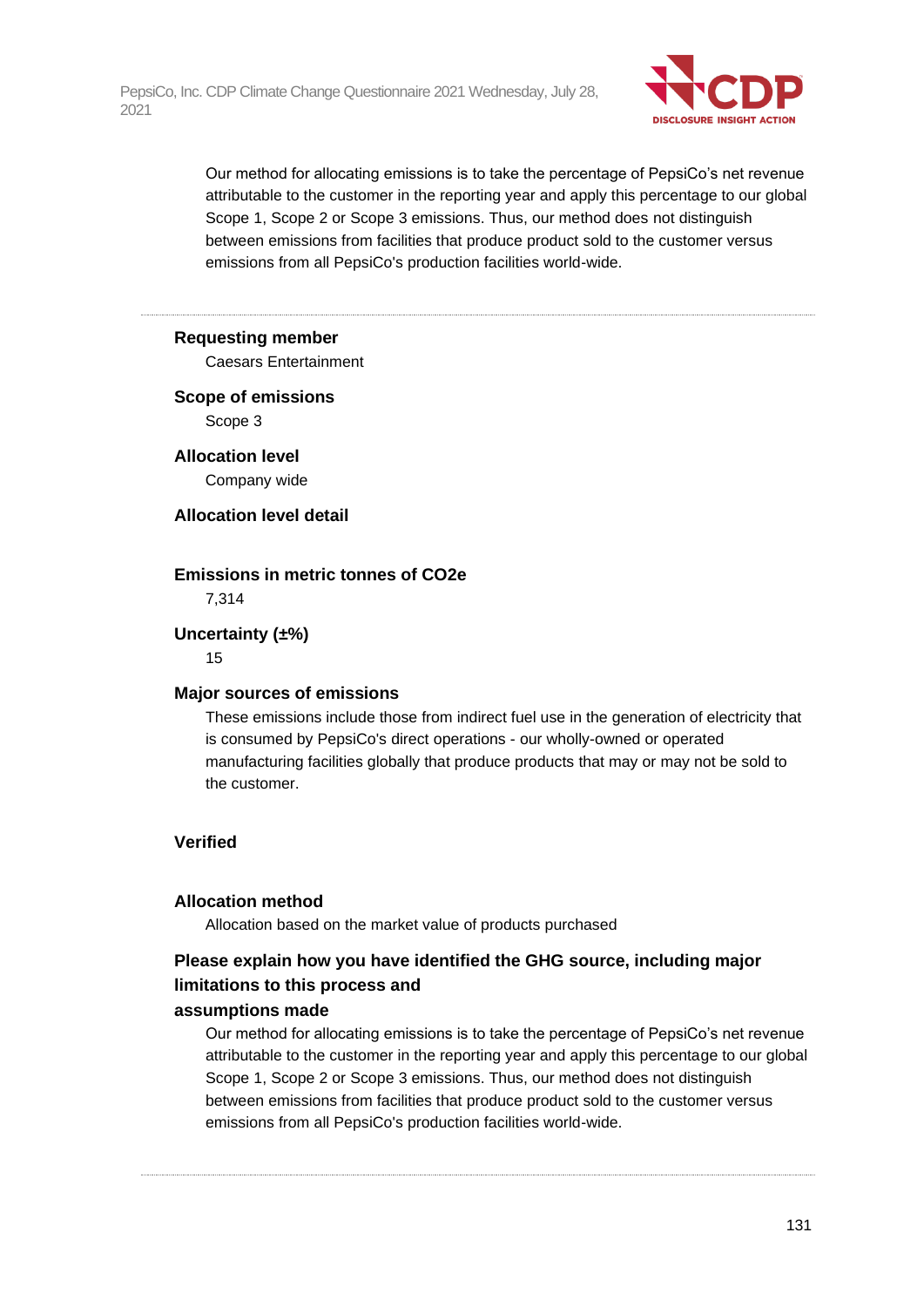Our method for allocating emissions is to take the percentage of PepsiCo's net revenue attributable to the customer in the reporting year and apply this percentage to our global Scope 1, Scope 2 or Scope 3 emissions. Thus, our method does not distinguish between emissions from facilities that produce product sold to the customer versus emissions from all PepsiCo's production facilities world-wide.

---

**Requesting member**

Caesars Entertainment

**Scope of emissions**

Scope 3

**Allocation level**

Company wide

**Allocation level detail**

**Emissions in metric tonnes of CO2e**

7,314

**Uncertainty (±%)**

15

**Major sources of emissions**

These emissions include those from indirect fuel use in the generation of electricity that is consumed by PepsiCo's direct operations - our wholly-owned or operated manufacturing facilities globally that produce products that may or may not be sold to the customer.

**Verified**

**Allocation method**

Allocation based on the market value of products purchased

**Please explain how you have identified the GHG source, including major limitations to this process and assumptions made**

Our method for allocating emissions is to take the percentage of PepsiCo's net revenue attributable to the customer in the reporting year and apply this percentage to our global Scope 1, Scope 2 or Scope 3 emissions. Thus, our method does not distinguish between emissions from facilities that produce product sold to the customer versus emissions from all PepsiCo's production facilities world-wide.

---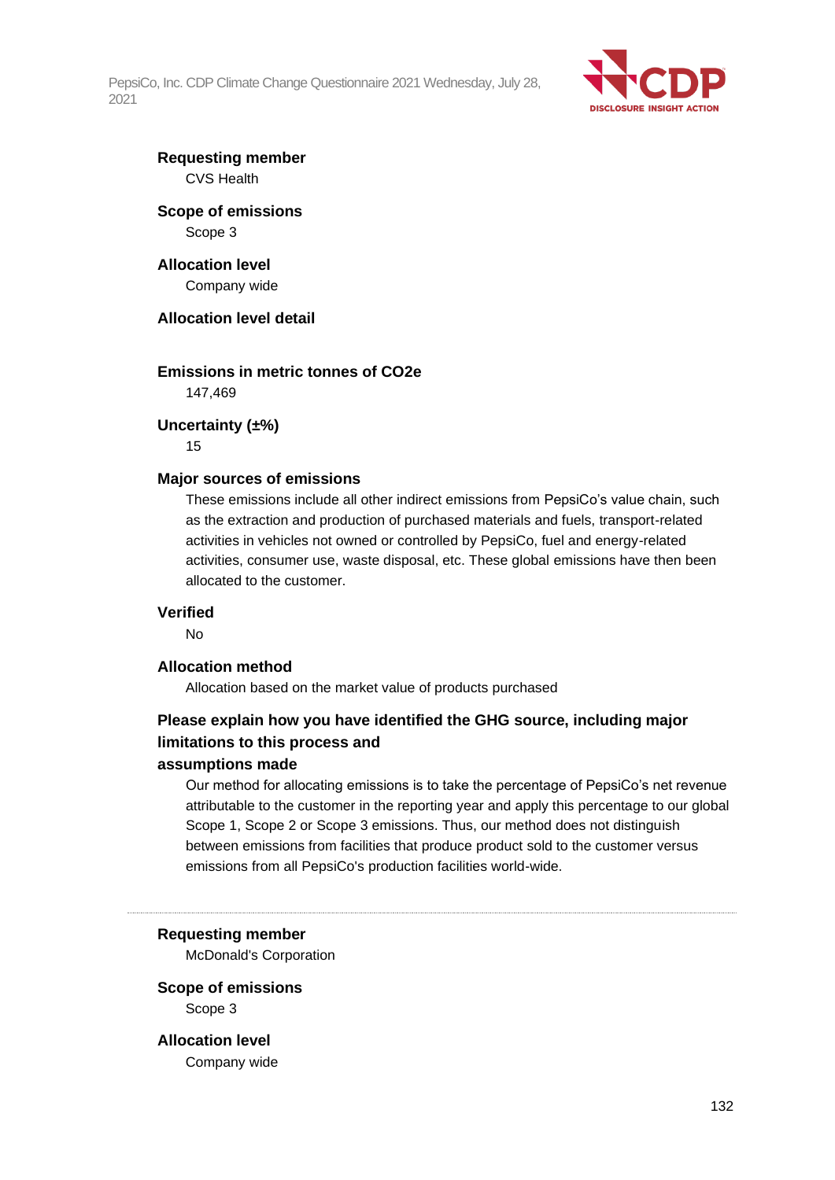**Requesting member**

CVS Health

**Scope of emissions**

Scope 3

**Allocation level**

Company wide

**Allocation level detail**

**Emissions in metric tonnes of CO2e**

147,469

**Uncertainty (±%)**

15

**Major sources of emissions**

These emissions include all other indirect emissions from PepsiCo's value chain, such as the extraction and production of purchased materials and fuels, transport-related activities in vehicles not owned or controlled by PepsiCo, fuel and energy-related activities, consumer use, waste disposal, etc. These global emissions have then been allocated to the customer.

**Verified**

No

**Allocation method**

Allocation based on the market value of products purchased

**Please explain how you have identified the GHG source, including major limitations to this process and assumptions made**

Our method for allocating emissions is to take the percentage of PepsiCo's net revenue attributable to the customer in the reporting year and apply this percentage to our global Scope 1, Scope 2 or Scope 3 emissions. Thus, our method does not distinguish between emissions from facilities that produce product sold to the customer versus emissions from all PepsiCo's production facilities world-wide.

---

**Requesting member**

McDonald's Corporation

**Scope of emissions**

Scope 3

**Allocation level**

Company wide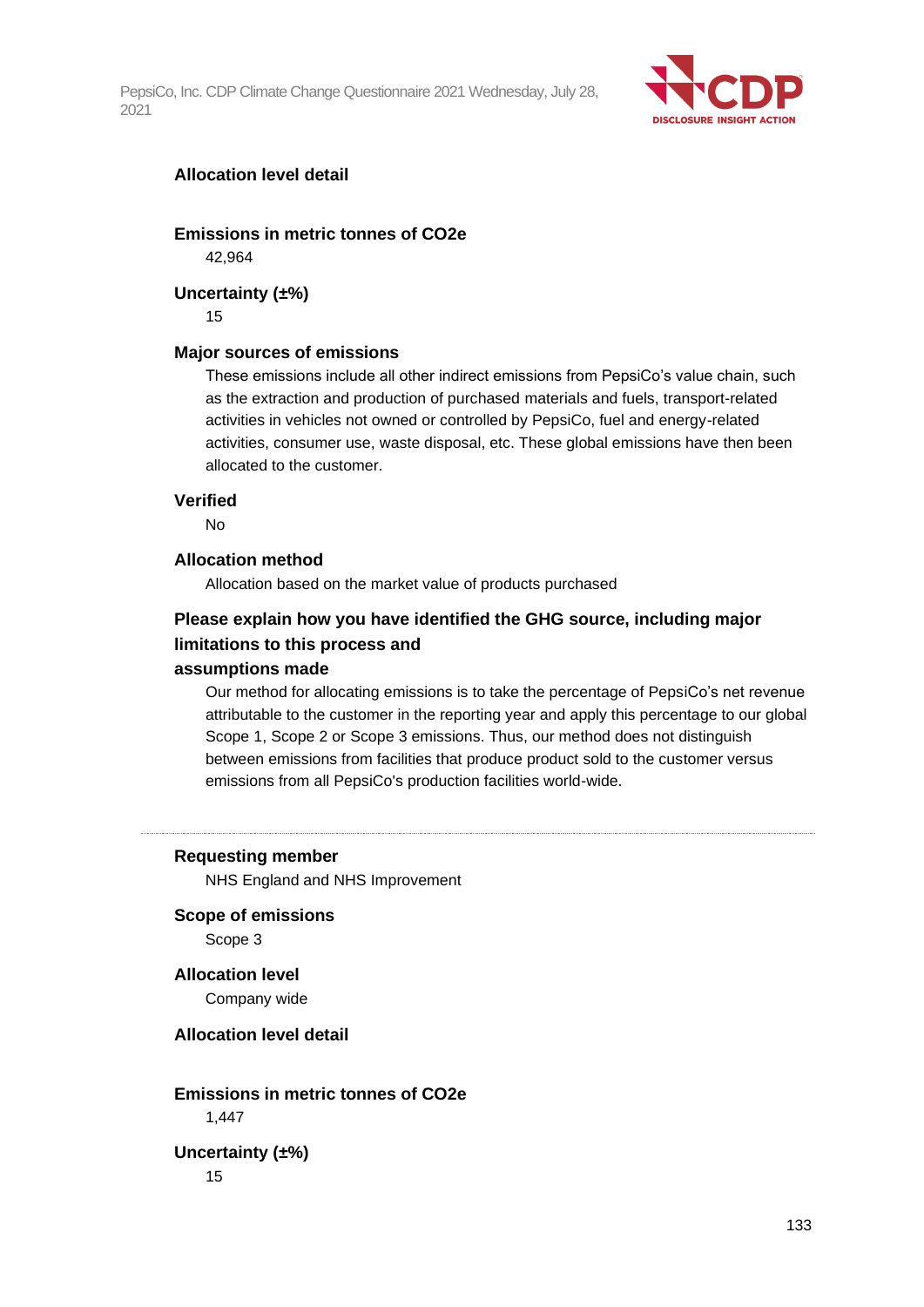**Allocation level detail**

**Emissions in metric tonnes of CO2e**

42,964

**Uncertainty (±%)**

15

**Major sources of emissions**

These emissions include all other indirect emissions from PepsiCo's value chain, such as the extraction and production of purchased materials and fuels, transport-related activities in vehicles not owned or controlled by PepsiCo, fuel and energy-related activities, consumer use, waste disposal, etc. These global emissions have then been allocated to the customer.

**Verified**

No

**Allocation method**

Allocation based on the market value of products purchased

**Please explain how you have identified the GHG source, including major limitations to this process and assumptions made**

Our method for allocating emissions is to take the percentage of PepsiCo's net revenue attributable to the customer in the reporting year and apply this percentage to our global Scope 1, Scope 2 or Scope 3 emissions. Thus, our method does not distinguish between emissions from facilities that produce product sold to the customer versus emissions from all PepsiCo's production facilities world-wide.

---

**Requesting member**

NHS England and NHS Improvement

**Scope of emissions**

Scope 3

**Allocation level**

Company wide

**Allocation level detail**

**Emissions in metric tonnes of CO2e**

1,447

**Uncertainty (±%)**

15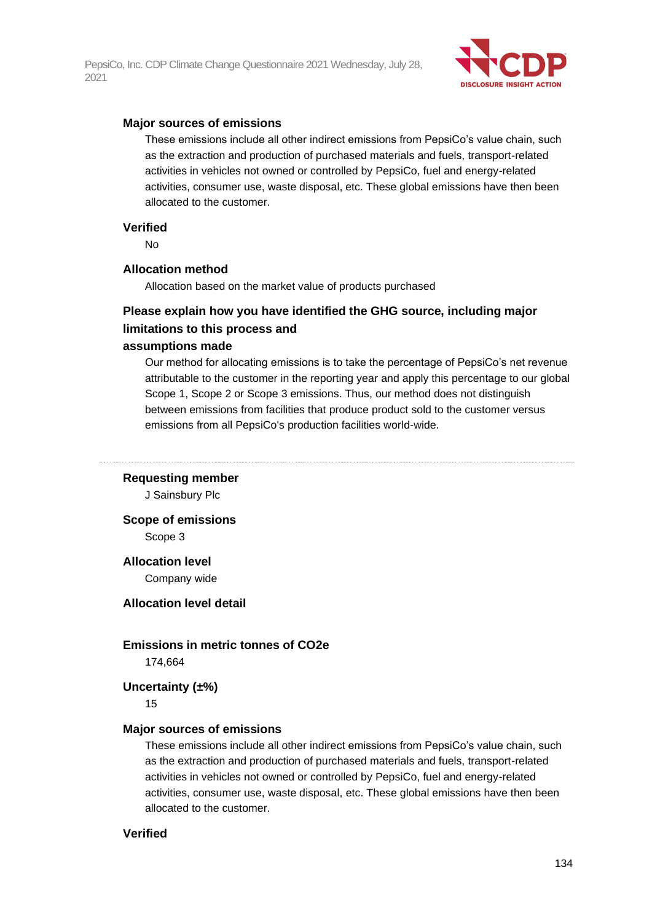**Major sources of emissions**

These emissions include all other indirect emissions from PepsiCo's value chain, such as the extraction and production of purchased materials and fuels, transport-related activities in vehicles not owned or controlled by PepsiCo, fuel and energy-related activities, consumer use, waste disposal, etc. These global emissions have then been allocated to the customer.

**Verified**

No

**Allocation method**

Allocation based on the market value of products purchased

**Please explain how you have identified the GHG source, including major limitations to this process and assumptions made**

Our method for allocating emissions is to take the percentage of PepsiCo's net revenue attributable to the customer in the reporting year and apply this percentage to our global Scope 1, Scope 2 or Scope 3 emissions. Thus, our method does not distinguish between emissions from facilities that produce product sold to the customer versus emissions from all PepsiCo's production facilities world-wide.

---

**Requesting member**

J Sainsbury Plc

**Scope of emissions**

Scope 3

**Allocation level**

Company wide

**Allocation level detail**

**Emissions in metric tonnes of CO2e**

174,664

**Uncertainty (±%)**

15

**Major sources of emissions**

These emissions include all other indirect emissions from PepsiCo's value chain, such as the extraction and production of purchased materials and fuels, transport-related activities in vehicles not owned or controlled by PepsiCo, fuel and energy-related activities, consumer use, waste disposal, etc. These global emissions have then been allocated to the customer.

**Verified**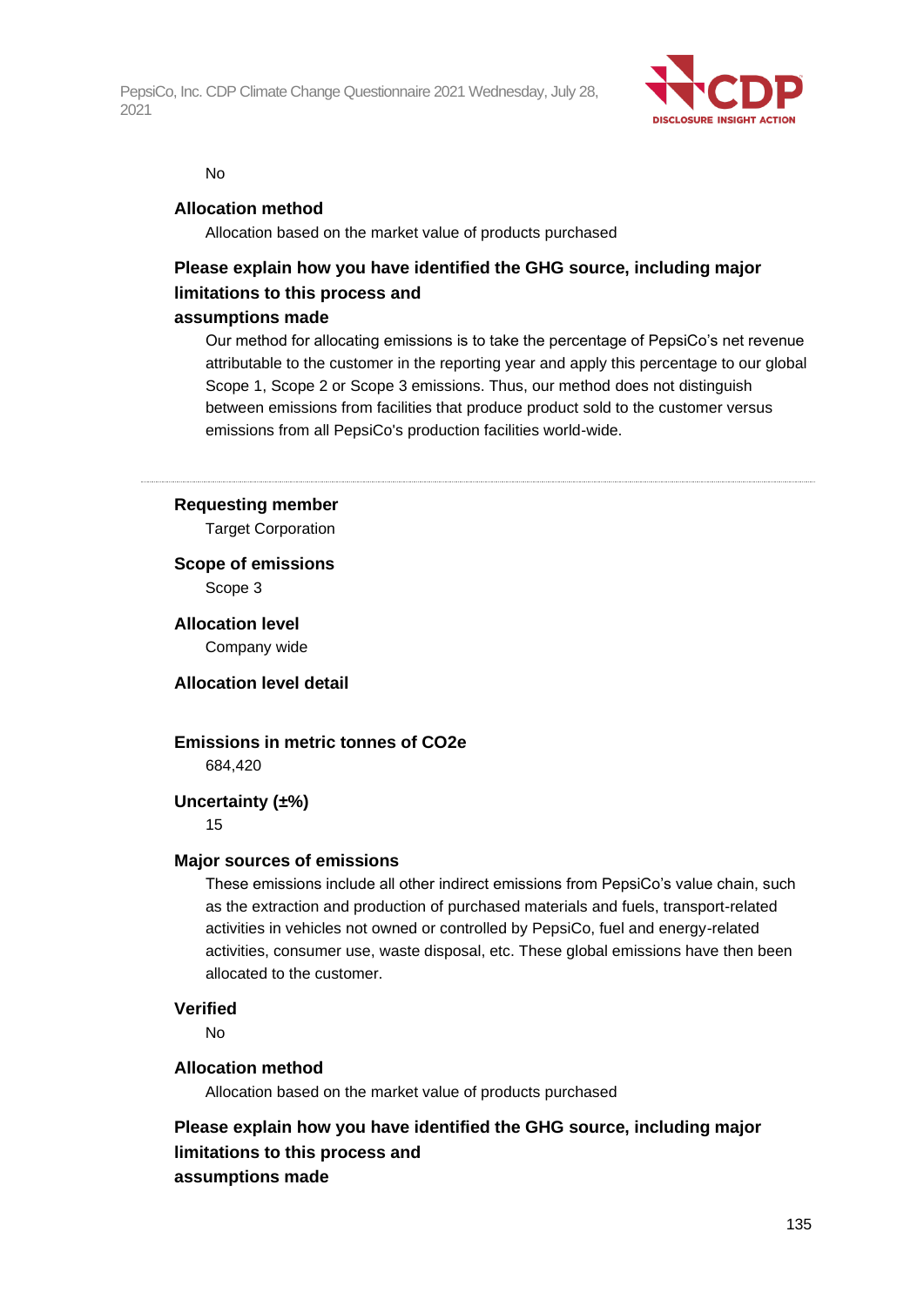No

**Allocation method**

Allocation based on the market value of products purchased

**Please explain how you have identified the GHG source, including major limitations to this process and assumptions made**

Our method for allocating emissions is to take the percentage of PepsiCo's net revenue attributable to the customer in the reporting year and apply this percentage to our global Scope 1, Scope 2 or Scope 3 emissions. Thus, our method does not distinguish between emissions from facilities that produce product sold to the customer versus emissions from all PepsiCo's production facilities world-wide.

---

**Requesting member**

Target Corporation

**Scope of emissions**

Scope 3

**Allocation level**

Company wide

**Allocation level detail**

**Emissions in metric tonnes of CO2e**

684,420

**Uncertainty (±%)**

15

**Major sources of emissions**

These emissions include all other indirect emissions from PepsiCo's value chain, such as the extraction and production of purchased materials and fuels, transport-related activities in vehicles not owned or controlled by PepsiCo, fuel and energy-related activities, consumer use, waste disposal, etc. These global emissions have then been allocated to the customer.

**Verified**

No

**Allocation method**

Allocation based on the market value of products purchased

**Please explain how you have identified the GHG source, including major limitations to this process and assumptions made**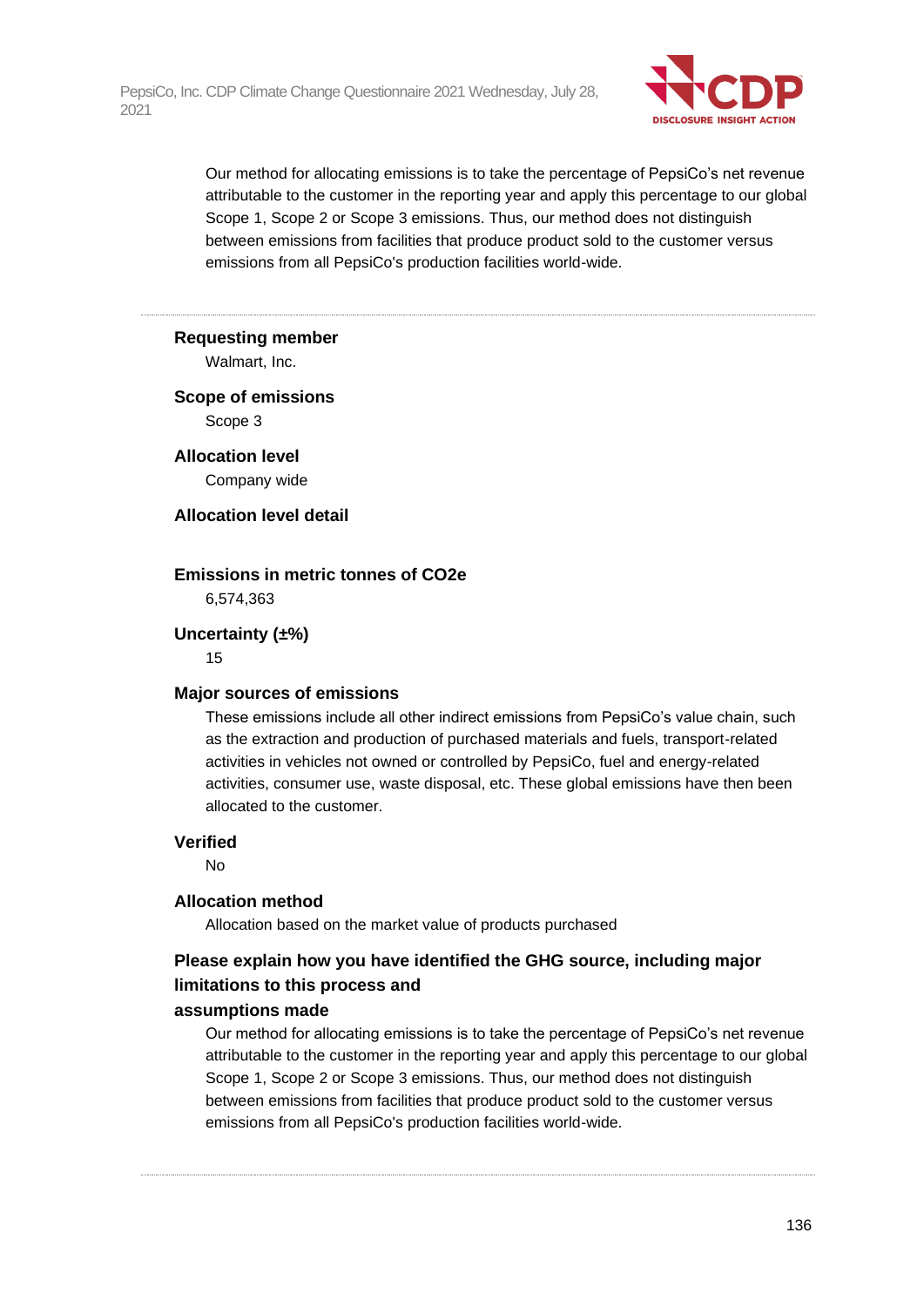Our method for allocating emissions is to take the percentage of PepsiCo's net revenue attributable to the customer in the reporting year and apply this percentage to our global Scope 1, Scope 2 or Scope 3 emissions. Thus, our method does not distinguish between emissions from facilities that produce product sold to the customer versus emissions from all PepsiCo's production facilities world-wide.

---

**Requesting member**

Walmart, Inc.

**Scope of emissions**

Scope 3

**Allocation level**

Company wide

**Allocation level detail**

**Emissions in metric tonnes of CO2e**

6,574,363

**Uncertainty (±%)**

15

**Major sources of emissions**

These emissions include all other indirect emissions from PepsiCo's value chain, such as the extraction and production of purchased materials and fuels, transport-related activities in vehicles not owned or controlled by PepsiCo, fuel and energy-related activities, consumer use, waste disposal, etc. These global emissions have then been allocated to the customer.

**Verified**

No

**Allocation method**

Allocation based on the market value of products purchased

**Please explain how you have identified the GHG source, including major limitations to this process and assumptions made**

Our method for allocating emissions is to take the percentage of PepsiCo's net revenue attributable to the customer in the reporting year and apply this percentage to our global Scope 1, Scope 2 or Scope 3 emissions. Thus, our method does not distinguish between emissions from facilities that produce product sold to the customer versus emissions from all PepsiCo's production facilities world-wide.

---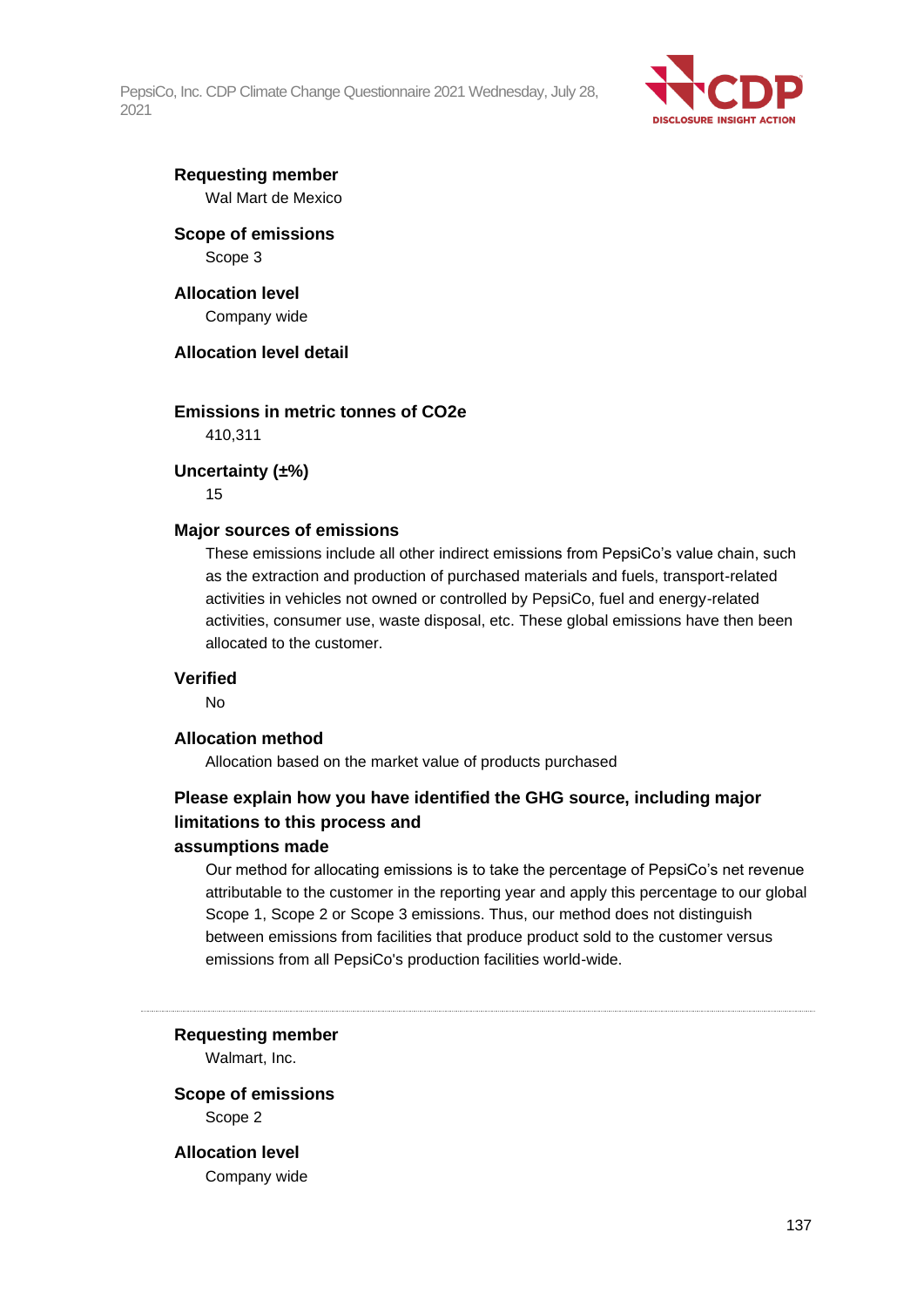**Requesting member**

Wal Mart de Mexico

**Scope of emissions**

Scope 3

**Allocation level**

Company wide

**Allocation level detail**

**Emissions in metric tonnes of CO2e**

410,311

**Uncertainty (±%)**

15

**Major sources of emissions**

These emissions include all other indirect emissions from PepsiCo's value chain, such as the extraction and production of purchased materials and fuels, transport-related activities in vehicles not owned or controlled by PepsiCo, fuel and energy-related activities, consumer use, waste disposal, etc. These global emissions have then been allocated to the customer.

**Verified**

No

**Allocation method**

Allocation based on the market value of products purchased

**Please explain how you have identified the GHG source, including major limitations to this process and assumptions made**

Our method for allocating emissions is to take the percentage of PepsiCo's net revenue attributable to the customer in the reporting year and apply this percentage to our global Scope 1, Scope 2 or Scope 3 emissions. Thus, our method does not distinguish between emissions from facilities that produce product sold to the customer versus emissions from all PepsiCo's production facilities world-wide.

---

**Requesting member**

Walmart, Inc.

**Scope of emissions**

Scope 2

**Allocation level**

Company wide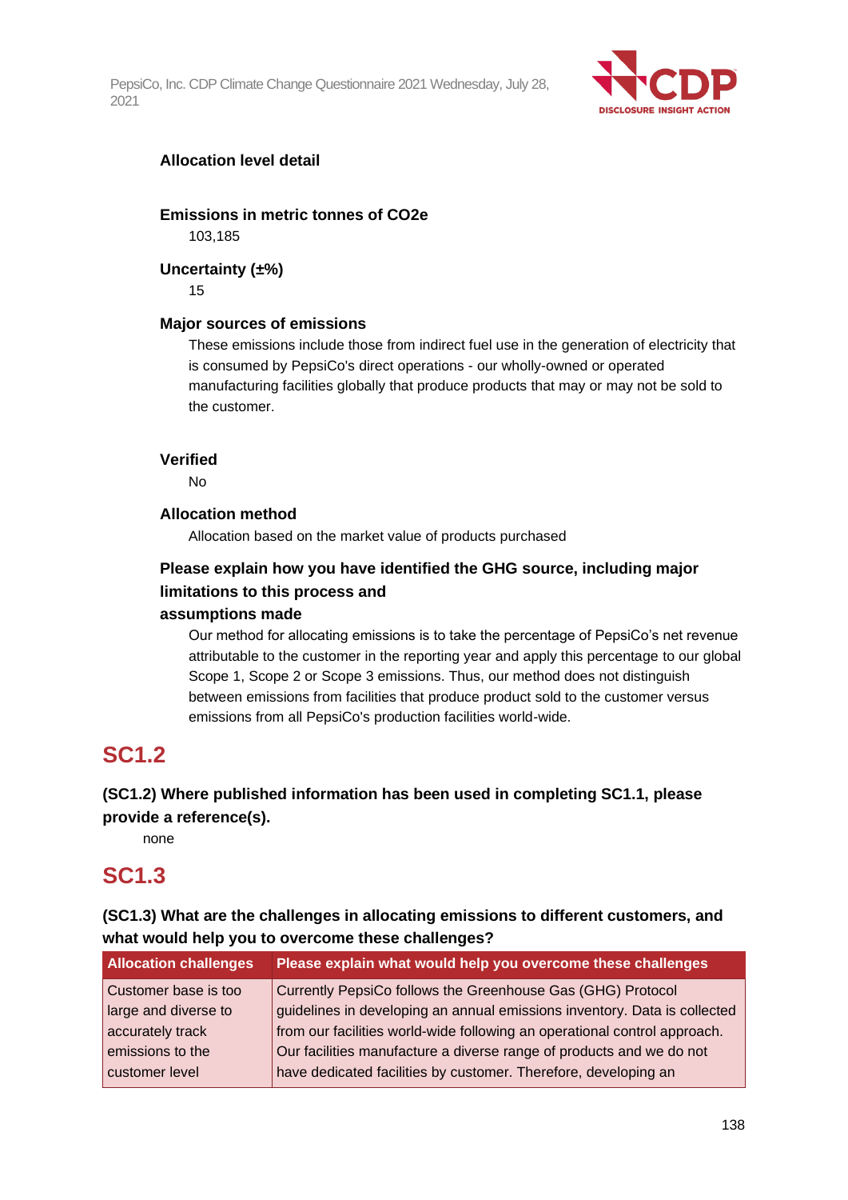### Allocation level detail

#### Emissions in metric tonnes of CO2e

103,185

#### Uncertainty (±%)

15

#### Major sources of emissions

These emissions include those from indirect fuel use in the generation of electricity that is consumed by PepsiCo's direct operations - our wholly-owned or operated manufacturing facilities globally that produce products that may or may not be sold to the customer.

#### Verified

No

#### Allocation method

Allocation based on the market value of products purchased

#### Please explain how you have identified the GHG source, including major limitations to this process and assumptions made

Our method for allocating emissions is to take the percentage of PepsiCo's net revenue attributable to the customer in the reporting year and apply this percentage to our global Scope 1, Scope 2 or Scope 3 emissions. Thus, our method does not distinguish between emissions from facilities that produce product sold to the customer versus emissions from all PepsiCo's production facilities world-wide.

## SC1.2

**(SC1.2) Where published information has been used in completing SC1.1, please provide a reference(s).**

none

## SC1.3

**(SC1.3) What are the challenges in allocating emissions to different customers, and what would help you to overcome these challenges?**

| Allocation challenges | Please explain what would help you overcome these challenges |
|---|---|
| Customer base is too large and diverse to accurately track emissions to the customer level | Currently PepsiCo follows the Greenhouse Gas (GHG) Protocol guidelines in developing an annual emissions inventory. Data is collected from our facilities world-wide following an operational control approach. Our facilities manufacture a diverse range of products and we do not have dedicated facilities by customer. Therefore, developing an |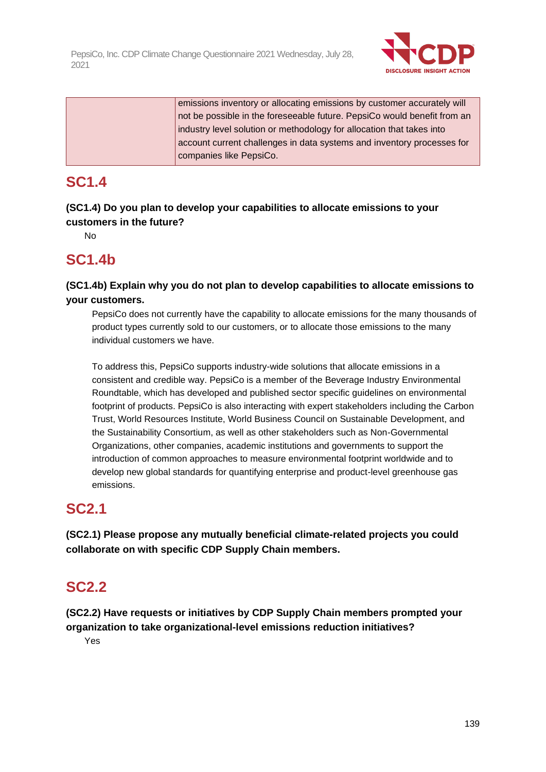| | emissions inventory or allocating emissions by customer accurately will not be possible in the foreseeable future. PepsiCo would benefit from an industry level solution or methodology for allocation that takes into account current challenges in data systems and inventory processes for companies like PepsiCo. |
|---|---|

## SC1.4

**(SC1.4) Do you plan to develop your capabilities to allocate emissions to your customers in the future?**

No

## SC1.4b

**(SC1.4b) Explain why you do not plan to develop capabilities to allocate emissions to your customers.**

PepsiCo does not currently have the capability to allocate emissions for the many thousands of product types currently sold to our customers, or to allocate those emissions to the many individual customers we have.

To address this, PepsiCo supports industry-wide solutions that allocate emissions in a consistent and credible way. PepsiCo is a member of the Beverage Industry Environmental Roundtable, which has developed and published sector specific guidelines on environmental footprint of products. PepsiCo is also interacting with expert stakeholders including the Carbon Trust, World Resources Institute, World Business Council on Sustainable Development, and the Sustainability Consortium, as well as other stakeholders such as Non-Governmental Organizations, other companies, academic institutions and governments to support the introduction of common approaches to measure environmental footprint worldwide and to develop new global standards for quantifying enterprise and product-level greenhouse gas emissions.

## SC2.1

**(SC2.1) Please propose any mutually beneficial climate-related projects you could collaborate on with specific CDP Supply Chain members.**

## SC2.2

**(SC2.2) Have requests or initiatives by CDP Supply Chain members prompted your organization to take organizational-level emissions reduction initiatives?**

Yes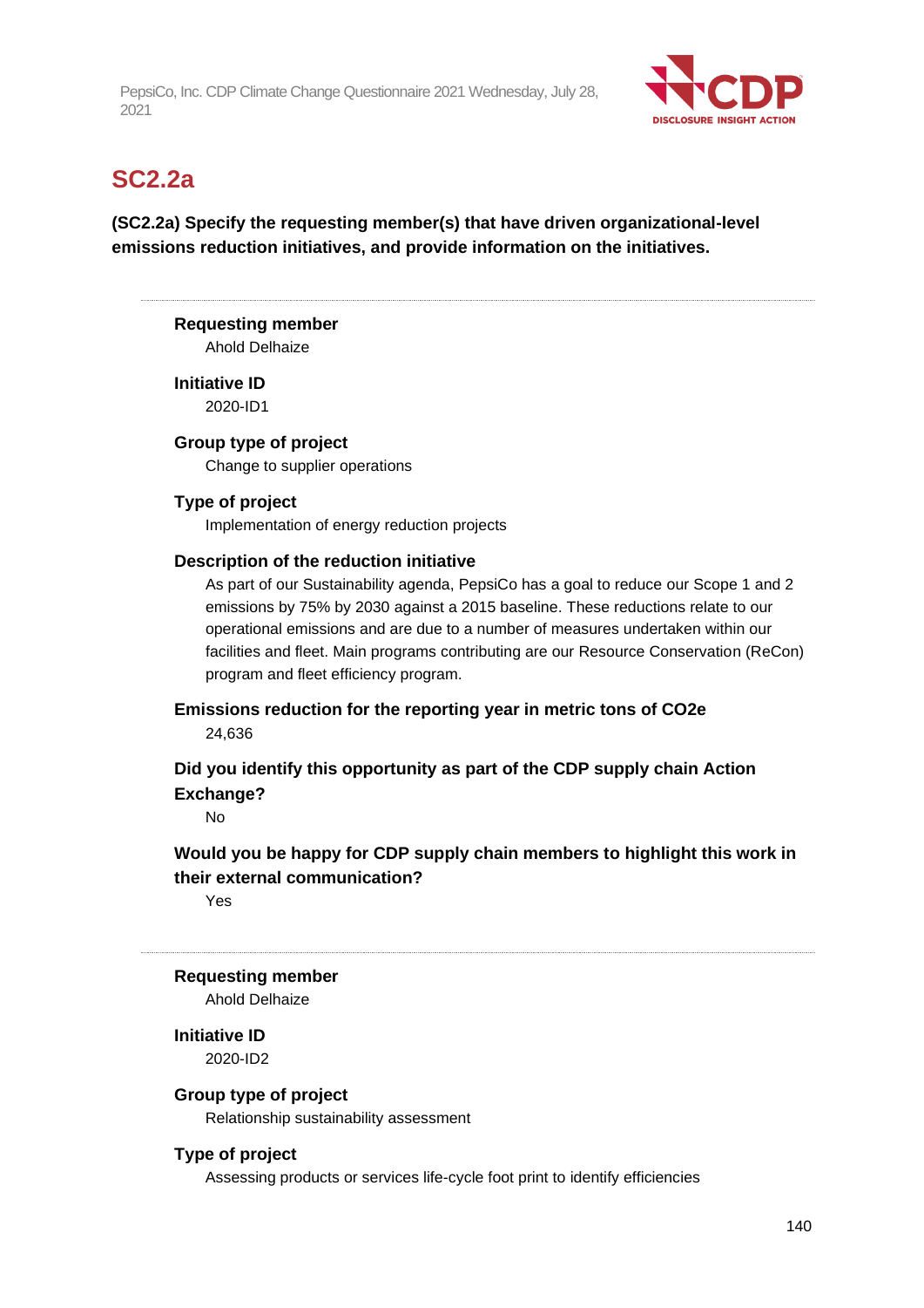## SC2.2a

**(SC2.2a) Specify the requesting member(s) that have driven organizational-level emissions reduction initiatives, and provide information on the initiatives.**

---

**Requesting member**

Ahold Delhaize

**Initiative ID**

2020-ID1

**Group type of project**

Change to supplier operations

**Type of project**

Implementation of energy reduction projects

**Description of the reduction initiative**

As part of our Sustainability agenda, PepsiCo has a goal to reduce our Scope 1 and 2 emissions by 75% by 2030 against a 2015 baseline. These reductions relate to our operational emissions and are due to a number of measures undertaken within our facilities and fleet. Main programs contributing are our Resource Conservation (ReCon) program and fleet efficiency program.

**Emissions reduction for the reporting year in metric tons of CO2e**

24,636

**Did you identify this opportunity as part of the CDP supply chain Action Exchange?**

No

**Would you be happy for CDP supply chain members to highlight this work in their external communication?**

Yes

---

**Requesting member**

Ahold Delhaize

**Initiative ID**

2020-ID2

**Group type of project**

Relationship sustainability assessment

**Type of project**

Assessing products or services life-cycle foot print to identify efficiencies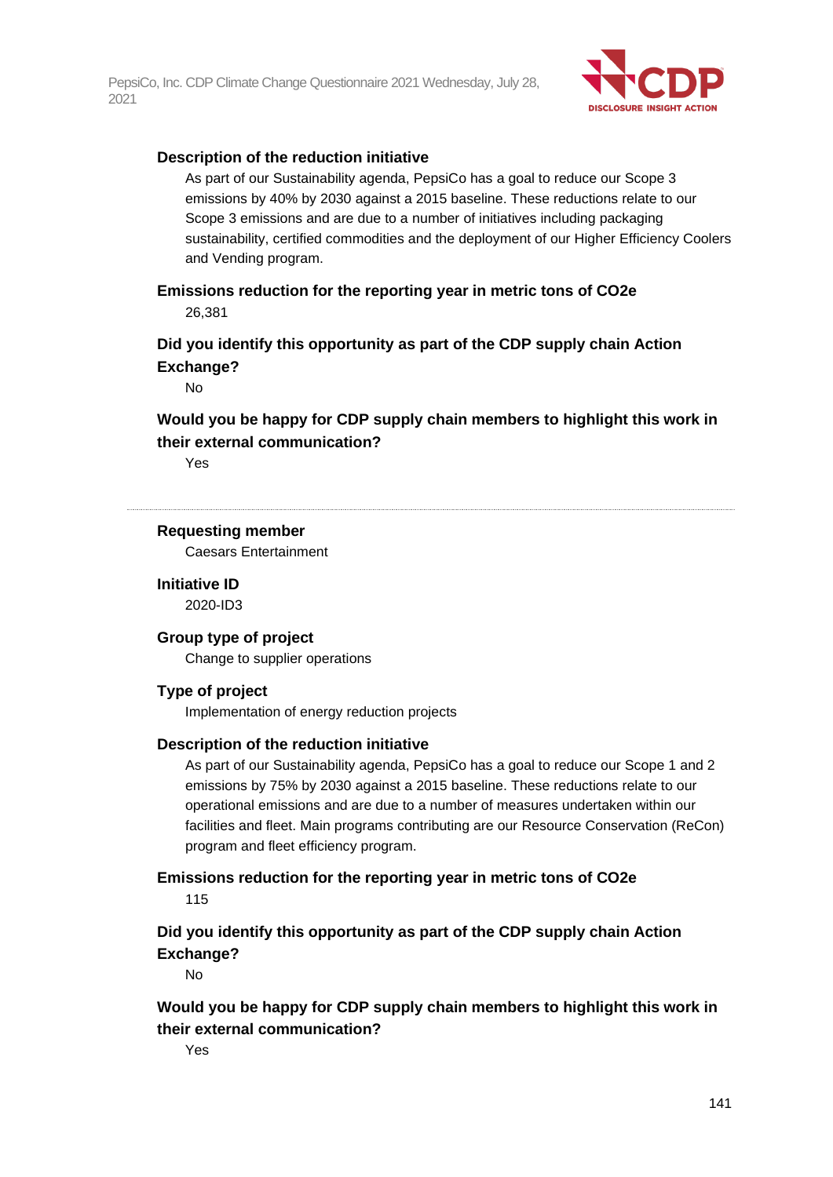**Description of the reduction initiative**

As part of our Sustainability agenda, PepsiCo has a goal to reduce our Scope 3 emissions by 40% by 2030 against a 2015 baseline. These reductions relate to our Scope 3 emissions and are due to a number of initiatives including packaging sustainability, certified commodities and the deployment of our Higher Efficiency Coolers and Vending program.

**Emissions reduction for the reporting year in metric tons of CO2e**

26,381

**Did you identify this opportunity as part of the CDP supply chain Action Exchange?**

No

**Would you be happy for CDP supply chain members to highlight this work in their external communication?**

Yes

---

**Requesting member**

Caesars Entertainment

**Initiative ID**

2020-ID3

**Group type of project**

Change to supplier operations

**Type of project**

Implementation of energy reduction projects

**Description of the reduction initiative**

As part of our Sustainability agenda, PepsiCo has a goal to reduce our Scope 1 and 2 emissions by 75% by 2030 against a 2015 baseline. These reductions relate to our operational emissions and are due to a number of measures undertaken within our facilities and fleet. Main programs contributing are our Resource Conservation (ReCon) program and fleet efficiency program.

**Emissions reduction for the reporting year in metric tons of CO2e**

115

**Did you identify this opportunity as part of the CDP supply chain Action Exchange?**

No

**Would you be happy for CDP supply chain members to highlight this work in their external communication?**

Yes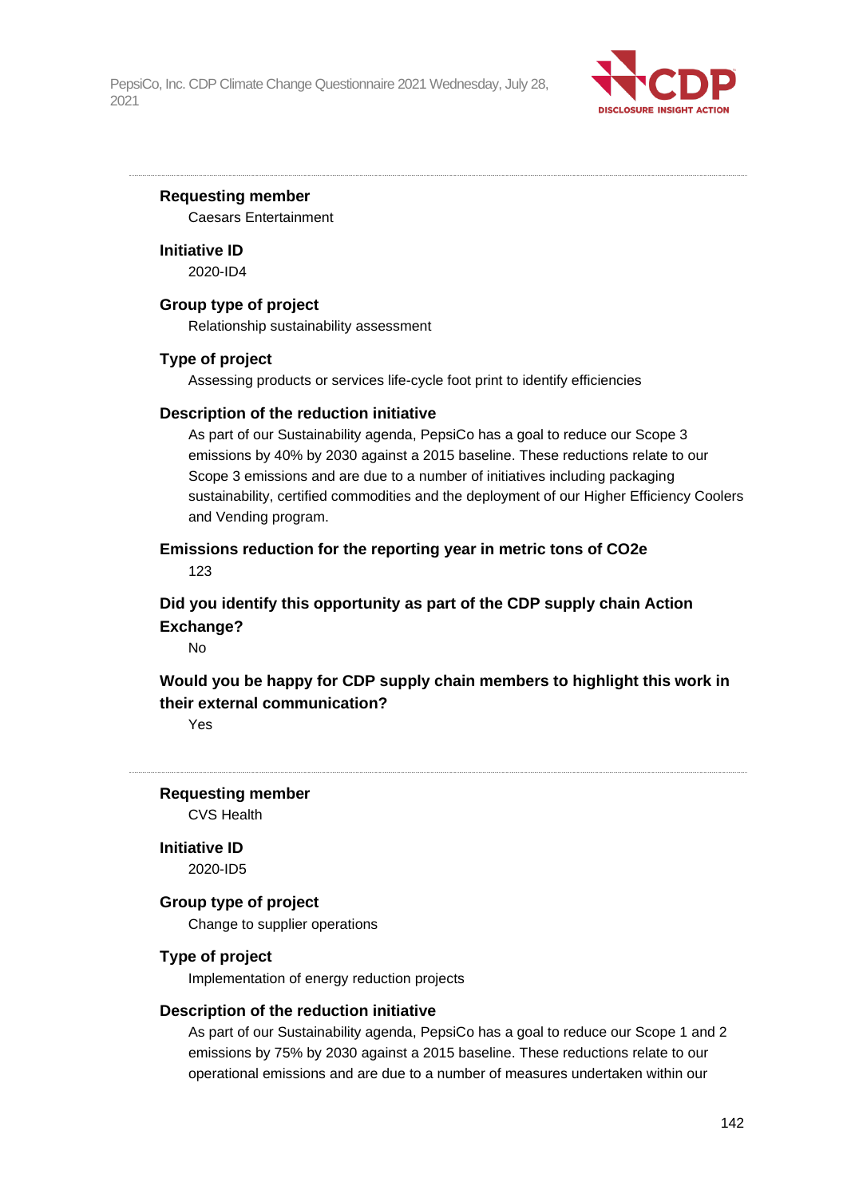**Requesting member**

Caesars Entertainment

**Initiative ID**

2020-ID4

**Group type of project**

Relationship sustainability assessment

**Type of project**

Assessing products or services life-cycle foot print to identify efficiencies

**Description of the reduction initiative**

As part of our Sustainability agenda, PepsiCo has a goal to reduce our Scope 3 emissions by 40% by 2030 against a 2015 baseline. These reductions relate to our Scope 3 emissions and are due to a number of initiatives including packaging sustainability, certified commodities and the deployment of our Higher Efficiency Coolers and Vending program.

**Emissions reduction for the reporting year in metric tons of CO2e**

123

**Did you identify this opportunity as part of the CDP supply chain Action Exchange?**

No

**Would you be happy for CDP supply chain members to highlight this work in their external communication?**

Yes

---

**Requesting member**

CVS Health

**Initiative ID**

2020-ID5

**Group type of project**

Change to supplier operations

**Type of project**

Implementation of energy reduction projects

**Description of the reduction initiative**

As part of our Sustainability agenda, PepsiCo has a goal to reduce our Scope 1 and 2 emissions by 75% by 2030 against a 2015 baseline. These reductions relate to our operational emissions and are due to a number of measures undertaken within our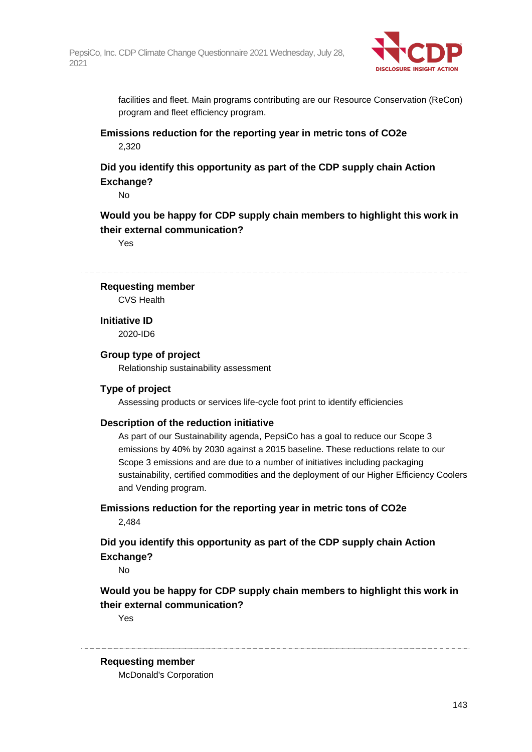facilities and fleet. Main programs contributing are our Resource Conservation (ReCon) program and fleet efficiency program.

**Emissions reduction for the reporting year in metric tons of CO2e**

2,320

**Did you identify this opportunity as part of the CDP supply chain Action Exchange?**

No

**Would you be happy for CDP supply chain members to highlight this work in their external communication?**

Yes

---

**Requesting member**

CVS Health

**Initiative ID**

2020-ID6

**Group type of project**

Relationship sustainability assessment

**Type of project**

Assessing products or services life-cycle foot print to identify efficiencies

**Description of the reduction initiative**

As part of our Sustainability agenda, PepsiCo has a goal to reduce our Scope 3 emissions by 40% by 2030 against a 2015 baseline. These reductions relate to our Scope 3 emissions and are due to a number of initiatives including packaging sustainability, certified commodities and the deployment of our Higher Efficiency Coolers and Vending program.

**Emissions reduction for the reporting year in metric tons of CO2e**

2,484

**Did you identify this opportunity as part of the CDP supply chain Action Exchange?**

No

**Would you be happy for CDP supply chain members to highlight this work in their external communication?**

Yes

---

**Requesting member**

McDonald's Corporation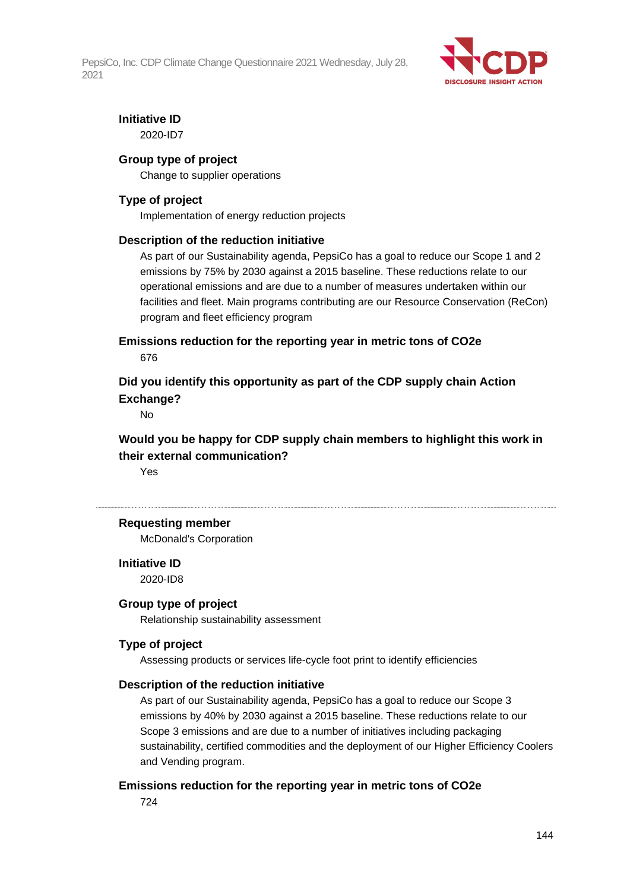**Initiative ID**

2020-ID7

**Group type of project**

Change to supplier operations

**Type of project**

Implementation of energy reduction projects

**Description of the reduction initiative**

As part of our Sustainability agenda, PepsiCo has a goal to reduce our Scope 1 and 2 emissions by 75% by 2030 against a 2015 baseline. These reductions relate to our operational emissions and are due to a number of measures undertaken within our facilities and fleet. Main programs contributing are our Resource Conservation (ReCon) program and fleet efficiency program

**Emissions reduction for the reporting year in metric tons of CO2e**

676

**Did you identify this opportunity as part of the CDP supply chain Action Exchange?**

No

**Would you be happy for CDP supply chain members to highlight this work in their external communication?**

Yes

---

**Requesting member**

McDonald's Corporation

**Initiative ID**

2020-ID8

**Group type of project**

Relationship sustainability assessment

**Type of project**

Assessing products or services life-cycle foot print to identify efficiencies

**Description of the reduction initiative**

As part of our Sustainability agenda, PepsiCo has a goal to reduce our Scope 3 emissions by 40% by 2030 against a 2015 baseline. These reductions relate to our Scope 3 emissions and are due to a number of initiatives including packaging sustainability, certified commodities and the deployment of our Higher Efficiency Coolers and Vending program.

**Emissions reduction for the reporting year in metric tons of CO2e**

724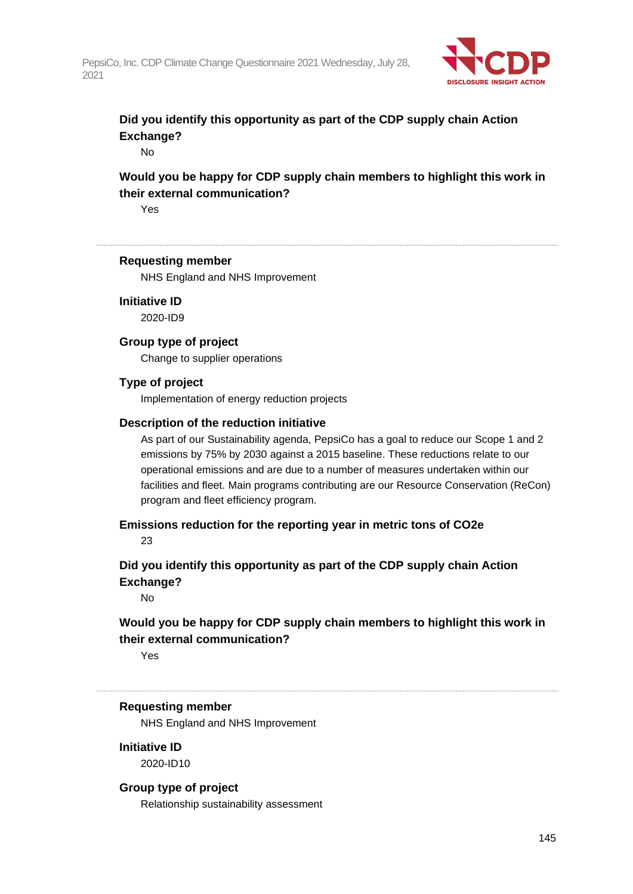**Did you identify this opportunity as part of the CDP supply chain Action Exchange?**

No

**Would you be happy for CDP supply chain members to highlight this work in their external communication?**

Yes

---

**Requesting member**

NHS England and NHS Improvement

**Initiative ID**

2020-ID9

**Group type of project**

Change to supplier operations

**Type of project**

Implementation of energy reduction projects

**Description of the reduction initiative**

As part of our Sustainability agenda, PepsiCo has a goal to reduce our Scope 1 and 2 emissions by 75% by 2030 against a 2015 baseline. These reductions relate to our operational emissions and are due to a number of measures undertaken within our facilities and fleet. Main programs contributing are our Resource Conservation (ReCon) program and fleet efficiency program.

**Emissions reduction for the reporting year in metric tons of CO2e**

23

**Did you identify this opportunity as part of the CDP supply chain Action Exchange?**

No

**Would you be happy for CDP supply chain members to highlight this work in their external communication?**

Yes

---

**Requesting member**

NHS England and NHS Improvement

**Initiative ID**

2020-ID10

**Group type of project**

Relationship sustainability assessment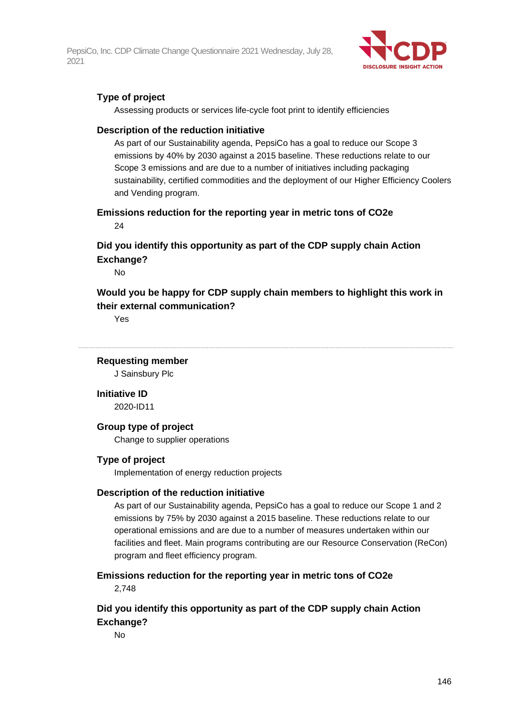**Type of project**

Assessing products or services life-cycle foot print to identify efficiencies

**Description of the reduction initiative**

As part of our Sustainability agenda, PepsiCo has a goal to reduce our Scope 3 emissions by 40% by 2030 against a 2015 baseline. These reductions relate to our Scope 3 emissions and are due to a number of initiatives including packaging sustainability, certified commodities and the deployment of our Higher Efficiency Coolers and Vending program.

**Emissions reduction for the reporting year in metric tons of CO2e**

24

**Did you identify this opportunity as part of the CDP supply chain Action Exchange?**

No

**Would you be happy for CDP supply chain members to highlight this work in their external communication?**

Yes

---

**Requesting member**

J Sainsbury Plc

**Initiative ID**

2020-ID11

**Group type of project**

Change to supplier operations

**Type of project**

Implementation of energy reduction projects

**Description of the reduction initiative**

As part of our Sustainability agenda, PepsiCo has a goal to reduce our Scope 1 and 2 emissions by 75% by 2030 against a 2015 baseline. These reductions relate to our operational emissions and are due to a number of measures undertaken within our facilities and fleet. Main programs contributing are our Resource Conservation (ReCon) program and fleet efficiency program.

**Emissions reduction for the reporting year in metric tons of CO2e**

2,748

**Did you identify this opportunity as part of the CDP supply chain Action Exchange?**

No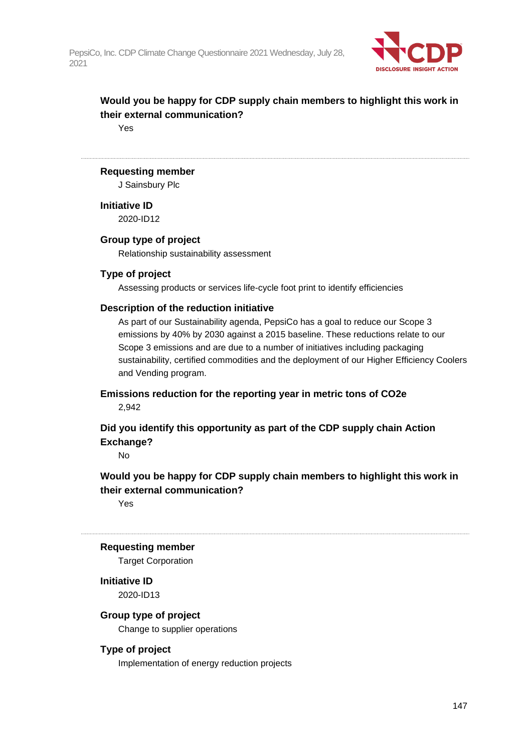**Would you be happy for CDP supply chain members to highlight this work in their external communication?**

Yes

---

**Requesting member**

J Sainsbury Plc

**Initiative ID**

2020-ID12

**Group type of project**

Relationship sustainability assessment

**Type of project**

Assessing products or services life-cycle foot print to identify efficiencies

**Description of the reduction initiative**

As part of our Sustainability agenda, PepsiCo has a goal to reduce our Scope 3 emissions by 40% by 2030 against a 2015 baseline. These reductions relate to our Scope 3 emissions and are due to a number of initiatives including packaging sustainability, certified commodities and the deployment of our Higher Efficiency Coolers and Vending program.

**Emissions reduction for the reporting year in metric tons of CO2e**

2,942

**Did you identify this opportunity as part of the CDP supply chain Action Exchange?**

No

**Would you be happy for CDP supply chain members to highlight this work in their external communication?**

Yes

---

**Requesting member**

Target Corporation

**Initiative ID**

2020-ID13

**Group type of project**

Change to supplier operations

**Type of project**

Implementation of energy reduction projects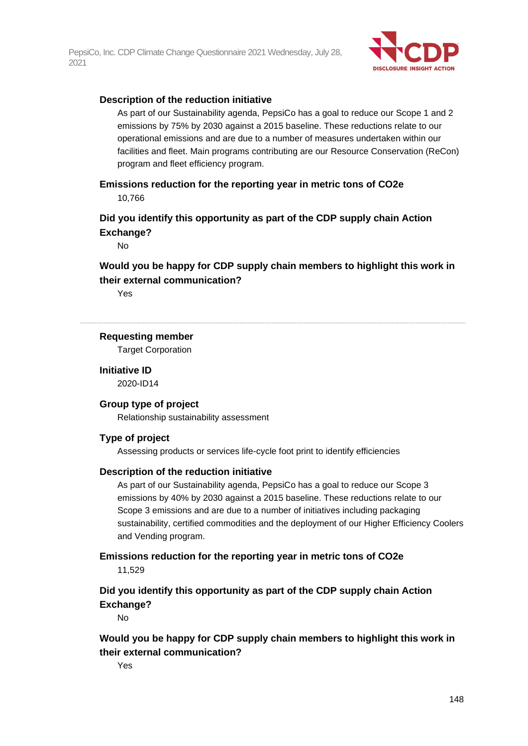**Description of the reduction initiative**

As part of our Sustainability agenda, PepsiCo has a goal to reduce our Scope 1 and 2 emissions by 75% by 2030 against a 2015 baseline. These reductions relate to our operational emissions and are due to a number of measures undertaken within our facilities and fleet. Main programs contributing are our Resource Conservation (ReCon) program and fleet efficiency program.

**Emissions reduction for the reporting year in metric tons of CO2e**

10,766

**Did you identify this opportunity as part of the CDP supply chain Action Exchange?**

No

**Would you be happy for CDP supply chain members to highlight this work in their external communication?**

Yes

---

**Requesting member**

Target Corporation

**Initiative ID**

2020-ID14

**Group type of project**

Relationship sustainability assessment

**Type of project**

Assessing products or services life-cycle foot print to identify efficiencies

**Description of the reduction initiative**

As part of our Sustainability agenda, PepsiCo has a goal to reduce our Scope 3 emissions by 40% by 2030 against a 2015 baseline. These reductions relate to our Scope 3 emissions and are due to a number of initiatives including packaging sustainability, certified commodities and the deployment of our Higher Efficiency Coolers and Vending program.

**Emissions reduction for the reporting year in metric tons of CO2e**

11,529

**Did you identify this opportunity as part of the CDP supply chain Action Exchange?**

No

**Would you be happy for CDP supply chain members to highlight this work in their external communication?**

Yes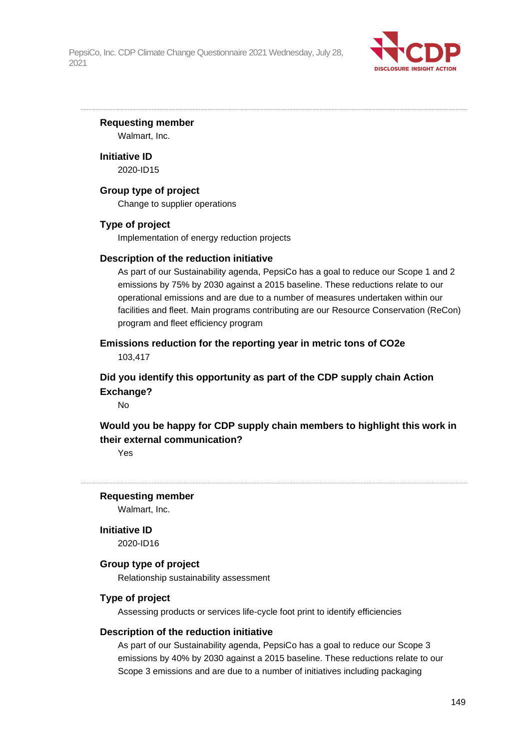**Requesting member**

Walmart, Inc.

**Initiative ID**

2020-ID15

**Group type of project**

Change to supplier operations

**Type of project**

Implementation of energy reduction projects

**Description of the reduction initiative**

As part of our Sustainability agenda, PepsiCo has a goal to reduce our Scope 1 and 2 emissions by 75% by 2030 against a 2015 baseline. These reductions relate to our operational emissions and are due to a number of measures undertaken within our facilities and fleet. Main programs contributing are our Resource Conservation (ReCon) program and fleet efficiency program

**Emissions reduction for the reporting year in metric tons of CO2e**

103,417

**Did you identify this opportunity as part of the CDP supply chain Action Exchange?**

No

**Would you be happy for CDP supply chain members to highlight this work in their external communication?**

Yes

---

**Requesting member**

Walmart, Inc.

**Initiative ID**

2020-ID16

**Group type of project**

Relationship sustainability assessment

**Type of project**

Assessing products or services life-cycle foot print to identify efficiencies

**Description of the reduction initiative**

As part of our Sustainability agenda, PepsiCo has a goal to reduce our Scope 3 emissions by 40% by 2030 against a 2015 baseline. These reductions relate to our Scope 3 emissions and are due to a number of initiatives including packaging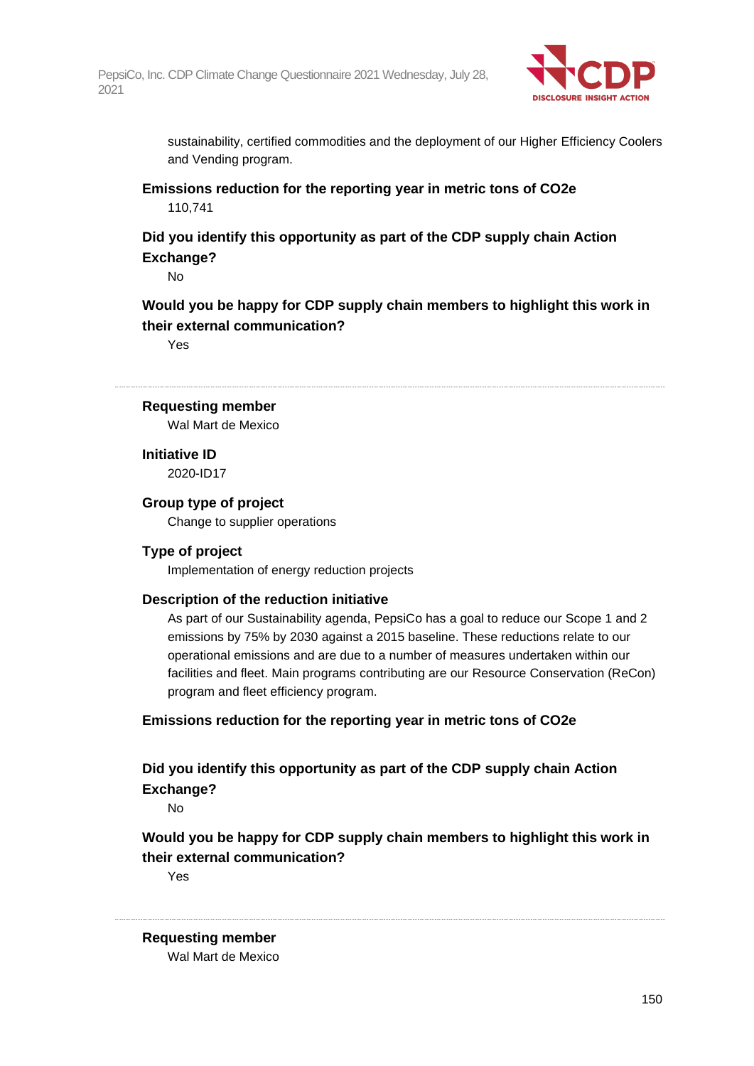sustainability, certified commodities and the deployment of our Higher Efficiency Coolers and Vending program.

**Emissions reduction for the reporting year in metric tons of CO2e**

110,741

**Did you identify this opportunity as part of the CDP supply chain Action Exchange?**

No

**Would you be happy for CDP supply chain members to highlight this work in their external communication?**

Yes

---

**Requesting member**

Wal Mart de Mexico

**Initiative ID**

2020-ID17

**Group type of project**

Change to supplier operations

**Type of project**

Implementation of energy reduction projects

**Description of the reduction initiative**

As part of our Sustainability agenda, PepsiCo has a goal to reduce our Scope 1 and 2 emissions by 75% by 2030 against a 2015 baseline. These reductions relate to our operational emissions and are due to a number of measures undertaken within our facilities and fleet. Main programs contributing are our Resource Conservation (ReCon) program and fleet efficiency program.

**Emissions reduction for the reporting year in metric tons of CO2e**

**Did you identify this opportunity as part of the CDP supply chain Action Exchange?**

No

**Would you be happy for CDP supply chain members to highlight this work in their external communication?**

Yes

---

**Requesting member**

Wal Mart de Mexico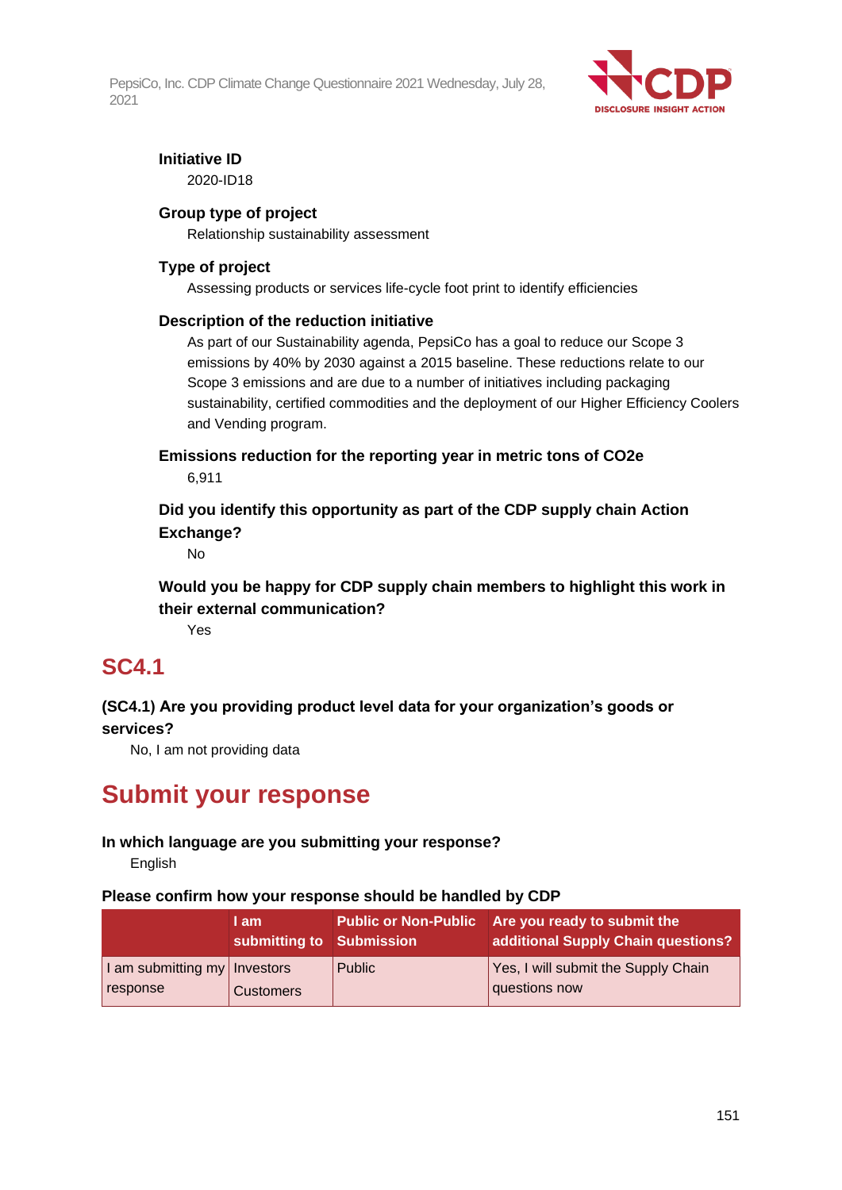**Initiative ID**

2020-ID18

**Group type of project**

Relationship sustainability assessment

**Type of project**

Assessing products or services life-cycle foot print to identify efficiencies

**Description of the reduction initiative**

As part of our Sustainability agenda, PepsiCo has a goal to reduce our Scope 3 emissions by 40% by 2030 against a 2015 baseline. These reductions relate to our Scope 3 emissions and are due to a number of initiatives including packaging sustainability, certified commodities and the deployment of our Higher Efficiency Coolers and Vending program.

**Emissions reduction for the reporting year in metric tons of CO2e**

6,911

**Did you identify this opportunity as part of the CDP supply chain Action Exchange?**

No

**Would you be happy for CDP supply chain members to highlight this work in their external communication?**

Yes

## SC4.1

**(SC4.1) Are you providing product level data for your organization's goods or services?**

No, I am not providing data

# Submit your response

**In which language are you submitting your response?**

English

**Please confirm how your response should be handled by CDP**

| | I am submitting to | Public or Non-Public Submission | Are you ready to submit the additional Supply Chain questions? |
|---|---|---|---|
| I am submitting my response | Investors<br>Customers | Public | Yes, I will submit the Supply Chain questions now |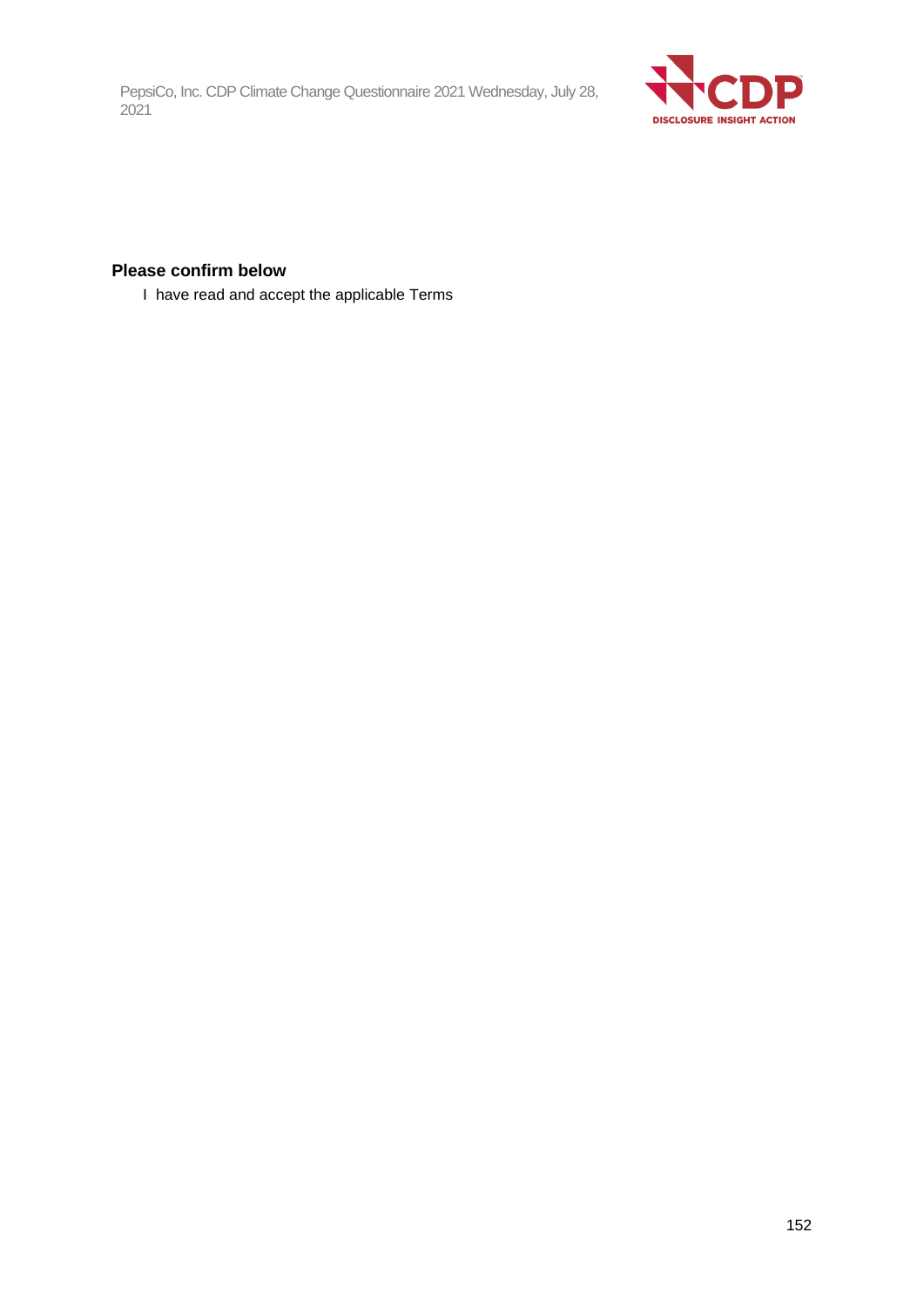**Please confirm below**

I have read and accept the applicable Terms